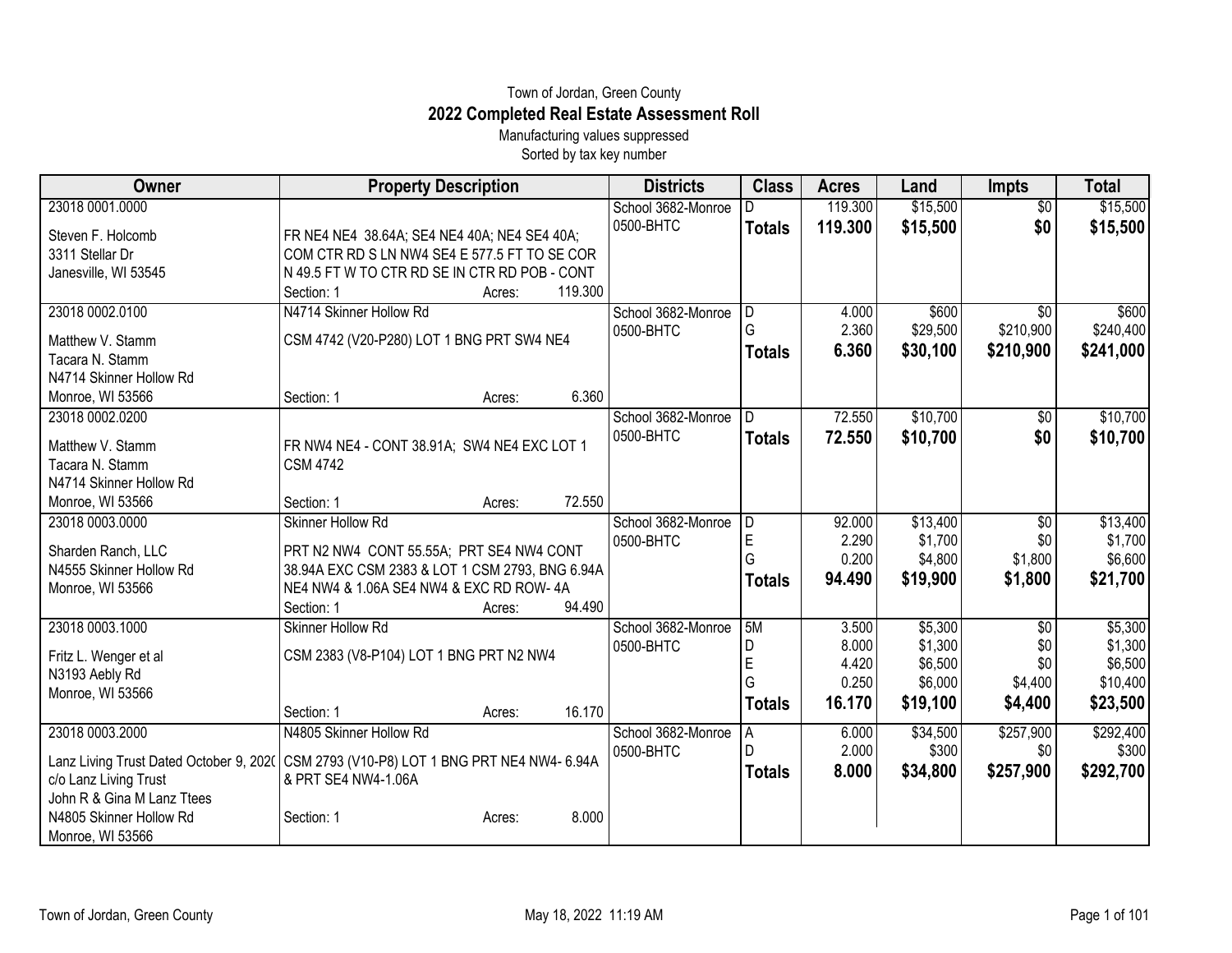Town of Jordan, Green County

# 2022 Completed Real Estate Assessment Roll

Manufacturing values suppressed

Sorted by tax key number

| Owner | Property Description | Districts | Class | Acres | Land | Impts | Total |
|---|---|---|---|---|---|---|---|
| 23018 0001.0000<br><br>Steven F. Holcomb<br>3311 Stellar Dr<br>Janesville, WI 53545 | <br><br>FR NE4 NE4 38.64A; SE4 NE4 40A; NE4 SE4 40A; COM CTR RD S LN NW4 SE4 E 577.5 FT TO SE COR N 49.5 FT W TO CTR RD SE IN CTR RD POB - CONT<br>Section: 1 Acres: 119.300 | School 3682-Monroe<br>0500-BHTC | D<br>**Totals** | 119.300<br>**119.300** | $15,500<br>**$15,500** | $0<br>**$0** | $15,500<br>**$15,500** |
| 23018 0002.0100<br><br>Matthew V. Stamm<br>Tacara N. Stamm<br>N4714 Skinner Hollow Rd<br>Monroe, WI 53566 | N4714 Skinner Hollow Rd<br><br>CSM 4742 (V20-P280) LOT 1 BNG PRT SW4 NE4<br><br>Section: 1 Acres: 6.360 | School 3682-Monroe<br>0500-BHTC | D<br>G<br>**Totals** | 4.000<br>2.360<br>**6.360** | $600<br>$29,500<br>**$30,100** | $0<br>$210,900<br>**$210,900** | $600<br>$240,400<br>**$241,000** |
| 23018 0002.0200<br><br>Matthew V. Stamm<br>Tacara N. Stamm<br>N4714 Skinner Hollow Rd<br>Monroe, WI 53566 | <br><br>FR NW4 NE4 - CONT 38.91A; SW4 NE4 EXC LOT 1 CSM 4742<br><br>Section: 1 Acres: 72.550 | School 3682-Monroe<br>0500-BHTC | D<br>**Totals** | 72.550<br>**72.550** | $10,700<br>**$10,700** | $0<br>**$0** | $10,700<br>**$10,700** |
| 23018 0003.0000<br><br>Sharden Ranch, LLC<br>N4555 Skinner Hollow Rd<br>Monroe, WI 53566 | Skinner Hollow Rd<br><br>PRT N2 NW4 CONT 55.55A; PRT SE4 NW4 CONT 38.94A EXC CSM 2383 & LOT 1 CSM 2793, BNG 6.94A NE4 NW4 & 1.06A SE4 NW4 & EXC RD ROW- 4A<br>Section: 1 Acres: 94.490 | School 3682-Monroe<br>0500-BHTC | D<br>E<br>G<br>**Totals** | 92.000<br>2.290<br>0.200<br>**94.490** | $13,400<br>$1,700<br>$4,800<br>**$19,900** | $0<br>$0<br>$1,800<br>**$1,800** | $13,400<br>$1,700<br>$6,600<br>**$21,700** |
| 23018 0003.1000<br><br>Fritz L. Wenger et al<br>N3193 Aebly Rd<br>Monroe, WI 53566 | Skinner Hollow Rd<br><br>CSM 2383 (V8-P104) LOT 1 BNG PRT N2 NW4<br><br>Section: 1 Acres: 16.170 | School 3682-Monroe<br>0500-BHTC | 5M<br>D<br>E<br>G<br>**Totals** | 3.500<br>8.000<br>4.420<br>0.250<br>**16.170** | $5,300<br>$1,300<br>$6,500<br>$6,000<br>**$19,100** | $0<br>$0<br>$0<br>$4,400<br>**$4,400** | $5,300<br>$1,300<br>$6,500<br>$10,400<br>**$23,500** |
| 23018 0003.2000<br><br>Lanz Living Trust Dated October 9, 202(<br>c/o Lanz Living Trust<br>John R & Gina M Lanz Ttees<br>N4805 Skinner Hollow Rd<br>Monroe, WI 53566 | N4805 Skinner Hollow Rd<br><br>CSM 2793 (V10-P8) LOT 1 BNG PRT NE4 NW4- 6.94A & PRT SE4 NW4-1.06A<br><br>Section: 1 Acres: 8.000 | School 3682-Monroe<br>0500-BHTC | A<br>D<br>**Totals** | 6.000<br>2.000<br>**8.000** | $34,500<br>$300<br>**$34,800** | $257,900<br>$0<br>**$257,900** | $292,400<br>$300<br>**$292,700** |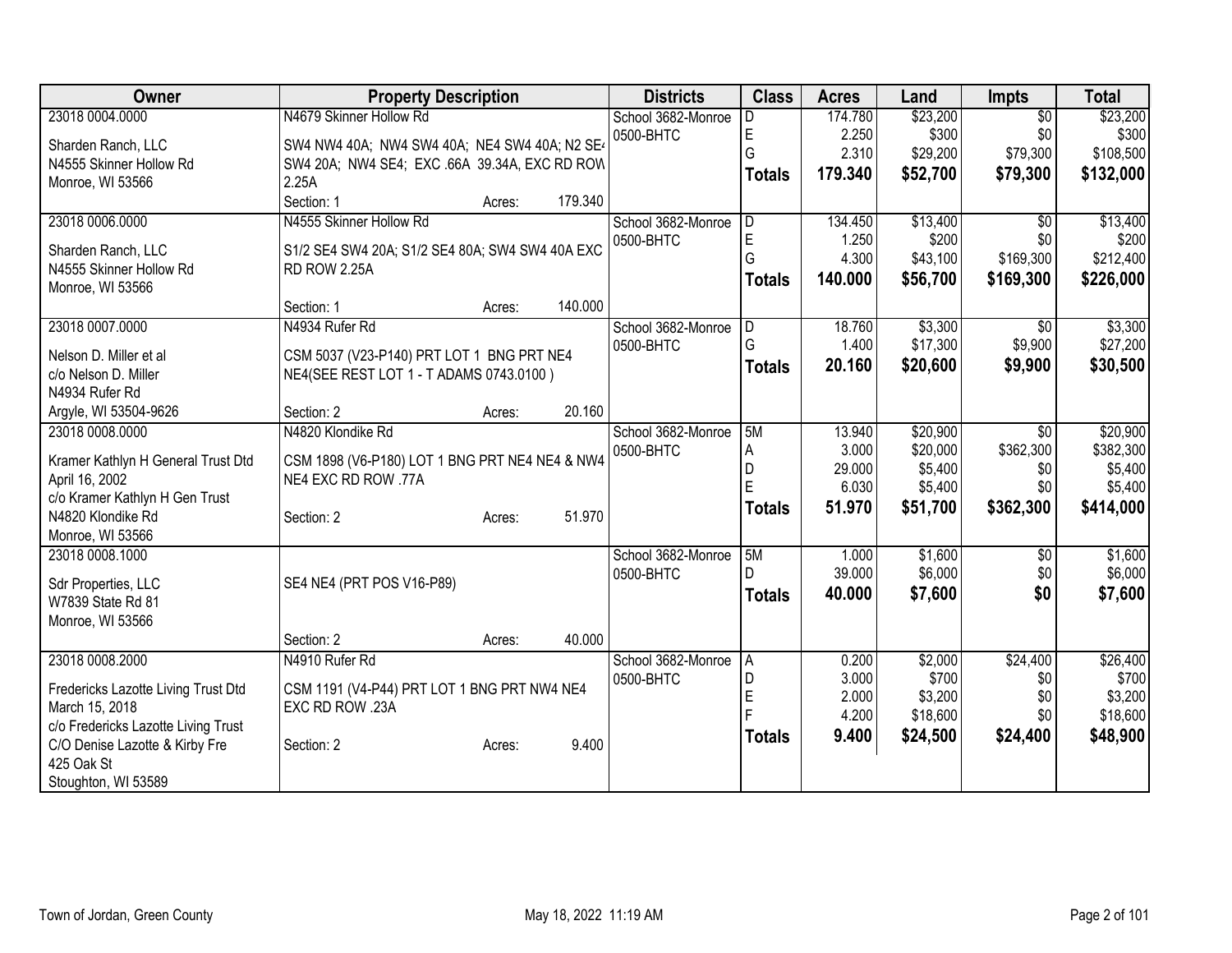| Owner | Property Description | Districts | Class | Acres | Land | Impts | Total |
|---|---|---|---|---|---|---|---|
| 23018 0004.0000<br>Sharden Ranch, LLC<br>N4555 Skinner Hollow Rd<br>Monroe, WI 53566 | N4679 Skinner Hollow Rd<br>SW4 NW4 40A; NW4 SW4 40A; NE4 SW4 40A; N2 SE4 SW4 20A; NW4 SE4; EXC .66A 39.34A, EXC RD ROW 2.25A<br>Section: 1 Acres: 179.340 | School 3682-Monroe<br>0500-BHTC | D<br>E<br>G<br>**Totals** | 174.780<br>2.250<br>2.310<br>**179.340** | $23,200<br>$300<br>$29,200<br>**$52,700** | $0<br>$0<br>$79,300<br>**$79,300** | $23,200<br>$300<br>$108,500<br>**$132,000** |
| 23018 0006.0000<br>Sharden Ranch, LLC<br>N4555 Skinner Hollow Rd<br>Monroe, WI 53566 | N4555 Skinner Hollow Rd<br>S1/2 SE4 SW4 20A; S1/2 SE4 80A; SW4 SW4 40A EXC RD ROW 2.25A<br>Section: 1 Acres: 140.000 | School 3682-Monroe<br>0500-BHTC | D<br>E<br>G<br>**Totals** | 134.450<br>1.250<br>4.300<br>**140.000** | $13,400<br>$200<br>$43,100<br>**$56,700** | $0<br>$0<br>$169,300<br>**$169,300** | $13,400<br>$200<br>$212,400<br>**$226,000** |
| 23018 0007.0000<br>Nelson D. Miller et al<br>c/o Nelson D. Miller<br>N4934 Rufer Rd<br>Argyle, WI 53504-9626 | N4934 Rufer Rd<br>CSM 5037 (V23-P140) PRT LOT 1 BNG PRT NE4 NE4(SEE REST LOT 1 - T ADAMS 0743.0100 )<br>Section: 2 Acres: 20.160 | School 3682-Monroe<br>0500-BHTC | D<br>G<br>**Totals** | 18.760<br>1.400<br>**20.160** | $3,300<br>$17,300<br>**$20,600** | $0<br>$9,900<br>**$9,900** | $3,300<br>$27,200<br>**$30,500** |
| 23018 0008.0000<br>Kramer Kathlyn H General Trust Dtd April 16, 2002<br>c/o Kramer Kathlyn H Gen Trust<br>N4820 Klondike Rd<br>Monroe, WI 53566 | N4820 Klondike Rd<br>CSM 1898 (V6-P180) LOT 1 BNG PRT NE4 NE4 & NW4 NE4 EXC RD ROW .77A<br>Section: 2 Acres: 51.970 | School 3682-Monroe<br>0500-BHTC | 5M<br>A<br>D<br>E<br>**Totals** | 13.940<br>3.000<br>29.000<br>6.030<br>**51.970** | $20,900<br>$20,000<br>$5,400<br>$5,400<br>**$51,700** | $0<br>$362,300<br>$0<br>$0<br>**$362,300** | $20,900<br>$382,300<br>$5,400<br>$5,400<br>**$414,000** |
| 23018 0008.1000<br>Sdr Properties, LLC<br>W7839 State Rd 81<br>Monroe, WI 53566 | SE4 NE4 (PRT POS V16-P89)<br>Section: 2 Acres: 40.000 | School 3682-Monroe<br>0500-BHTC | 5M<br>D<br>**Totals** | 1.000<br>39.000<br>**40.000** | $1,600<br>$6,000<br>**$7,600** | $0<br>$0<br>**$0** | $1,600<br>$6,000<br>**$7,600** |
| 23018 0008.2000<br>Fredericks Lazotte Living Trust Dtd March 15, 2018<br>c/o Fredericks Lazotte Living Trust<br>C/O Denise Lazotte & Kirby Fre<br>425 Oak St<br>Stoughton, WI 53589 | N4910 Rufer Rd<br>CSM 1191 (V4-P44) PRT LOT 1 BNG PRT NW4 NE4 EXC RD ROW .23A<br>Section: 2 Acres: 9.400 | School 3682-Monroe<br>0500-BHTC | A<br>D<br>E<br>F<br>**Totals** | 0.200<br>3.000<br>2.000<br>4.200<br>**9.400** | $2,000<br>$700<br>$3,200<br>$18,600<br>**$24,500** | $24,400<br>$0<br>$0<br>$0<br>**$24,400** | $26,400<br>$700<br>$3,200<br>$18,600<br>**$48,900** |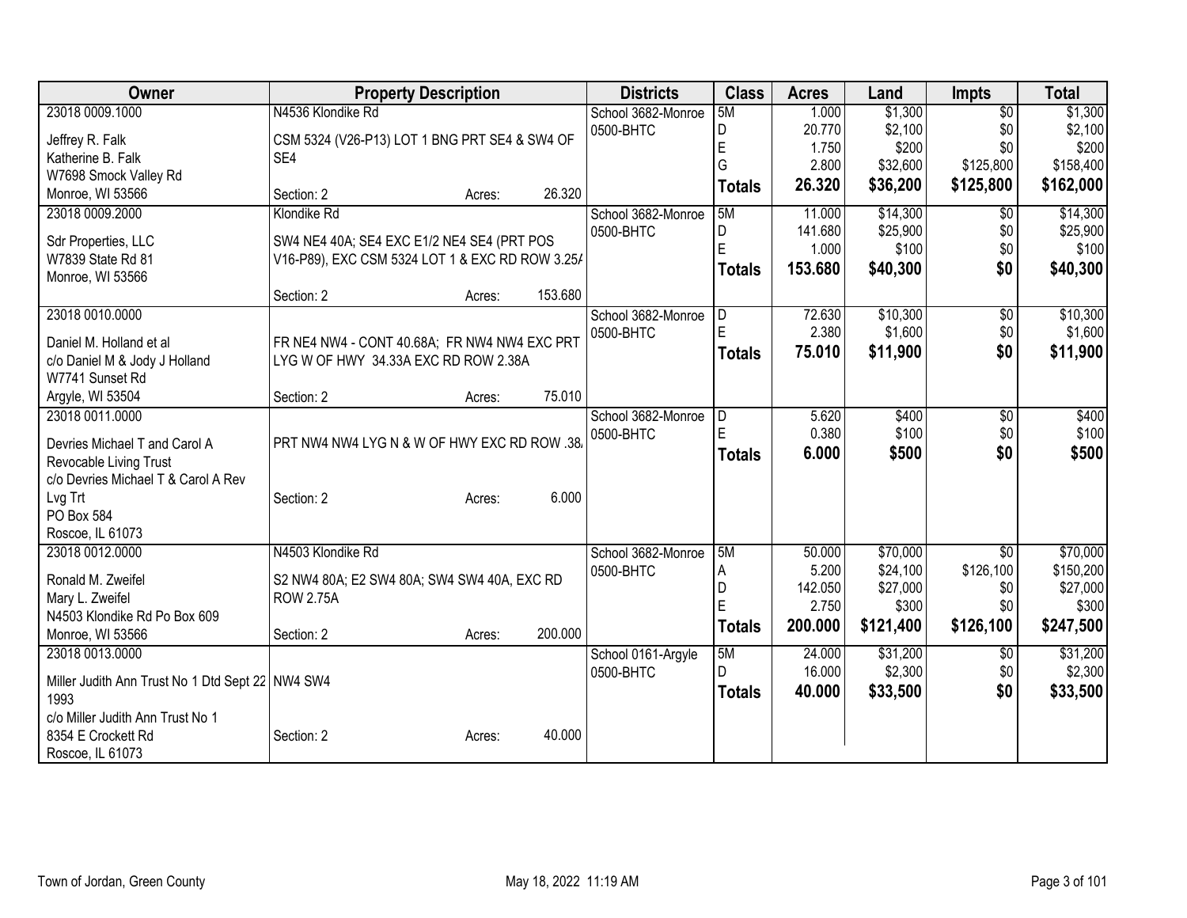| Owner | Property Description | Districts | Class | Acres | Land | Impts | Total |
|---|---|---|---|---|---|---|---|
| 23018 0009.1000<br>Jeffrey R. Falk<br>Katherine B. Falk<br>W7698 Smock Valley Rd<br>Monroe, WI 53566 | N4536 Klondike Rd<br>CSM 5324 (V26-P13) LOT 1 BNG PRT SE4 & SW4 OF SE4<br>Section: 2 Acres: 26.320 | School 3682-Monroe<br>0500-BHTC | 5M<br>D<br>E<br>G<br>**Totals** | 1.000<br>20.770<br>1.750<br>2.800<br>**26.320** | $1,300<br>$2,100<br>$200<br>$32,600<br>**$36,200** | $0<br>$0<br>$0<br>$125,800<br>**$125,800** | $1,300<br>$2,100<br>$200<br>$158,400<br>**$162,000** |
| 23018 0009.2000<br>Sdr Properties, LLC<br>W7839 State Rd 81<br>Monroe, WI 53566 | Klondike Rd<br>SW4 NE4 40A; SE4 EXC E1/2 NE4 SE4 (PRT POS V16-P89), EXC CSM 5324 LOT 1 & EXC RD ROW 3.25A<br>Section: 2 Acres: 153.680 | School 3682-Monroe<br>0500-BHTC | 5M<br>D<br>E<br>**Totals** | 11.000<br>141.680<br>1.000<br>**153.680** | $14,300<br>$25,900<br>$100<br>**$40,300** | $0<br>$0<br>$0<br>**$0** | $14,300<br>$25,900<br>$100<br>**$40,300** |
| 23018 0010.0000<br>Daniel M. Holland et al<br>c/o Daniel M & Jody J Holland<br>W7741 Sunset Rd<br>Argyle, WI 53504 | FR NE4 NW4 - CONT 40.68A; FR NW4 NW4 EXC PRT LYG W OF HWY 34.33A EXC RD ROW 2.38A<br>Section: 2 Acres: 75.010 | School 3682-Monroe<br>0500-BHTC | D<br>E<br>**Totals** | 72.630<br>2.380<br>**75.010** | $10,300<br>$1,600<br>**$11,900** | $0<br>$0<br>**$0** | $10,300<br>$1,600<br>**$11,900** |
| 23018 0011.0000<br>Devries Michael T and Carol A Revocable Living Trust<br>c/o Devries Michael T & Carol A Rev Lvg Trt<br>PO Box 584<br>Roscoe, IL 61073 | PRT NW4 NW4 LYG N & W OF HWY EXC RD ROW .38A<br>Section: 2 Acres: 6.000 | School 3682-Monroe<br>0500-BHTC | D<br>E<br>**Totals** | 5.620<br>0.380<br>**6.000** | $400<br>$100<br>**$500** | $0<br>$0<br>**$0** | $400<br>$100<br>**$500** |
| 23018 0012.0000<br>Ronald M. Zweifel<br>Mary L. Zweifel<br>N4503 Klondike Rd Po Box 609<br>Monroe, WI 53566 | N4503 Klondike Rd<br>S2 NW4 80A; E2 SW4 80A; SW4 SW4 40A, EXC RD ROW 2.75A<br>Section: 2 Acres: 200.000 | School 3682-Monroe<br>0500-BHTC | 5M<br>A<br>D<br>E<br>**Totals** | 50.000<br>5.200<br>142.050<br>2.750<br>**200.000** | $70,000<br>$24,100<br>$27,000<br>$300<br>**$121,400** | $0<br>$126,100<br>$0<br>$0<br>**$126,100** | $70,000<br>$150,200<br>$27,000<br>$300<br>**$247,500** |
| 23018 0013.0000<br>Miller Judith Ann Trust No 1 Dtd Sept 22 1993<br>c/o Miller Judith Ann Trust No 1<br>8354 E Crockett Rd<br>Roscoe, IL 61073 | NW4 SW4<br>Section: 2 Acres: 40.000 | School 0161-Argyle<br>0500-BHTC | 5M<br>D<br>**Totals** | 24.000<br>16.000<br>**40.000** | $31,200<br>$2,300<br>**$33,500** | $0<br>$0<br>**$0** | $31,200<br>$2,300<br>**$33,500** |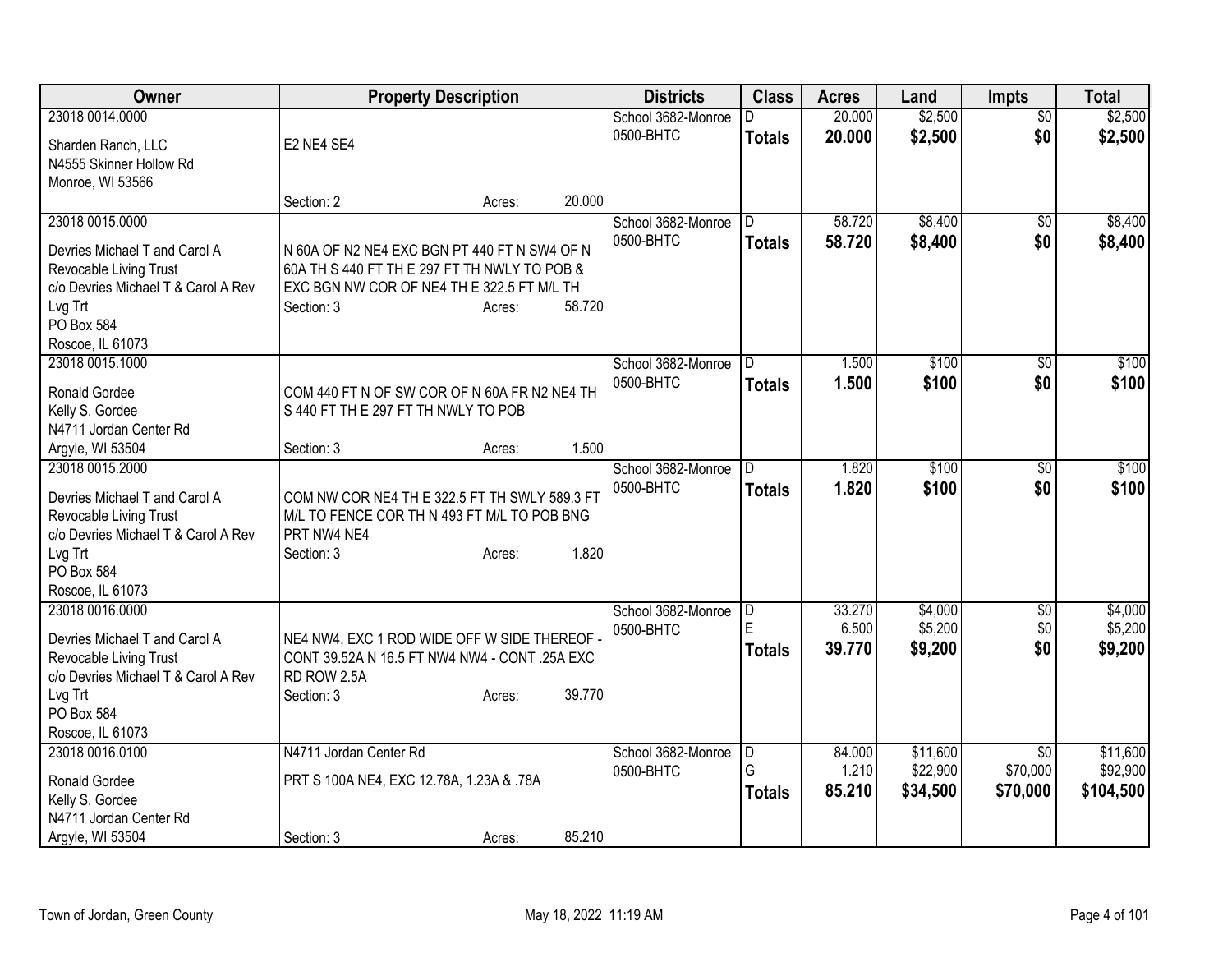| Owner | Property Description | Districts | Class | Acres | Land | Impts | Total |
|---|---|---|---|---|---|---|---|
| 23018 0014.0000<br>Sharden Ranch, LLC<br>N4555 Skinner Hollow Rd<br>Monroe, WI 53566 | E2 NE4 SE4<br>Section: 2 Acres: 20.000 | School 3682-Monroe<br>0500-BHTC | D<br>**Totals** | 20.000<br>**20.000** | $2,500<br>**$2,500** | $0<br>**$0** | $2,500<br>**$2,500** |
| 23018 0015.0000<br>Devries Michael T and Carol A Revocable Living Trust<br>c/o Devries Michael T & Carol A Rev Lvg Trt<br>PO Box 584<br>Roscoe, IL 61073 | N 60A OF N2 NE4 EXC BGN PT 440 FT N SW4 OF N 60A TH S 440 FT TH E 297 FT TH NWLY TO POB & EXC BGN NW COR OF NE4 TH E 322.5 FT M/L TH<br>Section: 3 Acres: 58.720 | School 3682-Monroe<br>0500-BHTC | D<br>**Totals** | 58.720<br>**58.720** | $8,400<br>**$8,400** | $0<br>**$0** | $8,400<br>**$8,400** |
| 23018 0015.1000<br>Ronald Gordee<br>Kelly S. Gordee<br>N4711 Jordan Center Rd<br>Argyle, WI 53504 | COM 440 FT N OF SW COR OF N 60A FR N2 NE4 TH S 440 FT TH E 297 FT TH NWLY TO POB<br>Section: 3 Acres: 1.500 | School 3682-Monroe<br>0500-BHTC | D<br>**Totals** | 1.500<br>**1.500** | $100<br>**$100** | $0<br>**$0** | $100<br>**$100** |
| 23018 0015.2000<br>Devries Michael T and Carol A Revocable Living Trust<br>c/o Devries Michael T & Carol A Rev Lvg Trt<br>PO Box 584<br>Roscoe, IL 61073 | COM NW COR NE4 TH E 322.5 FT TH SWLY 589.3 FT M/L TO FENCE COR TH N 493 FT M/L TO POB BNG PRT NW4 NE4<br>Section: 3 Acres: 1.820 | School 3682-Monroe<br>0500-BHTC | D<br>**Totals** | 1.820<br>**1.820** | $100<br>**$100** | $0<br>**$0** | $100<br>**$100** |
| 23018 0016.0000<br>Devries Michael T and Carol A Revocable Living Trust<br>c/o Devries Michael T & Carol A Rev Lvg Trt<br>PO Box 584<br>Roscoe, IL 61073 | NE4 NW4, EXC 1 ROD WIDE OFF W SIDE THEREOF - CONT 39.52A N 16.5 FT NW4 NW4 - CONT .25A EXC RD ROW 2.5A<br>Section: 3 Acres: 39.770 | School 3682-Monroe<br>0500-BHTC | D<br>E<br>**Totals** | 33.270<br>6.500<br>**39.770** | $4,000<br>$5,200<br>**$9,200** | $0<br>$0<br>**$0** | $4,000<br>$5,200<br>**$9,200** |
| 23018 0016.0100<br>Ronald Gordee<br>Kelly S. Gordee<br>N4711 Jordan Center Rd<br>Argyle, WI 53504 | N4711 Jordan Center Rd<br>PRT S 100A NE4, EXC 12.78A, 1.23A & .78A<br>Section: 3 Acres: 85.210 | School 3682-Monroe<br>0500-BHTC | D<br>G<br>**Totals** | 84.000<br>1.210<br>**85.210** | $11,600<br>$22,900<br>**$34,500** | $0<br>$70,000<br>**$70,000** | $11,600<br>$92,900<br>**$104,500** |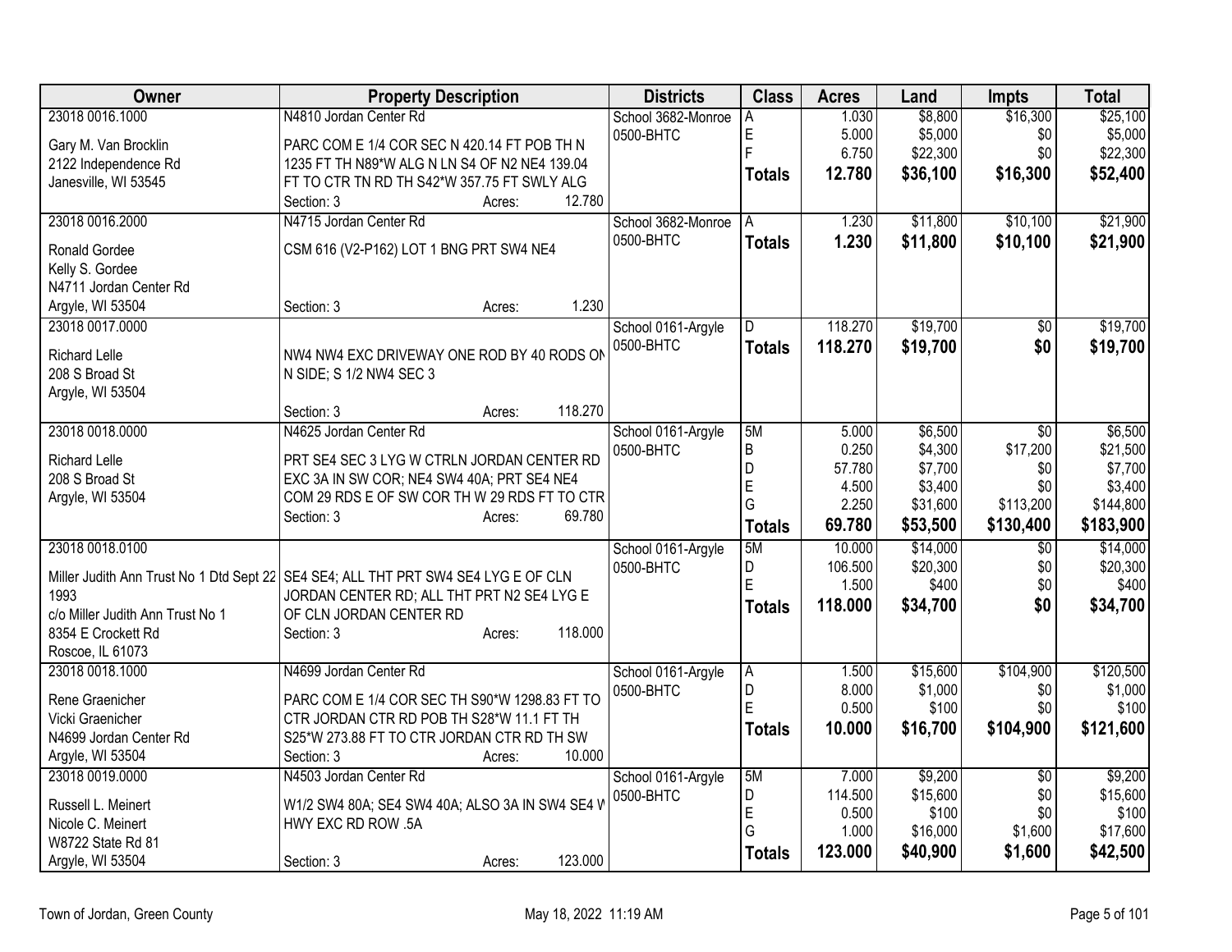| Owner | Property Description | Districts | Class | Acres | Land | Impts | Total |
|---|---|---|---|---|---|---|---|
| 23018 0016.1000<br>Gary M. Van Brocklin<br>2122 Independence Rd<br>Janesville, WI 53545 | N4810 Jordan Center Rd<br>PARC COM E 1/4 COR SEC N 420.14 FT POB TH N 1235 FT TH N89*W ALG N LN S4 OF N2 NE4 139.04 FT TO CTR TN RD TH S42*W 357.75 FT SWLY ALG<br>Section: 3 Acres: 12.780 | School 3682-Monroe<br>0500-BHTC | A<br>E<br>F<br>**Totals** | 1.030<br>5.000<br>6.750<br>**12.780** | $8,800<br>$5,000<br>$22,300<br>**$36,100** | $16,300<br>$0<br>$0<br>**$16,300** | $25,100<br>$5,000<br>$22,300<br>**$52,400** |
| 23018 0016.2000<br>Ronald Gordee<br>Kelly S. Gordee<br>N4711 Jordan Center Rd<br>Argyle, WI 53504 | N4715 Jordan Center Rd<br>CSM 616 (V2-P162) LOT 1 BNG PRT SW4 NE4<br>Section: 3 Acres: 1.230 | School 3682-Monroe<br>0500-BHTC | A<br>**Totals** | 1.230<br>**1.230** | $11,800<br>**$11,800** | $10,100<br>**$10,100** | $21,900<br>**$21,900** |
| 23018 0017.0000<br>Richard Lelle<br>208 S Broad St<br>Argyle, WI 53504 | NW4 NW4 EXC DRIVEWAY ONE ROD BY 40 RODS ON N SIDE; S 1/2 NW4 SEC 3<br>Section: 3 Acres: 118.270 | School 0161-Argyle<br>0500-BHTC | D<br>**Totals** | 118.270<br>**118.270** | $19,700<br>**$19,700** | $0<br>**$0** | $19,700<br>**$19,700** |
| 23018 0018.0000<br>Richard Lelle<br>208 S Broad St<br>Argyle, WI 53504 | N4625 Jordan Center Rd<br>PRT SE4 SEC 3 LYG W CTRLN JORDAN CENTER RD EXC 3A IN SW COR; NE4 SW4 40A; PRT SE4 NE4 COM 29 RDS E OF SW COR TH W 29 RDS FT TO CTR<br>Section: 3 Acres: 69.780 | School 0161-Argyle<br>0500-BHTC | 5M<br>B<br>D<br>E<br>G<br>**Totals** | 5.000<br>0.250<br>57.780<br>4.500<br>2.250<br>**69.780** | $6,500<br>$4,300<br>$7,700<br>$3,400<br>$31,600<br>**$53,500** | $0<br>$17,200<br>$0<br>$0<br>$113,200<br>**$130,400** | $6,500<br>$21,500<br>$7,700<br>$3,400<br>$144,800<br>**$183,900** |
| 23018 0018.0100<br>Miller Judith Ann Trust No 1 Dtd Sept 22 1993<br>c/o Miller Judith Ann Trust No 1<br>8354 E Crockett Rd<br>Roscoe, IL 61073 | SE4 SE4; ALL THT PRT SW4 SE4 LYG E OF CLN JORDAN CENTER RD; ALL THT PRT N2 SE4 LYG E OF CLN JORDAN CENTER RD<br>Section: 3 Acres: 118.000 | School 0161-Argyle<br>0500-BHTC | 5M<br>D<br>E<br>**Totals** | 10.000<br>106.500<br>1.500<br>**118.000** | $14,000<br>$20,300<br>$400<br>**$34,700** | $0<br>$0<br>$0<br>**$0** | $14,000<br>$20,300<br>$400<br>**$34,700** |
| 23018 0018.1000<br>Rene Graenicher<br>Vicki Graenicher<br>N4699 Jordan Center Rd<br>Argyle, WI 53504 | N4699 Jordan Center Rd<br>PARC COM E 1/4 COR SEC TH S90*W 1298.83 FT TO CTR JORDAN CTR RD POB TH S28*W 11.1 FT TH S25*W 273.88 FT TO CTR JORDAN CTR RD TH SW<br>Section: 3 Acres: 10.000 | School 0161-Argyle<br>0500-BHTC | A<br>D<br>E<br>**Totals** | 1.500<br>8.000<br>0.500<br>**10.000** | $15,600<br>$1,000<br>$100<br>**$16,700** | $104,900<br>$0<br>$0<br>**$104,900** | $120,500<br>$1,000<br>$100<br>**$121,600** |
| 23018 0019.0000<br>Russell L. Meinert<br>Nicole C. Meinert<br>W8722 State Rd 81<br>Argyle, WI 53504 | N4503 Jordan Center Rd<br>W1/2 SW4 80A; SE4 SW4 40A; ALSO 3A IN SW4 SE4 W HWY EXC RD ROW .5A<br>Section: 3 Acres: 123.000 | School 0161-Argyle<br>0500-BHTC | 5M<br>D<br>E<br>G<br>**Totals** | 7.000<br>114.500<br>0.500<br>1.000<br>**123.000** | $9,200<br>$15,600<br>$100<br>$16,000<br>**$40,900** | $0<br>$0<br>$0<br>$1,600<br>**$1,600** | $9,200<br>$15,600<br>$100<br>$17,600<br>**$42,500** |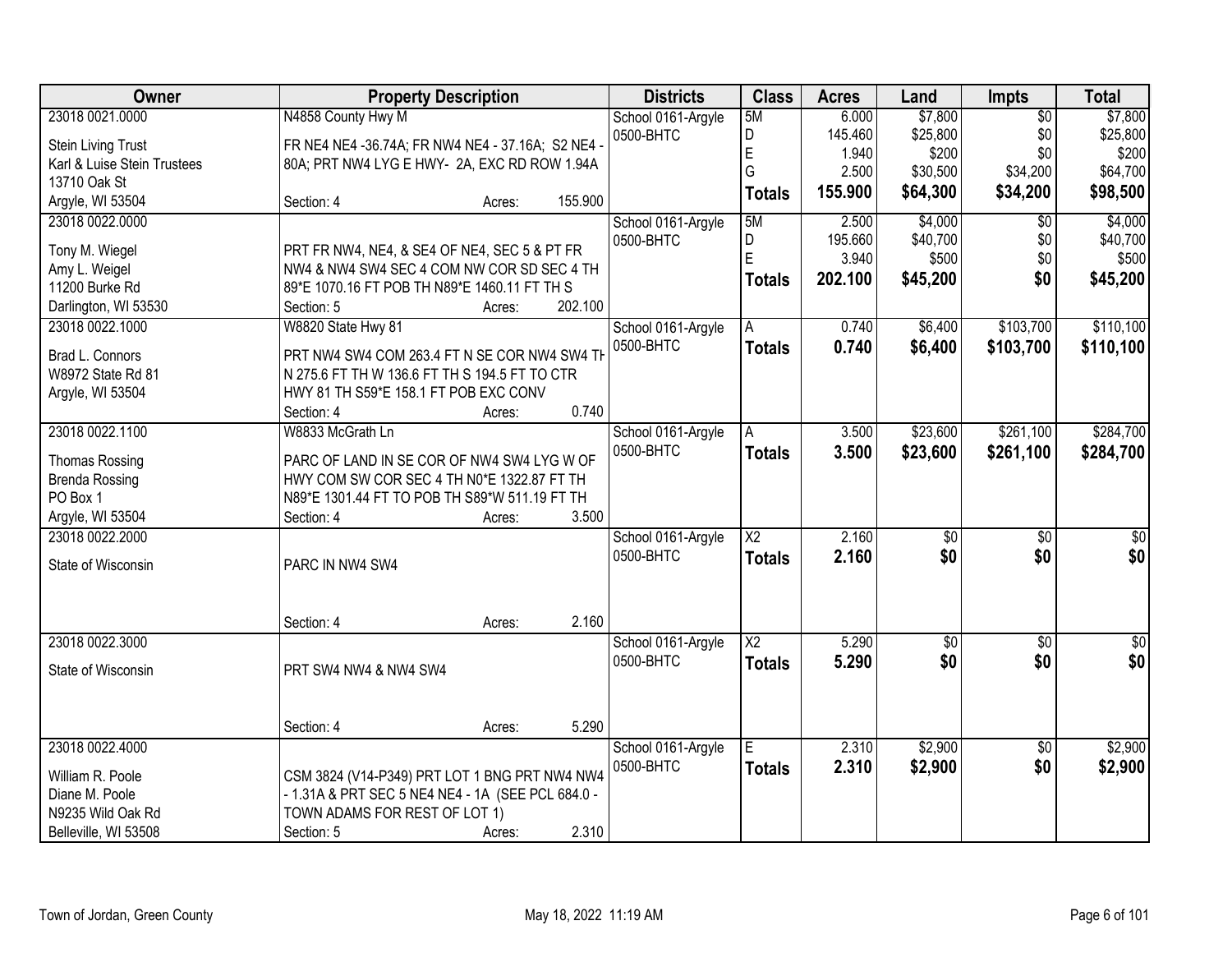| Owner | Property Description | Districts | Class | Acres | Land | Impts | Total |
|---|---|---|---|---|---|---|---|
| 23018 0021.0000<br>Stein Living Trust<br>Karl & Luise Stein Trustees<br>13710 Oak St<br>Argyle, WI 53504 | N4858 County Hwy M<br>FR NE4 NE4 -36.74A; FR NW4 NE4 - 37.16A; S2 NE4 - 80A; PRT NW4 LYG E HWY- 2A, EXC RD ROW 1.94A<br>Section: 4 Acres: 155.900 | School 0161-Argyle<br>0500-BHTC | 5M<br>D<br>E<br>G<br>**Totals** | 6.000<br>145.460<br>1.940<br>2.500<br>**155.900** | $7,800<br>$25,800<br>$200<br>$30,500<br>**$64,300** | $0<br>$0<br>$0<br>$34,200<br>**$34,200** | $7,800<br>$25,800<br>$200<br>$64,700<br>**$98,500** |
| 23018 0022.0000<br>Tony M. Wiegel<br>Amy L. Weigel<br>11200 Burke Rd<br>Darlington, WI 53530 | PRT FR NW4, NE4, & SE4 OF NE4, SEC 5 & PT FR NW4 & NW4 SW4 SEC 4 COM NW COR SD SEC 4 TH 89*E 1070.16 FT POB TH N89*E 1460.11 FT TH S<br>Section: 5 Acres: 202.100 | School 0161-Argyle<br>0500-BHTC | 5M<br>D<br>E<br>**Totals** | 2.500<br>195.660<br>3.940<br>**202.100** | $4,000<br>$40,700<br>$500<br>**$45,200** | $0<br>$0<br>$0<br>**$0** | $4,000<br>$40,700<br>$500<br>**$45,200** |
| 23018 0022.1000<br>Brad L. Connors<br>W8972 State Rd 81<br>Argyle, WI 53504 | W8820 State Hwy 81<br>PRT NW4 SW4 COM 263.4 FT N SE COR NW4 SW4 TH N 275.6 FT TH W 136.6 FT TH S 194.5 FT TO CTR HWY 81 TH S59*E 158.1 FT POB EXC CONV<br>Section: 4 Acres: 0.740 | School 0161-Argyle<br>0500-BHTC | A<br>**Totals** | 0.740<br>**0.740** | $6,400<br>**$6,400** | $103,700<br>**$103,700** | $110,100<br>**$110,100** |
| 23018 0022.1100<br>Thomas Rossing<br>Brenda Rossing<br>PO Box 1<br>Argyle, WI 53504 | W8833 McGrath Ln<br>PARC OF LAND IN SE COR OF NW4 SW4 LYG W OF HWY COM SW COR SEC 4 TH N0*E 1322.87 FT TH N89*E 1301.44 FT TO POB TH S89*W 511.19 FT TH<br>Section: 4 Acres: 3.500 | School 0161-Argyle<br>0500-BHTC | A<br>**Totals** | 3.500<br>**3.500** | $23,600<br>**$23,600** | $261,100<br>**$261,100** | $284,700<br>**$284,700** |
| 23018 0022.2000<br>State of Wisconsin | PARC IN NW4 SW4<br>Section: 4 Acres: 2.160 | School 0161-Argyle<br>0500-BHTC | X2<br>**Totals** | 2.160<br>**2.160** | $0<br>**$0** | $0<br>**$0** | $0<br>**$0** |
| 23018 0022.3000<br>State of Wisconsin | PRT SW4 NW4 & NW4 SW4<br>Section: 4 Acres: 5.290 | School 0161-Argyle<br>0500-BHTC | X2<br>**Totals** | 5.290<br>**5.290** | $0<br>**$0** | $0<br>**$0** | $0<br>**$0** |
| 23018 0022.4000<br>William R. Poole<br>Diane M. Poole<br>N9235 Wild Oak Rd<br>Belleville, WI 53508 | CSM 3824 (V14-P349) PRT LOT 1 BNG PRT NW4 NW4 - 1.31A & PRT SEC 5 NE4 NE4 - 1A (SEE PCL 684.0 - TOWN ADAMS FOR REST OF LOT 1)<br>Section: 5 Acres: 2.310 | School 0161-Argyle<br>0500-BHTC | E<br>**Totals** | 2.310<br>**2.310** | $2,900<br>**$2,900** | $0<br>**$0** | $2,900<br>**$2,900** |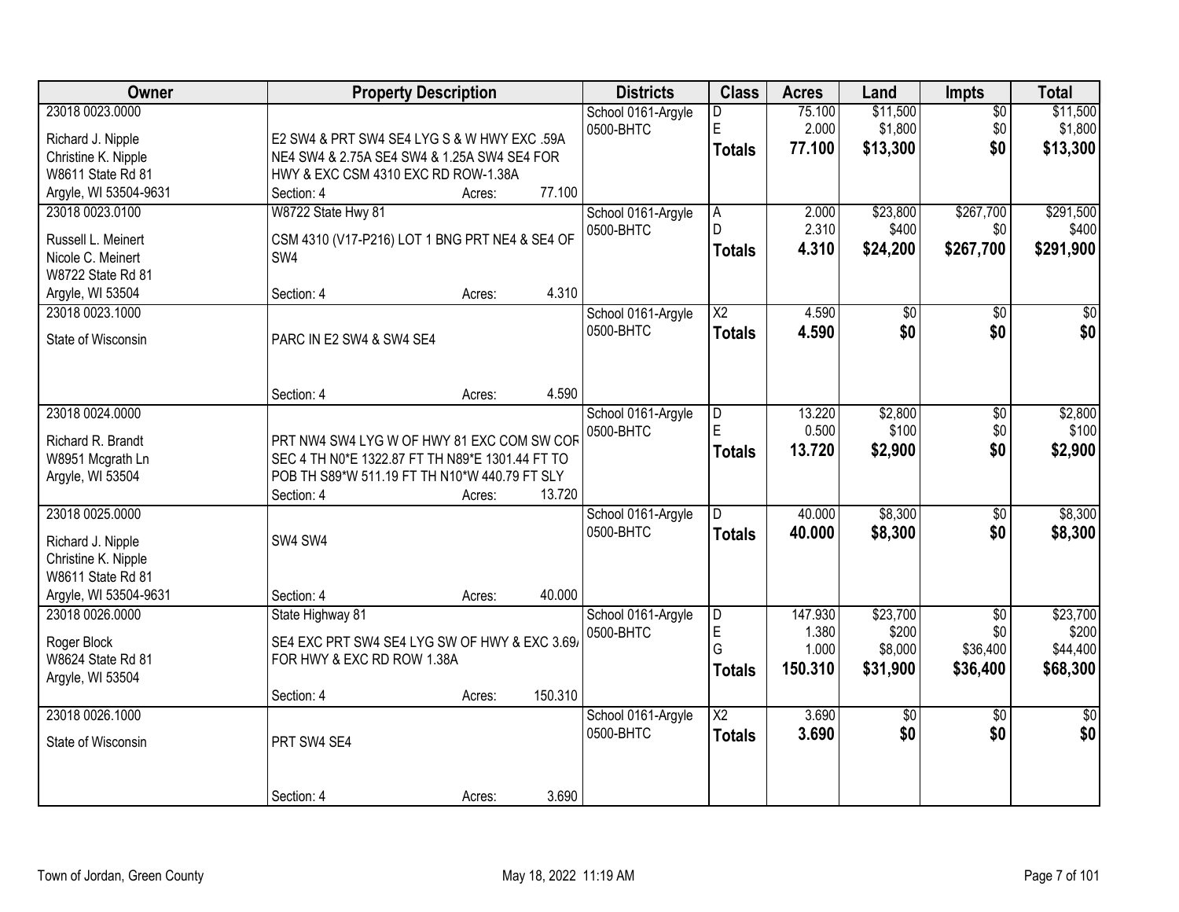| Owner | Property Description | Districts | Class | Acres | Land | Impts | Total |
|---|---|---|---|---|---|---|---|
| 23018 0023.0000<br>Richard J. Nipple<br>Christine K. Nipple<br>W8611 State Rd 81<br>Argyle, WI 53504-9631 | E2 SW4 & PRT SW4 SE4 LYG S & W HWY EXC .59A NE4 SW4 & 2.75A SE4 SW4 & 1.25A SW4 SE4 FOR HWY & EXC CSM 4310 EXC RD ROW-1.38A<br>Section: 4 Acres: 77.100 | School 0161-Argyle<br>0500-BHTC | D<br>E<br>**Totals** | 75.100<br>2.000<br>**77.100** | $11,500<br>$1,800<br>**$13,300** | $0<br>$0<br>**$0** | $11,500<br>$1,800<br>**$13,300** |
| 23018 0023.0100<br>Russell L. Meinert<br>Nicole C. Meinert<br>W8722 State Rd 81<br>Argyle, WI 53504 | W8722 State Hwy 81<br>CSM 4310 (V17-P216) LOT 1 BNG PRT NE4 & SE4 OF SW4<br>Section: 4 Acres: 4.310 | School 0161-Argyle<br>0500-BHTC | A<br>D<br>**Totals** | 2.000<br>2.310<br>**4.310** | $23,800<br>$400<br>**$24,200** | $267,700<br>$0<br>**$267,700** | $291,500<br>$400<br>**$291,900** |
| 23018 0023.1000<br>State of Wisconsin | PARC IN E2 SW4 & SW4 SE4<br>Section: 4 Acres: 4.590 | School 0161-Argyle<br>0500-BHTC | X2<br>**Totals** | 4.590<br>**4.590** | $0<br>**$0** | $0<br>**$0** | $0<br>**$0** |
| 23018 0024.0000<br>Richard R. Brandt<br>W8951 Mcgrath Ln<br>Argyle, WI 53504 | PRT NW4 SW4 LYG W OF HWY 81 EXC COM SW COR SEC 4 TH N0*E 1322.87 FT TH N89*E 1301.44 FT TO POB TH S89*W 511.19 FT TH N10*W 440.79 FT SLY<br>Section: 4 Acres: 13.720 | School 0161-Argyle<br>0500-BHTC | D<br>E<br>**Totals** | 13.220<br>0.500<br>**13.720** | $2,800<br>$100<br>**$2,900** | $0<br>$0<br>**$0** | $2,800<br>$100<br>**$2,900** |
| 23018 0025.0000<br>Richard J. Nipple<br>Christine K. Nipple<br>W8611 State Rd 81<br>Argyle, WI 53504-9631 | SW4 SW4<br>Section: 4 Acres: 40.000 | School 0161-Argyle<br>0500-BHTC | D<br>**Totals** | 40.000<br>**40.000** | $8,300<br>**$8,300** | $0<br>**$0** | $8,300<br>**$8,300** |
| 23018 0026.0000<br>Roger Block<br>W8624 State Rd 81<br>Argyle, WI 53504 | State Highway 81<br>SE4 EXC PRT SW4 SE4 LYG SW OF HWY & EXC 3.69A FOR HWY & EXC RD ROW 1.38A<br>Section: 4 Acres: 150.310 | School 0161-Argyle<br>0500-BHTC | D<br>E<br>G<br>**Totals** | 147.930<br>1.380<br>1.000<br>**150.310** | $23,700<br>$200<br>$8,000<br>**$31,900** | $0<br>$0<br>$36,400<br>**$36,400** | $23,700<br>$200<br>$44,400<br>**$68,300** |
| 23018 0026.1000<br>State of Wisconsin | PRT SW4 SE4<br>Section: 4 Acres: 3.690 | School 0161-Argyle<br>0500-BHTC | X2<br>**Totals** | 3.690<br>**3.690** | $0<br>**$0** | $0<br>**$0** | $0<br>**$0** |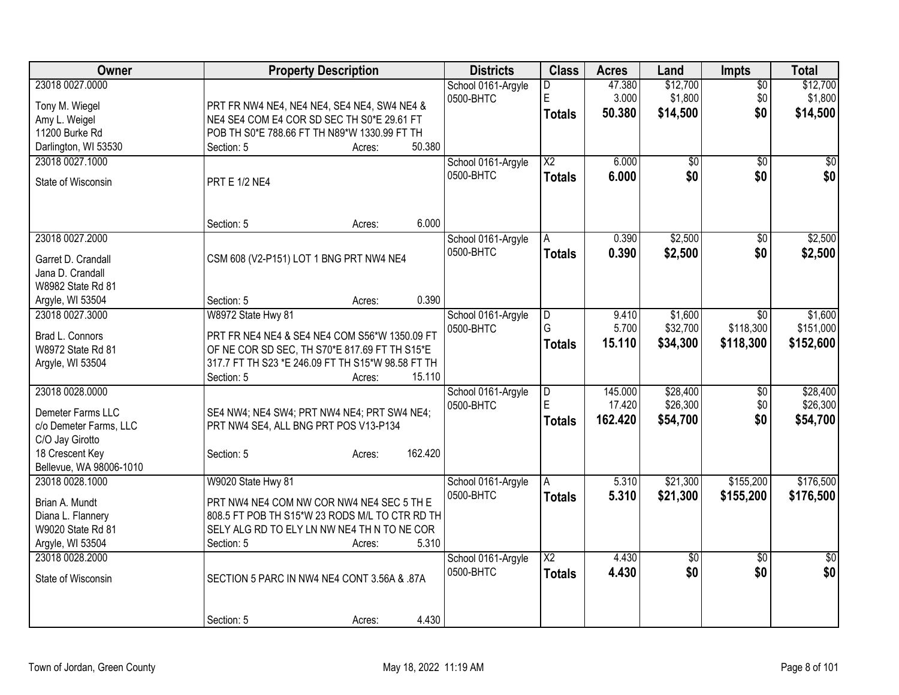| Owner | Property Description | Districts | Class | Acres | Land | Impts | Total |
|---|---|---|---|---|---|---|---|
| 23018 0027.0000<br>Tony M. Wiegel<br>Amy L. Weigel<br>11200 Burke Rd<br>Darlington, WI 53530 | PRT FR NW4 NE4, NE4 NE4, SE4 NE4, SW4 NE4 & NE4 SE4 COM E4 COR SD SEC TH S0*E 29.61 FT POB TH S0*E 788.66 FT TH N89*W 1330.99 FT TH<br>Section: 5 Acres: 50.380 | School 0161-Argyle<br>0500-BHTC | D<br>E<br>**Totals** | 47.380<br>3.000<br>**50.380** | $12,700<br>$1,800<br>**$14,500** | $0<br>$0<br>**$0** | $12,700<br>$1,800<br>**$14,500** |
| 23018 0027.1000<br>State of Wisconsin | PRT E 1/2 NE4<br>Section: 5 Acres: 6.000 | School 0161-Argyle<br>0500-BHTC | X2<br>**Totals** | 6.000<br>**6.000** | $0<br>**$0** | $0<br>**$0** | $0<br>**$0** |
| 23018 0027.2000<br>Garret D. Crandall<br>Jana D. Crandall<br>W8982 State Rd 81<br>Argyle, WI 53504 | CSM 608 (V2-P151) LOT 1 BNG PRT NW4 NE4<br>Section: 5 Acres: 0.390 | School 0161-Argyle<br>0500-BHTC | A<br>**Totals** | 0.390<br>**0.390** | $2,500<br>**$2,500** | $0<br>**$0** | $2,500<br>**$2,500** |
| 23018 0027.3000<br>Brad L. Connors<br>W8972 State Rd 81<br>Argyle, WI 53504 | W8972 State Hwy 81<br>PRT FR NE4 NE4 & SE4 NE4 COM S56*W 1350.09 FT OF NE COR SD SEC, TH S70*E 817.69 FT TH S15*E 317.7 FT TH S23 *E 246.09 FT TH S15*W 98.58 FT TH<br>Section: 5 Acres: 15.110 | School 0161-Argyle<br>0500-BHTC | D<br>G<br>**Totals** | 9.410<br>5.700<br>**15.110** | $1,600<br>$32,700<br>**$34,300** | $0<br>$118,300<br>**$118,300** | $1,600<br>$151,000<br>**$152,600** |
| 23018 0028.0000<br>Demeter Farms LLC<br>c/o Demeter Farms, LLC<br>C/O Jay Girotto<br>18 Crescent Key<br>Bellevue, WA 98006-1010 | SE4 NW4; NE4 SW4; PRT NW4 NE4; PRT SW4 NE4; PRT NW4 SE4, ALL BNG PRT POS V13-P134<br>Section: 5 Acres: 162.420 | School 0161-Argyle<br>0500-BHTC | D<br>E<br>**Totals** | 145.000<br>17.420<br>**162.420** | $28,400<br>$26,300<br>**$54,700** | $0<br>$0<br>**$0** | $28,400<br>$26,300<br>**$54,700** |
| 23018 0028.1000<br>Brian A. Mundt<br>Diana L. Flannery<br>W9020 State Rd 81<br>Argyle, WI 53504 | W9020 State Hwy 81<br>PRT NW4 NE4 COM NW COR NW4 NE4 SEC 5 TH E 808.5 FT POB TH S15*W 23 RODS M/L TO CTR RD TH SELY ALG RD TO ELY LN NW NE4 TH N TO NE COR<br>Section: 5 Acres: 5.310 | School 0161-Argyle<br>0500-BHTC | A<br>**Totals** | 5.310<br>**5.310** | $21,300<br>**$21,300** | $155,200<br>**$155,200** | $176,500<br>**$176,500** |
| 23018 0028.2000<br>State of Wisconsin | SECTION 5 PARC IN NW4 NE4 CONT 3.56A & .87A<br>Section: 5 Acres: 4.430 | School 0161-Argyle<br>0500-BHTC | X2<br>**Totals** | 4.430<br>**4.430** | $0<br>**$0** | $0<br>**$0** | $0<br>**$0** |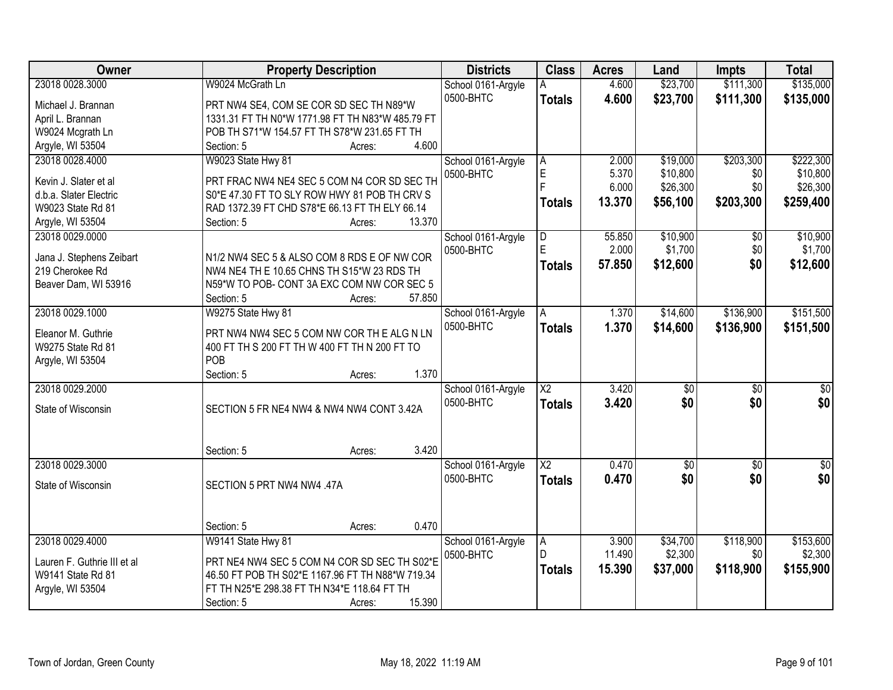| Owner | Property Description | Districts | Class | Acres | Land | Impts | Total |
|---|---|---|---|---|---|---|---|
| 23018 0028.3000<br>Michael J. Brannan<br>April L. Brannan<br>W9024 Mcgrath Ln<br>Argyle, WI 53504 | W9024 McGrath Ln<br>PRT NW4 SE4, COM SE COR SD SEC TH N89*W 1331.31 FT TH N0*W 1771.98 FT TH N83*W 485.79 FT POB TH S71*W 154.57 FT TH S78*W 231.65 FT TH<br>Section: 5 Acres: 4.600 | School 0161-Argyle<br>0500-BHTC | A<br>**Totals** | 4.600<br>**4.600** | $23,700<br>**$23,700** | $111,300<br>**$111,300** | $135,000<br>**$135,000** |
| 23018 0028.4000<br>Kevin J. Slater et al<br>d.b.a. Slater Electric<br>W9023 State Rd 81<br>Argyle, WI 53504 | W9023 State Hwy 81<br>PRT FRAC NW4 NE4 SEC 5 COM N4 COR SD SEC TH S0*E 47.30 FT TO SLY ROW HWY 81 POB TH CRV S RAD 1372.39 FT CHD S78*E 66.13 FT TH ELY 66.14<br>Section: 5 Acres: 13.370 | School 0161-Argyle<br>0500-BHTC | A<br>E<br>F<br>**Totals** | 2.000<br>5.370<br>6.000<br>**13.370** | $19,000<br>$10,800<br>$26,300<br>**$56,100** | $203,300<br>$0<br>$0<br>**$203,300** | $222,300<br>$10,800<br>$26,300<br>**$259,400** |
| 23018 0029.0000<br>Jana J. Stephens Zeibart<br>219 Cherokee Rd<br>Beaver Dam, WI 53916 | N1/2 NW4 SEC 5 & ALSO COM 8 RDS E OF NW COR NW4 NE4 TH E 10.65 CHNS TH S15*W 23 RDS TH N59*W TO POB- CONT 3A EXC COM NW COR SEC 5<br>Section: 5 Acres: 57.850 | School 0161-Argyle<br>0500-BHTC | D<br>E<br>**Totals** | 55.850<br>2.000<br>**57.850** | $10,900<br>$1,700<br>**$12,600** | $0<br>$0<br>**$0** | $10,900<br>$1,700<br>**$12,600** |
| 23018 0029.1000<br>Eleanor M. Guthrie<br>W9275 State Rd 81<br>Argyle, WI 53504 | W9275 State Hwy 81<br>PRT NW4 NW4 SEC 5 COM NW COR TH E ALG N LN 400 FT TH S 200 FT TH W 400 FT TH N 200 FT TO POB<br>Section: 5 Acres: 1.370 | School 0161-Argyle<br>0500-BHTC | A<br>**Totals** | 1.370<br>**1.370** | $14,600<br>**$14,600** | $136,900<br>**$136,900** | $151,500<br>**$151,500** |
| 23018 0029.2000<br>State of Wisconsin | SECTION 5 FR NE4 NW4 & NW4 NW4 CONT 3.42A<br>Section: 5 Acres: 3.420 | School 0161-Argyle<br>0500-BHTC | X2<br>**Totals** | 3.420<br>**3.420** | $0<br>**$0** | $0<br>**$0** | $0<br>**$0** |
| 23018 0029.3000<br>State of Wisconsin | SECTION 5 PRT NW4 NW4 .47A<br>Section: 5 Acres: 0.470 | School 0161-Argyle<br>0500-BHTC | X2<br>**Totals** | 0.470<br>**0.470** | $0<br>**$0** | $0<br>**$0** | $0<br>**$0** |
| 23018 0029.4000<br>Lauren F. Guthrie III et al<br>W9141 State Rd 81<br>Argyle, WI 53504 | W9141 State Hwy 81<br>PRT NE4 NW4 SEC 5 COM N4 COR SD SEC TH S02*E 46.50 FT POB TH S02*E 1167.96 FT TH N88*W 719.34 FT TH N25*E 298.38 FT TH N34*E 118.64 FT TH<br>Section: 5 Acres: 15.390 | School 0161-Argyle<br>0500-BHTC | A<br>D<br>**Totals** | 3.900<br>11.490<br>**15.390** | $34,700<br>$2,300<br>**$37,000** | $118,900<br>$0<br>**$118,900** | $153,600<br>$2,300<br>**$155,900** |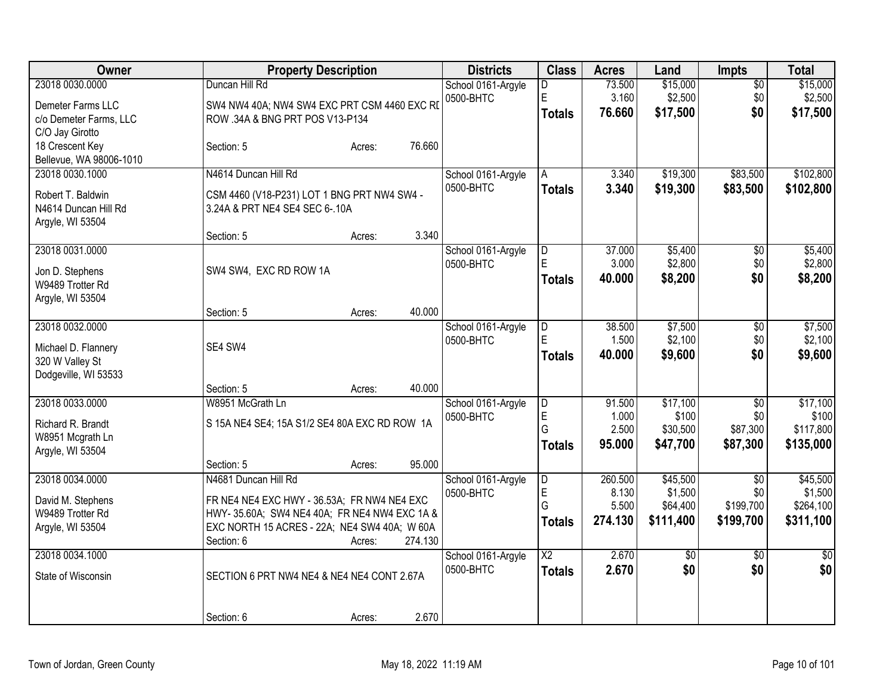| Owner | Property Description | Districts | Class | Acres | Land | Impts | Total |
|---|---|---|---|---|---|---|---|
| 23018 0030.0000<br>Demeter Farms LLC<br>c/o Demeter Farms, LLC<br>C/O Jay Girotto<br>18 Crescent Key<br>Bellevue, WA 98006-1010 | Duncan Hill Rd<br>SW4 NW4 40A; NW4 SW4 EXC PRT CSM 4460 EXC RD ROW .34A & BNG PRT POS V13-P134<br>Section: 5 Acres: 76.660 | School 0161-Argyle<br>0500-BHTC | D<br>E<br>**Totals** | 73.500<br>3.160<br>**76.660** | $15,000<br>$2,500<br>**$17,500** | $0<br>$0<br>**$0** | $15,000<br>$2,500<br>**$17,500** |
| 23018 0030.1000<br>Robert T. Baldwin<br>N4614 Duncan Hill Rd<br>Argyle, WI 53504 | N4614 Duncan Hill Rd<br>CSM 4460 (V18-P231) LOT 1 BNG PRT NW4 SW4 - 3.24A & PRT NE4 SE4 SEC 6-.10A<br>Section: 5 Acres: 3.340 | School 0161-Argyle<br>0500-BHTC | A<br>**Totals** | 3.340<br>**3.340** | $19,300<br>**$19,300** | $83,500<br>**$83,500** | $102,800<br>**$102,800** |
| 23018 0031.0000<br>Jon D. Stephens<br>W9489 Trotter Rd<br>Argyle, WI 53504 | SW4 SW4, EXC RD ROW 1A<br>Section: 5 Acres: 40.000 | School 0161-Argyle<br>0500-BHTC | D<br>E<br>**Totals** | 37.000<br>3.000<br>**40.000** | $5,400<br>$2,800<br>**$8,200** | $0<br>$0<br>**$0** | $5,400<br>$2,800<br>**$8,200** |
| 23018 0032.0000<br>Michael D. Flannery<br>320 W Valley St<br>Dodgeville, WI 53533 | SE4 SW4<br>Section: 5 Acres: 40.000 | School 0161-Argyle<br>0500-BHTC | D<br>E<br>**Totals** | 38.500<br>1.500<br>**40.000** | $7,500<br>$2,100<br>**$9,600** | $0<br>$0<br>**$0** | $7,500<br>$2,100<br>**$9,600** |
| 23018 0033.0000<br>Richard R. Brandt<br>W8951 Mcgrath Ln<br>Argyle, WI 53504 | W8951 McGrath Ln<br>S 15A NE4 SE4; 15A S1/2 SE4 80A EXC RD ROW 1A<br>Section: 5 Acres: 95.000 | School 0161-Argyle<br>0500-BHTC | D<br>E<br>G<br>**Totals** | 91.500<br>1.000<br>2.500<br>**95.000** | $17,100<br>$100<br>$30,500<br>**$47,700** | $0<br>$0<br>$87,300<br>**$87,300** | $17,100<br>$100<br>$117,800<br>**$135,000** |
| 23018 0034.0000<br>David M. Stephens<br>W9489 Trotter Rd<br>Argyle, WI 53504 | N4681 Duncan Hill Rd<br>FR NE4 NE4 EXC HWY - 36.53A; FR NW4 NE4 EXC HWY- 35.60A; SW4 NE4 40A; FR NE4 NW4 EXC 1A & EXC NORTH 15 ACRES - 22A; NE4 SW4 40A; W 60A<br>Section: 6 Acres: 274.130 | School 0161-Argyle<br>0500-BHTC | D<br>E<br>G<br>**Totals** | 260.500<br>8.130<br>5.500<br>**274.130** | $45,500<br>$1,500<br>$64,400<br>**$111,400** | $0<br>$0<br>$199,700<br>**$199,700** | $45,500<br>$1,500<br>$264,100<br>**$311,100** |
| 23018 0034.1000<br>State of Wisconsin | SECTION 6 PRT NW4 NE4 & NE4 NE4 CONT 2.67A<br>Section: 6 Acres: 2.670 | School 0161-Argyle<br>0500-BHTC | X2<br>**Totals** | 2.670<br>**2.670** | $0<br>**$0** | $0<br>**$0** | $0<br>**$0** |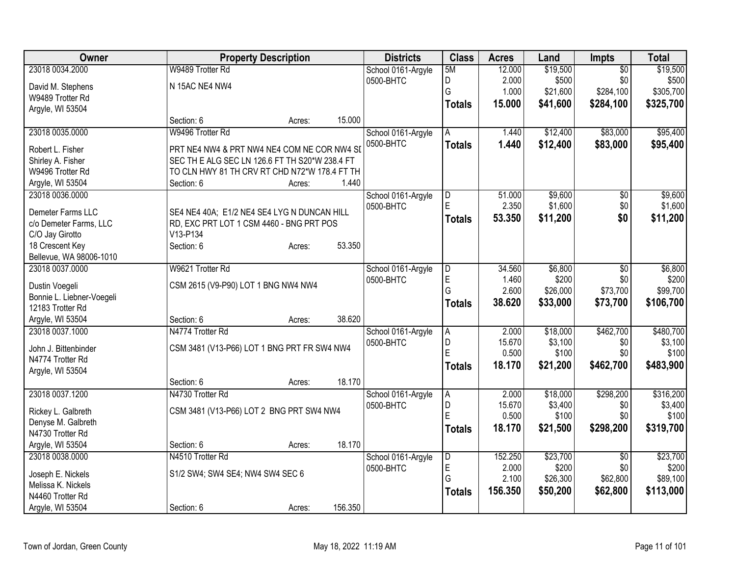| Owner | Property Description | | | Districts | Class | Acres | Land | Impts | Total |
|---|---|---|---|---|---|---|---|---|---|
| 23018 0034.2000<br>David M. Stephens<br>W9489 Trotter Rd<br>Argyle, WI 53504 | W9489 Trotter Rd<br>N 15AC NE4 NW4<br>Section: 6 | Acres: | 15.000 | School 0161-Argyle<br>0500-BHTC | 5M<br>D<br>G<br>**Totals** | 12.000<br>2.000<br>1.000<br>**15.000** | $19,500<br>$500<br>$21,600<br>**$41,600** | $0<br>$0<br>$284,100<br>**$284,100** | $19,500<br>$500<br>$305,700<br>**$325,700** |
| 23018 0035.0000<br>Robert L. Fisher<br>Shirley A. Fisher<br>W9496 Trotter Rd<br>Argyle, WI 53504 | W9496 Trotter Rd<br>PRT NE4 NW4 & PRT NW4 NE4 COM NE COR NW4 SI<br>SEC TH E ALG SEC LN 126.6 FT TH S20*W 238.4 FT<br>TO CLN HWY 81 TH CRV RT CHD N72*W 178.4 FT TH<br>Section: 6 | Acres: | 1.440 | School 0161-Argyle<br>0500-BHTC | A<br>**Totals** | 1.440<br>**1.440** | $12,400<br>**$12,400** | $83,000<br>**$83,000** | $95,400<br>**$95,400** |
| 23018 0036.0000<br>Demeter Farms LLC<br>c/o Demeter Farms, LLC<br>C/O Jay Girotto<br>18 Crescent Key<br>Bellevue, WA 98006-1010 | SE4 NE4 40A; E1/2 NE4 SE4 LYG N DUNCAN HILL<br>RD, EXC PRT LOT 1 CSM 4460 - BNG PRT POS<br>V13-P134<br>Section: 6 | Acres: | 53.350 | School 0161-Argyle<br>0500-BHTC | D<br>E<br>**Totals** | 51.000<br>2.350<br>**53.350** | $9,600<br>$1,600<br>**$11,200** | $0<br>$0<br>**$0** | $9,600<br>$1,600<br>**$11,200** |
| 23018 0037.0000<br>Dustin Voegeli<br>Bonnie L. Liebner-Voegeli<br>12183 Trotter Rd<br>Argyle, WI 53504 | W9621 Trotter Rd<br>CSM 2615 (V9-P90) LOT 1 BNG NW4 NW4<br>Section: 6 | Acres: | 38.620 | School 0161-Argyle<br>0500-BHTC | D<br>E<br>G<br>**Totals** | 34.560<br>1.460<br>2.600<br>**38.620** | $6,800<br>$200<br>$26,000<br>**$33,000** | $0<br>$0<br>$73,700<br>**$73,700** | $6,800<br>$200<br>$99,700<br>**$106,700** |
| 23018 0037.1000<br>John J. Bittenbinder<br>N4774 Trotter Rd<br>Argyle, WI 53504 | N4774 Trotter Rd<br>CSM 3481 (V13-P66) LOT 1 BNG PRT FR SW4 NW4<br>Section: 6 | Acres: | 18.170 | School 0161-Argyle<br>0500-BHTC | A<br>D<br>E<br>**Totals** | 2.000<br>15.670<br>0.500<br>**18.170** | $18,000<br>$3,100<br>$100<br>**$21,200** | $462,700<br>$0<br>$0<br>**$462,700** | $480,700<br>$3,100<br>$100<br>**$483,900** |
| 23018 0037.1200<br>Rickey L. Galbreth<br>Denyse M. Galbreth<br>N4730 Trotter Rd<br>Argyle, WI 53504 | N4730 Trotter Rd<br>CSM 3481 (V13-P66) LOT 2 BNG PRT SW4 NW4<br>Section: 6 | Acres: | 18.170 | School 0161-Argyle<br>0500-BHTC | A<br>D<br>E<br>**Totals** | 2.000<br>15.670<br>0.500<br>**18.170** | $18,000<br>$3,400<br>$100<br>**$21,500** | $298,200<br>$0<br>$0<br>**$298,200** | $316,200<br>$3,400<br>$100<br>**$319,700** |
| 23018 0038.0000<br>Joseph E. Nickels<br>Melissa K. Nickels<br>N4460 Trotter Rd<br>Argyle, WI 53504 | N4510 Trotter Rd<br>S1/2 SW4; SW4 SE4; NW4 SW4 SEC 6<br>Section: 6 | Acres: | 156.350 | School 0161-Argyle<br>0500-BHTC | D<br>E<br>G<br>**Totals** | 152.250<br>2.000<br>2.100<br>**156.350** | $23,700<br>$200<br>$26,300<br>**$50,200** | $0<br>$0<br>$62,800<br>**$62,800** | $23,700<br>$200<br>$89,100<br>**$113,000** |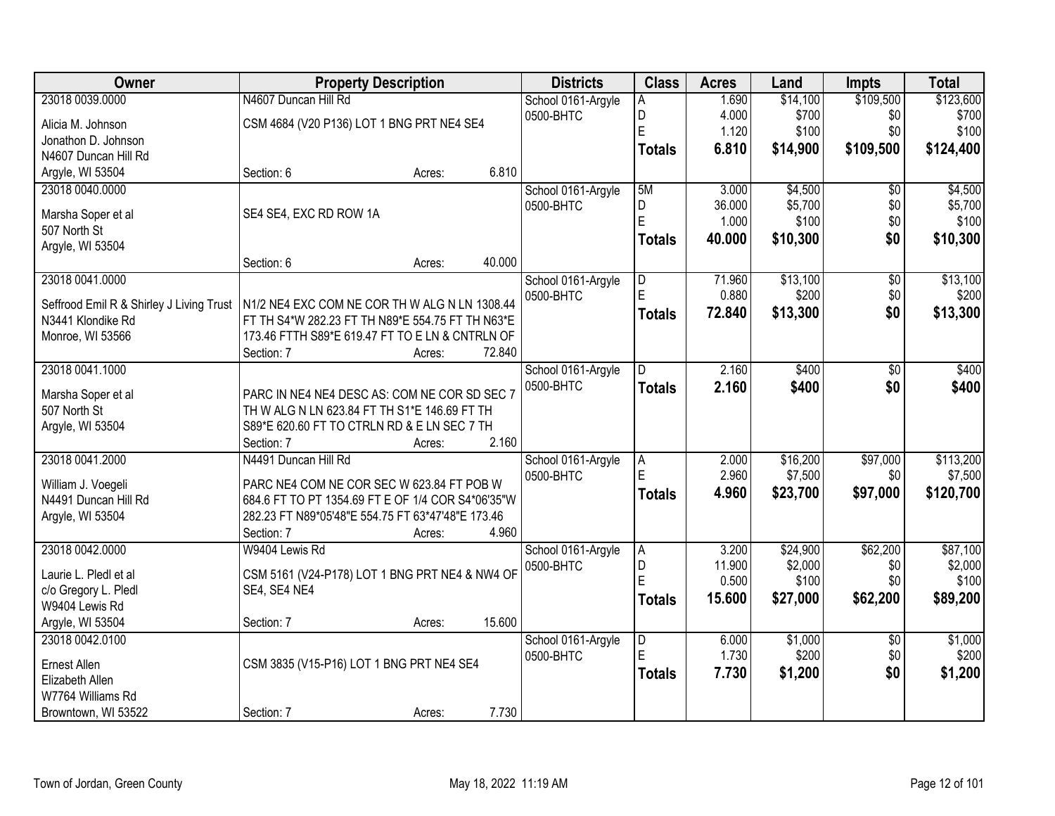| Owner | Property Description | Districts | Class | Acres | Land | Impts | Total |
|---|---|---|---|---|---|---|---|
| 23018 0039.0000<br>Alicia M. Johnson<br>Jonathon D. Johnson<br>N4607 Duncan Hill Rd<br>Argyle, WI 53504 | N4607 Duncan Hill Rd<br>CSM 4684 (V20 P136) LOT 1 BNG PRT NE4 SE4<br>Section: 6 Acres: 6.810 | School 0161-Argyle<br>0500-BHTC | A<br>D<br>E<br>**Totals** | 1.690<br>4.000<br>1.120<br>**6.810** | $14,100<br>$700<br>$100<br>**$14,900** | $109,500<br>$0<br>$0<br>**$109,500** | $123,600<br>$700<br>$100<br>**$124,400** |
| 23018 0040.0000<br>Marsha Soper et al<br>507 North St<br>Argyle, WI 53504 | SE4 SE4, EXC RD ROW 1A<br>Section: 6 Acres: 40.000 | School 0161-Argyle<br>0500-BHTC | 5M<br>D<br>E<br>**Totals** | 3.000<br>36.000<br>1.000<br>**40.000** | $4,500<br>$5,700<br>$100<br>**$10,300** | $0<br>$0<br>$0<br>**$0** | $4,500<br>$5,700<br>$100<br>**$10,300** |
| 23018 0041.0000<br>Seffrood Emil R & Shirley J Living Trust<br>N3441 Klondike Rd<br>Monroe, WI 53566 | N1/2 NE4 EXC COM NE COR TH W ALG N LN 1308.44 FT TH S4*W 282.23 FT TH N89*E 554.75 FT TH N63*E 173.46 FTTH S89*E 619.47 FT TO E LN & CNTRLN OF<br>Section: 7 Acres: 72.840 | School 0161-Argyle<br>0500-BHTC | D<br>E<br>**Totals** | 71.960<br>0.880<br>**72.840** | $13,100<br>$200<br>**$13,300** | $0<br>$0<br>**$0** | $13,100<br>$200<br>**$13,300** |
| 23018 0041.1000<br>Marsha Soper et al<br>507 North St<br>Argyle, WI 53504 | PARC IN NE4 NE4 DESC AS: COM NE COR SD SEC 7 TH W ALG N LN 623.84 FT TH S1*E 146.69 FT TH S89*E 620.60 FT TO CTRLN RD & E LN SEC 7 TH<br>Section: 7 Acres: 2.160 | School 0161-Argyle<br>0500-BHTC | D<br>**Totals** | 2.160<br>**2.160** | $400<br>**$400** | $0<br>**$0** | $400<br>**$400** |
| 23018 0041.2000<br>William J. Voegeli<br>N4491 Duncan Hill Rd<br>Argyle, WI 53504 | N4491 Duncan Hill Rd<br>PARC NE4 COM NE COR SEC W 623.84 FT POB W 684.6 FT TO PT 1354.69 FT E OF 1/4 COR S4*06'35"W 282.23 FT N89*05'48"E 554.75 FT 63*47'48"E 173.46<br>Section: 7 Acres: 4.960 | School 0161-Argyle<br>0500-BHTC | A<br>E<br>**Totals** | 2.000<br>2.960<br>**4.960** | $16,200<br>$7,500<br>**$23,700** | $97,000<br>$0<br>**$97,000** | $113,200<br>$7,500<br>**$120,700** |
| 23018 0042.0000<br>Laurie L. Pledl et al<br>c/o Gregory L. Pledl<br>W9404 Lewis Rd<br>Argyle, WI 53504 | W9404 Lewis Rd<br>CSM 5161 (V24-P178) LOT 1 BNG PRT NE4 & NW4 OF SE4, SE4 NE4<br>Section: 7 Acres: 15.600 | School 0161-Argyle<br>0500-BHTC | A<br>D<br>E<br>**Totals** | 3.200<br>11.900<br>0.500<br>**15.600** | $24,900<br>$2,000<br>$100<br>**$27,000** | $62,200<br>$0<br>$0<br>**$62,200** | $87,100<br>$2,000<br>$100<br>**$89,200** |
| 23018 0042.0100<br>Ernest Allen<br>Elizabeth Allen<br>W7764 Williams Rd<br>Browntown, WI 53522 | CSM 3835 (V15-P16) LOT 1 BNG PRT NE4 SE4<br>Section: 7 Acres: 7.730 | School 0161-Argyle<br>0500-BHTC | D<br>E<br>**Totals** | 6.000<br>1.730<br>**7.730** | $1,000<br>$200<br>**$1,200** | $0<br>$0<br>**$0** | $1,000<br>$200<br>**$1,200** |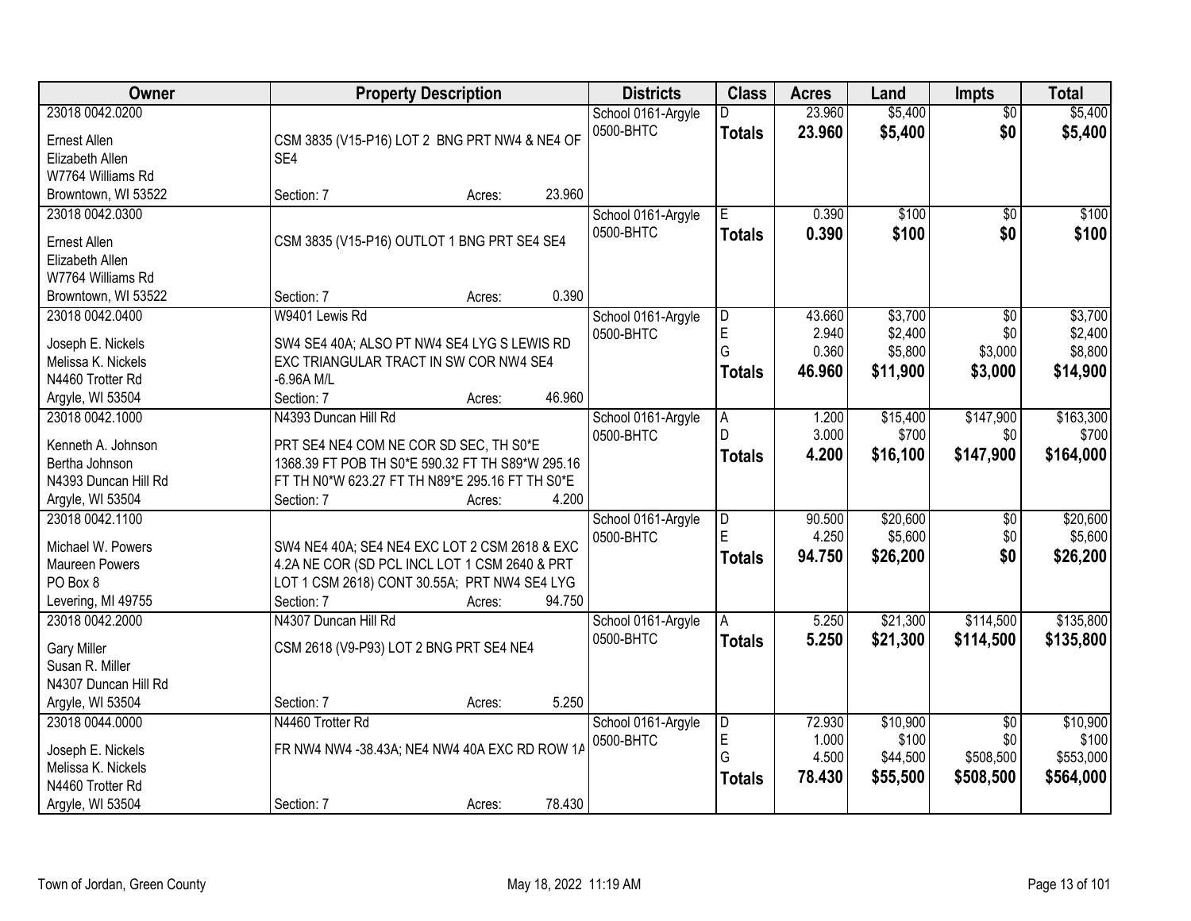| Owner | Property Description | Districts | Class | Acres | Land | Impts | Total |
|---|---|---|---|---|---|---|---|
| 23018 0042.0200<br>Ernest Allen<br>Elizabeth Allen<br>W7764 Williams Rd<br>Browntown, WI 53522 | CSM 3835 (V15-P16) LOT 2 BNG PRT NW4 & NE4 OF SE4<br>Section: 7 Acres: 23.960 | School 0161-Argyle<br>0500-BHTC | D<br>**Totals** | 23.960<br>**23.960** | $5,400<br>**$5,400** | $0<br>**$0** | $5,400<br>**$5,400** |
| 23018 0042.0300<br>Ernest Allen<br>Elizabeth Allen<br>W7764 Williams Rd<br>Browntown, WI 53522 | CSM 3835 (V15-P16) OUTLOT 1 BNG PRT SE4 SE4<br>Section: 7 Acres: 0.390 | School 0161-Argyle<br>0500-BHTC | E<br>**Totals** | 0.390<br>**0.390** | $100<br>**$100** | $0<br>**$0** | $100<br>**$100** |
| 23018 0042.0400<br>Joseph E. Nickels<br>Melissa K. Nickels<br>N4460 Trotter Rd<br>Argyle, WI 53504 | W9401 Lewis Rd<br>SW4 SE4 40A; ALSO PT NW4 SE4 LYG S LEWIS RD EXC TRIANGULAR TRACT IN SW COR NW4 SE4 -6.96A M/L<br>Section: 7 Acres: 46.960 | School 0161-Argyle<br>0500-BHTC | D<br>E<br>G<br>**Totals** | 43.660<br>2.940<br>0.360<br>**46.960** | $3,700<br>$2,400<br>$5,800<br>**$11,900** | $0<br>$0<br>$3,000<br>**$3,000** | $3,700<br>$2,400<br>$8,800<br>**$14,900** |
| 23018 0042.1000<br>Kenneth A. Johnson<br>Bertha Johnson<br>N4393 Duncan Hill Rd<br>Argyle, WI 53504 | N4393 Duncan Hill Rd<br>PRT SE4 NE4 COM NE COR SD SEC, TH S0*E 1368.39 FT POB TH S0*E 590.32 FT TH S89*W 295.16 FT TH N0*W 623.27 FT TH N89*E 295.16 FT TH S0*E<br>Section: 7 Acres: 4.200 | School 0161-Argyle<br>0500-BHTC | A<br>D<br>**Totals** | 1.200<br>3.000<br>**4.200** | $15,400<br>$700<br>**$16,100** | $147,900<br>$0<br>**$147,900** | $163,300<br>$700<br>**$164,000** |
| 23018 0042.1100<br>Michael W. Powers<br>Maureen Powers<br>PO Box 8<br>Levering, MI 49755 | SW4 NE4 40A; SE4 NE4 EXC LOT 2 CSM 2618 & EXC 4.2A NE COR (SD PCL INCL LOT 1 CSM 2640 & PRT LOT 1 CSM 2618) CONT 30.55A; PRT NW4 SE4 LYG<br>Section: 7 Acres: 94.750 | School 0161-Argyle<br>0500-BHTC | D<br>E<br>**Totals** | 90.500<br>4.250<br>**94.750** | $20,600<br>$5,600<br>**$26,200** | $0<br>$0<br>**$0** | $20,600<br>$5,600<br>**$26,200** |
| 23018 0042.2000<br>Gary Miller<br>Susan R. Miller<br>N4307 Duncan Hill Rd<br>Argyle, WI 53504 | N4307 Duncan Hill Rd<br>CSM 2618 (V9-P93) LOT 2 BNG PRT SE4 NE4<br>Section: 7 Acres: 5.250 | School 0161-Argyle<br>0500-BHTC | A<br>**Totals** | 5.250<br>**5.250** | $21,300<br>**$21,300** | $114,500<br>**$114,500** | $135,800<br>**$135,800** |
| 23018 0044.0000<br>Joseph E. Nickels<br>Melissa K. Nickels<br>N4460 Trotter Rd<br>Argyle, WI 53504 | N4460 Trotter Rd<br>FR NW4 NW4 -38.43A; NE4 NW4 40A EXC RD ROW 1A<br>Section: 7 Acres: 78.430 | School 0161-Argyle<br>0500-BHTC | D<br>E<br>G<br>**Totals** | 72.930<br>1.000<br>4.500<br>**78.430** | $10,900<br>$100<br>$44,500<br>**$55,500** | $0<br>$0<br>$508,500<br>**$508,500** | $10,900<br>$100<br>$553,000<br>**$564,000** |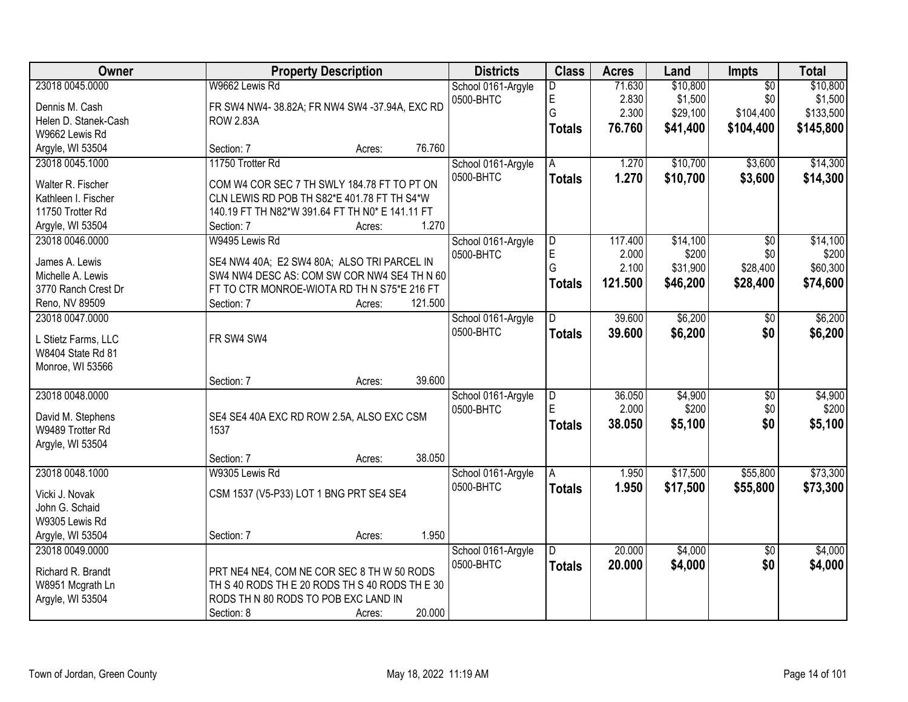| Owner | Property Description | Districts | Class | Acres | Land | Impts | Total |
|---|---|---|---|---|---|---|---|
| 23018 0045.0000<br>Dennis M. Cash<br>Helen D. Stanek-Cash<br>W9662 Lewis Rd<br>Argyle, WI 53504 | W9662 Lewis Rd<br>FR SW4 NW4- 38.82A; FR NW4 SW4 -37.94A, EXC RD ROW 2.83A<br>Section: 7 Acres: 76.760 | School 0161-Argyle<br>0500-BHTC | D<br>E<br>G<br>**Totals** | 71.630<br>2.830<br>2.300<br>**76.760** | $10,800<br>$1,500<br>$29,100<br>**$41,400** | $0<br>$0<br>$104,400<br>**$104,400** | $10,800<br>$1,500<br>$133,500<br>**$145,800** |
| 23018 0045.1000<br>Walter R. Fischer<br>Kathleen I. Fischer<br>11750 Trotter Rd<br>Argyle, WI 53504 | 11750 Trotter Rd<br>COM W4 COR SEC 7 TH SWLY 184.78 FT TO PT ON CLN LEWIS RD POB TH S82*E 401.78 FT TH S4*W 140.19 FT TH N82*W 391.64 FT TH N0* E 141.11 FT<br>Section: 7 Acres: 1.270 | School 0161-Argyle<br>0500-BHTC | A<br>**Totals** | 1.270<br>**1.270** | $10,700<br>**$10,700** | $3,600<br>**$3,600** | $14,300<br>**$14,300** |
| 23018 0046.0000<br>James A. Lewis<br>Michelle A. Lewis<br>3770 Ranch Crest Dr<br>Reno, NV 89509 | W9495 Lewis Rd<br>SE4 NW4 40A; E2 SW4 80A; ALSO TRI PARCEL IN SW4 NW4 DESC AS: COM SW COR NW4 SE4 TH N 60 FT TO CTR MONROE-WIOTA RD TH N S75*E 216 FT<br>Section: 7 Acres: 121.500 | School 0161-Argyle<br>0500-BHTC | D<br>E<br>G<br>**Totals** | 117.400<br>2.000<br>2.100<br>**121.500** | $14,100<br>$200<br>$31,900<br>**$46,200** | $0<br>$0<br>$28,400<br>**$28,400** | $14,100<br>$200<br>$60,300<br>**$74,600** |
| 23018 0047.0000<br>L Stietz Farms, LLC<br>W8404 State Rd 81<br>Monroe, WI 53566 | FR SW4 SW4<br>Section: 7 Acres: 39.600 | School 0161-Argyle<br>0500-BHTC | D<br>**Totals** | 39.600<br>**39.600** | $6,200<br>**$6,200** | $0<br>**$0** | $6,200<br>**$6,200** |
| 23018 0048.0000<br>David M. Stephens<br>W9489 Trotter Rd<br>Argyle, WI 53504 | SE4 SE4 40A EXC RD ROW 2.5A, ALSO EXC CSM 1537<br>Section: 7 Acres: 38.050 | School 0161-Argyle<br>0500-BHTC | D<br>E<br>**Totals** | 36.050<br>2.000<br>**38.050** | $4,900<br>$200<br>**$5,100** | $0<br>$0<br>**$0** | $4,900<br>$200<br>**$5,100** |
| 23018 0048.1000<br>Vicki J. Novak<br>John G. Schaid<br>W9305 Lewis Rd<br>Argyle, WI 53504 | W9305 Lewis Rd<br>CSM 1537 (V5-P33) LOT 1 BNG PRT SE4 SE4<br>Section: 7 Acres: 1.950 | School 0161-Argyle<br>0500-BHTC | A<br>**Totals** | 1.950<br>**1.950** | $17,500<br>**$17,500** | $55,800<br>**$55,800** | $73,300<br>**$73,300** |
| 23018 0049.0000<br>Richard R. Brandt<br>W8951 Mcgrath Ln<br>Argyle, WI 53504 | PRT NE4 NE4, COM NE COR SEC 8 TH W 50 RODS TH S 40 RODS TH E 20 RODS TH S 40 RODS TH E 30 RODS TH N 80 RODS TO POB EXC LAND IN<br>Section: 8 Acres: 20.000 | School 0161-Argyle<br>0500-BHTC | D<br>**Totals** | 20.000<br>**20.000** | $4,000<br>**$4,000** | $0<br>**$0** | $4,000<br>**$4,000** |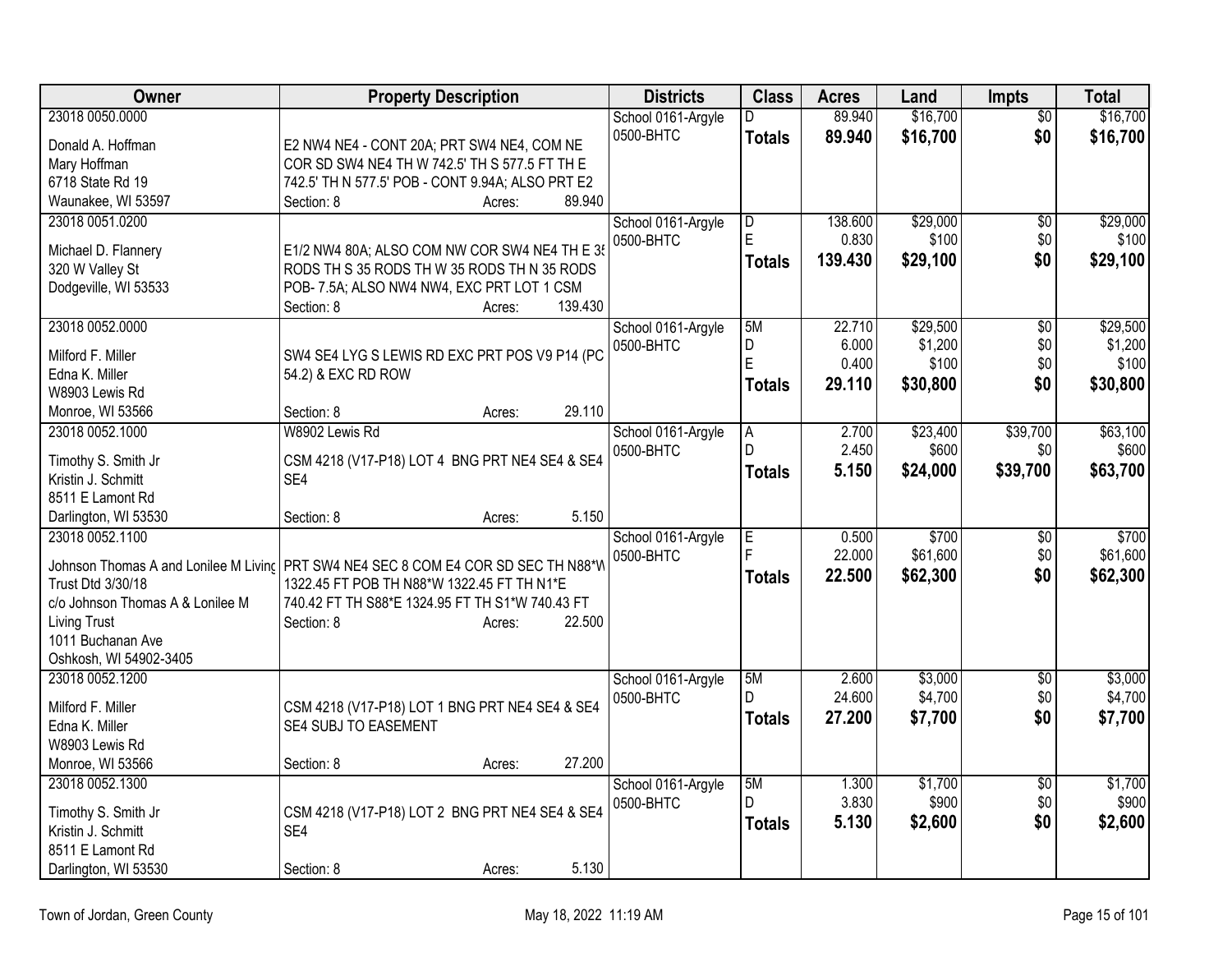| Owner | Property Description | Districts | Class | Acres | Land | Impts | Total |
|---|---|---|---|---|---|---|---|
| 23018 0050.0000<br>Donald A. Hoffman<br>Mary Hoffman<br>6718 State Rd 19<br>Waunakee, WI 53597 | E2 NW4 NE4 - CONT 20A; PRT SW4 NE4, COM NE COR SD SW4 NE4 TH W 742.5' TH S 577.5 FT TH E 742.5' TH N 577.5' POB - CONT 9.94A; ALSO PRT E2<br>Section: 8 Acres: 89.940 | School 0161-Argyle<br>0500-BHTC | D<br>**Totals** | 89.940<br>**89.940** | $16,700<br>**$16,700** | $0<br>**$0** | $16,700<br>**$16,700** |
| 23018 0051.0200<br>Michael D. Flannery<br>320 W Valley St<br>Dodgeville, WI 53533 | E1/2 NW4 80A; ALSO COM NW COR SW4 NE4 TH E 35 RODS TH S 35 RODS TH W 35 RODS TH N 35 RODS POB- 7.5A; ALSO NW4 NW4, EXC PRT LOT 1 CSM<br>Section: 8 Acres: 139.430 | School 0161-Argyle<br>0500-BHTC | D<br>E<br>**Totals** | 138.600<br>0.830<br>**139.430** | $29,000<br>$100<br>**$29,100** | $0<br>$0<br>**$0** | $29,000<br>$100<br>**$29,100** |
| 23018 0052.0000<br>Milford F. Miller<br>Edna K. Miller<br>W8903 Lewis Rd<br>Monroe, WI 53566 | SW4 SE4 LYG S LEWIS RD EXC PRT POS V9 P14 (PC 54.2) & EXC RD ROW<br>Section: 8 Acres: 29.110 | School 0161-Argyle<br>0500-BHTC | 5M<br>D<br>E<br>**Totals** | 22.710<br>6.000<br>0.400<br>**29.110** | $29,500<br>$1,200<br>$100<br>**$30,800** | $0<br>$0<br>$0<br>**$0** | $29,500<br>$1,200<br>$100<br>**$30,800** |
| 23018 0052.1000<br>Timothy S. Smith Jr<br>Kristin J. Schmitt<br>8511 E Lamont Rd<br>Darlington, WI 53530 | W8902 Lewis Rd<br>CSM 4218 (V17-P18) LOT 4 BNG PRT NE4 SE4 & SE4 SE4<br>Section: 8 Acres: 5.150 | School 0161-Argyle<br>0500-BHTC | A<br>D<br>**Totals** | 2.700<br>2.450<br>**5.150** | $23,400<br>$600<br>**$24,000** | $39,700<br>$0<br>**$39,700** | $63,100<br>$600<br>**$63,700** |
| 23018 0052.1100<br>Johnson Thomas A and Lonilee M Living Trust Dtd 3/30/18<br>c/o Johnson Thomas A & Lonilee M Living Trust<br>1011 Buchanan Ave<br>Oshkosh, WI 54902-3405 | PRT SW4 NE4 SEC 8 COM E4 COR SD SEC TH N88*W 1322.45 FT POB TH N88*W 1322.45 FT TH N1*E 740.42 FT TH S88*E 1324.95 FT TH S1*W 740.43 FT<br>Section: 8 Acres: 22.500 | School 0161-Argyle<br>0500-BHTC | E<br>F<br>**Totals** | 0.500<br>22.000<br>**22.500** | $700<br>$61,600<br>**$62,300** | $0<br>$0<br>**$0** | $700<br>$61,600<br>**$62,300** |
| 23018 0052.1200<br>Milford F. Miller<br>Edna K. Miller<br>W8903 Lewis Rd<br>Monroe, WI 53566 | CSM 4218 (V17-P18) LOT 1 BNG PRT NE4 SE4 & SE4 SE4 SUBJ TO EASEMENT<br>Section: 8 Acres: 27.200 | School 0161-Argyle<br>0500-BHTC | 5M<br>D<br>**Totals** | 2.600<br>24.600<br>**27.200** | $3,000<br>$4,700<br>**$7,700** | $0<br>$0<br>**$0** | $3,000<br>$4,700<br>**$7,700** |
| 23018 0052.1300<br>Timothy S. Smith Jr<br>Kristin J. Schmitt<br>8511 E Lamont Rd<br>Darlington, WI 53530 | CSM 4218 (V17-P18) LOT 2 BNG PRT NE4 SE4 & SE4 SE4<br>Section: 8 Acres: 5.130 | School 0161-Argyle<br>0500-BHTC | 5M<br>D<br>**Totals** | 1.300<br>3.830<br>**5.130** | $1,700<br>$900<br>**$2,600** | $0<br>$0<br>**$0** | $1,700<br>$900<br>**$2,600** |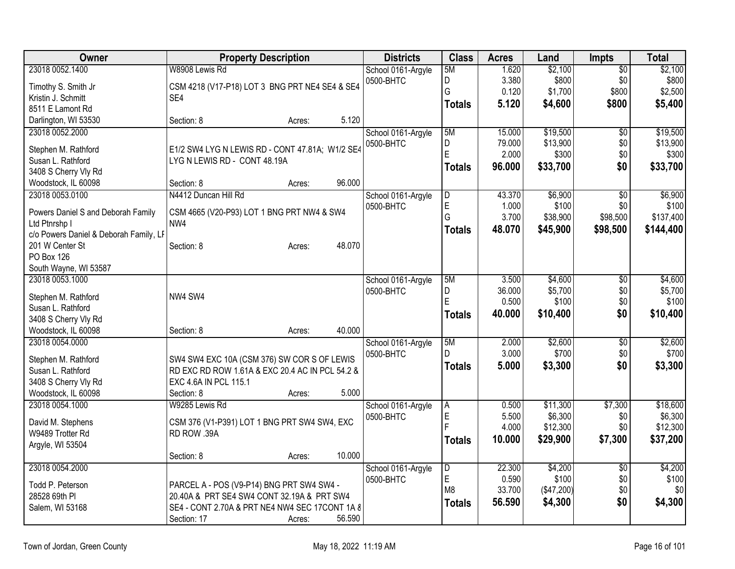| Owner | Property Description | | | Districts | Class | Acres | Land | Impts | Total |
|---|---|---|---|---|---|---|---|---|---|
| 23018 0052.1400 | W8908 Lewis Rd | | | School 0161-Argyle | 5M | 1.620 | $2,100 | $0 | $2,100 |
| Timothy S. Smith Jr | CSM 4218 (V17-P18) LOT 3 BNG PRT NE4 SE4 & SE4 | | | 0500-BHTC | D | 3.380 | $800 | $0 | $800 |
| Kristin J. Schmitt | SE4 | | | | G | 0.120 | $1,700 | $800 | $2,500 |
| 8511 E Lamont Rd | | | | | **Totals** | **5.120** | **$4,600** | **$800** | **$5,400** |
| Darlington, WI 53530 | Section: 8 | Acres: | 5.120 | | | | | | |
| 23018 0052.2000 | | | | School 0161-Argyle | 5M | 15.000 | $19,500 | $0 | $19,500 |
| Stephen M. Rathford | E1/2 SW4 LYG N LEWIS RD - CONT 47.81A; W1/2 SE4 | | | 0500-BHTC | D | 79.000 | $13,900 | $0 | $13,900 |
| Susan L. Rathford | LYG N LEWIS RD - CONT 48.19A | | | | E | 2.000 | $300 | $0 | $300 |
| 3408 S Cherry Vly Rd | | | | | **Totals** | **96.000** | **$33,700** | **$0** | **$33,700** |
| Woodstock, IL 60098 | Section: 8 | Acres: | 96.000 | | | | | | |
| 23018 0053.0100 | N4412 Duncan Hill Rd | | | School 0161-Argyle | D | 43.370 | $6,900 | $0 | $6,900 |
| Powers Daniel S and Deborah Family | CSM 4665 (V20-P93) LOT 1 BNG PRT NW4 & SW4 | | | 0500-BHTC | E | 1.000 | $100 | $0 | $100 |
| Ltd Ptnrshp I | NW4 | | | | G | 3.700 | $38,900 | $98,500 | $137,400 |
| c/o Powers Daniel & Deborah Family, LF | | | | | **Totals** | **48.070** | **$45,900** | **$98,500** | **$144,400** |
| 201 W Center St | Section: 8 | Acres: | 48.070 | | | | | | |
| PO Box 126 | | | | | | | | | |
| South Wayne, WI 53587 | | | | | | | | | |
| 23018 0053.1000 | | | | School 0161-Argyle | 5M | 3.500 | $4,600 | $0 | $4,600 |
| Stephen M. Rathford | NW4 SW4 | | | 0500-BHTC | D | 36.000 | $5,700 | $0 | $5,700 |
| Susan L. Rathford | | | | | E | 0.500 | $100 | $0 | $100 |
| 3408 S Cherry Vly Rd | | | | | **Totals** | **40.000** | **$10,400** | **$0** | **$10,400** |
| Woodstock, IL 60098 | Section: 8 | Acres: | 40.000 | | | | | | |
| 23018 0054.0000 | | | | School 0161-Argyle | 5M | 2.000 | $2,600 | $0 | $2,600 |
| Stephen M. Rathford | SW4 SW4 EXC 10A (CSM 376) SW COR S OF LEWIS | | | 0500-BHTC | D | 3.000 | $700 | $0 | $700 |
| Susan L. Rathford | RD EXC RD ROW 1.61A & EXC 20.4 AC IN PCL 54.2 & | | | | **Totals** | **5.000** | **$3,300** | **$0** | **$3,300** |
| 3408 S Cherry Vly Rd | EXC 4.6A IN PCL 115.1 | | | | | | | | |
| Woodstock, IL 60098 | Section: 8 | Acres: | 5.000 | | | | | | |
| 23018 0054.1000 | W9285 Lewis Rd | | | School 0161-Argyle | A | 0.500 | $11,300 | $7,300 | $18,600 |
| David M. Stephens | CSM 376 (V1-P391) LOT 1 BNG PRT SW4 SW4, EXC | | | 0500-BHTC | E | 5.500 | $6,300 | $0 | $6,300 |
| W9489 Trotter Rd | RD ROW .39A | | | | F | 4.000 | $12,300 | $0 | $12,300 |
| Argyle, WI 53504 | | | | | **Totals** | **10.000** | **$29,900** | **$7,300** | **$37,200** |
| | Section: 8 | Acres: | 10.000 | | | | | | |
| 23018 0054.2000 | | | | School 0161-Argyle | D | 22.300 | $4,200 | $0 | $4,200 |
| Todd P. Peterson | PARCEL A - POS (V9-P14) BNG PRT SW4 SW4 - | | | 0500-BHTC | E | 0.590 | $100 | $0 | $100 |
| 28528 69th Pl | 20.40A & PRT SE4 SW4 CONT 32.19A & PRT SW4 | | | | M8 | 33.700 | ($47,200) | $0 | $0 |
| Salem, WI 53168 | SE4 - CONT 2.70A & PRT NE4 NW4 SEC 17CONT 1A & | | | | **Totals** | **56.590** | **$4,300** | **$0** | **$4,300** |
| | Section: 17 | Acres: | 56.590 | | | | | | |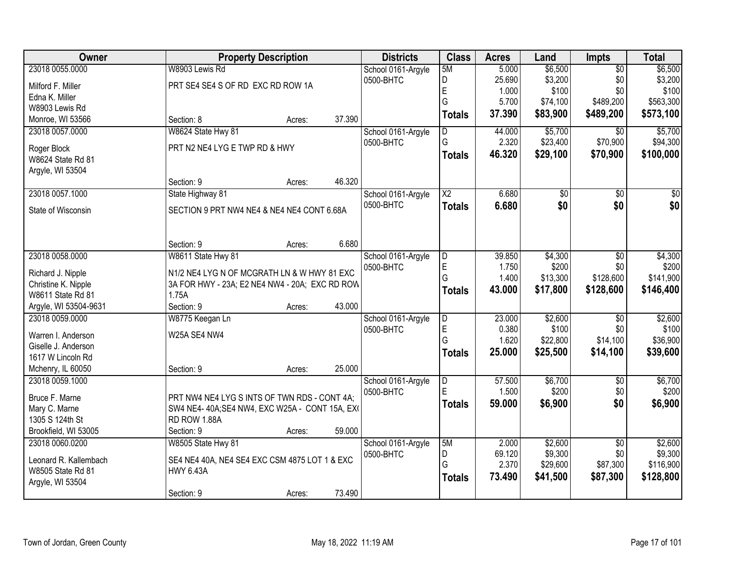| Owner | Property Description | Districts | Class | Acres | Land | Impts | Total |
|---|---|---|---|---|---|---|---|
| 23018 0055.0000<br>Milford F. Miller<br>Edna K. Miller<br>W8903 Lewis Rd<br>Monroe, WI 53566 | W8903 Lewis Rd<br>PRT SE4 SE4 S OF RD EXC RD ROW 1A<br>Section: 8 Acres: 37.390 | School 0161-Argyle<br>0500-BHTC | 5M<br>D<br>E<br>G<br>**Totals** | 5.000<br>25.690<br>1.000<br>5.700<br>**37.390** | $6,500<br>$3,200<br>$100<br>$74,100<br>**$83,900** | $0<br>$0<br>$0<br>$489,200<br>**$489,200** | $6,500<br>$3,200<br>$100<br>$563,300<br>**$573,100** |
| 23018 0057.0000<br>Roger Block<br>W8624 State Rd 81<br>Argyle, WI 53504 | W8624 State Hwy 81<br>PRT N2 NE4 LYG E TWP RD & HWY<br>Section: 9 Acres: 46.320 | School 0161-Argyle<br>0500-BHTC | D<br>G<br>**Totals** | 44.000<br>2.320<br>**46.320** | $5,700<br>$23,400<br>**$29,100** | $0<br>$70,900<br>**$70,900** | $5,700<br>$94,300<br>**$100,000** |
| 23018 0057.1000<br>State of Wisconsin | State Highway 81<br>SECTION 9 PRT NW4 NE4 & NE4 NE4 CONT 6.68A<br>Section: 9 Acres: 6.680 | School 0161-Argyle<br>0500-BHTC | X2<br>**Totals** | 6.680<br>**6.680** | $0<br>**$0** | $0<br>**$0** | $0<br>**$0** |
| 23018 0058.0000<br>Richard J. Nipple<br>Christine K. Nipple<br>W8611 State Rd 81<br>Argyle, WI 53504-9631 | W8611 State Hwy 81<br>N1/2 NE4 LYG N OF MCGRATH LN & W HWY 81 EXC 3A FOR HWY - 23A; E2 NE4 NW4 - 20A; EXC RD ROW 1.75A<br>Section: 9 Acres: 43.000 | School 0161-Argyle<br>0500-BHTC | D<br>E<br>G<br>**Totals** | 39.850<br>1.750<br>1.400<br>**43.000** | $4,300<br>$200<br>$13,300<br>**$17,800** | $0<br>$0<br>$128,600<br>**$128,600** | $4,300<br>$200<br>$141,900<br>**$146,400** |
| 23018 0059.0000<br>Warren I. Anderson<br>Giselle J. Anderson<br>1617 W Lincoln Rd<br>Mchenry, IL 60050 | W8775 Keegan Ln<br>W25A SE4 NW4<br>Section: 9 Acres: 25.000 | School 0161-Argyle<br>0500-BHTC | D<br>E<br>G<br>**Totals** | 23.000<br>0.380<br>1.620<br>**25.000** | $2,600<br>$100<br>$22,800<br>**$25,500** | $0<br>$0<br>$14,100<br>**$14,100** | $2,600<br>$100<br>$36,900<br>**$39,600** |
| 23018 0059.1000<br>Bruce F. Marne<br>Mary C. Marne<br>1305 S 124th St<br>Brookfield, WI 53005 | PRT NW4 NE4 LYG S INTS OF TWN RDS - CONT 4A; SW4 NE4- 40A;SE4 NW4, EXC W25A - CONT 15A, EX( RD ROW 1.88A<br>Section: 9 Acres: 59.000 | School 0161-Argyle<br>0500-BHTC | D<br>E<br>**Totals** | 57.500<br>1.500<br>**59.000** | $6,700<br>$200<br>**$6,900** | $0<br>$0<br>**$0** | $6,700<br>$200<br>**$6,900** |
| 23018 0060.0200<br>Leonard R. Kallembach<br>W8505 State Rd 81<br>Argyle, WI 53504 | W8505 State Hwy 81<br>SE4 NE4 40A, NE4 SE4 EXC CSM 4875 LOT 1 & EXC HWY 6.43A<br>Section: 9 Acres: 73.490 | School 0161-Argyle<br>0500-BHTC | 5M<br>D<br>G<br>**Totals** | 2.000<br>69.120<br>2.370<br>**73.490** | $2,600<br>$9,300<br>$29,600<br>**$41,500** | $0<br>$0<br>$87,300<br>**$87,300** | $2,600<br>$9,300<br>$116,900<br>**$128,800** |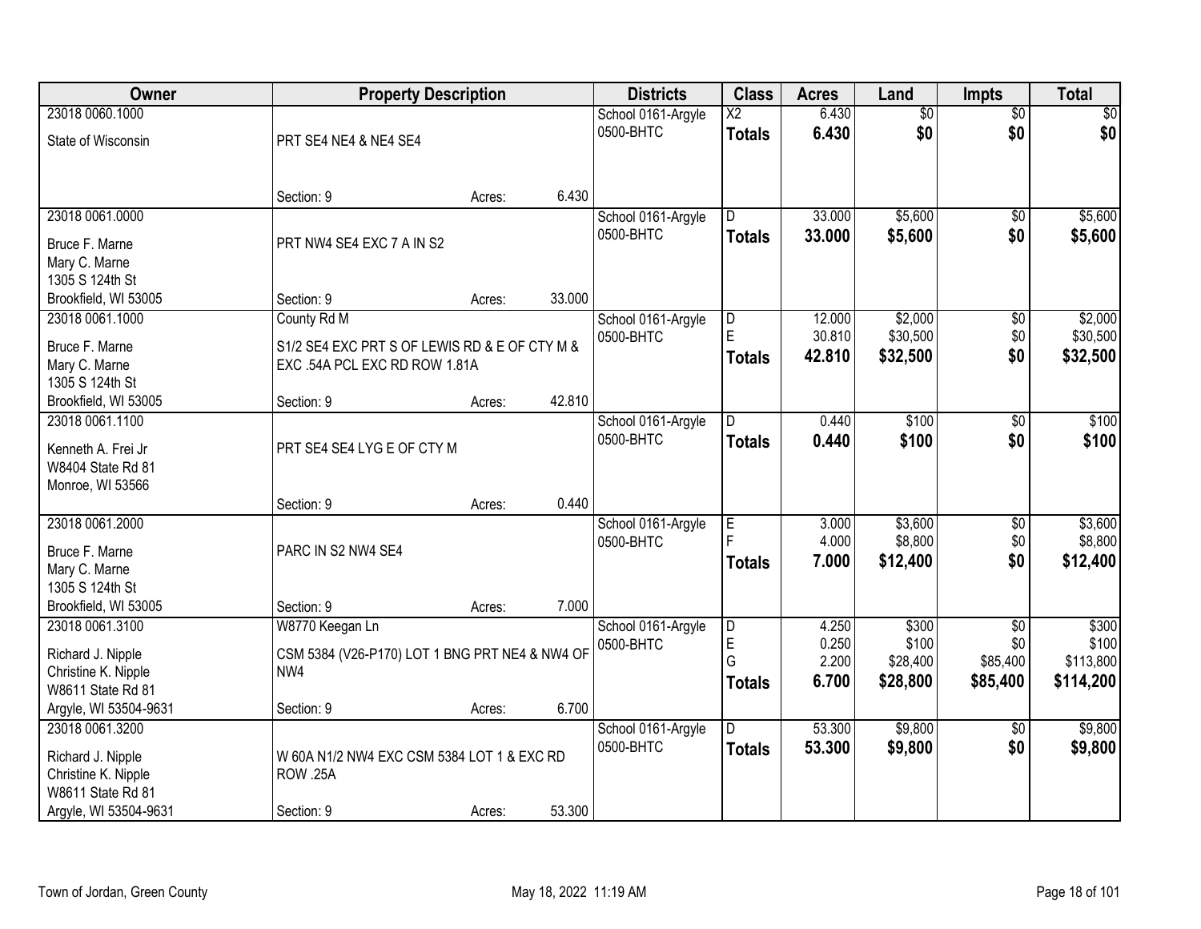| Owner | Property Description | | Districts | Class | Acres | Land | Impts | Total |
|---|---|---|---|---|---|---|---|---|
| 23018 0060.1000 | | | School 0161-Argyle | X2 | 6.430 | $0 | $0 | $0 |
| State of Wisconsin | PRT SE4 NE4 & NE4 SE4 | | 0500-BHTC | **Totals** | **6.430** | **$0** | **$0** | **$0** |
| | Section: 9 | Acres: 6.430 | | | | | | |
| 23018 0061.0000 | | | School 0161-Argyle | D | 33.000 | $5,600 | $0 | $5,600 |
| Bruce F. Marne<br>Mary C. Marne<br>1305 S 124th St<br>Brookfield, WI 53005 | PRT NW4 SE4 EXC 7 A IN S2 | | 0500-BHTC | **Totals** | **33.000** | **$5,600** | **$0** | **$5,600** |
| | Section: 9 | Acres: 33.000 | | | | | | |
| 23018 0061.1000 | County Rd M | | School 0161-Argyle | D | 12.000 | $2,000 | $0 | $2,000 |
| Bruce F. Marne<br>Mary C. Marne<br>1305 S 124th St<br>Brookfield, WI 53005 | S1/2 SE4 EXC PRT S OF LEWIS RD & E OF CTY M & EXC .54A PCL EXC RD ROW 1.81A | | 0500-BHTC | E | 30.810 | $30,500 | $0 | $30,500 |
| | | | | **Totals** | **42.810** | **$32,500** | **$0** | **$32,500** |
| | Section: 9 | Acres: 42.810 | | | | | | |
| 23018 0061.1100 | | | School 0161-Argyle | D | 0.440 | $100 | $0 | $100 |
| Kenneth A. Frei Jr<br>W8404 State Rd 81<br>Monroe, WI 53566 | PRT SE4 SE4 LYG E OF CTY M | | 0500-BHTC | **Totals** | **0.440** | **$100** | **$0** | **$100** |
| | Section: 9 | Acres: 0.440 | | | | | | |
| 23018 0061.2000 | | | School 0161-Argyle | E | 3.000 | $3,600 | $0 | $3,600 |
| Bruce F. Marne<br>Mary C. Marne<br>1305 S 124th St<br>Brookfield, WI 53005 | PARC IN S2 NW4 SE4 | | 0500-BHTC | F | 4.000 | $8,800 | $0 | $8,800 |
| | | | | **Totals** | **7.000** | **$12,400** | **$0** | **$12,400** |
| | Section: 9 | Acres: 7.000 | | | | | | |
| 23018 0061.3100 | W8770 Keegan Ln | | School 0161-Argyle | D | 4.250 | $300 | $0 | $300 |
| Richard J. Nipple<br>Christine K. Nipple<br>W8611 State Rd 81<br>Argyle, WI 53504-9631 | CSM 5384 (V26-P170) LOT 1 BNG PRT NE4 & NW4 OF NW4 | | 0500-BHTC | E | 0.250 | $100 | $0 | $100 |
| | | | | G | 2.200 | $28,400 | $85,400 | $113,800 |
| | | | | **Totals** | **6.700** | **$28,800** | **$85,400** | **$114,200** |
| | Section: 9 | Acres: 6.700 | | | | | | |
| 23018 0061.3200 | | | School 0161-Argyle | D | 53.300 | $9,800 | $0 | $9,800 |
| Richard J. Nipple<br>Christine K. Nipple<br>W8611 State Rd 81<br>Argyle, WI 53504-9631 | W 60A N1/2 NW4 EXC CSM 5384 LOT 1 & EXC RD ROW .25A | | 0500-BHTC | **Totals** | **53.300** | **$9,800** | **$0** | **$9,800** |
| | Section: 9 | Acres: 53.300 | | | | | | |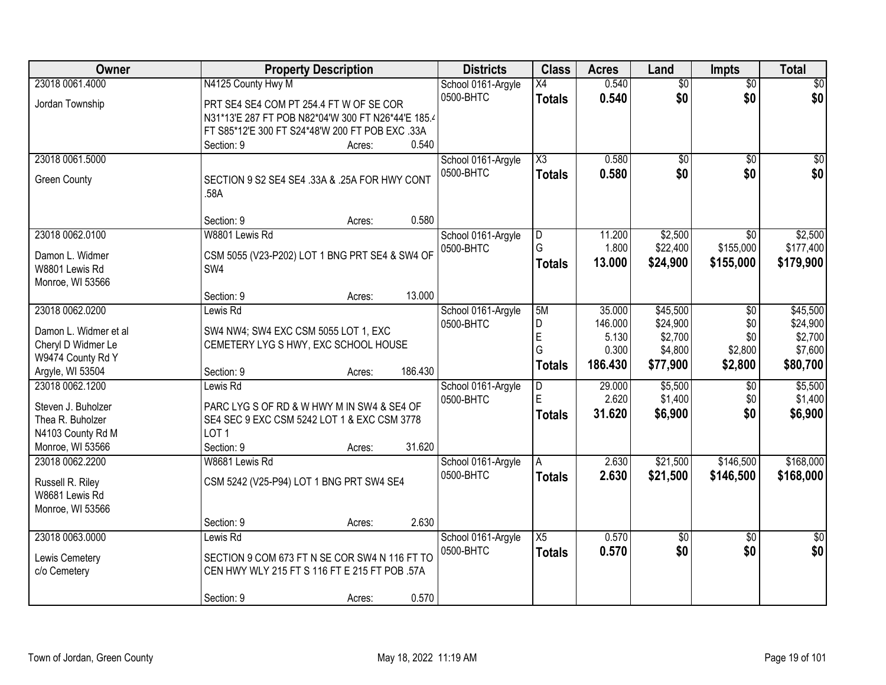| Owner | Property Description | Districts | Class | Acres | Land | Impts | Total |
|---|---|---|---|---|---|---|---|
| 23018 0061.4000<br>Jordan Township | N4125 County Hwy M<br>PRT SE4 SE4 COM PT 254.4 FT W OF SE COR N31*13'E 287 FT POB N82*04'W 300 FT N26*44'E 185.4 FT S85*12'E 300 FT S24*48'W 200 FT POB EXC .33A<br>Section: 9 Acres: 0.540 | School 0161-Argyle<br>0500-BHTC | X4<br>**Totals** | 0.540<br>**0.540** | $0<br>**$0** | $0<br>**$0** | $0<br>**$0** |
| 23018 0061.5000<br>Green County | SECTION 9 S2 SE4 SE4 .33A & .25A FOR HWY CONT .58A<br>Section: 9 Acres: 0.580 | School 0161-Argyle<br>0500-BHTC | X3<br>**Totals** | 0.580<br>**0.580** | $0<br>**$0** | $0<br>**$0** | $0<br>**$0** |
| 23018 0062.0100<br>Damon L. Widmer<br>W8801 Lewis Rd<br>Monroe, WI 53566 | W8801 Lewis Rd<br>CSM 5055 (V23-P202) LOT 1 BNG PRT SE4 & SW4 OF SW4<br>Section: 9 Acres: 13.000 | School 0161-Argyle<br>0500-BHTC | D<br>G<br>**Totals** | 11.200<br>1.800<br>**13.000** | $2,500<br>$22,400<br>**$24,900** | $0<br>$155,000<br>**$155,000** | $2,500<br>$177,400<br>**$179,900** |
| 23018 0062.0200<br>Damon L. Widmer et al<br>Cheryl D Widmer Le<br>W9474 County Rd Y<br>Argyle, WI 53504 | Lewis Rd<br>SW4 NW4; SW4 EXC CSM 5055 LOT 1, EXC CEMETERY LYG S HWY, EXC SCHOOL HOUSE<br>Section: 9 Acres: 186.430 | School 0161-Argyle<br>0500-BHTC | 5M<br>D<br>E<br>G<br>**Totals** | 35.000<br>146.000<br>5.130<br>0.300<br>**186.430** | $45,500<br>$24,900<br>$2,700<br>$4,800<br>**$77,900** | $0<br>$0<br>$0<br>$2,800<br>**$2,800** | $45,500<br>$24,900<br>$2,700<br>$7,600<br>**$80,700** |
| 23018 0062.1200<br>Steven J. Buholzer<br>Thea R. Buholzer<br>N4103 County Rd M<br>Monroe, WI 53566 | Lewis Rd<br>PARC LYG S OF RD & W HWY M IN SW4 & SE4 OF SE4 SEC 9 EXC CSM 5242 LOT 1 & EXC CSM 3778 LOT 1<br>Section: 9 Acres: 31.620 | School 0161-Argyle<br>0500-BHTC | D<br>E<br>**Totals** | 29.000<br>2.620<br>**31.620** | $5,500<br>$1,400<br>**$6,900** | $0<br>$0<br>**$0** | $5,500<br>$1,400<br>**$6,900** |
| 23018 0062.2200<br>Russell R. Riley<br>W8681 Lewis Rd<br>Monroe, WI 53566 | W8681 Lewis Rd<br>CSM 5242 (V25-P94) LOT 1 BNG PRT SW4 SE4<br>Section: 9 Acres: 2.630 | School 0161-Argyle<br>0500-BHTC | A<br>**Totals** | 2.630<br>**2.630** | $21,500<br>**$21,500** | $146,500<br>**$146,500** | $168,000<br>**$168,000** |
| 23018 0063.0000<br>Lewis Cemetery<br>c/o Cemetery | Lewis Rd<br>SECTION 9 COM 673 FT N SE COR SW4 N 116 FT TO CEN HWY WLY 215 FT S 116 FT E 215 FT POB .57A<br>Section: 9 Acres: 0.570 | School 0161-Argyle<br>0500-BHTC | X5<br>**Totals** | 0.570<br>**0.570** | $0<br>**$0** | $0<br>**$0** | $0<br>**$0** |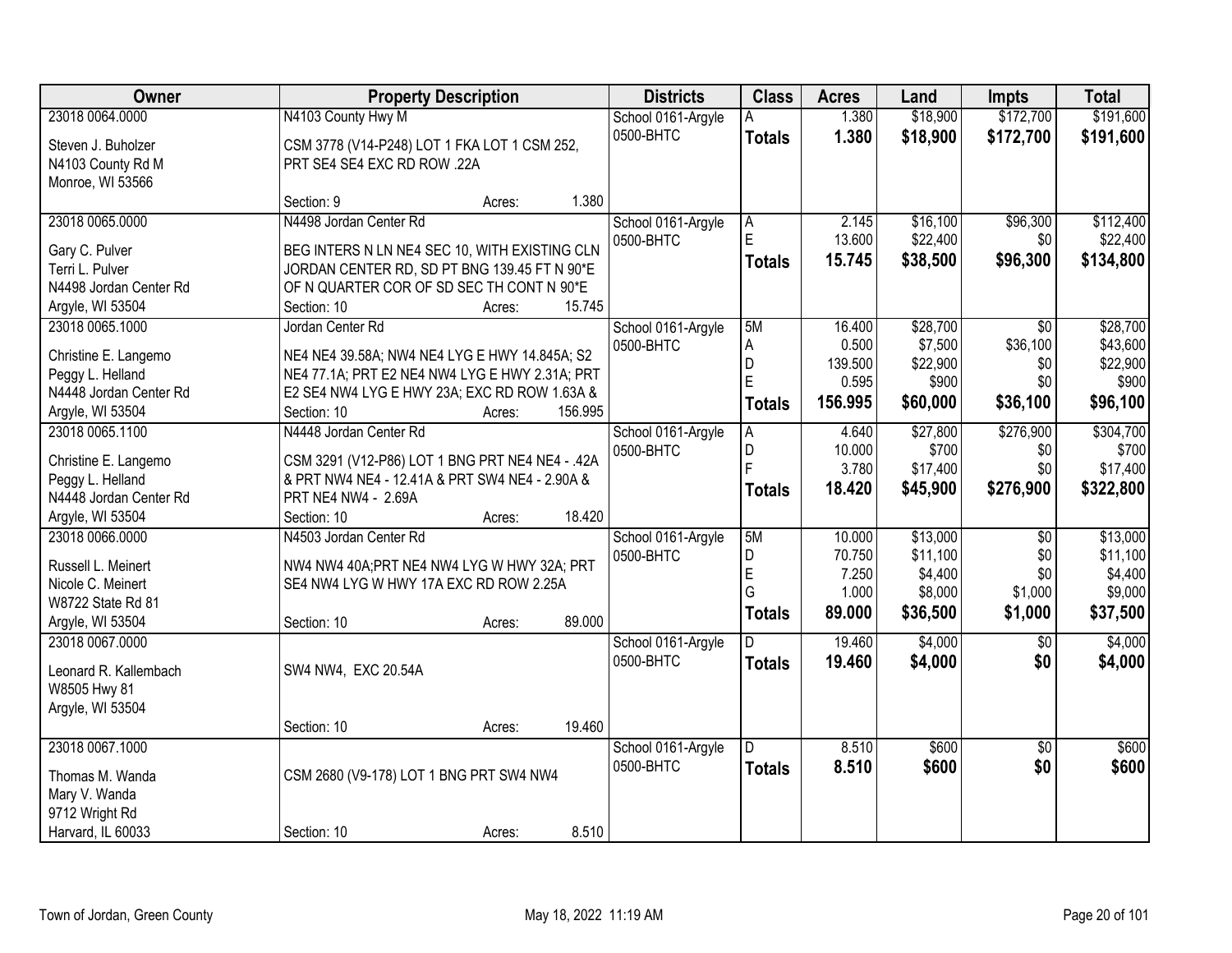| Owner | Property Description | Districts | Class | Acres | Land | Impts | Total |
|---|---|---|---|---|---|---|---|
| 23018 0064.0000<br>Steven J. Buholzer<br>N4103 County Rd M<br>Monroe, WI 53566 | N4103 County Hwy M<br>CSM 3778 (V14-P248) LOT 1 FKA LOT 1 CSM 252, PRT SE4 SE4 EXC RD ROW .22A<br>Section: 9 Acres: 1.380 | School 0161-Argyle<br>0500-BHTC | A<br>**Totals** | 1.380<br>**1.380** | $18,900<br>**$18,900** | $172,700<br>**$172,700** | $191,600<br>**$191,600** |
| 23018 0065.0000<br>Gary C. Pulver<br>Terri L. Pulver<br>N4498 Jordan Center Rd<br>Argyle, WI 53504 | N4498 Jordan Center Rd<br>BEG INTERS N LN NE4 SEC 10, WITH EXISTING CLN JORDAN CENTER RD, SD PT BNG 139.45 FT N 90*E OF N QUARTER COR OF SD SEC TH CONT N 90*E<br>Section: 10 Acres: 15.745 | School 0161-Argyle<br>0500-BHTC | A<br>E<br>**Totals** | 2.145<br>13.600<br>**15.745** | $16,100<br>$22,400<br>**$38,500** | $96,300<br>$0<br>**$96,300** | $112,400<br>$22,400<br>**$134,800** |
| 23018 0065.1000<br>Christine E. Langemo<br>Peggy L. Helland<br>N4448 Jordan Center Rd<br>Argyle, WI 53504 | Jordan Center Rd<br>NE4 NE4 39.58A; NW4 NE4 LYG E HWY 14.845A; S2 NE4 77.1A; PRT E2 NE4 NW4 LYG E HWY 2.31A; PRT E2 SE4 NW4 LYG E HWY 23A; EXC RD ROW 1.63A &<br>Section: 10 Acres: 156.995 | School 0161-Argyle<br>0500-BHTC | 5M<br>A<br>D<br>E<br>**Totals** | 16.400<br>0.500<br>139.500<br>0.595<br>**156.995** | $28,700<br>$7,500<br>$22,900<br>$900<br>**$60,000** | $0<br>$36,100<br>$0<br>$0<br>**$36,100** | $28,700<br>$43,600<br>$22,900<br>$900<br>**$96,100** |
| 23018 0065.1100<br>Christine E. Langemo<br>Peggy L. Helland<br>N4448 Jordan Center Rd<br>Argyle, WI 53504 | N4448 Jordan Center Rd<br>CSM 3291 (V12-P86) LOT 1 BNG PRT NE4 NE4 - .42A & PRT NW4 NE4 - 12.41A & PRT SW4 NE4 - 2.90A & PRT NE4 NW4 - 2.69A<br>Section: 10 Acres: 18.420 | School 0161-Argyle<br>0500-BHTC | A<br>D<br>F<br>**Totals** | 4.640<br>10.000<br>3.780<br>**18.420** | $27,800<br>$700<br>$17,400<br>**$45,900** | $276,900<br>$0<br>$0<br>**$276,900** | $304,700<br>$700<br>$17,400<br>**$322,800** |
| 23018 0066.0000<br>Russell L. Meinert<br>Nicole C. Meinert<br>W8722 State Rd 81<br>Argyle, WI 53504 | N4503 Jordan Center Rd<br>NW4 NW4 40A;PRT NE4 NW4 LYG W HWY 32A; PRT SE4 NW4 LYG W HWY 17A EXC RD ROW 2.25A<br>Section: 10 Acres: 89.000 | School 0161-Argyle<br>0500-BHTC | 5M<br>D<br>E<br>G<br>**Totals** | 10.000<br>70.750<br>7.250<br>1.000<br>**89.000** | $13,000<br>$11,100<br>$4,400<br>$8,000<br>**$36,500** | $0<br>$0<br>$0<br>$1,000<br>**$1,000** | $13,000<br>$11,100<br>$4,400<br>$9,000<br>**$37,500** |
| 23018 0067.0000<br>Leonard R. Kallembach<br>W8505 Hwy 81<br>Argyle, WI 53504 | SW4 NW4, EXC 20.54A<br>Section: 10 Acres: 19.460 | School 0161-Argyle<br>0500-BHTC | D<br>**Totals** | 19.460<br>**19.460** | $4,000<br>**$4,000** | $0<br>**$0** | $4,000<br>**$4,000** |
| 23018 0067.1000<br>Thomas M. Wanda<br>Mary V. Wanda<br>9712 Wright Rd<br>Harvard, IL 60033 | CSM 2680 (V9-178) LOT 1 BNG PRT SW4 NW4<br>Section: 10 Acres: 8.510 | School 0161-Argyle<br>0500-BHTC | D<br>**Totals** | 8.510<br>**8.510** | $600<br>**$600** | $0<br>**$0** | $600<br>**$600** |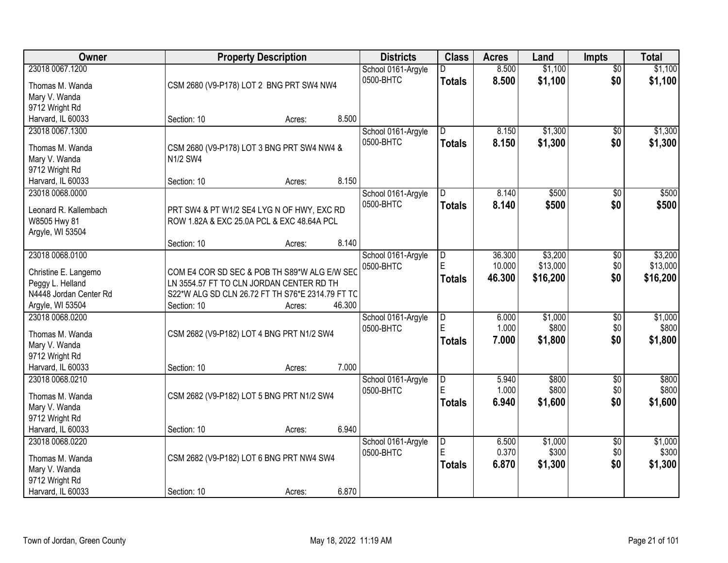| Owner | Property Description | Districts | Class | Acres | Land | Impts | Total |
|---|---|---|---|---|---|---|---|
| 23018 0067.1200<br>Thomas M. Wanda<br>Mary V. Wanda<br>9712 Wright Rd<br>Harvard, IL 60033 | CSM 2680 (V9-P178) LOT 2 BNG PRT SW4 NW4<br>Section: 10 Acres: 8.500 | School 0161-Argyle<br>0500-BHTC | D<br>**Totals** | 8.500<br>**8.500** | $1,100<br>**$1,100** | $0<br>**$0** | $1,100<br>**$1,100** |
| 23018 0067.1300<br>Thomas M. Wanda<br>Mary V. Wanda<br>9712 Wright Rd<br>Harvard, IL 60033 | CSM 2680 (V9-P178) LOT 3 BNG PRT SW4 NW4 & N1/2 SW4<br>Section: 10 Acres: 8.150 | School 0161-Argyle<br>0500-BHTC | D<br>**Totals** | 8.150<br>**8.150** | $1,300<br>**$1,300** | $0<br>**$0** | $1,300<br>**$1,300** |
| 23018 0068.0000<br>Leonard R. Kallembach<br>W8505 Hwy 81<br>Argyle, WI 53504 | PRT SW4 & PT W1/2 SE4 LYG N OF HWY, EXC RD ROW 1.82A & EXC 25.0A PCL & EXC 48.64A PCL<br>Section: 10 Acres: 8.140 | School 0161-Argyle<br>0500-BHTC | D<br>**Totals** | 8.140<br>**8.140** | $500<br>**$500** | $0<br>**$0** | $500<br>**$500** |
| 23018 0068.0100<br>Christine E. Langemo<br>Peggy L. Helland<br>N4448 Jordan Center Rd<br>Argyle, WI 53504 | COM E4 COR SD SEC & POB TH S89*W ALG E/W SEC LN 3554.57 FT TO CLN JORDAN CENTER RD TH S22*W ALG SD CLN 26.72 FT TH S76*E 2314.79 FT TC<br>Section: 10 Acres: 46.300 | School 0161-Argyle<br>0500-BHTC | D<br>E<br>**Totals** | 36.300<br>10.000<br>**46.300** | $3,200<br>$13,000<br>**$16,200** | $0<br>$0<br>**$0** | $3,200<br>$13,000<br>**$16,200** |
| 23018 0068.0200<br>Thomas M. Wanda<br>Mary V. Wanda<br>9712 Wright Rd<br>Harvard, IL 60033 | CSM 2682 (V9-P182) LOT 4 BNG PRT N1/2 SW4<br>Section: 10 Acres: 7.000 | School 0161-Argyle<br>0500-BHTC | D<br>E<br>**Totals** | 6.000<br>1.000<br>**7.000** | $1,000<br>$800<br>**$1,800** | $0<br>$0<br>**$0** | $1,000<br>$800<br>**$1,800** |
| 23018 0068.0210<br>Thomas M. Wanda<br>Mary V. Wanda<br>9712 Wright Rd<br>Harvard, IL 60033 | CSM 2682 (V9-P182) LOT 5 BNG PRT N1/2 SW4<br>Section: 10 Acres: 6.940 | School 0161-Argyle<br>0500-BHTC | D<br>E<br>**Totals** | 5.940<br>1.000<br>**6.940** | $800<br>$800<br>**$1,600** | $0<br>$0<br>**$0** | $800<br>$800<br>**$1,600** |
| 23018 0068.0220<br>Thomas M. Wanda<br>Mary V. Wanda<br>9712 Wright Rd<br>Harvard, IL 60033 | CSM 2682 (V9-P182) LOT 6 BNG PRT NW4 SW4<br>Section: 10 Acres: 6.870 | School 0161-Argyle<br>0500-BHTC | D<br>E<br>**Totals** | 6.500<br>0.370<br>**6.870** | $1,000<br>$300<br>**$1,300** | $0<br>$0<br>**$0** | $1,000<br>$300<br>**$1,300** |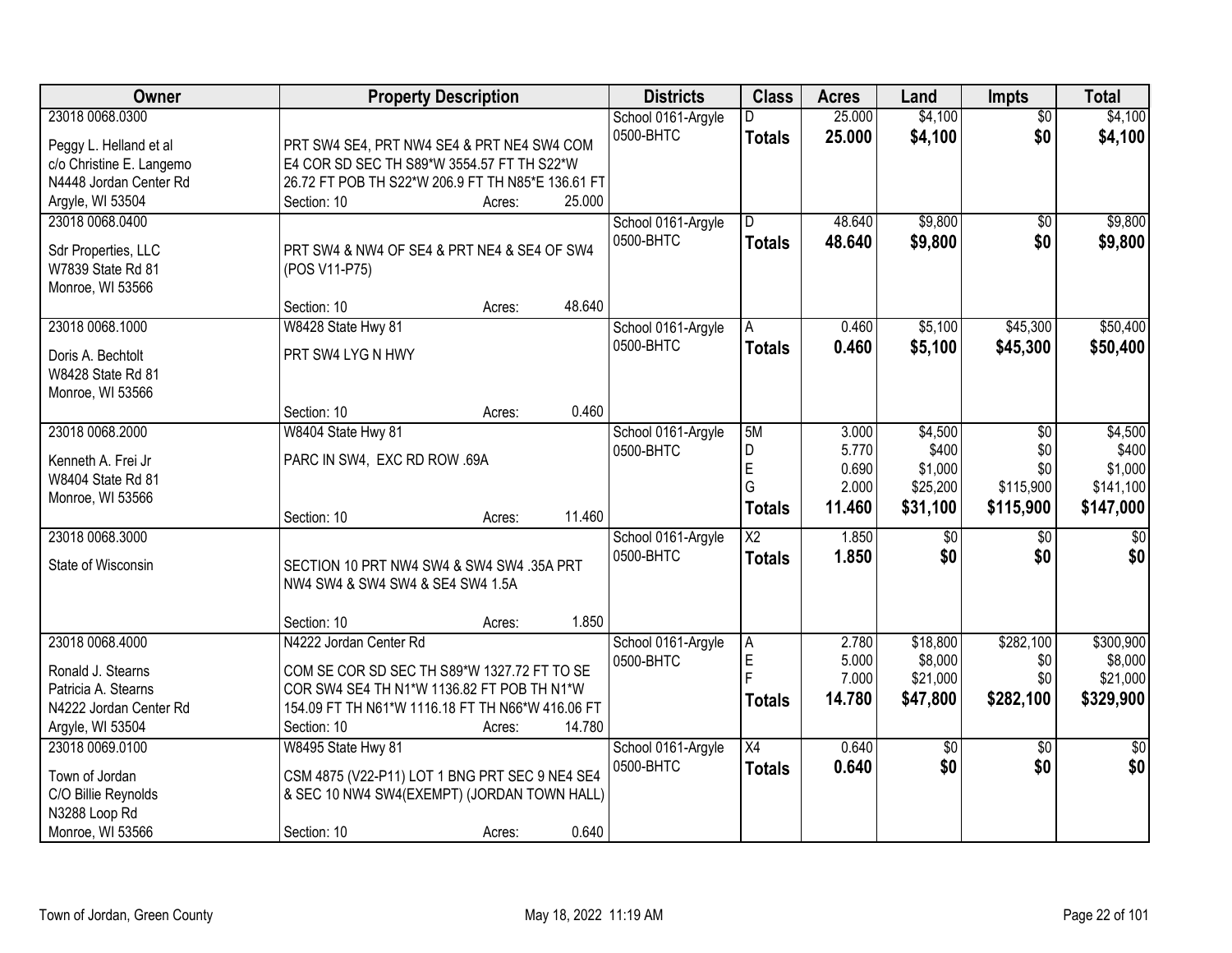| Owner | Property Description | Districts | Class | Acres | Land | Impts | Total |
|---|---|---|---|---|---|---|---|
| 23018 0068.0300<br>Peggy L. Helland et al<br>c/o Christine E. Langemo<br>N4448 Jordan Center Rd<br>Argyle, WI 53504 | PRT SW4 SE4, PRT NW4 SE4 & PRT NE4 SW4 COM E4 COR SD SEC TH S89*W 3554.57 FT TH S22*W 26.72 FT POB TH S22*W 206.9 FT TH N85*E 136.61 FT<br>Section: 10 Acres: 25.000 | School 0161-Argyle<br>0500-BHTC | D<br>**Totals** | 25.000<br>**25.000** | $4,100<br>**$4,100** | $0<br>**$0** | $4,100<br>**$4,100** |
| 23018 0068.0400<br>Sdr Properties, LLC<br>W7839 State Rd 81<br>Monroe, WI 53566 | PRT SW4 & NW4 OF SE4 & PRT NE4 & SE4 OF SW4 (POS V11-P75)<br>Section: 10 Acres: 48.640 | School 0161-Argyle<br>0500-BHTC | D<br>**Totals** | 48.640<br>**48.640** | $9,800<br>**$9,800** | $0<br>**$0** | $9,800<br>**$9,800** |
| 23018 0068.1000<br>Doris A. Bechtolt<br>W8428 State Rd 81<br>Monroe, WI 53566 | W8428 State Hwy 81<br>PRT SW4 LYG N HWY<br>Section: 10 Acres: 0.460 | School 0161-Argyle<br>0500-BHTC | A<br>**Totals** | 0.460<br>**0.460** | $5,100<br>**$5,100** | $45,300<br>**$45,300** | $50,400<br>**$50,400** |
| 23018 0068.2000<br>Kenneth A. Frei Jr<br>W8404 State Rd 81<br>Monroe, WI 53566 | W8404 State Hwy 81<br>PARC IN SW4, EXC RD ROW .69A<br>Section: 10 Acres: 11.460 | School 0161-Argyle<br>0500-BHTC | 5M<br>D<br>E<br>G<br>**Totals** | 3.000<br>5.770<br>0.690<br>2.000<br>**11.460** | $4,500<br>$400<br>$1,000<br>$25,200<br>**$31,100** | $0<br>$0<br>$0<br>$115,900<br>**$115,900** | $4,500<br>$400<br>$1,000<br>$141,100<br>**$147,000** |
| 23018 0068.3000<br>State of Wisconsin | SECTION 10 PRT NW4 SW4 & SW4 SW4 .35A PRT NW4 SW4 & SW4 SW4 & SE4 SW4 1.5A<br>Section: 10 Acres: 1.850 | School 0161-Argyle<br>0500-BHTC | X2<br>**Totals** | 1.850<br>**1.850** | $0<br>**$0** | $0<br>**$0** | $0<br>**$0** |
| 23018 0068.4000<br>Ronald J. Stearns<br>Patricia A. Stearns<br>N4222 Jordan Center Rd<br>Argyle, WI 53504 | N4222 Jordan Center Rd<br>COM SE COR SD SEC TH S89*W 1327.72 FT TO SE COR SW4 SE4 TH N1*W 1136.82 FT POB TH N1*W 154.09 FT TH N61*W 1116.18 FT TH N66*W 416.06 FT<br>Section: 10 Acres: 14.780 | School 0161-Argyle<br>0500-BHTC | A<br>E<br>F<br>**Totals** | 2.780<br>5.000<br>7.000<br>**14.780** | $18,800<br>$8,000<br>$21,000<br>**$47,800** | $282,100<br>$0<br>$0<br>**$282,100** | $300,900<br>$8,000<br>$21,000<br>**$329,900** |
| 23018 0069.0100<br>Town of Jordan<br>C/O Billie Reynolds<br>N3288 Loop Rd<br>Monroe, WI 53566 | W8495 State Hwy 81<br>CSM 4875 (V22-P11) LOT 1 BNG PRT SEC 9 NE4 SE4 & SEC 10 NW4 SW4(EXEMPT) (JORDAN TOWN HALL)<br>Section: 10 Acres: 0.640 | School 0161-Argyle<br>0500-BHTC | X4<br>**Totals** | 0.640<br>**0.640** | $0<br>**$0** | $0<br>**$0** | $0<br>**$0** |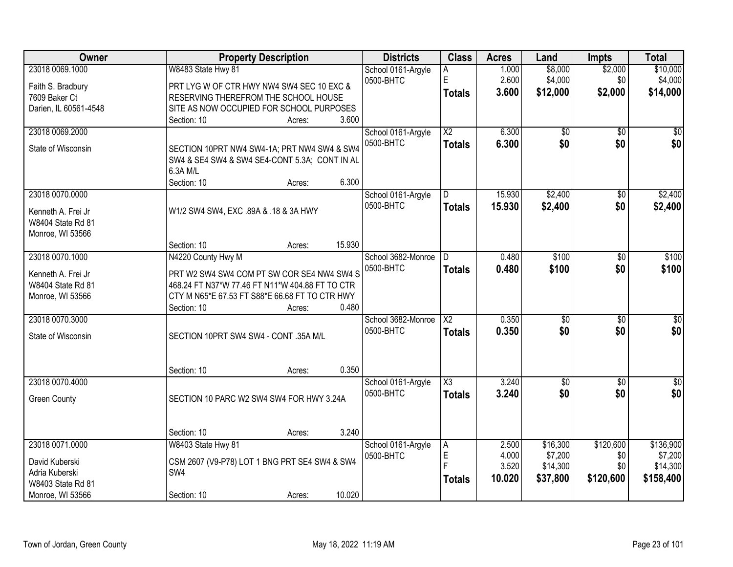| Owner | Property Description | Districts | Class | Acres | Land | Impts | Total |
|---|---|---|---|---|---|---|---|
| 23018 0069.1000<br>Faith S. Bradbury<br>7609 Baker Ct<br>Darien, IL 60561-4548 | W8483 State Hwy 81<br>PRT LYG W OF CTR HWY NW4 SW4 SEC 10 EXC & RESERVING THEREFROM THE SCHOOL HOUSE SITE AS NOW OCCUPIED FOR SCHOOL PURPOSES<br>Section: 10 Acres: 3.600 | School 0161-Argyle<br>0500-BHTC | A<br>E<br>**Totals** | 1.000<br>2.600<br>**3.600** | $8,000<br>$4,000<br>**$12,000** | $2,000<br>$0<br>**$2,000** | $10,000<br>$4,000<br>**$14,000** |
| 23018 0069.2000<br>State of Wisconsin | SECTION 10PRT NW4 SW4-1A; PRT NW4 SW4 & SW4 SW4 & SE4 SW4 & SW4 SE4-CONT 5.3A; CONT IN AL 6.3A M/L<br>Section: 10 Acres: 6.300 | School 0161-Argyle<br>0500-BHTC | X2<br>**Totals** | 6.300<br>**6.300** | $0<br>**$0** | $0<br>**$0** | $0<br>**$0** |
| 23018 0070.0000<br>Kenneth A. Frei Jr<br>W8404 State Rd 81<br>Monroe, WI 53566 | W1/2 SW4 SW4, EXC .89A & .18 & 3A HWY<br>Section: 10 Acres: 15.930 | School 0161-Argyle<br>0500-BHTC | D<br>**Totals** | 15.930<br>**15.930** | $2,400<br>**$2,400** | $0<br>**$0** | $2,400<br>**$2,400** |
| 23018 0070.1000<br>Kenneth A. Frei Jr<br>W8404 State Rd 81<br>Monroe, WI 53566 | N4220 County Hwy M<br>PRT W2 SW4 SW4 COM PT SW COR SE4 NW4 SW4 S 468.24 FT N37*W 77.46 FT N11*W 404.88 FT TO CTR CTY M N65*E 67.53 FT S88*E 66.68 FT TO CTR HWY<br>Section: 10 Acres: 0.480 | School 3682-Monroe<br>0500-BHTC | D<br>**Totals** | 0.480<br>**0.480** | $100<br>**$100** | $0<br>**$0** | $100<br>**$100** |
| 23018 0070.3000<br>State of Wisconsin | SECTION 10PRT SW4 SW4 - CONT .35A M/L<br>Section: 10 Acres: 0.350 | School 3682-Monroe<br>0500-BHTC | X2<br>**Totals** | 0.350<br>**0.350** | $0<br>**$0** | $0<br>**$0** | $0<br>**$0** |
| 23018 0070.4000<br>Green County | SECTION 10 PARC W2 SW4 SW4 FOR HWY 3.24A<br>Section: 10 Acres: 3.240 | School 0161-Argyle<br>0500-BHTC | X3<br>**Totals** | 3.240<br>**3.240** | $0<br>**$0** | $0<br>**$0** | $0<br>**$0** |
| 23018 0071.0000<br>David Kuberski<br>Adria Kuberski<br>W8403 State Rd 81<br>Monroe, WI 53566 | W8403 State Hwy 81<br>CSM 2607 (V9-P78) LOT 1 BNG PRT SE4 SW4 & SW4 SW4<br>Section: 10 Acres: 10.020 | School 0161-Argyle<br>0500-BHTC | A<br>E<br>F<br>**Totals** | 2.500<br>4.000<br>3.520<br>**10.020** | $16,300<br>$7,200<br>$14,300<br>**$37,800** | $120,600<br>$0<br>$0<br>**$120,600** | $136,900<br>$7,200<br>$14,300<br>**$158,400** |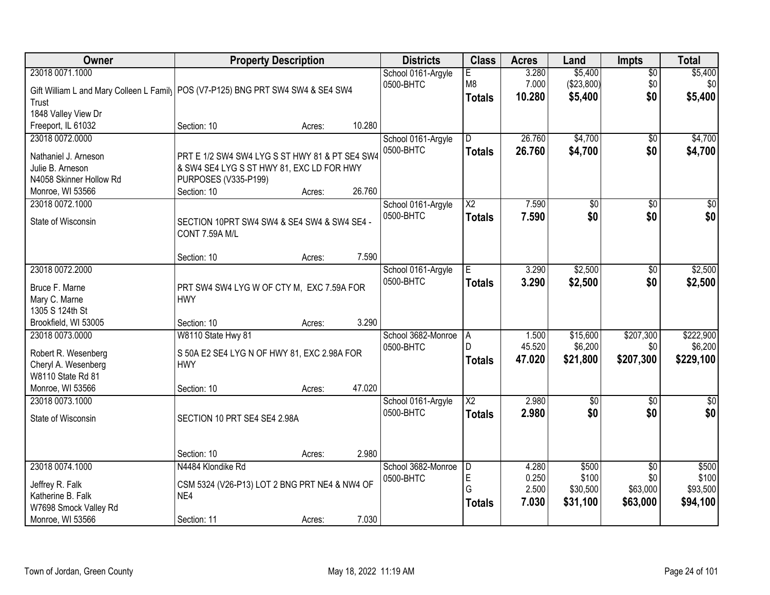| Owner | Property Description | Districts | Class | Acres | Land | Impts | Total |
|---|---|---|---|---|---|---|---|
| 23018 0071.1000<br>Gift William L and Mary Colleen L Family Trust<br>1848 Valley View Dr<br>Freeport, IL 61032 | POS (V7-P125) BNG PRT SW4 SW4 & SE4 SW4<br>Section: 10 Acres: 10.280 | School 0161-Argyle<br>0500-BHTC | E<br>M8<br>**Totals** | 3.280<br>7.000<br>**10.280** | $5,400<br>($23,800)<br>**$5,400** | $0<br>$0<br>**$0** | $5,400<br>$0<br>**$5,400** |
| 23018 0072.0000<br>Nathaniel J. Arneson<br>Julie B. Arneson<br>N4058 Skinner Hollow Rd<br>Monroe, WI 53566 | PRT E 1/2 SW4 SW4 LYG S ST HWY 81 & PT SE4 SW4 & SW4 SE4 LYG S ST HWY 81, EXC LD FOR HWY PURPOSES (V335-P199)<br>Section: 10 Acres: 26.760 | School 0161-Argyle<br>0500-BHTC | D<br>**Totals** | 26.760<br>**26.760** | $4,700<br>**$4,700** | $0<br>**$0** | $4,700<br>**$4,700** |
| 23018 0072.1000<br>State of Wisconsin | SECTION 10PRT SW4 SW4 & SE4 SW4 & SW4 SE4 - CONT 7.59A M/L<br>Section: 10 Acres: 7.590 | School 0161-Argyle<br>0500-BHTC | X2<br>**Totals** | 7.590<br>**7.590** | $0<br>**$0** | $0<br>**$0** | $0<br>**$0** |
| 23018 0072.2000<br>Bruce F. Marne<br>Mary C. Marne<br>1305 S 124th St<br>Brookfield, WI 53005 | PRT SW4 SW4 LYG W OF CTY M, EXC 7.59A FOR HWY<br>Section: 10 Acres: 3.290 | School 0161-Argyle<br>0500-BHTC | E<br>**Totals** | 3.290<br>**3.290** | $2,500<br>**$2,500** | $0<br>**$0** | $2,500<br>**$2,500** |
| 23018 0073.0000<br>Robert R. Wesenberg<br>Cheryl A. Wesenberg<br>W8110 State Rd 81<br>Monroe, WI 53566 | W8110 State Hwy 81<br>S 50A E2 SE4 LYG N OF HWY 81, EXC 2.98A FOR HWY<br>Section: 10 Acres: 47.020 | School 3682-Monroe<br>0500-BHTC | A<br>D<br>**Totals** | 1.500<br>45.520<br>**47.020** | $15,600<br>$6,200<br>**$21,800** | $207,300<br>$0<br>**$207,300** | $222,900<br>$6,200<br>**$229,100** |
| 23018 0073.1000<br>State of Wisconsin | SECTION 10 PRT SE4 SE4 2.98A<br>Section: 10 Acres: 2.980 | School 0161-Argyle<br>0500-BHTC | X2<br>**Totals** | 2.980<br>**2.980** | $0<br>**$0** | $0<br>**$0** | $0<br>**$0** |
| 23018 0074.1000<br>Jeffrey R. Falk<br>Katherine B. Falk<br>W7698 Smock Valley Rd<br>Monroe, WI 53566 | N4484 Klondike Rd<br>CSM 5324 (V26-P13) LOT 2 BNG PRT NE4 & NW4 OF NE4<br>Section: 11 Acres: 7.030 | School 3682-Monroe<br>0500-BHTC | D<br>E<br>G<br>**Totals** | 4.280<br>0.250<br>2.500<br>**7.030** | $500<br>$100<br>$30,500<br>**$31,100** | $0<br>$0<br>$63,000<br>**$63,000** | $500<br>$100<br>$93,500<br>**$94,100** |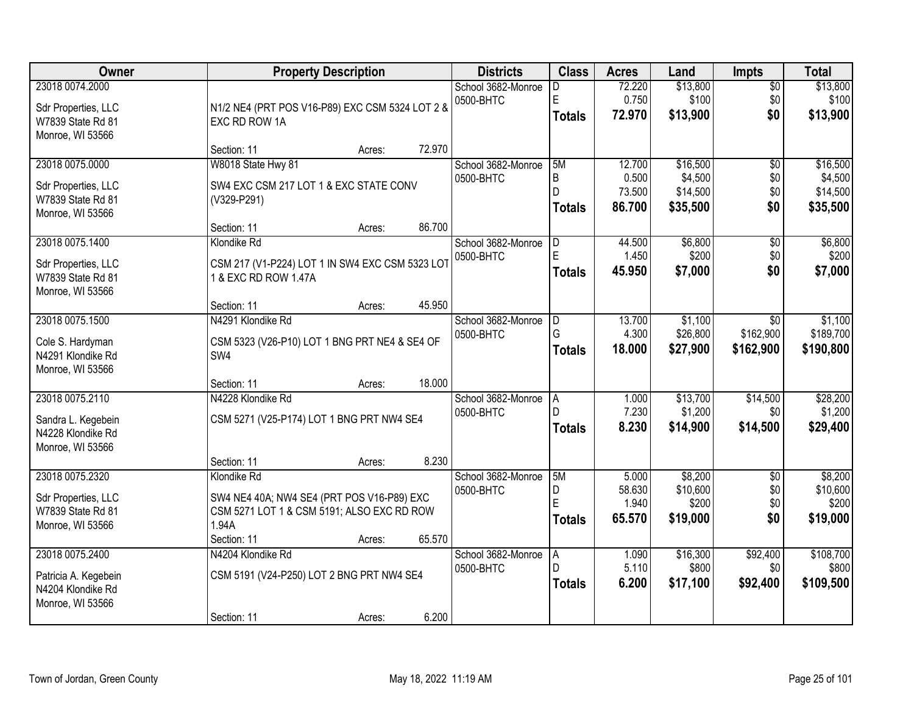| Owner | Property Description | Districts | Class | Acres | Land | Impts | Total |
|---|---|---|---|---|---|---|---|
| 23018 0074.2000<br>Sdr Properties, LLC<br>W7839 State Rd 81<br>Monroe, WI 53566 | N1/2 NE4 (PRT POS V16-P89) EXC CSM 5324 LOT 2 & EXC RD ROW 1A<br>Section: 11 Acres: 72.970 | School 3682-Monroe<br>0500-BHTC | D<br>E<br>**Totals** | 72.220<br>0.750<br>**72.970** | $13,800<br>$100<br>**$13,900** | $0<br>$0<br>**$0** | $13,800<br>$100<br>**$13,900** |
| 23018 0075.0000<br>Sdr Properties, LLC<br>W7839 State Rd 81<br>Monroe, WI 53566 | W8018 State Hwy 81<br>SW4 EXC CSM 217 LOT 1 & EXC STATE CONV (V329-P291)<br>Section: 11 Acres: 86.700 | School 3682-Monroe<br>0500-BHTC | 5M<br>B<br>D<br>**Totals** | 12.700<br>0.500<br>73.500<br>**86.700** | $16,500<br>$4,500<br>$14,500<br>**$35,500** | $0<br>$0<br>$0<br>**$0** | $16,500<br>$4,500<br>$14,500<br>**$35,500** |
| 23018 0075.1400<br>Sdr Properties, LLC<br>W7839 State Rd 81<br>Monroe, WI 53566 | Klondike Rd<br>CSM 217 (V1-P224) LOT 1 IN SW4 EXC CSM 5323 LOT 1 & EXC RD ROW 1.47A<br>Section: 11 Acres: 45.950 | School 3682-Monroe<br>0500-BHTC | D<br>E<br>**Totals** | 44.500<br>1.450<br>**45.950** | $6,800<br>$200<br>**$7,000** | $0<br>$0<br>**$0** | $6,800<br>$200<br>**$7,000** |
| 23018 0075.1500<br>Cole S. Hardyman<br>N4291 Klondike Rd<br>Monroe, WI 53566 | N4291 Klondike Rd<br>CSM 5323 (V26-P10) LOT 1 BNG PRT NE4 & SE4 OF SW4<br>Section: 11 Acres: 18.000 | School 3682-Monroe<br>0500-BHTC | D<br>G<br>**Totals** | 13.700<br>4.300<br>**18.000** | $1,100<br>$26,800<br>**$27,900** | $0<br>$162,900<br>**$162,900** | $1,100<br>$189,700<br>**$190,800** |
| 23018 0075.2110<br>Sandra L. Kegebein<br>N4228 Klondike Rd<br>Monroe, WI 53566 | N4228 Klondike Rd<br>CSM 5271 (V25-P174) LOT 1 BNG PRT NW4 SE4<br>Section: 11 Acres: 8.230 | School 3682-Monroe<br>0500-BHTC | A<br>D<br>**Totals** | 1.000<br>7.230<br>**8.230** | $13,700<br>$1,200<br>**$14,900** | $14,500<br>$0<br>**$14,500** | $28,200<br>$1,200<br>**$29,400** |
| 23018 0075.2320<br>Sdr Properties, LLC<br>W7839 State Rd 81<br>Monroe, WI 53566 | Klondike Rd<br>SW4 NE4 40A; NW4 SE4 (PRT POS V16-P89) EXC CSM 5271 LOT 1 & CSM 5191; ALSO EXC RD ROW 1.94A<br>Section: 11 Acres: 65.570 | School 3682-Monroe<br>0500-BHTC | 5M<br>D<br>E<br>**Totals** | 5.000<br>58.630<br>1.940<br>**65.570** | $8,200<br>$10,600<br>$200<br>**$19,000** | $0<br>$0<br>$0<br>**$0** | $8,200<br>$10,600<br>$200<br>**$19,000** |
| 23018 0075.2400<br>Patricia A. Kegebein<br>N4204 Klondike Rd<br>Monroe, WI 53566 | N4204 Klondike Rd<br>CSM 5191 (V24-P250) LOT 2 BNG PRT NW4 SE4<br>Section: 11 Acres: 6.200 | School 3682-Monroe<br>0500-BHTC | A<br>D<br>**Totals** | 1.090<br>5.110<br>**6.200** | $16,300<br>$800<br>**$17,100** | $92,400<br>$0<br>**$92,400** | $108,700<br>$800<br>**$109,500** |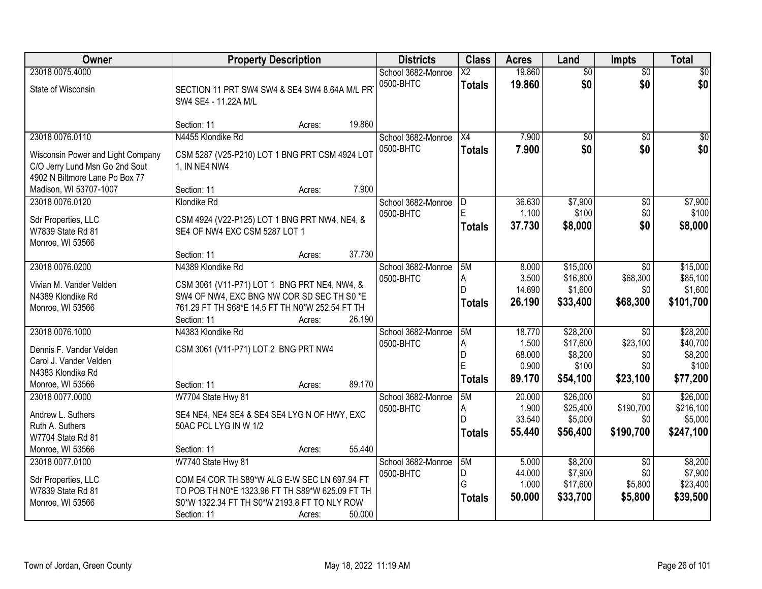| Owner | Property Description | Districts | Class | Acres | Land | Impts | Total |
|---|---|---|---|---|---|---|---|
| 23018 0075.4000<br>State of Wisconsin | SECTION 11 PRT SW4 SW4 & SE4 SW4 8.64A M/L PRT SW4 SE4 - 11.22A M/L<br>Section: 11 Acres: 19.860 | School 3682-Monroe<br>0500-BHTC | X2<br>**Totals** | 19.860<br>**19.860** | $0<br>**$0** | $0<br>**$0** | $0<br>**$0** |
| 23018 0076.0110<br>Wisconsin Power and Light Company<br>C/O Jerry Lund Msn Go 2nd Sout<br>4902 N Biltmore Lane Po Box 77<br>Madison, WI 53707-1007 | N4455 Klondike Rd<br>CSM 5287 (V25-P210) LOT 1 BNG PRT CSM 4924 LOT 1, IN NE4 NW4<br>Section: 11 Acres: 7.900 | School 3682-Monroe<br>0500-BHTC | X4<br>**Totals** | 7.900<br>**7.900** | $0<br>**$0** | $0<br>**$0** | $0<br>**$0** |
| 23018 0076.0120<br>Sdr Properties, LLC<br>W7839 State Rd 81<br>Monroe, WI 53566 | Klondike Rd<br>CSM 4924 (V22-P125) LOT 1 BNG PRT NW4, NE4, & SE4 OF NW4 EXC CSM 5287 LOT 1<br>Section: 11 Acres: 37.730 | School 3682-Monroe<br>0500-BHTC | D<br>E<br>**Totals** | 36.630<br>1.100<br>**37.730** | $7,900<br>$100<br>**$8,000** | $0<br>$0<br>**$0** | $7,900<br>$100<br>**$8,000** |
| 23018 0076.0200<br>Vivian M. Vander Velden<br>N4389 Klondike Rd<br>Monroe, WI 53566 | N4389 Klondike Rd<br>CSM 3061 (V11-P71) LOT 1 BNG PRT NE4, NW4, & SW4 OF NW4, EXC BNG NW COR SD SEC TH S0 *E 761.29 FT TH S68*E 14.5 FT TH N0*W 252.54 FT TH<br>Section: 11 Acres: 26.190 | School 3682-Monroe<br>0500-BHTC | 5M<br>A<br>D<br>**Totals** | 8.000<br>3.500<br>14.690<br>**26.190** | $15,000<br>$16,800<br>$1,600<br>**$33,400** | $0<br>$68,300<br>$0<br>**$68,300** | $15,000<br>$85,100<br>$1,600<br>**$101,700** |
| 23018 0076.1000<br>Dennis F. Vander Velden<br>Carol J. Vander Velden<br>N4383 Klondike Rd<br>Monroe, WI 53566 | N4383 Klondike Rd<br>CSM 3061 (V11-P71) LOT 2 BNG PRT NW4<br>Section: 11 Acres: 89.170 | School 3682-Monroe<br>0500-BHTC | 5M<br>A<br>D<br>E<br>**Totals** | 18.770<br>1.500<br>68.000<br>0.900<br>**89.170** | $28,200<br>$17,600<br>$8,200<br>$100<br>**$54,100** | $0<br>$23,100<br>$0<br>$0<br>**$23,100** | $28,200<br>$40,700<br>$8,200<br>$100<br>**$77,200** |
| 23018 0077.0000<br>Andrew L. Suthers<br>Ruth A. Suthers<br>W7704 State Rd 81<br>Monroe, WI 53566 | W7704 State Hwy 81<br>SE4 NE4, NE4 SE4 & SE4 SE4 LYG N OF HWY, EXC 50AC PCL LYG IN W 1/2<br>Section: 11 Acres: 55.440 | School 3682-Monroe<br>0500-BHTC | 5M<br>A<br>D<br>**Totals** | 20.000<br>1.900<br>33.540<br>**55.440** | $26,000<br>$25,400<br>$5,000<br>**$56,400** | $0<br>$190,700<br>$0<br>**$190,700** | $26,000<br>$216,100<br>$5,000<br>**$247,100** |
| 23018 0077.0100<br>Sdr Properties, LLC<br>W7839 State Rd 81<br>Monroe, WI 53566 | W7740 State Hwy 81<br>COM E4 COR TH S89*W ALG E-W SEC LN 697.94 FT TO POB TH N0*E 1323.96 FT TH S89*W 625.09 FT TH S0*W 1322.34 FT TH S0*W 2193.8 FT TO NLY ROW<br>Section: 11 Acres: 50.000 | School 3682-Monroe<br>0500-BHTC | 5M<br>D<br>G<br>**Totals** | 5.000<br>44.000<br>1.000<br>**50.000** | $8,200<br>$7,900<br>$17,600<br>**$33,700** | $0<br>$0<br>$5,800<br>**$5,800** | $8,200<br>$7,900<br>$23,400<br>**$39,500** |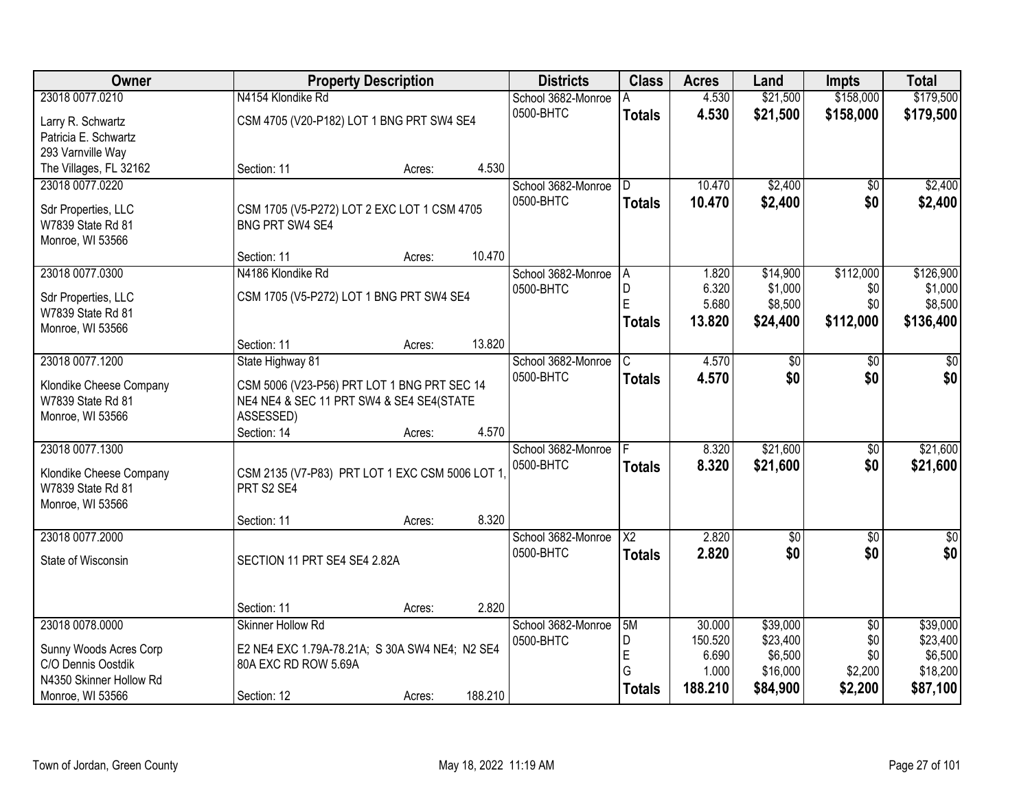| Owner | Property Description | | | Districts | Class | Acres | Land | Impts | Total |
|---|---|---|---|---|---|---|---|---|---|
| 23018 0077.0210 | N4154 Klondike Rd | | | School 3682-Monroe | A | 4.530 | $21,500 | $158,000 | $179,500 |
| Larry R. Schwartz<br>Patricia E. Schwartz<br>293 Varnville Way<br>The Villages, FL 32162 | CSM 4705 (V20-P182) LOT 1 BNG PRT SW4 SE4 | | | 0500-BHTC | **Totals** | **4.530** | **$21,500** | **$158,000** | **$179,500** |
| | Section: 11 | Acres: | 4.530 | | | | | | |
| 23018 0077.0220 | | | | School 3682-Monroe | D | 10.470 | $2,400 | $0 | $2,400 |
| Sdr Properties, LLC<br>W7839 State Rd 81<br>Monroe, WI 53566 | CSM 1705 (V5-P272) LOT 2 EXC LOT 1 CSM 4705 BNG PRT SW4 SE4 | | | 0500-BHTC | **Totals** | **10.470** | **$2,400** | **$0** | **$2,400** |
| | Section: 11 | Acres: | 10.470 | | | | | | |
| 23018 0077.0300 | N4186 Klondike Rd | | | School 3682-Monroe | A | 1.820 | $14,900 | $112,000 | $126,900 |
| Sdr Properties, LLC<br>W7839 State Rd 81<br>Monroe, WI 53566 | CSM 1705 (V5-P272) LOT 1 BNG PRT SW4 SE4 | | | 0500-BHTC | D | 6.320 | $1,000 | $0 | $1,000 |
| | | | | | E | 5.680 | $8,500 | $0 | $8,500 |
| | | | | | **Totals** | **13.820** | **$24,400** | **$112,000** | **$136,400** |
| | Section: 11 | Acres: | 13.820 | | | | | | |
| 23018 0077.1200 | State Highway 81 | | | School 3682-Monroe | C | 4.570 | $0 | $0 | $0 |
| Klondike Cheese Company<br>W7839 State Rd 81<br>Monroe, WI 53566 | CSM 5006 (V23-P56) PRT LOT 1 BNG PRT SEC 14 NE4 NE4 & SEC 11 PRT SW4 & SE4 SE4(STATE ASSESSED) | | | 0500-BHTC | **Totals** | **4.570** | **$0** | **$0** | **$0** |
| | Section: 14 | Acres: | 4.570 | | | | | | |
| 23018 0077.1300 | | | | School 3682-Monroe | F | 8.320 | $21,600 | $0 | $21,600 |
| Klondike Cheese Company<br>W7839 State Rd 81<br>Monroe, WI 53566 | CSM 2135 (V7-P83) PRT LOT 1 EXC CSM 5006 LOT 1, PRT S2 SE4 | | | 0500-BHTC | **Totals** | **8.320** | **$21,600** | **$0** | **$21,600** |
| | Section: 11 | Acres: | 8.320 | | | | | | |
| 23018 0077.2000 | | | | School 3682-Monroe | X2 | 2.820 | $0 | $0 | $0 |
| State of Wisconsin | SECTION 11 PRT SE4 SE4 2.82A | | | 0500-BHTC | **Totals** | **2.820** | **$0** | **$0** | **$0** |
| | Section: 11 | Acres: | 2.820 | | | | | | |
| 23018 0078.0000 | Skinner Hollow Rd | | | School 3682-Monroe | 5M | 30.000 | $39,000 | $0 | $39,000 |
| Sunny Woods Acres Corp<br>C/O Dennis Oostdik<br>N4350 Skinner Hollow Rd<br>Monroe, WI 53566 | E2 NE4 EXC 1.79A-78.21A; S 30A SW4 NE4; N2 SE4 80A EXC RD ROW 5.69A | | | 0500-BHTC | D | 150.520 | $23,400 | $0 | $23,400 |
| | | | | | E | 6.690 | $6,500 | $0 | $6,500 |
| | | | | | G | 1.000 | $16,000 | $2,200 | $18,200 |
| | Section: 12 | Acres: | 188.210 | | **Totals** | **188.210** | **$84,900** | **$2,200** | **$87,100** |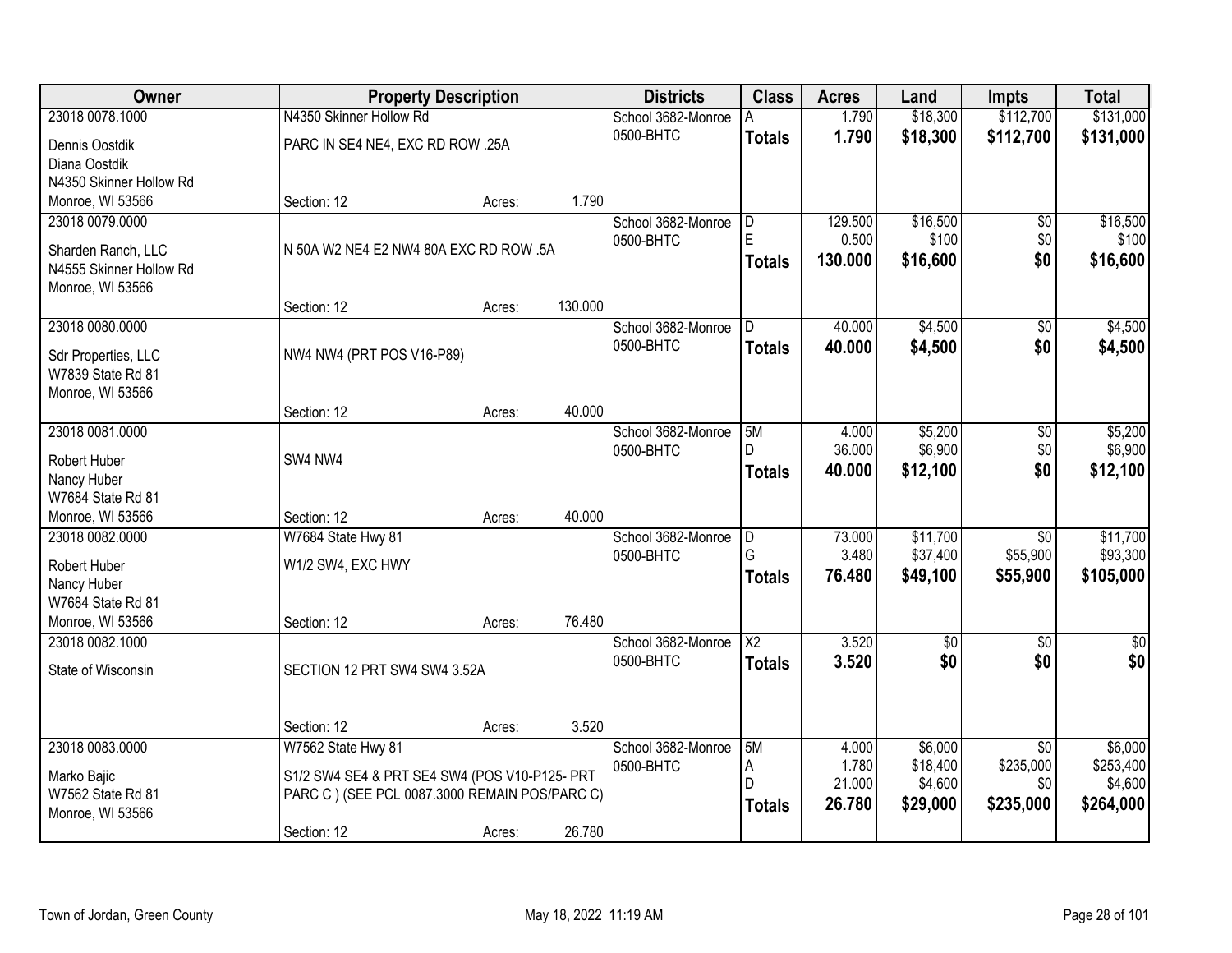| Owner | Property Description | Districts | Class | Acres | Land | Impts | Total |
|---|---|---|---|---|---|---|---|
| 23018 0078.1000<br>Dennis Oostdik<br>Diana Oostdik<br>N4350 Skinner Hollow Rd<br>Monroe, WI 53566 | N4350 Skinner Hollow Rd<br>PARC IN SE4 NE4, EXC RD ROW .25A<br>Section: 12 Acres: 1.790 | School 3682-Monroe<br>0500-BHTC | A<br>**Totals** | 1.790<br>**1.790** | $18,300<br>**$18,300** | $112,700<br>**$112,700** | $131,000<br>**$131,000** |
| 23018 0079.0000<br>Sharden Ranch, LLC<br>N4555 Skinner Hollow Rd<br>Monroe, WI 53566 | N 50A W2 NE4 E2 NW4 80A EXC RD ROW .5A<br>Section: 12 Acres: 130.000 | School 3682-Monroe<br>0500-BHTC | D<br>E<br>**Totals** | 129.500<br>0.500<br>**130.000** | $16,500<br>$100<br>**$16,600** | $0<br>$0<br>**$0** | $16,500<br>$100<br>**$16,600** |
| 23018 0080.0000<br>Sdr Properties, LLC<br>W7839 State Rd 81<br>Monroe, WI 53566 | NW4 NW4 (PRT POS V16-P89)<br>Section: 12 Acres: 40.000 | School 3682-Monroe<br>0500-BHTC | D<br>**Totals** | 40.000<br>**40.000** | $4,500<br>**$4,500** | $0<br>**$0** | $4,500<br>**$4,500** |
| 23018 0081.0000<br>Robert Huber<br>Nancy Huber<br>W7684 State Rd 81<br>Monroe, WI 53566 | SW4 NW4<br>Section: 12 Acres: 40.000 | School 3682-Monroe<br>0500-BHTC | 5M<br>D<br>**Totals** | 4.000<br>36.000<br>**40.000** | $5,200<br>$6,900<br>**$12,100** | $0<br>$0<br>**$0** | $5,200<br>$6,900<br>**$12,100** |
| 23018 0082.0000<br>Robert Huber<br>Nancy Huber<br>W7684 State Rd 81<br>Monroe, WI 53566 | W7684 State Hwy 81<br>W1/2 SW4, EXC HWY<br>Section: 12 Acres: 76.480 | School 3682-Monroe<br>0500-BHTC | D<br>G<br>**Totals** | 73.000<br>3.480<br>**76.480** | $11,700<br>$37,400<br>**$49,100** | $0<br>$55,900<br>**$55,900** | $11,700<br>$93,300<br>**$105,000** |
| 23018 0082.1000<br>State of Wisconsin | SECTION 12 PRT SW4 SW4 3.52A<br>Section: 12 Acres: 3.520 | School 3682-Monroe<br>0500-BHTC | X2<br>**Totals** | 3.520<br>**3.520** | $0<br>**$0** | $0<br>**$0** | $0<br>**$0** |
| 23018 0083.0000<br>Marko Bajic<br>W7562 State Rd 81<br>Monroe, WI 53566 | W7562 State Hwy 81<br>S1/2 SW4 SE4 & PRT SE4 SW4 (POS V10-P125- PRT PARC C ) (SEE PCL 0087.3000 REMAIN POS/PARC C)<br>Section: 12 Acres: 26.780 | School 3682-Monroe<br>0500-BHTC | 5M<br>A<br>D<br>**Totals** | 4.000<br>1.780<br>21.000<br>**26.780** | $6,000<br>$18,400<br>$4,600<br>**$29,000** | $0<br>$235,000<br>$0<br>**$235,000** | $6,000<br>$253,400<br>$4,600<br>**$264,000** |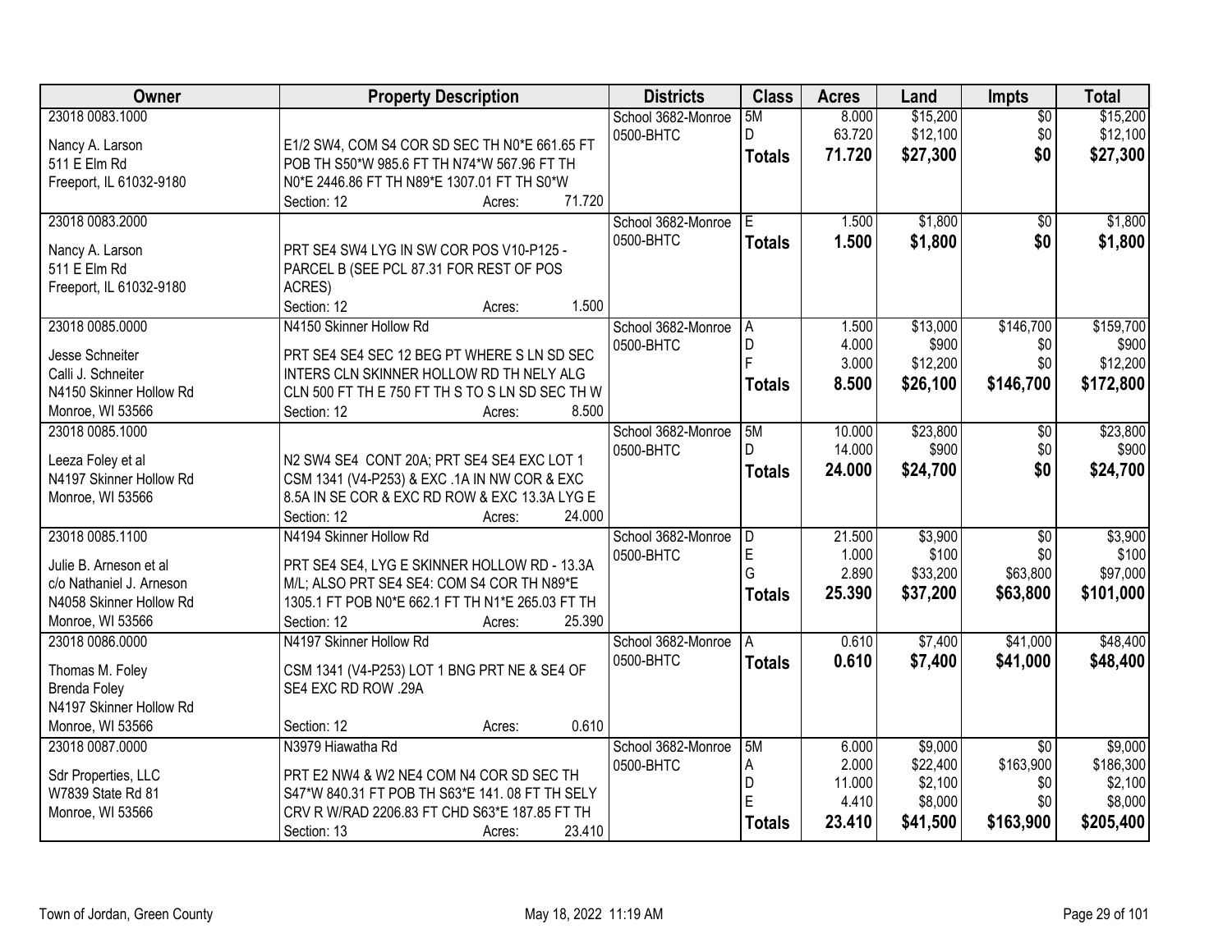| Owner | Property Description | Districts | Class | Acres | Land | Impts | Total |
|---|---|---|---|---|---|---|---|
| 23018 0083.1000<br><br>Nancy A. Larson<br>511 E Elm Rd<br>Freeport, IL 61032-9180 | E1/2 SW4, COM S4 COR SD SEC TH N0*E 661.65 FT POB TH S50*W 985.6 FT TH N74*W 567.96 FT TH N0*E 2446.86 FT TH N89*E 1307.01 FT TH S0*W<br>Section: 12 Acres: 71.720 | School 3682-Monroe<br>0500-BHTC | 5M<br>D<br>**Totals** | 8.000<br>63.720<br>**71.720** | $15,200<br>$12,100<br>**$27,300** | $0<br>$0<br>**$0** | $15,200<br>$12,100<br>**$27,300** |
| 23018 0083.2000<br><br>Nancy A. Larson<br>511 E Elm Rd<br>Freeport, IL 61032-9180 | PRT SE4 SW4 LYG IN SW COR POS V10-P125 - PARCEL B (SEE PCL 87.31 FOR REST OF POS ACRES)<br>Section: 12 Acres: 1.500 | School 3682-Monroe<br>0500-BHTC | E<br>**Totals** | 1.500<br>**1.500** | $1,800<br>**$1,800** | $0<br>**$0** | $1,800<br>**$1,800** |
| 23018 0085.0000<br><br>Jesse Schneiter<br>Calli J. Schneiter<br>N4150 Skinner Hollow Rd<br>Monroe, WI 53566 | N4150 Skinner Hollow Rd<br>PRT SE4 SE4 SEC 12 BEG PT WHERE S LN SD SEC INTERS CLN SKINNER HOLLOW RD TH NELY ALG CLN 500 FT TH E 750 FT TH S TO S LN SD SEC TH W<br>Section: 12 Acres: 8.500 | School 3682-Monroe<br>0500-BHTC | A<br>D<br>F<br>**Totals** | 1.500<br>4.000<br>3.000<br>**8.500** | $13,000<br>$900<br>$12,200<br>**$26,100** | $146,700<br>$0<br>$0<br>**$146,700** | $159,700<br>$900<br>$12,200<br>**$172,800** |
| 23018 0085.1000<br><br>Leeza Foley et al<br>N4197 Skinner Hollow Rd<br>Monroe, WI 53566 | N2 SW4 SE4 CONT 20A; PRT SE4 SE4 EXC LOT 1 CSM 1341 (V4-P253) & EXC .1A IN NW COR & EXC 8.5A IN SE COR & EXC RD ROW & EXC 13.3A LYG E<br>Section: 12 Acres: 24.000 | School 3682-Monroe<br>0500-BHTC | 5M<br>D<br>**Totals** | 10.000<br>14.000<br>**24.000** | $23,800<br>$900<br>**$24,700** | $0<br>$0<br>**$0** | $23,800<br>$900<br>**$24,700** |
| 23018 0085.1100<br><br>Julie B. Arneson et al<br>c/o Nathaniel J. Arneson<br>N4058 Skinner Hollow Rd<br>Monroe, WI 53566 | N4194 Skinner Hollow Rd<br>PRT SE4 SE4, LYG E SKINNER HOLLOW RD - 13.3A M/L; ALSO PRT SE4 SE4: COM S4 COR TH N89*E 1305.1 FT POB N0*E 662.1 FT TH N1*E 265.03 FT TH<br>Section: 12 Acres: 25.390 | School 3682-Monroe<br>0500-BHTC | D<br>E<br>G<br>**Totals** | 21.500<br>1.000<br>2.890<br>**25.390** | $3,900<br>$100<br>$33,200<br>**$37,200** | $0<br>$0<br>$63,800<br>**$63,800** | $3,900<br>$100<br>$97,000<br>**$101,000** |
| 23018 0086.0000<br><br>Thomas M. Foley<br>Brenda Foley<br>N4197 Skinner Hollow Rd<br>Monroe, WI 53566 | N4197 Skinner Hollow Rd<br>CSM 1341 (V4-P253) LOT 1 BNG PRT NE & SE4 OF SE4 EXC RD ROW .29A<br>Section: 12 Acres: 0.610 | School 3682-Monroe<br>0500-BHTC | A<br>**Totals** | 0.610<br>**0.610** | $7,400<br>**$7,400** | $41,000<br>**$41,000** | $48,400<br>**$48,400** |
| 23018 0087.0000<br><br>Sdr Properties, LLC<br>W7839 State Rd 81<br>Monroe, WI 53566 | N3979 Hiawatha Rd<br>PRT E2 NW4 & W2 NE4 COM N4 COR SD SEC TH S47*W 840.31 FT POB TH S63*E 141. 08 FT TH SELY CRV R W/RAD 2206.83 FT CHD S63*E 187.85 FT TH<br>Section: 13 Acres: 23.410 | School 3682-Monroe<br>0500-BHTC | 5M<br>A<br>D<br>E<br>**Totals** | 6.000<br>2.000<br>11.000<br>4.410<br>**23.410** | $9,000<br>$22,400<br>$2,100<br>$8,000<br>**$41,500** | $0<br>$163,900<br>$0<br>$0<br>**$163,900** | $9,000<br>$186,300<br>$2,100<br>$8,000<br>**$205,400** |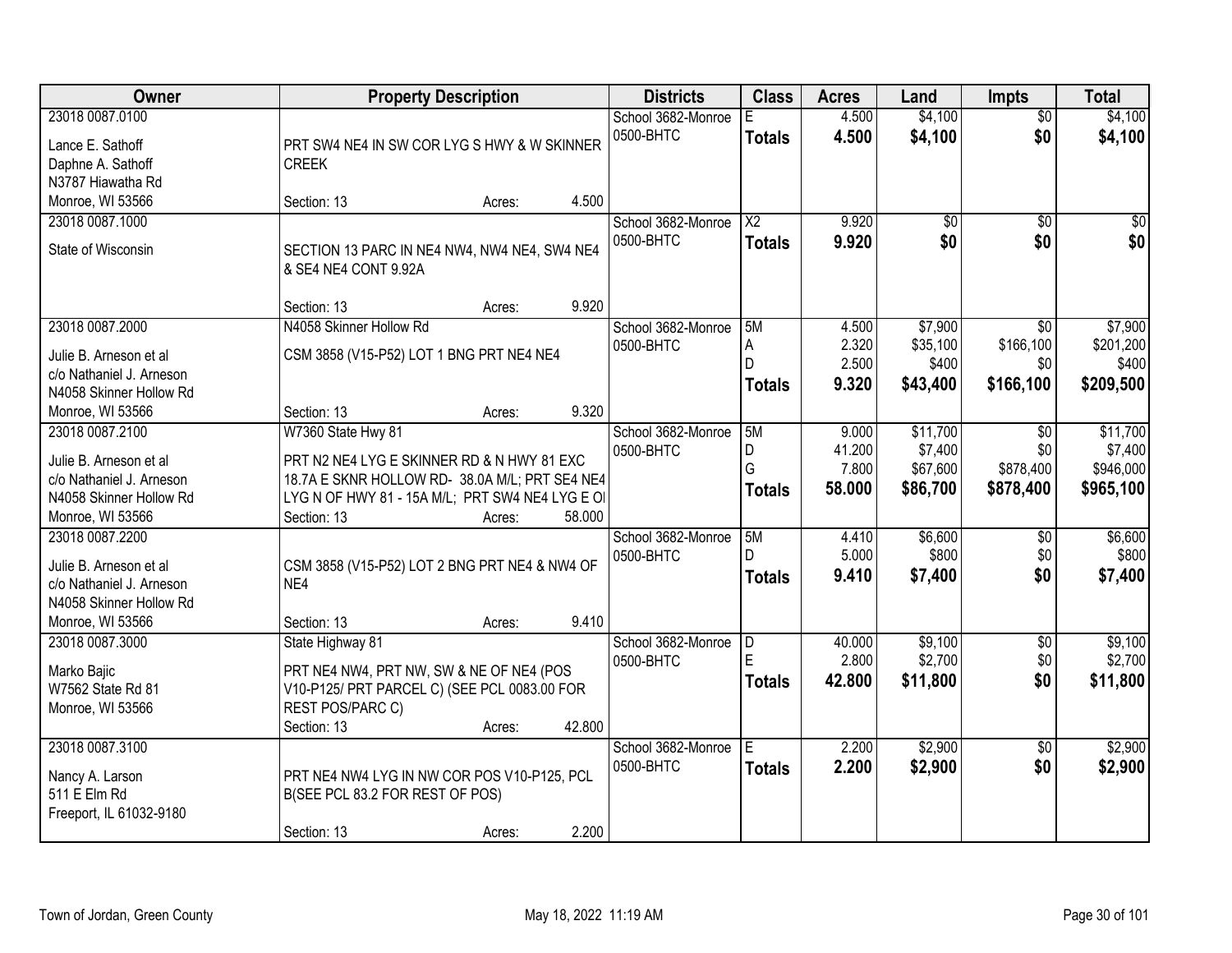| Owner | Property Description | Districts | Class | Acres | Land | Impts | Total |
|---|---|---|---|---|---|---|---|
| 23018 0087.0100<br>Lance E. Sathoff<br>Daphne A. Sathoff<br>N3787 Hiawatha Rd<br>Monroe, WI 53566 | PRT SW4 NE4 IN SW COR LYG S HWY & W SKINNER CREEK<br>Section: 13 Acres: 4.500 | School 3682-Monroe<br>0500-BHTC | E<br>**Totals** | 4.500<br>**4.500** | $4,100<br>**$4,100** | $0<br>**$0** | $4,100<br>**$4,100** |
| 23018 0087.1000<br>State of Wisconsin | SECTION 13 PARC IN NE4 NW4, NW4 NE4, SW4 NE4 & SE4 NE4 CONT 9.92A<br>Section: 13 Acres: 9.920 | School 3682-Monroe<br>0500-BHTC | X2<br>**Totals** | 9.920<br>**9.920** | $0<br>**$0** | $0<br>**$0** | $0<br>**$0** |
| 23018 0087.2000<br>Julie B. Arneson et al<br>c/o Nathaniel J. Arneson<br>N4058 Skinner Hollow Rd<br>Monroe, WI 53566 | N4058 Skinner Hollow Rd<br>CSM 3858 (V15-P52) LOT 1 BNG PRT NE4 NE4<br>Section: 13 Acres: 9.320 | School 3682-Monroe<br>0500-BHTC | 5M<br>A<br>D<br>**Totals** | 4.500<br>2.320<br>2.500<br>**9.320** | $7,900<br>$35,100<br>$400<br>**$43,400** | $0<br>$166,100<br>$0<br>**$166,100** | $7,900<br>$201,200<br>$400<br>**$209,500** |
| 23018 0087.2100<br>Julie B. Arneson et al<br>c/o Nathaniel J. Arneson<br>N4058 Skinner Hollow Rd<br>Monroe, WI 53566 | W7360 State Hwy 81<br>PRT N2 NE4 LYG E SKINNER RD & N HWY 81 EXC 18.7A E SKNR HOLLOW RD- 38.0A M/L; PRT SE4 NE4 LYG N OF HWY 81 - 15A M/L; PRT SW4 NE4 LYG E OI<br>Section: 13 Acres: 58.000 | School 3682-Monroe<br>0500-BHTC | 5M<br>D<br>G<br>**Totals** | 9.000<br>41.200<br>7.800<br>**58.000** | $11,700<br>$7,400<br>$67,600<br>**$86,700** | $0<br>$0<br>$878,400<br>**$878,400** | $11,700<br>$7,400<br>$946,000<br>**$965,100** |
| 23018 0087.2200<br>Julie B. Arneson et al<br>c/o Nathaniel J. Arneson<br>N4058 Skinner Hollow Rd<br>Monroe, WI 53566 | CSM 3858 (V15-P52) LOT 2 BNG PRT NE4 & NW4 OF NE4<br>Section: 13 Acres: 9.410 | School 3682-Monroe<br>0500-BHTC | 5M<br>D<br>**Totals** | 4.410<br>5.000<br>**9.410** | $6,600<br>$800<br>**$7,400** | $0<br>$0<br>**$0** | $6,600<br>$800<br>**$7,400** |
| 23018 0087.3000<br>Marko Bajic<br>W7562 State Rd 81<br>Monroe, WI 53566 | State Highway 81<br>PRT NE4 NW4, PRT NW, SW & NE OF NE4 (POS V10-P125/ PRT PARCEL C) (SEE PCL 0083.00 FOR REST POS/PARC C)<br>Section: 13 Acres: 42.800 | School 3682-Monroe<br>0500-BHTC | D<br>E<br>**Totals** | 40.000<br>2.800<br>**42.800** | $9,100<br>$2,700<br>**$11,800** | $0<br>$0<br>**$0** | $9,100<br>$2,700<br>**$11,800** |
| 23018 0087.3100<br>Nancy A. Larson<br>511 E Elm Rd<br>Freeport, IL 61032-9180 | PRT NE4 NW4 LYG IN NW COR POS V10-P125, PCL B(SEE PCL 83.2 FOR REST OF POS)<br>Section: 13 Acres: 2.200 | School 3682-Monroe<br>0500-BHTC | E<br>**Totals** | 2.200<br>**2.200** | $2,900<br>**$2,900** | $0<br>**$0** | $2,900<br>**$2,900** |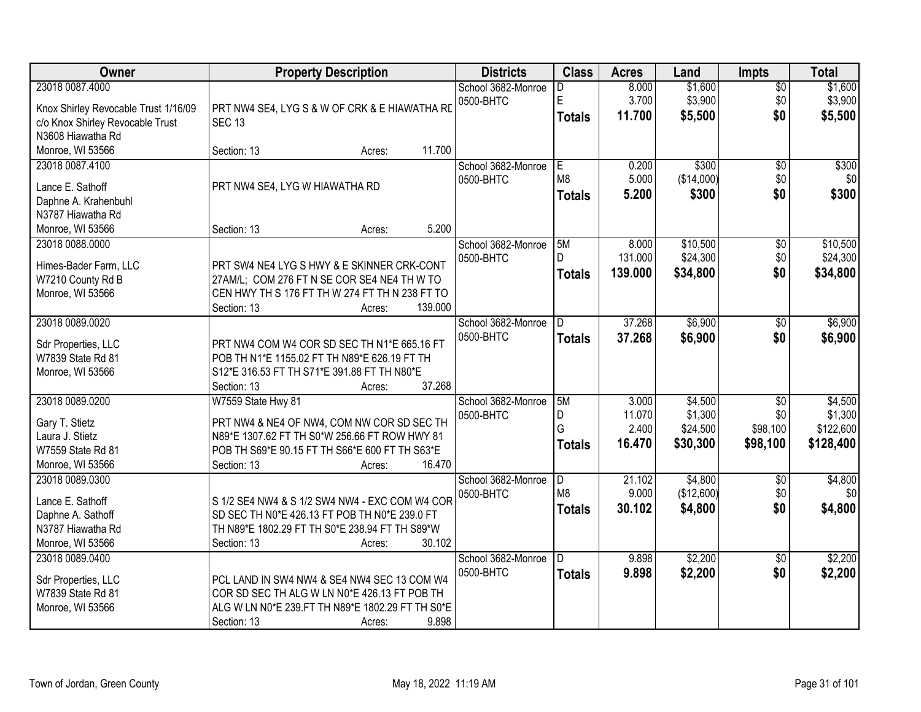| Owner | Property Description | Districts | Class | Acres | Land | Impts | Total |
|---|---|---|---|---|---|---|---|
| 23018 0087.4000<br><br>Knox Shirley Revocable Trust 1/16/09<br>c/o Knox Shirley Revocable Trust<br>N3608 Hiawatha Rd<br>Monroe, WI 53566 | PRT NW4 SE4, LYG S & W OF CRK & E HIAWATHA RD SEC 13<br><br>Section: 13 Acres: 11.700 | School 3682-Monroe<br>0500-BHTC | D<br>E<br>**Totals** | 8.000<br>3.700<br>**11.700** | $1,600<br>$3,900<br>**$5,500** | $0<br>$0<br>**$0** | $1,600<br>$3,900<br>**$5,500** |
| 23018 0087.4100<br><br>Lance E. Sathoff<br>Daphne A. Krahenbuhl<br>N3787 Hiawatha Rd<br>Monroe, WI 53566 | PRT NW4 SE4, LYG W HIAWATHA RD<br><br>Section: 13 Acres: 5.200 | School 3682-Monroe<br>0500-BHTC | E<br>M8<br>**Totals** | 0.200<br>5.000<br>**5.200** | $300<br>($14,000)<br>**$300** | $0<br>$0<br>**$0** | $300<br>$0<br>**$300** |
| 23018 0088.0000<br><br>Himes-Bader Farm, LLC<br>W7210 County Rd B<br>Monroe, WI 53566 | PRT SW4 NE4 LYG S HWY & E SKINNER CRK-CONT 27AM/L; COM 276 FT N SE COR SE4 NE4 TH W TO CEN HWY TH S 176 FT TH W 274 FT TH N 238 FT TO<br>Section: 13 Acres: 139.000 | School 3682-Monroe<br>0500-BHTC | 5M<br>D<br>**Totals** | 8.000<br>131.000<br>**139.000** | $10,500<br>$24,300<br>**$34,800** | $0<br>$0<br>**$0** | $10,500<br>$24,300<br>**$34,800** |
| 23018 0089.0020<br><br>Sdr Properties, LLC<br>W7839 State Rd 81<br>Monroe, WI 53566 | PRT NW4 COM W4 COR SD SEC TH N1*E 665.16 FT POB TH N1*E 1155.02 FT TH N89*E 626.19 FT TH S12*E 316.53 FT TH S71*E 391.88 FT TH N80*E<br>Section: 13 Acres: 37.268 | School 3682-Monroe<br>0500-BHTC | D<br>**Totals** | 37.268<br>**37.268** | $6,900<br>**$6,900** | $0<br>**$0** | $6,900<br>**$6,900** |
| 23018 0089.0200<br><br>Gary T. Stietz<br>Laura J. Stietz<br>W7559 State Rd 81<br>Monroe, WI 53566 | W7559 State Hwy 81<br><br>PRT NW4 & NE4 OF NW4, COM NW COR SD SEC TH N89*E 1307.62 FT TH S0*W 256.66 FT ROW HWY 81 POB TH S69*E 90.15 FT TH S66*E 600 FT TH S63*E<br>Section: 13 Acres: 16.470 | School 3682-Monroe<br>0500-BHTC | 5M<br>D<br>G<br>**Totals** | 3.000<br>11.070<br>2.400<br>**16.470** | $4,500<br>$1,300<br>$24,500<br>**$30,300** | $0<br>$0<br>$98,100<br>**$98,100** | $4,500<br>$1,300<br>$122,600<br>**$128,400** |
| 23018 0089.0300<br><br>Lance E. Sathoff<br>Daphne A. Sathoff<br>N3787 Hiawatha Rd<br>Monroe, WI 53566 | S 1/2 SE4 NW4 & S 1/2 SW4 NW4 - EXC COM W4 COR SD SEC TH N0*E 426.13 FT POB TH N0*E 239.0 FT TH N89*E 1802.29 FT TH S0*E 238.94 FT TH S89*W<br>Section: 13 Acres: 30.102 | School 3682-Monroe<br>0500-BHTC | D<br>M8<br>**Totals** | 21.102<br>9.000<br>**30.102** | $4,800<br>($12,600)<br>**$4,800** | $0<br>$0<br>**$0** | $4,800<br>$0<br>**$4,800** |
| 23018 0089.0400<br><br>Sdr Properties, LLC<br>W7839 State Rd 81<br>Monroe, WI 53566 | PCL LAND IN SW4 NW4 & SE4 NW4 SEC 13 COM W4 COR SD SEC TH ALG W LN N0*E 426.13 FT POB TH ALG W LN N0*E 239.FT TH N89*E 1802.29 FT TH S0*E<br>Section: 13 Acres: 9.898 | School 3682-Monroe<br>0500-BHTC | D<br>**Totals** | 9.898<br>**9.898** | $2,200<br>**$2,200** | $0<br>**$0** | $2,200<br>**$2,200** |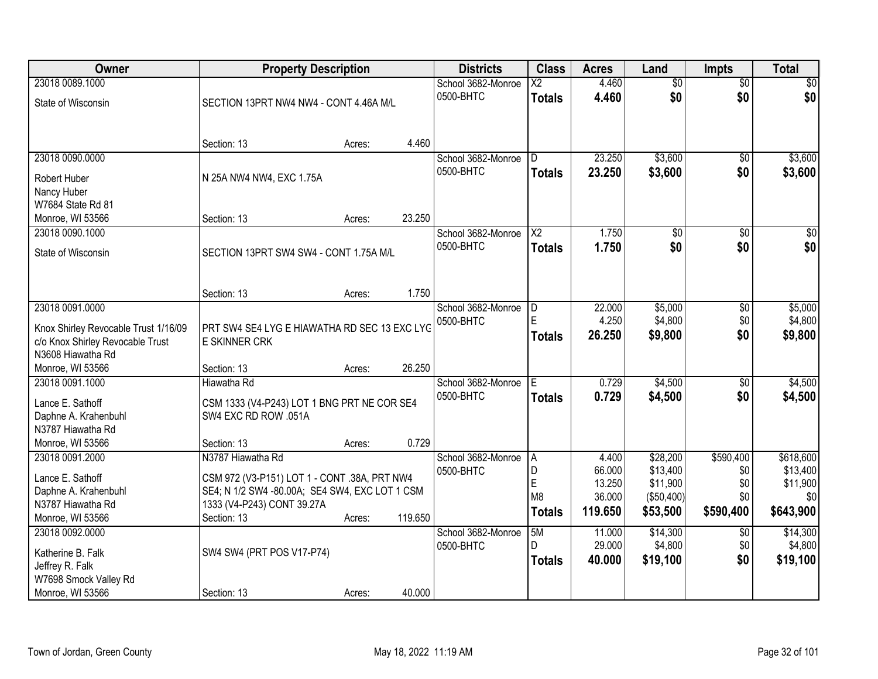| Owner | Property Description | Districts | Class | Acres | Land | Impts | Total |
|---|---|---|---|---|---|---|---|
| 23018 0089.1000<br><br>State of Wisconsin | SECTION 13PRT NW4 NW4 - CONT 4.46A M/L<br><br>Section: 13 Acres: 4.460 | School 3682-Monroe<br>0500-BHTC | X2<br>**Totals** | 4.460<br>**4.460** | $0<br>**$0** | $0<br>**$0** | $0<br>**$0** |
| 23018 0090.0000<br><br>Robert Huber<br>Nancy Huber<br>W7684 State Rd 81<br>Monroe, WI 53566 | N 25A NW4 NW4, EXC 1.75A<br><br>Section: 13 Acres: 23.250 | School 3682-Monroe<br>0500-BHTC | D<br>**Totals** | 23.250<br>**23.250** | $3,600<br>**$3,600** | $0<br>**$0** | $3,600<br>**$3,600** |
| 23018 0090.1000<br><br>State of Wisconsin | SECTION 13PRT SW4 SW4 - CONT 1.75A M/L<br><br>Section: 13 Acres: 1.750 | School 3682-Monroe<br>0500-BHTC | X2<br>**Totals** | 1.750<br>**1.750** | $0<br>**$0** | $0<br>**$0** | $0<br>**$0** |
| 23018 0091.0000<br><br>Knox Shirley Revocable Trust 1/16/09<br>c/o Knox Shirley Revocable Trust<br>N3608 Hiawatha Rd<br>Monroe, WI 53566 | PRT SW4 SE4 LYG E HIAWATHA RD SEC 13 EXC LYG E SKINNER CRK<br><br>Section: 13 Acres: 26.250 | School 3682-Monroe<br>0500-BHTC | D<br>E<br>**Totals** | 22.000<br>4.250<br>**26.250** | $5,000<br>$4,800<br>**$9,800** | $0<br>$0<br>**$0** | $5,000<br>$4,800<br>**$9,800** |
| 23018 0091.1000<br><br>Lance E. Sathoff<br>Daphne A. Krahenbuhl<br>N3787 Hiawatha Rd<br>Monroe, WI 53566 | Hiawatha Rd<br>CSM 1333 (V4-P243) LOT 1 BNG PRT NE COR SE4 SW4 EXC RD ROW .051A<br><br>Section: 13 Acres: 0.729 | School 3682-Monroe<br>0500-BHTC | E<br>**Totals** | 0.729<br>**0.729** | $4,500<br>**$4,500** | $0<br>**$0** | $4,500<br>**$4,500** |
| 23018 0091.2000<br><br>Lance E. Sathoff<br>Daphne A. Krahenbuhl<br>N3787 Hiawatha Rd<br>Monroe, WI 53566 | N3787 Hiawatha Rd<br>CSM 972 (V3-P151) LOT 1 - CONT .38A, PRT NW4 SE4; N 1/2 SW4 -80.00A; SE4 SW4, EXC LOT 1 CSM 1333 (V4-P243) CONT 39.27A<br>Section: 13 Acres: 119.650 | School 3682-Monroe<br>0500-BHTC | A<br>D<br>E<br>M8<br>**Totals** | 4.400<br>66.000<br>13.250<br>36.000<br>**119.650** | $28,200<br>$13,400<br>$11,900<br>($50,400)<br>**$53,500** | $590,400<br>$0<br>$0<br>$0<br>**$590,400** | $618,600<br>$13,400<br>$11,900<br>$0<br>**$643,900** |
| 23018 0092.0000<br><br>Katherine B. Falk<br>Jeffrey R. Falk<br>W7698 Smock Valley Rd<br>Monroe, WI 53566 | SW4 SW4 (PRT POS V17-P74)<br><br>Section: 13 Acres: 40.000 | School 3682-Monroe<br>0500-BHTC | 5M<br>D<br>**Totals** | 11.000<br>29.000<br>**40.000** | $14,300<br>$4,800<br>**$19,100** | $0<br>$0<br>**$0** | $14,300<br>$4,800<br>**$19,100** |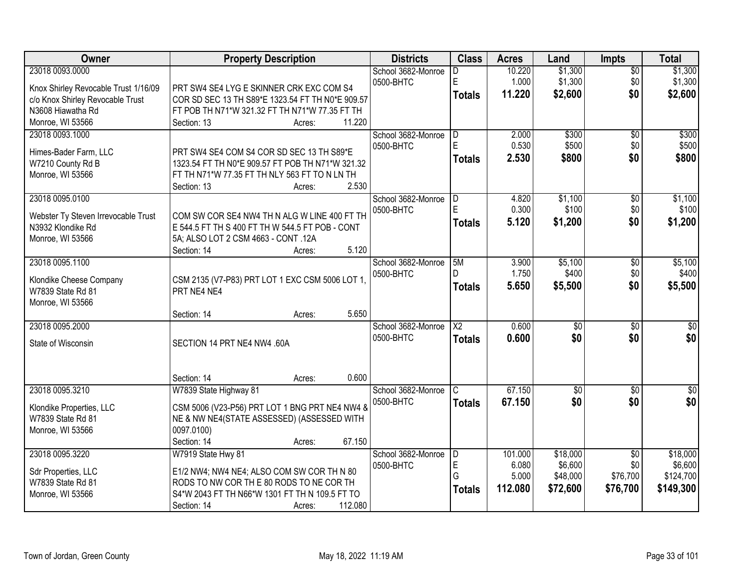| Owner | Property Description | Districts | Class | Acres | Land | Impts | Total |
|---|---|---|---|---|---|---|---|
| 23018 0093.0000<br>Knox Shirley Revocable Trust 1/16/09<br>c/o Knox Shirley Revocable Trust<br>N3608 Hiawatha Rd<br>Monroe, WI 53566 | PRT SW4 SE4 LYG E SKINNER CRK EXC COM S4 COR SD SEC 13 TH S89*E 1323.54 FT TH N0*E 909.57 FT POB TH N71*W 321.32 FT TH N71*W 77.35 FT TH<br>Section: 13 Acres: 11.220 | School 3682-Monroe<br>0500-BHTC | D<br>E<br>**Totals** | 10.220<br>1.000<br>**11.220** | $1,300<br>$1,300<br>**$2,600** | $0<br>$0<br>**$0** | $1,300<br>$1,300<br>**$2,600** |
| 23018 0093.1000<br>Himes-Bader Farm, LLC<br>W7210 County Rd B<br>Monroe, WI 53566 | PRT SW4 SE4 COM S4 COR SD SEC 13 TH S89*E 1323.54 FT TH N0*E 909.57 FT POB TH N71*W 321.32 FT TH N71*W 77.35 FT TH NLY 563 FT TO N LN TH<br>Section: 13 Acres: 2.530 | School 3682-Monroe<br>0500-BHTC | D<br>E<br>**Totals** | 2.000<br>0.530<br>**2.530** | $300<br>$500<br>**$800** | $0<br>$0<br>**$0** | $300<br>$500<br>**$800** |
| 23018 0095.0100<br>Webster Ty Steven Irrevocable Trust<br>N3932 Klondike Rd<br>Monroe, WI 53566 | COM SW COR SE4 NW4 TH N ALG W LINE 400 FT TH E 544.5 FT TH S 400 FT TH W 544.5 FT POB - CONT 5A; ALSO LOT 2 CSM 4663 - CONT .12A<br>Section: 14 Acres: 5.120 | School 3682-Monroe<br>0500-BHTC | D<br>E<br>**Totals** | 4.820<br>0.300<br>**5.120** | $1,100<br>$100<br>**$1,200** | $0<br>$0<br>**$0** | $1,100<br>$100<br>**$1,200** |
| 23018 0095.1100<br>Klondike Cheese Company<br>W7839 State Rd 81<br>Monroe, WI 53566 | CSM 2135 (V7-P83) PRT LOT 1 EXC CSM 5006 LOT 1, PRT NE4 NE4<br>Section: 14 Acres: 5.650 | School 3682-Monroe<br>0500-BHTC | 5M<br>D<br>**Totals** | 3.900<br>1.750<br>**5.650** | $5,100<br>$400<br>**$5,500** | $0<br>$0<br>**$0** | $5,100<br>$400<br>**$5,500** |
| 23018 0095.2000<br>State of Wisconsin | SECTION 14 PRT NE4 NW4 .60A<br>Section: 14 Acres: 0.600 | School 3682-Monroe<br>0500-BHTC | X2<br>**Totals** | 0.600<br>**0.600** | $0<br>**$0** | $0<br>**$0** | $0<br>**$0** |
| 23018 0095.3210<br>Klondike Properties, LLC<br>W7839 State Rd 81<br>Monroe, WI 53566 | W7839 State Highway 81<br>CSM 5006 (V23-P56) PRT LOT 1 BNG PRT NE4 NW4 & NE & NW NE4(STATE ASSESSED) (ASSESSED WITH 0097.0100)<br>Section: 14 Acres: 67.150 | School 3682-Monroe<br>0500-BHTC | C<br>**Totals** | 67.150<br>**67.150** | $0<br>**$0** | $0<br>**$0** | $0<br>**$0** |
| 23018 0095.3220<br>Sdr Properties, LLC<br>W7839 State Rd 81<br>Monroe, WI 53566 | W7919 State Hwy 81<br>E1/2 NW4; NW4 NE4; ALSO COM SW COR TH N 80 RODS TO NW COR TH E 80 RODS TO NE COR TH S4*W 2043 FT TH N66*W 1301 FT TH N 109.5 FT TO<br>Section: 14 Acres: 112.080 | School 3682-Monroe<br>0500-BHTC | D<br>E<br>G<br>**Totals** | 101.000<br>6.080<br>5.000<br>**112.080** | $18,000<br>$6,600<br>$48,000<br>**$72,600** | $0<br>$0<br>$76,700<br>**$76,700** | $18,000<br>$6,600<br>$124,700<br>**$149,300** |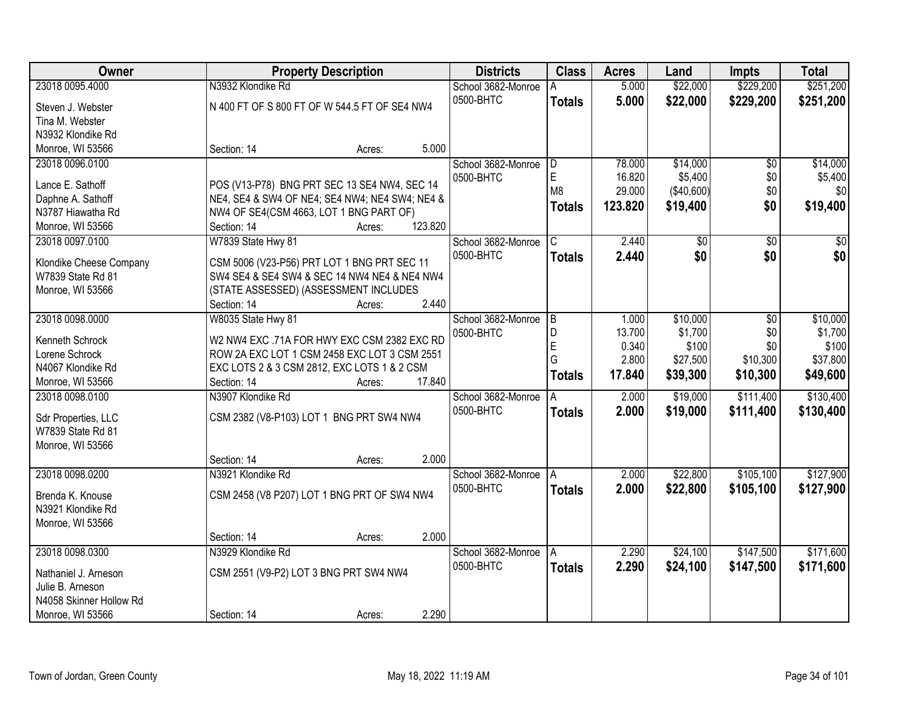| Owner | Property Description | Districts | Class | Acres | Land | Impts | Total |
|---|---|---|---|---|---|---|---|
| 23018 0095.4000<br>Steven J. Webster<br>Tina M. Webster<br>N3932 Klondike Rd<br>Monroe, WI 53566 | N3932 Klondike Rd<br>N 400 FT OF S 800 FT OF W 544.5 FT OF SE4 NW4<br>Section: 14 Acres: 5.000 | School 3682-Monroe<br>0500-BHTC | A<br>**Totals** | 5.000<br>**5.000** | \$22,000<br>**\$22,000** | \$229,200<br>**\$229,200** | \$251,200<br>**\$251,200** |
| 23018 0096.0100<br>Lance E. Sathoff<br>Daphne A. Sathoff<br>N3787 Hiawatha Rd<br>Monroe, WI 53566 | POS (V13-P78) BNG PRT SEC 13 SE4 NW4, SEC 14 NE4, SE4 & SW4 OF NE4; SE4 NW4; NE4 SW4; NE4 & NW4 OF SE4(CSM 4663, LOT 1 BNG PART OF)<br>Section: 14 Acres: 123.820 | School 3682-Monroe<br>0500-BHTC | D<br>E<br>M8<br>**Totals** | 78.000<br>16.820<br>29.000<br>**123.820** | \$14,000<br>\$5,400<br>(\$40,600)<br>**\$19,400** | \$0<br>\$0<br>\$0<br>**\$0** | \$14,000<br>\$5,400<br>\$0<br>**\$19,400** |
| 23018 0097.0100<br>Klondike Cheese Company<br>W7839 State Rd 81<br>Monroe, WI 53566 | W7839 State Hwy 81<br>CSM 5006 (V23-P56) PRT LOT 1 BNG PRT SEC 11 SW4 SE4 & SE4 SW4 & SEC 14 NW4 NE4 & NE4 NW4 (STATE ASSESSED) (ASSESSMENT INCLUDES<br>Section: 14 Acres: 2.440 | School 3682-Monroe<br>0500-BHTC | C<br>**Totals** | 2.440<br>**2.440** | \$0<br>**\$0** | \$0<br>**\$0** | \$0<br>**\$0** |
| 23018 0098.0000<br>Kenneth Schrock<br>Lorene Schrock<br>N4067 Klondike Rd<br>Monroe, WI 53566 | W8035 State Hwy 81<br>W2 NW4 EXC .71A FOR HWY EXC CSM 2382 EXC RD ROW 2A EXC LOT 1 CSM 2458 EXC LOT 3 CSM 2551 EXC LOTS 2 & 3 CSM 2812, EXC LOTS 1 & 2 CSM<br>Section: 14 Acres: 17.840 | School 3682-Monroe<br>0500-BHTC | B<br>D<br>E<br>G<br>**Totals** | 1.000<br>13.700<br>0.340<br>2.800<br>**17.840** | \$10,000<br>\$1,700<br>\$100<br>\$27,500<br>**\$39,300** | \$0<br>\$0<br>\$0<br>\$10,300<br>**\$10,300** | \$10,000<br>\$1,700<br>\$100<br>\$37,800<br>**\$49,600** |
| 23018 0098.0100<br>Sdr Properties, LLC<br>W7839 State Rd 81<br>Monroe, WI 53566 | N3907 Klondike Rd<br>CSM 2382 (V8-P103) LOT 1 BNG PRT SW4 NW4<br>Section: 14 Acres: 2.000 | School 3682-Monroe<br>0500-BHTC | A<br>**Totals** | 2.000<br>**2.000** | \$19,000<br>**\$19,000** | \$111,400<br>**\$111,400** | \$130,400<br>**\$130,400** |
| 23018 0098.0200<br>Brenda K. Knouse<br>N3921 Klondike Rd<br>Monroe, WI 53566 | N3921 Klondike Rd<br>CSM 2458 (V8 P207) LOT 1 BNG PRT OF SW4 NW4<br>Section: 14 Acres: 2.000 | School 3682-Monroe<br>0500-BHTC | A<br>**Totals** | 2.000<br>**2.000** | \$22,800<br>**\$22,800** | \$105,100<br>**\$105,100** | \$127,900<br>**\$127,900** |
| 23018 0098.0300<br>Nathaniel J. Arneson<br>Julie B. Arneson<br>N4058 Skinner Hollow Rd<br>Monroe, WI 53566 | N3929 Klondike Rd<br>CSM 2551 (V9-P2) LOT 3 BNG PRT SW4 NW4<br>Section: 14 Acres: 2.290 | School 3682-Monroe<br>0500-BHTC | A<br>**Totals** | 2.290<br>**2.290** | \$24,100<br>**\$24,100** | \$147,500<br>**\$147,500** | \$171,600<br>**\$171,600** |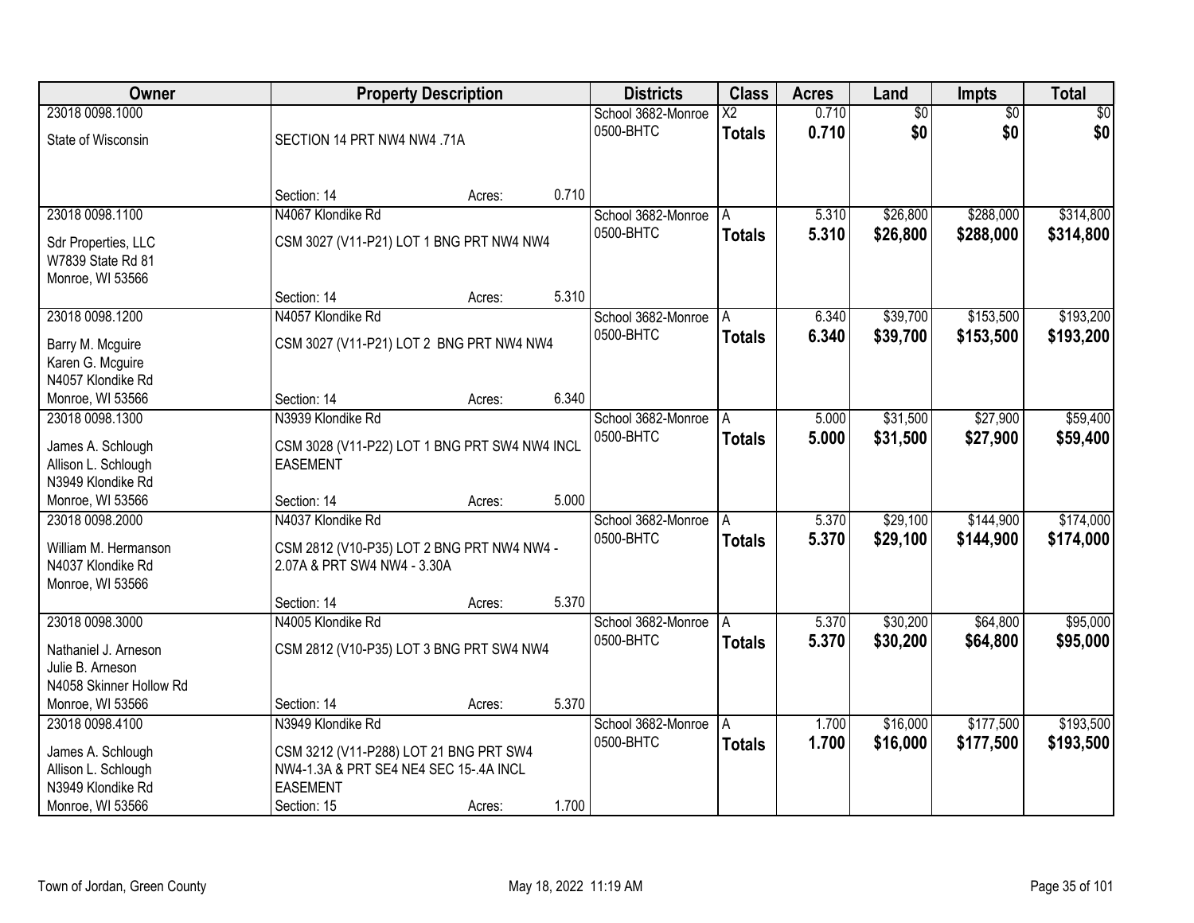| Owner | Property Description | Districts | Class | Acres | Land | Impts | Total |
|---|---|---|---|---|---|---|---|
| 23018 0098.1000<br>State of Wisconsin | SECTION 14 PRT NW4 NW4 .71A<br>Section: 14 Acres: 0.710 | School 3682-Monroe<br>0500-BHTC | X2<br>**Totals** | 0.710<br>**0.710** | $0<br>**$0** | $0<br>**$0** | $0<br>**$0** |
| 23018 0098.1100<br>Sdr Properties, LLC<br>W7839 State Rd 81<br>Monroe, WI 53566 | N4067 Klondike Rd<br>CSM 3027 (V11-P21) LOT 1 BNG PRT NW4 NW4<br>Section: 14 Acres: 5.310 | School 3682-Monroe<br>0500-BHTC | A<br>**Totals** | 5.310<br>**5.310** | $26,800<br>**$26,800** | $288,000<br>**$288,000** | $314,800<br>**$314,800** |
| 23018 0098.1200<br>Barry M. Mcguire<br>Karen G. Mcguire<br>N4057 Klondike Rd<br>Monroe, WI 53566 | N4057 Klondike Rd<br>CSM 3027 (V11-P21) LOT 2 BNG PRT NW4 NW4<br>Section: 14 Acres: 6.340 | School 3682-Monroe<br>0500-BHTC | A<br>**Totals** | 6.340<br>**6.340** | $39,700<br>**$39,700** | $153,500<br>**$153,500** | $193,200<br>**$193,200** |
| 23018 0098.1300<br>James A. Schlough<br>Allison L. Schlough<br>N3949 Klondike Rd<br>Monroe, WI 53566 | N3939 Klondike Rd<br>CSM 3028 (V11-P22) LOT 1 BNG PRT SW4 NW4 INCL EASEMENT<br>Section: 14 Acres: 5.000 | School 3682-Monroe<br>0500-BHTC | A<br>**Totals** | 5.000<br>**5.000** | $31,500<br>**$31,500** | $27,900<br>**$27,900** | $59,400<br>**$59,400** |
| 23018 0098.2000<br>William M. Hermanson<br>N4037 Klondike Rd<br>Monroe, WI 53566 | N4037 Klondike Rd<br>CSM 2812 (V10-P35) LOT 2 BNG PRT NW4 NW4 - 2.07A & PRT SW4 NW4 - 3.30A<br>Section: 14 Acres: 5.370 | School 3682-Monroe<br>0500-BHTC | A<br>**Totals** | 5.370<br>**5.370** | $29,100<br>**$29,100** | $144,900<br>**$144,900** | $174,000<br>**$174,000** |
| 23018 0098.3000<br>Nathaniel J. Arneson<br>Julie B. Arneson<br>N4058 Skinner Hollow Rd<br>Monroe, WI 53566 | N4005 Klondike Rd<br>CSM 2812 (V10-P35) LOT 3 BNG PRT SW4 NW4<br>Section: 14 Acres: 5.370 | School 3682-Monroe<br>0500-BHTC | A<br>**Totals** | 5.370<br>**5.370** | $30,200<br>**$30,200** | $64,800<br>**$64,800** | $95,000<br>**$95,000** |
| 23018 0098.4100<br>James A. Schlough<br>Allison L. Schlough<br>N3949 Klondike Rd<br>Monroe, WI 53566 | N3949 Klondike Rd<br>CSM 3212 (V11-P288) LOT 21 BNG PRT SW4 NW4-1.3A & PRT SE4 NE4 SEC 15-.4A INCL EASEMENT<br>Section: 15 Acres: 1.700 | School 3682-Monroe<br>0500-BHTC | A<br>**Totals** | 1.700<br>**1.700** | $16,000<br>**$16,000** | $177,500<br>**$177,500** | $193,500<br>**$193,500** |

Town of Jordan, Green County

May 18, 2022 11:19 AM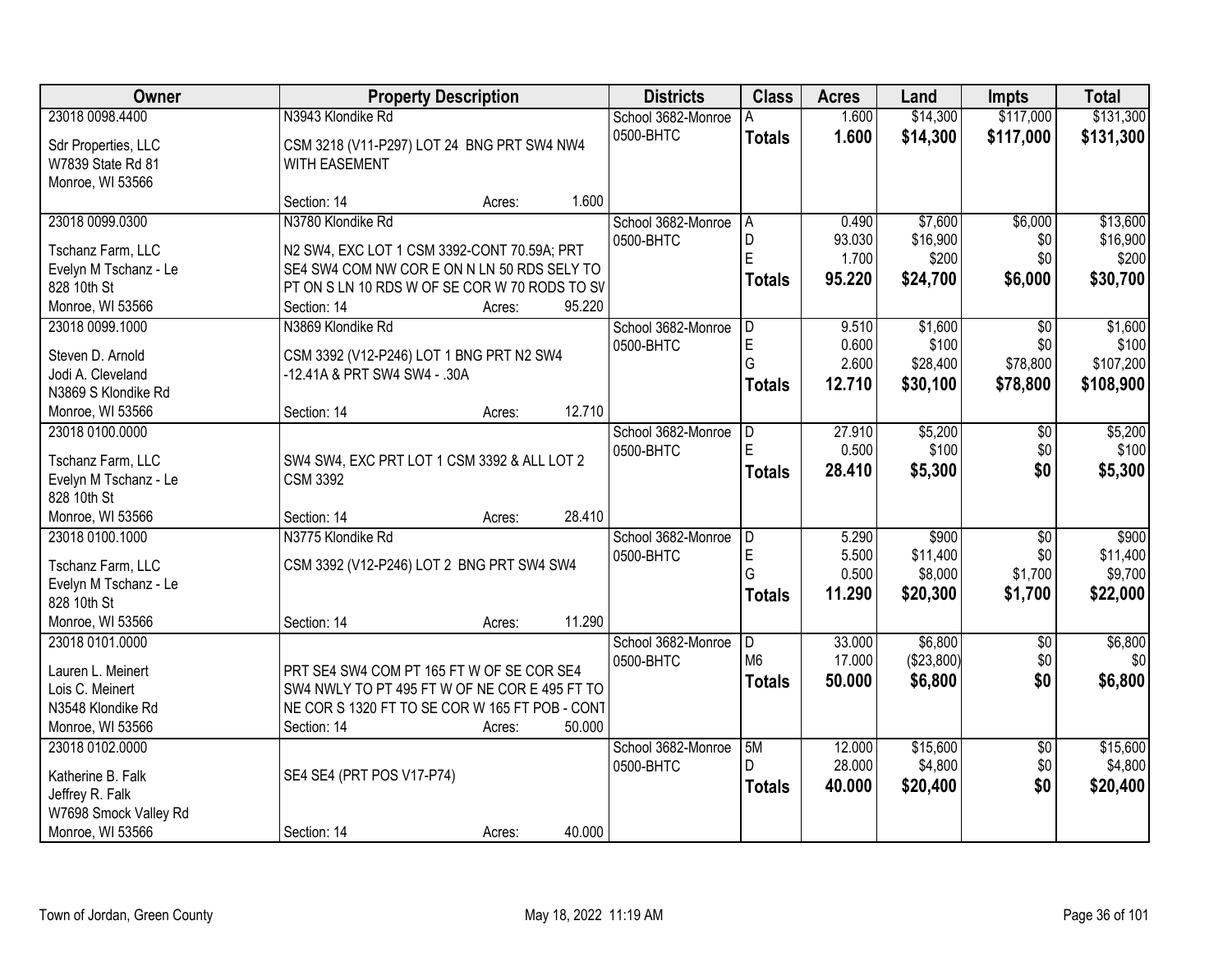| Owner | Property Description | Districts | Class | Acres | Land | Impts | Total |
|---|---|---|---|---|---|---|---|
| 23018 0098.4400<br>Sdr Properties, LLC<br>W7839 State Rd 81<br>Monroe, WI 53566 | N3943 Klondike Rd<br>CSM 3218 (V11-P297) LOT 24 BNG PRT SW4 NW4 WITH EASEMENT<br>Section: 14 Acres: 1.600 | School 3682-Monroe<br>0500-BHTC | A<br>**Totals** | 1.600<br>**1.600** | $14,300<br>**$14,300** | $117,000<br>**$117,000** | $131,300<br>**$131,300** |
| 23018 0099.0300<br>Tschanz Farm, LLC<br>Evelyn M Tschanz - Le<br>828 10th St<br>Monroe, WI 53566 | N3780 Klondike Rd<br>N2 SW4, EXC LOT 1 CSM 3392-CONT 70.59A; PRT SE4 SW4 COM NW COR E ON N LN 50 RDS SELY TO PT ON S LN 10 RDS W OF SE COR W 70 RODS TO SV<br>Section: 14 Acres: 95.220 | School 3682-Monroe<br>0500-BHTC | A<br>D<br>E<br>**Totals** | 0.490<br>93.030<br>1.700<br>**95.220** | $7,600<br>$16,900<br>$200<br>**$24,700** | $6,000<br>$0<br>$0<br>**$6,000** | $13,600<br>$16,900<br>$200<br>**$30,700** |
| 23018 0099.1000<br>Steven D. Arnold<br>Jodi A. Cleveland<br>N3869 S Klondike Rd<br>Monroe, WI 53566 | N3869 Klondike Rd<br>CSM 3392 (V12-P246) LOT 1 BNG PRT N2 SW4 -12.41A & PRT SW4 SW4 - .30A<br>Section: 14 Acres: 12.710 | School 3682-Monroe<br>0500-BHTC | D<br>E<br>G<br>**Totals** | 9.510<br>0.600<br>2.600<br>**12.710** | $1,600<br>$100<br>$28,400<br>**$30,100** | $0<br>$0<br>$78,800<br>**$78,800** | $1,600<br>$100<br>$107,200<br>**$108,900** |
| 23018 0100.0000<br>Tschanz Farm, LLC<br>Evelyn M Tschanz - Le<br>828 10th St<br>Monroe, WI 53566 | SW4 SW4, EXC PRT LOT 1 CSM 3392 & ALL LOT 2 CSM 3392<br>Section: 14 Acres: 28.410 | School 3682-Monroe<br>0500-BHTC | D<br>E<br>**Totals** | 27.910<br>0.500<br>**28.410** | $5,200<br>$100<br>**$5,300** | $0<br>$0<br>**$0** | $5,200<br>$100<br>**$5,300** |
| 23018 0100.1000<br>Tschanz Farm, LLC<br>Evelyn M Tschanz - Le<br>828 10th St<br>Monroe, WI 53566 | N3775 Klondike Rd<br>CSM 3392 (V12-P246) LOT 2 BNG PRT SW4 SW4<br>Section: 14 Acres: 11.290 | School 3682-Monroe<br>0500-BHTC | D<br>E<br>G<br>**Totals** | 5.290<br>5.500<br>0.500<br>**11.290** | $900<br>$11,400<br>$8,000<br>**$20,300** | $0<br>$0<br>$1,700<br>**$1,700** | $900<br>$11,400<br>$9,700<br>**$22,000** |
| 23018 0101.0000<br>Lauren L. Meinert<br>Lois C. Meinert<br>N3548 Klondike Rd<br>Monroe, WI 53566 | PRT SE4 SW4 COM PT 165 FT W OF SE COR SE4 SW4 NWLY TO PT 495 FT W OF NE COR E 495 FT TO NE COR S 1320 FT TO SE COR W 165 FT POB - CONT<br>Section: 14 Acres: 50.000 | School 3682-Monroe<br>0500-BHTC | D<br>M6<br>**Totals** | 33.000<br>17.000<br>**50.000** | $6,800<br>($23,800)<br>**$6,800** | $0<br>$0<br>**$0** | $6,800<br>$0<br>**$6,800** |
| 23018 0102.0000<br>Katherine B. Falk<br>Jeffrey R. Falk<br>W7698 Smock Valley Rd<br>Monroe, WI 53566 | SE4 SE4 (PRT POS V17-P74)<br>Section: 14 Acres: 40.000 | School 3682-Monroe<br>0500-BHTC | 5M<br>D<br>**Totals** | 12.000<br>28.000<br>**40.000** | $15,600<br>$4,800<br>**$20,400** | $0<br>$0<br>**$0** | $15,600<br>$4,800<br>**$20,400** |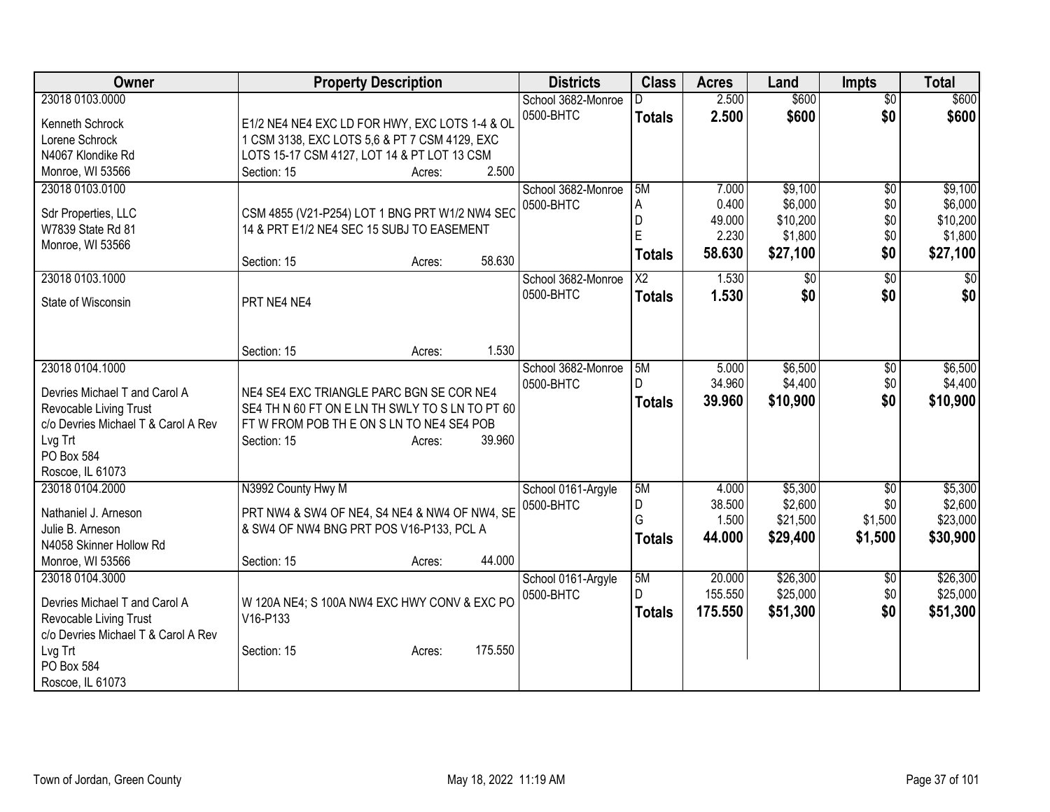| Owner | Property Description | Districts | Class | Acres | Land | Impts | Total |
|---|---|---|---|---|---|---|---|
| 23018 0103.0000<br>Kenneth Schrock<br>Lorene Schrock<br>N4067 Klondike Rd<br>Monroe, WI 53566 | E1/2 NE4 NE4 EXC LD FOR HWY, EXC LOTS 1-4 & OL 1 CSM 3138, EXC LOTS 5,6 & PT 7 CSM 4129, EXC LOTS 15-17 CSM 4127, LOT 14 & PT LOT 13 CSM<br>Section: 15 Acres: 2.500 | School 3682-Monroe<br>0500-BHTC | D<br>**Totals** | 2.500<br>**2.500** | $600<br>**$600** | $0<br>**$0** | $600<br>**$600** |
| 23018 0103.0100<br>Sdr Properties, LLC<br>W7839 State Rd 81<br>Monroe, WI 53566 | CSM 4855 (V21-P254) LOT 1 BNG PRT W1/2 NW4 SEC 14 & PRT E1/2 NE4 SEC 15 SUBJ TO EASEMENT<br>Section: 15 Acres: 58.630 | School 3682-Monroe<br>0500-BHTC | 5M<br>A<br>D<br>E<br>**Totals** | 7.000<br>0.400<br>49.000<br>2.230<br>**58.630** | $9,100<br>$6,000<br>$10,200<br>$1,800<br>**$27,100** | $0<br>$0<br>$0<br>$0<br>**$0** | $9,100<br>$6,000<br>$10,200<br>$1,800<br>**$27,100** |
| 23018 0103.1000<br>State of Wisconsin | PRT NE4 NE4<br>Section: 15 Acres: 1.530 | School 3682-Monroe<br>0500-BHTC | X2<br>**Totals** | 1.530<br>**1.530** | $0<br>**$0** | $0<br>**$0** | $0<br>**$0** |
| 23018 0104.1000<br>Devries Michael T and Carol A Revocable Living Trust<br>c/o Devries Michael T & Carol A Rev Lvg Trt<br>PO Box 584<br>Roscoe, IL 61073 | NE4 SE4 EXC TRIANGLE PARC BGN SE COR NE4 SE4 TH N 60 FT ON E LN TH SWLY TO S LN TO PT 60 FT W FROM POB TH E ON S LN TO NE4 SE4 POB<br>Section: 15 Acres: 39.960 | School 3682-Monroe<br>0500-BHTC | 5M<br>D<br>**Totals** | 5.000<br>34.960<br>**39.960** | $6,500<br>$4,400<br>**$10,900** | $0<br>$0<br>**$0** | $6,500<br>$4,400<br>**$10,900** |
| 23018 0104.2000<br>Nathaniel J. Arneson<br>Julie B. Arneson<br>N4058 Skinner Hollow Rd<br>Monroe, WI 53566 | N3992 County Hwy M<br>PRT NW4 & SW4 OF NE4, S4 NE4 & NW4 OF NW4, SE & SW4 OF NW4 BNG PRT POS V16-P133, PCL A<br>Section: 15 Acres: 44.000 | School 0161-Argyle<br>0500-BHTC | 5M<br>D<br>G<br>**Totals** | 4.000<br>38.500<br>1.500<br>**44.000** | $5,300<br>$2,600<br>$21,500<br>**$29,400** | $0<br>$0<br>$1,500<br>**$1,500** | $5,300<br>$2,600<br>$23,000<br>**$30,900** |
| 23018 0104.3000<br>Devries Michael T and Carol A Revocable Living Trust<br>c/o Devries Michael T & Carol A Rev Lvg Trt<br>PO Box 584<br>Roscoe, IL 61073 | W 120A NE4; S 100A NW4 EXC HWY CONV & EXC PO V16-P133<br>Section: 15 Acres: 175.550 | School 0161-Argyle<br>0500-BHTC | 5M<br>D<br>**Totals** | 20.000<br>155.550<br>**175.550** | $26,300<br>$25,000<br>**$51,300** | $0<br>$0<br>**$0** | $26,300<br>$25,000<br>**$51,300** |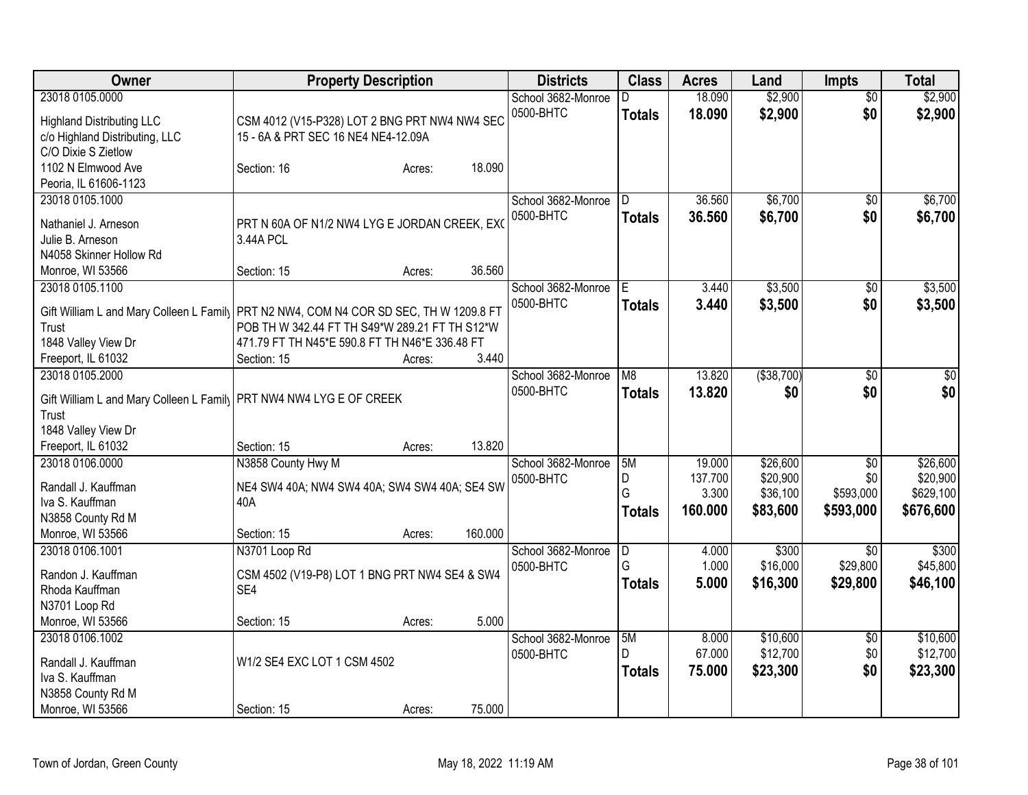| Owner | Property Description | Districts | Class | Acres | Land | Impts | Total |
|---|---|---|---|---|---|---|---|
| 23018 0105.0000<br><br>Highland Distributing LLC<br>c/o Highland Distributing, LLC<br>C/O Dixie S Zietlow<br>1102 N Elmwood Ave<br>Peoria, IL 61606-1123 | CSM 4012 (V15-P328) LOT 2 BNG PRT NW4 NW4 SEC 15 - 6A & PRT SEC 16 NE4 NE4-12.09A<br><br>Section: 16 Acres: 18.090 | School 3682-Monroe<br>0500-BHTC | D<br>**Totals** | 18.090<br>**18.090** | $2,900<br>**$2,900** | $0<br>**$0** | $2,900<br>**$2,900** |
| 23018 0105.1000<br><br>Nathaniel J. Arneson<br>Julie B. Arneson<br>N4058 Skinner Hollow Rd<br>Monroe, WI 53566 | PRT N 60A OF N1/2 NW4 LYG E JORDAN CREEK, EXC 3.44A PCL<br><br>Section: 15 Acres: 36.560 | School 3682-Monroe<br>0500-BHTC | D<br>**Totals** | 36.560<br>**36.560** | $6,700<br>**$6,700** | $0<br>**$0** | $6,700<br>**$6,700** |
| 23018 0105.1100<br><br>Gift William L and Mary Colleen L Family Trust<br>1848 Valley View Dr<br>Freeport, IL 61032 | PRT N2 NW4, COM N4 COR SD SEC, TH W 1209.8 FT POB TH W 342.44 FT TH S49*W 289.21 FT TH S12*W 471.79 FT TH N45*E 590.8 FT TH N46*E 336.48 FT<br>Section: 15 Acres: 3.440 | School 3682-Monroe<br>0500-BHTC | E<br>**Totals** | 3.440<br>**3.440** | $3,500<br>**$3,500** | $0<br>**$0** | $3,500<br>**$3,500** |
| 23018 0105.2000<br><br>Gift William L and Mary Colleen L Family Trust<br>1848 Valley View Dr<br>Freeport, IL 61032 | PRT NW4 NW4 LYG E OF CREEK<br><br>Section: 15 Acres: 13.820 | School 3682-Monroe<br>0500-BHTC | M8<br>**Totals** | 13.820<br>**13.820** | ($38,700)<br>**$0** | $0<br>**$0** | $0<br>**$0** |
| 23018 0106.0000<br><br>Randall J. Kauffman<br>Iva S. Kauffman<br>N3858 County Rd M<br>Monroe, WI 53566 | N3858 County Hwy M<br><br>NE4 SW4 40A; NW4 SW4 40A; SW4 SW4 40A; SE4 SW 40A<br><br>Section: 15 Acres: 160.000 | School 3682-Monroe<br>0500-BHTC | 5M<br>D<br>G<br>**Totals** | 19.000<br>137.700<br>3.300<br>**160.000** | $26,600<br>$20,900<br>$36,100<br>**$83,600** | $0<br>$0<br>$593,000<br>**$593,000** | $26,600<br>$20,900<br>$629,100<br>**$676,600** |
| 23018 0106.1001<br><br>Randon J. Kauffman<br>Rhoda Kauffman<br>N3701 Loop Rd<br>Monroe, WI 53566 | N3701 Loop Rd<br><br>CSM 4502 (V19-P8) LOT 1 BNG PRT NW4 SE4 & SW4 SE4<br><br>Section: 15 Acres: 5.000 | School 3682-Monroe<br>0500-BHTC | D<br>G<br>**Totals** | 4.000<br>1.000<br>**5.000** | $300<br>$16,000<br>**$16,300** | $0<br>$29,800<br>**$29,800** | $300<br>$45,800<br>**$46,100** |
| 23018 0106.1002<br><br>Randall J. Kauffman<br>Iva S. Kauffman<br>N3858 County Rd M<br>Monroe, WI 53566 | W1/2 SE4 EXC LOT 1 CSM 4502<br><br>Section: 15 Acres: 75.000 | School 3682-Monroe<br>0500-BHTC | 5M<br>D<br>**Totals** | 8.000<br>67.000<br>**75.000** | $10,600<br>$12,700<br>**$23,300** | $0<br>$0<br>**$0** | $10,600<br>$12,700<br>**$23,300** |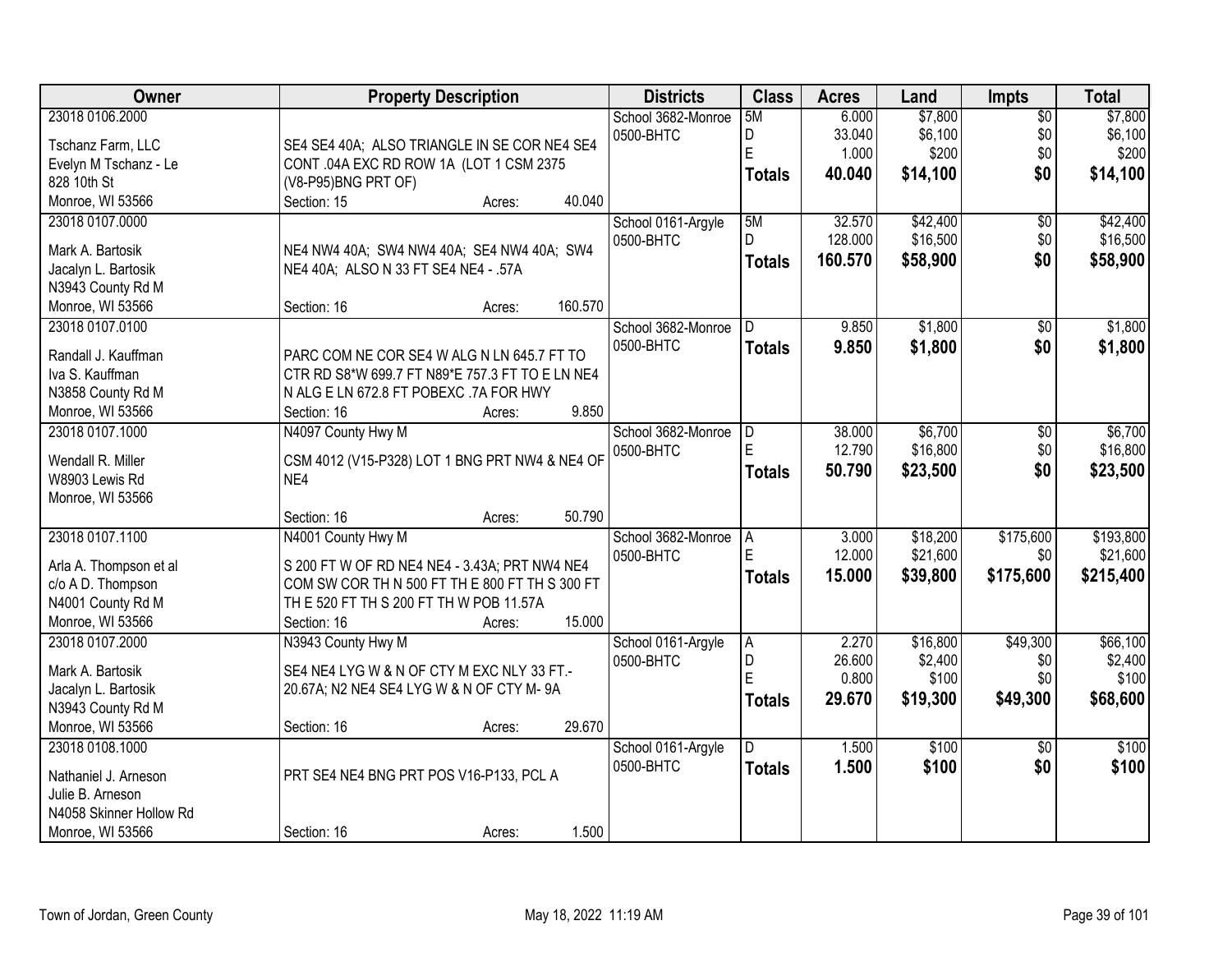| Owner | Property Description | Districts | Class | Acres | Land | Impts | Total |
|---|---|---|---|---|---|---|---|
| 23018 0106.2000<br>Tschanz Farm, LLC<br>Evelyn M Tschanz - Le<br>828 10th St<br>Monroe, WI 53566 | SE4 SE4 40A; ALSO TRIANGLE IN SE COR NE4 SE4 CONT .04A EXC RD ROW 1A (LOT 1 CSM 2375 (V8-P95)BNG PRT OF)<br>Section: 15 Acres: 40.040 | School 3682-Monroe<br>0500-BHTC | 5M<br>D<br>E<br>**Totals** | 6.000<br>33.040<br>1.000<br>**40.040** | $7,800<br>$6,100<br>$200<br>**$14,100** | $0<br>$0<br>$0<br>**$0** | $7,800<br>$6,100<br>$200<br>**$14,100** |
| 23018 0107.0000<br>Mark A. Bartosik<br>Jacalyn L. Bartosik<br>N3943 County Rd M<br>Monroe, WI 53566 | NE4 NW4 40A; SW4 NW4 40A; SE4 NW4 40A; SW4 NE4 40A; ALSO N 33 FT SE4 NE4 - .57A<br>Section: 16 Acres: 160.570 | School 0161-Argyle<br>0500-BHTC | 5M<br>D<br>**Totals** | 32.570<br>128.000<br>**160.570** | $42,400<br>$16,500<br>**$58,900** | $0<br>$0<br>**$0** | $42,400<br>$16,500<br>**$58,900** |
| 23018 0107.0100<br>Randall J. Kauffman<br>Iva S. Kauffman<br>N3858 County Rd M<br>Monroe, WI 53566 | PARC COM NE COR SE4 W ALG N LN 645.7 FT TO CTR RD S8*W 699.7 FT N89*E 757.3 FT TO E LN NE4 N ALG E LN 672.8 FT POBEXC .7A FOR HWY<br>Section: 16 Acres: 9.850 | School 3682-Monroe<br>0500-BHTC | D<br>**Totals** | 9.850<br>**9.850** | $1,800<br>**$1,800** | $0<br>**$0** | $1,800<br>**$1,800** |
| 23018 0107.1000<br>Wendall R. Miller<br>W8903 Lewis Rd<br>Monroe, WI 53566 | N4097 County Hwy M<br>CSM 4012 (V15-P328) LOT 1 BNG PRT NW4 & NE4 OF NE4<br>Section: 16 Acres: 50.790 | School 3682-Monroe<br>0500-BHTC | D<br>E<br>**Totals** | 38.000<br>12.790<br>**50.790** | $6,700<br>$16,800<br>**$23,500** | $0<br>$0<br>**$0** | $6,700<br>$16,800<br>**$23,500** |
| 23018 0107.1100<br>Arla A. Thompson et al<br>c/o A D. Thompson<br>N4001 County Rd M<br>Monroe, WI 53566 | N4001 County Hwy M<br>S 200 FT W OF RD NE4 NE4 - 3.43A; PRT NW4 NE4 COM SW COR TH N 500 FT TH E 800 FT TH S 300 FT TH E 520 FT TH S 200 FT TH W POB 11.57A<br>Section: 16 Acres: 15.000 | School 3682-Monroe<br>0500-BHTC | A<br>E<br>**Totals** | 3.000<br>12.000<br>**15.000** | $18,200<br>$21,600<br>**$39,800** | $175,600<br>$0<br>**$175,600** | $193,800<br>$21,600<br>**$215,400** |
| 23018 0107.2000<br>Mark A. Bartosik<br>Jacalyn L. Bartosik<br>N3943 County Rd M<br>Monroe, WI 53566 | N3943 County Hwy M<br>SE4 NE4 LYG W & N OF CTY M EXC NLY 33 FT.- 20.67A; N2 NE4 SE4 LYG W & N OF CTY M- 9A<br>Section: 16 Acres: 29.670 | School 0161-Argyle<br>0500-BHTC | A<br>D<br>E<br>**Totals** | 2.270<br>26.600<br>0.800<br>**29.670** | $16,800<br>$2,400<br>$100<br>**$19,300** | $49,300<br>$0<br>$0<br>**$49,300** | $66,100<br>$2,400<br>$100<br>**$68,600** |
| 23018 0108.1000<br>Nathaniel J. Arneson<br>Julie B. Arneson<br>N4058 Skinner Hollow Rd<br>Monroe, WI 53566 | PRT SE4 NE4 BNG PRT POS V16-P133, PCL A<br>Section: 16 Acres: 1.500 | School 0161-Argyle<br>0500-BHTC | D<br>**Totals** | 1.500<br>**1.500** | $100<br>**$100** | $0<br>**$0** | $100<br>**$100** |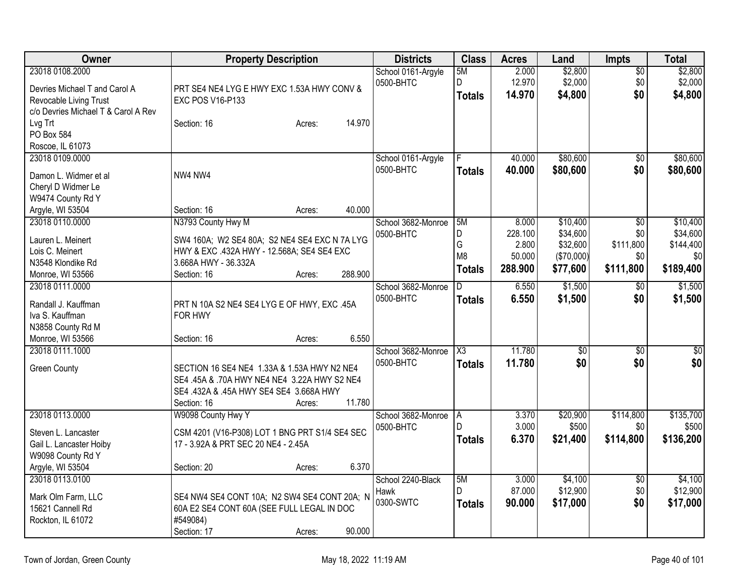| Owner | Property Description | Districts | Class | Acres | Land | Impts | Total |
|---|---|---|---|---|---|---|---|
| 23018 0108.2000<br><br>Devries Michael T and Carol A Revocable Living Trust<br>c/o Devries Michael T & Carol A Rev Lvg Trt<br>PO Box 584<br>Roscoe, IL 61073 | PRT SE4 NE4 LYG E HWY EXC 1.53A HWY CONV & EXC POS V16-P133<br><br>Section: 16 Acres: 14.970 | School 0161-Argyle<br>0500-BHTC | 5M<br>D<br>**Totals** | 2.000<br>12.970<br>**14.970** | $2,800<br>$2,000<br>**$4,800** | $0<br>$0<br>**$0** | $2,800<br>$2,000<br>**$4,800** |
| 23018 0109.0000<br><br>Damon L. Widmer et al<br>Cheryl D Widmer Le<br>W9474 County Rd Y<br>Argyle, WI 53504 | NW4 NW4<br><br>Section: 16 Acres: 40.000 | School 0161-Argyle<br>0500-BHTC | F<br>**Totals** | 40.000<br>**40.000** | $80,600<br>**$80,600** | $0<br>**$0** | $80,600<br>**$80,600** |
| 23018 0110.0000<br><br>Lauren L. Meinert<br>Lois C. Meinert<br>N3548 Klondike Rd<br>Monroe, WI 53566 | N3793 County Hwy M<br><br>SW4 160A; W2 SE4 80A; S2 NE4 SE4 EXC N 7A LYG HWY & EXC .432A HWY - 12.568A; SE4 SE4 EXC 3.668A HWY - 36.332A<br>Section: 16 Acres: 288.900 | School 3682-Monroe<br>0500-BHTC | 5M<br>D<br>G<br>M8<br>**Totals** | 8.000<br>228.100<br>2.800<br>50.000<br>**288.900** | $10,400<br>$34,600<br>$32,600<br>($70,000)<br>**$77,600** | $0<br>$0<br>$111,800<br>$0<br>**$111,800** | $10,400<br>$34,600<br>$144,400<br>$0<br>**$189,400** |
| 23018 0111.0000<br><br>Randall J. Kauffman<br>Iva S. Kauffman<br>N3858 County Rd M<br>Monroe, WI 53566 | PRT N 10A S2 NE4 SE4 LYG E OF HWY, EXC .45A FOR HWY<br><br>Section: 16 Acres: 6.550 | School 3682-Monroe<br>0500-BHTC | D<br>**Totals** | 6.550<br>**6.550** | $1,500<br>**$1,500** | $0<br>**$0** | $1,500<br>**$1,500** |
| 23018 0111.1000<br><br>Green County | SECTION 16 SE4 NE4 1.33A & 1.53A HWY N2 NE4 SE4 .45A & .70A HWY NE4 NE4 3.22A HWY S2 NE4 SE4 .432A & .45A HWY SE4 SE4 3.668A HWY<br>Section: 16 Acres: 11.780 | School 3682-Monroe<br>0500-BHTC | X3<br>**Totals** | 11.780<br>**11.780** | $0<br>**$0** | $0<br>**$0** | $0<br>**$0** |
| 23018 0113.0000<br><br>Steven L. Lancaster<br>Gail L. Lancaster Hoiby<br>W9098 County Rd Y<br>Argyle, WI 53504 | W9098 County Hwy Y<br><br>CSM 4201 (V16-P308) LOT 1 BNG PRT S1/4 SE4 SEC 17 - 3.92A & PRT SEC 20 NE4 - 2.45A<br><br>Section: 20 Acres: 6.370 | School 3682-Monroe<br>0500-BHTC | A<br>D<br>**Totals** | 3.370<br>3.000<br>**6.370** | $20,900<br>$500<br>**$21,400** | $114,800<br>$0<br>**$114,800** | $135,700<br>$500<br>**$136,200** |
| 23018 0113.0100<br><br>Mark Olm Farm, LLC<br>15621 Cannell Rd<br>Rockton, IL 61072 | SE4 NW4 SE4 CONT 10A; N2 SW4 SE4 CONT 20A; N 60A E2 SE4 CONT 60A (SEE FULL LEGAL IN DOC #549084)<br>Section: 17 Acres: 90.000 | School 2240-Black Hawk<br>0300-SWTC | 5M<br>D<br>**Totals** | 3.000<br>87.000<br>**90.000** | $4,100<br>$12,900<br>**$17,000** | $0<br>$0<br>**$0** | $4,100<br>$12,900<br>**$17,000** |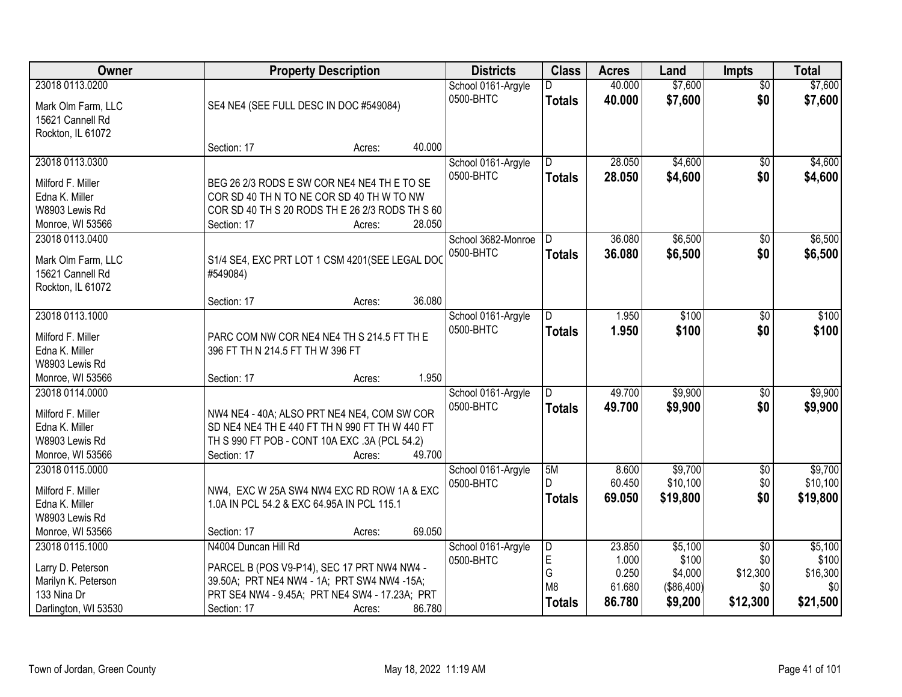| Owner | Property Description | Districts | Class | Acres | Land | Impts | Total |
|---|---|---|---|---|---|---|---|
| 23018 0113.0200<br>Mark Olm Farm, LLC<br>15621 Cannell Rd<br>Rockton, IL 61072 | SE4 NE4 (SEE FULL DESC IN DOC #549084)<br>Section: 17 Acres: 40.000 | School 0161-Argyle<br>0500-BHTC | D<br>**Totals** | 40.000<br>**40.000** | $7,600<br>**$7,600** | $0<br>**$0** | $7,600<br>**$7,600** |
| 23018 0113.0300<br>Milford F. Miller<br>Edna K. Miller<br>W8903 Lewis Rd<br>Monroe, WI 53566 | BEG 26 2/3 RODS E SW COR NE4 NE4 TH E TO SE COR SD 40 TH N TO NE COR SD 40 TH W TO NW COR SD 40 TH S 20 RODS TH E 26 2/3 RODS TH S 60<br>Section: 17 Acres: 28.050 | School 0161-Argyle<br>0500-BHTC | D<br>**Totals** | 28.050<br>**28.050** | $4,600<br>**$4,600** | $0<br>**$0** | $4,600<br>**$4,600** |
| 23018 0113.0400<br>Mark Olm Farm, LLC<br>15621 Cannell Rd<br>Rockton, IL 61072 | S1/4 SE4, EXC PRT LOT 1 CSM 4201(SEE LEGAL DOC #549084)<br>Section: 17 Acres: 36.080 | School 3682-Monroe<br>0500-BHTC | D<br>**Totals** | 36.080<br>**36.080** | $6,500<br>**$6,500** | $0<br>**$0** | $6,500<br>**$6,500** |
| 23018 0113.1000<br>Milford F. Miller<br>Edna K. Miller<br>W8903 Lewis Rd<br>Monroe, WI 53566 | PARC COM NW COR NE4 NE4 TH S 214.5 FT TH E 396 FT TH N 214.5 FT TH W 396 FT<br>Section: 17 Acres: 1.950 | School 0161-Argyle<br>0500-BHTC | D<br>**Totals** | 1.950<br>**1.950** | $100<br>**$100** | $0<br>**$0** | $100<br>**$100** |
| 23018 0114.0000<br>Milford F. Miller<br>Edna K. Miller<br>W8903 Lewis Rd<br>Monroe, WI 53566 | NW4 NE4 - 40A; ALSO PRT NE4 NE4, COM SW COR SD NE4 NE4 TH E 440 FT TH N 990 FT TH W 440 FT TH S 990 FT POB - CONT 10A EXC .3A (PCL 54.2)<br>Section: 17 Acres: 49.700 | School 0161-Argyle<br>0500-BHTC | D<br>**Totals** | 49.700<br>**49.700** | $9,900<br>**$9,900** | $0<br>**$0** | $9,900<br>**$9,900** |
| 23018 0115.0000<br>Milford F. Miller<br>Edna K. Miller<br>W8903 Lewis Rd<br>Monroe, WI 53566 | NW4, EXC W 25A SW4 NW4 EXC RD ROW 1A & EXC 1.0A IN PCL 54.2 & EXC 64.95A IN PCL 115.1<br>Section: 17 Acres: 69.050 | School 0161-Argyle<br>0500-BHTC | 5M<br>D<br>**Totals** | 8.600<br>60.450<br>**69.050** | $9,700<br>$10,100<br>**$19,800** | $0<br>$0<br>**$0** | $9,700<br>$10,100<br>**$19,800** |
| 23018 0115.1000<br>Larry D. Peterson<br>Marilyn K. Peterson<br>133 Nina Dr<br>Darlington, WI 53530 | N4004 Duncan Hill Rd<br>PARCEL B (POS V9-P14), SEC 17 PRT NW4 NW4 - 39.50A; PRT NE4 NW4 - 1A; PRT SW4 NW4 -15A; PRT SE4 NW4 - 9.45A; PRT NE4 SW4 - 17.23A; PRT<br>Section: 17 Acres: 86.780 | School 0161-Argyle<br>0500-BHTC | D<br>E<br>G<br>M8<br>**Totals** | 23.850<br>1.000<br>0.250<br>61.680<br>**86.780** | $5,100<br>$100<br>$4,000<br>($86,400)<br>**$9,200** | $0<br>$0<br>$12,300<br>$0<br>**$12,300** | $5,100<br>$100<br>$16,300<br>$0<br>**$21,500** |

Town of Jordan, Green County

May 18, 2022 11:19 AM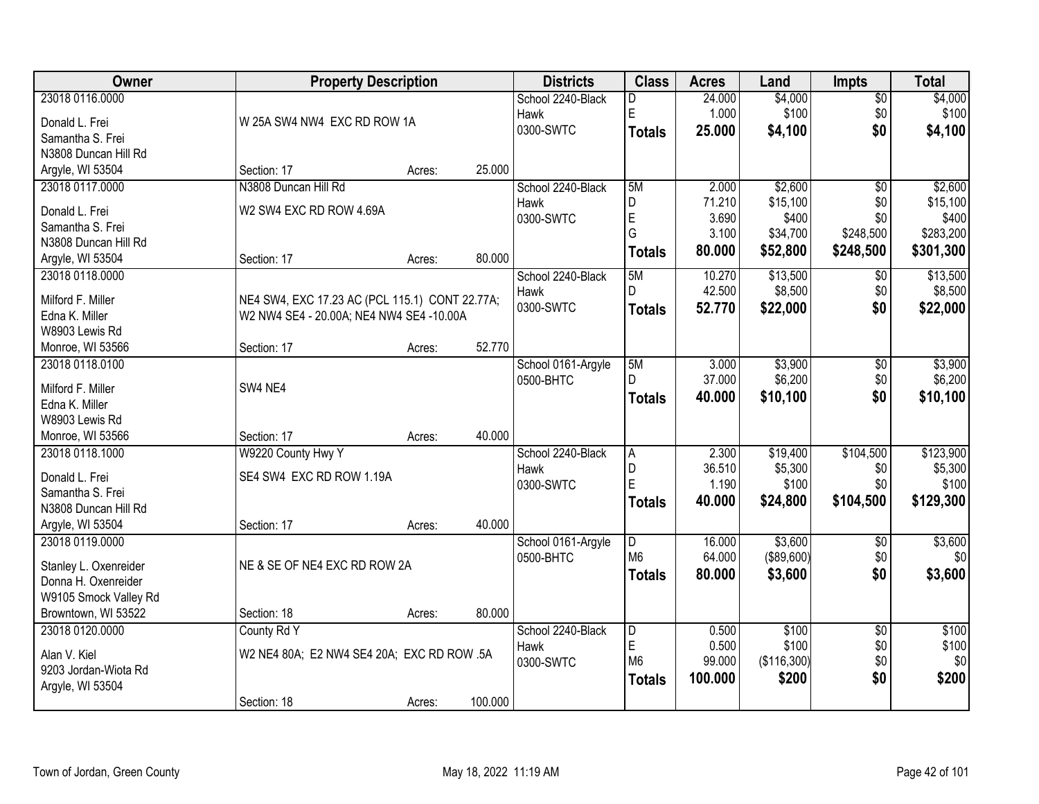| Owner | Property Description | | | Districts | Class | Acres | Land | Impts | Total |
|---|---|---|---|---|---|---|---|---|---|
| 23018 0116.0000<br>Donald L. Frei<br>Samantha S. Frei<br>N3808 Duncan Hill Rd<br>Argyle, WI 53504 | W 25A SW4 NW4 EXC RD ROW 1A<br>Section: 17 | Acres: | 25.000 | School 2240-Black Hawk<br>0300-SWTC | D<br>E<br>**Totals** | 24.000<br>1.000<br>**25.000** | $4,000<br>$100<br>**$4,100** | $0<br>$0<br>**$0** | $4,000<br>$100<br>**$4,100** |
| 23018 0117.0000<br>Donald L. Frei<br>Samantha S. Frei<br>N3808 Duncan Hill Rd<br>Argyle, WI 53504 | N3808 Duncan Hill Rd<br>W2 SW4 EXC RD ROW 4.69A<br>Section: 17 | Acres: | 80.000 | School 2240-Black Hawk<br>0300-SWTC | 5M<br>D<br>E<br>G<br>**Totals** | 2.000<br>71.210<br>3.690<br>3.100<br>**80.000** | $2,600<br>$15,100<br>$400<br>$34,700<br>**$52,800** | $0<br>$0<br>$0<br>$248,500<br>**$248,500** | $2,600<br>$15,100<br>$400<br>$283,200<br>**$301,300** |
| 23018 0118.0000<br>Milford F. Miller<br>Edna K. Miller<br>W8903 Lewis Rd<br>Monroe, WI 53566 | NE4 SW4, EXC 17.23 AC (PCL 115.1) CONT 22.77A; W2 NW4 SE4 - 20.00A; NE4 NW4 SE4 -10.00A<br>Section: 17 | Acres: | 52.770 | School 2240-Black Hawk<br>0300-SWTC | 5M<br>D<br>**Totals** | 10.270<br>42.500<br>**52.770** | $13,500<br>$8,500<br>**$22,000** | $0<br>$0<br>**$0** | $13,500<br>$8,500<br>**$22,000** |
| 23018 0118.0100<br>Milford F. Miller<br>Edna K. Miller<br>W8903 Lewis Rd<br>Monroe, WI 53566 | SW4 NE4<br>Section: 17 | Acres: | 40.000 | School 0161-Argyle<br>0500-BHTC | 5M<br>D<br>**Totals** | 3.000<br>37.000<br>**40.000** | $3,900<br>$6,200<br>**$10,100** | $0<br>$0<br>**$0** | $3,900<br>$6,200<br>**$10,100** |
| 23018 0118.1000<br>Donald L. Frei<br>Samantha S. Frei<br>N3808 Duncan Hill Rd<br>Argyle, WI 53504 | W9220 County Hwy Y<br>SE4 SW4 EXC RD ROW 1.19A<br>Section: 17 | Acres: | 40.000 | School 2240-Black Hawk<br>0300-SWTC | A<br>D<br>E<br>**Totals** | 2.300<br>36.510<br>1.190<br>**40.000** | $19,400<br>$5,300<br>$100<br>**$24,800** | $104,500<br>$0<br>$0<br>**$104,500** | $123,900<br>$5,300<br>$100<br>**$129,300** |
| 23018 0119.0000<br>Stanley L. Oxenreider<br>Donna H. Oxenreider<br>W9105 Smock Valley Rd<br>Browntown, WI 53522 | NE & SE OF NE4 EXC RD ROW 2A<br>Section: 18 | Acres: | 80.000 | School 0161-Argyle<br>0500-BHTC | D<br>M6<br>**Totals** | 16.000<br>64.000<br>**80.000** | $3,600<br>($89,600)<br>**$3,600** | $0<br>$0<br>**$0** | $3,600<br>$0<br>**$3,600** |
| 23018 0120.0000<br>Alan V. Kiel<br>9203 Jordan-Wiota Rd<br>Argyle, WI 53504 | County Rd Y<br>W2 NE4 80A; E2 NW4 SE4 20A; EXC RD ROW .5A<br>Section: 18 | Acres: | 100.000 | School 2240-Black Hawk<br>0300-SWTC | D<br>E<br>M6<br>**Totals** | 0.500<br>0.500<br>99.000<br>**100.000** | $100<br>$100<br>($116,300)<br>**$200** | $0<br>$0<br>$0<br>**$0** | $100<br>$100<br>$0<br>**$200** |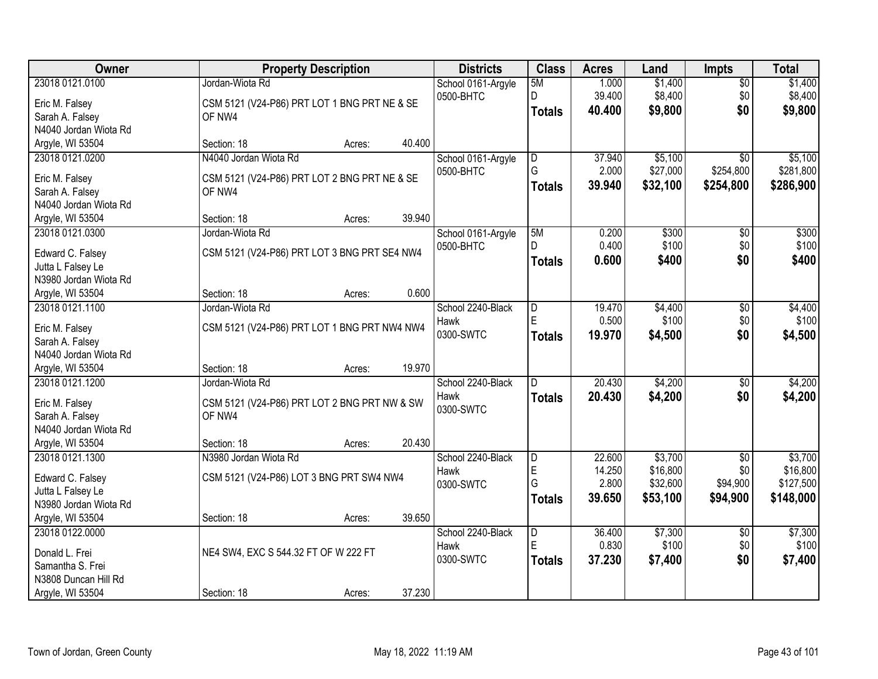| Owner | Property Description | Districts | Class | Acres | Land | Impts | Total |
|---|---|---|---|---|---|---|---|
| 23018 0121.0100<br>Eric M. Falsey<br>Sarah A. Falsey<br>N4040 Jordan Wiota Rd<br>Argyle, WI 53504 | Jordan-Wiota Rd<br>CSM 5121 (V24-P86) PRT LOT 1 BNG PRT NE & SE OF NW4<br>Section: 18 Acres: 40.400 | School 0161-Argyle<br>0500-BHTC | 5M<br>D<br>**Totals** | 1.000<br>39.400<br>**40.400** | $1,400<br>$8,400<br>**$9,800** | $0<br>$0<br>**$0** | $1,400<br>$8,400<br>**$9,800** |
| 23018 0121.0200<br>Eric M. Falsey<br>Sarah A. Falsey<br>N4040 Jordan Wiota Rd<br>Argyle, WI 53504 | N4040 Jordan Wiota Rd<br>CSM 5121 (V24-P86) PRT LOT 2 BNG PRT NE & SE OF NW4<br>Section: 18 Acres: 39.940 | School 0161-Argyle<br>0500-BHTC | D<br>G<br>**Totals** | 37.940<br>2.000<br>**39.940** | $5,100<br>$27,000<br>**$32,100** | $0<br>$254,800<br>**$254,800** | $5,100<br>$281,800<br>**$286,900** |
| 23018 0121.0300<br>Edward C. Falsey<br>Jutta L Falsey Le<br>N3980 Jordan Wiota Rd<br>Argyle, WI 53504 | Jordan-Wiota Rd<br>CSM 5121 (V24-P86) PRT LOT 3 BNG PRT SE4 NW4<br>Section: 18 Acres: 0.600 | School 0161-Argyle<br>0500-BHTC | 5M<br>D<br>**Totals** | 0.200<br>0.400<br>**0.600** | $300<br>$100<br>**$400** | $0<br>$0<br>**$0** | $300<br>$100<br>**$400** |
| 23018 0121.1100<br>Eric M. Falsey<br>Sarah A. Falsey<br>N4040 Jordan Wiota Rd<br>Argyle, WI 53504 | Jordan-Wiota Rd<br>CSM 5121 (V24-P86) PRT LOT 1 BNG PRT NW4 NW4<br>Section: 18 Acres: 19.970 | School 2240-Black Hawk<br>0300-SWTC | D<br>E<br>**Totals** | 19.470<br>0.500<br>**19.970** | $4,400<br>$100<br>**$4,500** | $0<br>$0<br>**$0** | $4,400<br>$100<br>**$4,500** |
| 23018 0121.1200<br>Eric M. Falsey<br>Sarah A. Falsey<br>N4040 Jordan Wiota Rd<br>Argyle, WI 53504 | Jordan-Wiota Rd<br>CSM 5121 (V24-P86) PRT LOT 2 BNG PRT NW & SW OF NW4<br>Section: 18 Acres: 20.430 | School 2240-Black Hawk<br>0300-SWTC | D<br>**Totals** | 20.430<br>**20.430** | $4,200<br>**$4,200** | $0<br>**$0** | $4,200<br>**$4,200** |
| 23018 0121.1300<br>Edward C. Falsey<br>Jutta L Falsey Le<br>N3980 Jordan Wiota Rd<br>Argyle, WI 53504 | N3980 Jordan Wiota Rd<br>CSM 5121 (V24-P86) LOT 3 BNG PRT SW4 NW4<br>Section: 18 Acres: 39.650 | School 2240-Black Hawk<br>0300-SWTC | D<br>E<br>G<br>**Totals** | 22.600<br>14.250<br>2.800<br>**39.650** | $3,700<br>$16,800<br>$32,600<br>**$53,100** | $0<br>$0<br>$94,900<br>**$94,900** | $3,700<br>$16,800<br>$127,500<br>**$148,000** |
| 23018 0122.0000<br>Donald L. Frei<br>Samantha S. Frei<br>N3808 Duncan Hill Rd<br>Argyle, WI 53504 | NE4 SW4, EXC S 544.32 FT OF W 222 FT<br>Section: 18 Acres: 37.230 | School 2240-Black Hawk<br>0300-SWTC | D<br>E<br>**Totals** | 36.400<br>0.830<br>**37.230** | $7,300<br>$100<br>**$7,400** | $0<br>$0<br>**$0** | $7,300<br>$100<br>**$7,400** |

Town of Jordan, Green County May 18, 2022 11:19 AM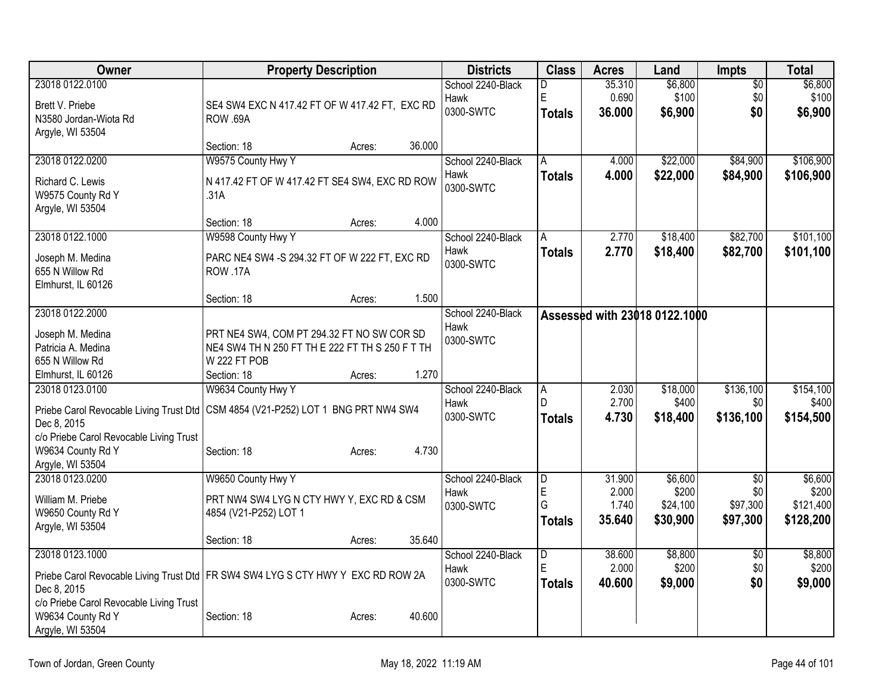| Owner | Property Description | Districts | Class | Acres | Land | Impts | Total |
|---|---|---|---|---|---|---|---|
| 23018 0122.0100<br><br>Brett V. Priebe<br>N3580 Jordan-Wiota Rd<br>Argyle, WI 53504 | SE4 SW4 EXC N 417.42 FT OF W 417.42 FT, EXC RD ROW .69A<br><br>Section: 18 Acres: 36.000 | School 2240-Black Hawk<br>0300-SWTC | D<br>E<br>**Totals** | 35.310<br>0.690<br>**36.000** | $6,800<br>$100<br>**$6,900** | $0<br>$0<br>**$0** | $6,800<br>$100<br>**$6,900** |
| 23018 0122.0200<br><br>Richard C. Lewis<br>W9575 County Rd Y<br>Argyle, WI 53504 | W9575 County Hwy Y<br><br>N 417.42 FT OF W 417.42 FT SE4 SW4, EXC RD ROW .31A<br><br>Section: 18 Acres: 4.000 | School 2240-Black Hawk<br>0300-SWTC | A<br>**Totals** | 4.000<br>**4.000** | $22,000<br>**$22,000** | $84,900<br>**$84,900** | $106,900<br>**$106,900** |
| 23018 0122.1000<br><br>Joseph M. Medina<br>655 N Willow Rd<br>Elmhurst, IL 60126 | W9598 County Hwy Y<br><br>PARC NE4 SW4 -S 294.32 FT OF W 222 FT, EXC RD ROW .17A<br><br>Section: 18 Acres: 1.500 | School 2240-Black Hawk<br>0300-SWTC | A<br>**Totals** | 2.770<br>**2.770** | $18,400<br>**$18,400** | $82,700<br>**$82,700** | $101,100<br>**$101,100** |
| 23018 0122.2000<br><br>Joseph M. Medina<br>Patricia A. Medina<br>655 N Willow Rd<br>Elmhurst, IL 60126 | PRT NE4 SW4, COM PT 294.32 FT NO SW COR SD NE4 SW4 TH N 250 FT TH E 222 FT TH S 250 F T TH W 222 FT POB<br>Section: 18 Acres: 1.270 | School 2240-Black Hawk<br>0300-SWTC | **Assessed with 23018 0122.1000** | | | | |
| 23018 0123.0100<br><br>Priebe Carol Revocable Living Trust Dtd Dec 8, 2015<br>c/o Priebe Carol Revocable Living Trust<br>W9634 County Rd Y<br>Argyle, WI 53504 | W9634 County Hwy Y<br><br>CSM 4854 (V21-P252) LOT 1 BNG PRT NW4 SW4<br><br>Section: 18 Acres: 4.730 | School 2240-Black Hawk<br>0300-SWTC | A<br>D<br>**Totals** | 2.030<br>2.700<br>**4.730** | $18,000<br>$400<br>**$18,400** | $136,100<br>$0<br>**$136,100** | $154,100<br>$400<br>**$154,500** |
| 23018 0123.0200<br><br>William M. Priebe<br>W9650 County Rd Y<br>Argyle, WI 53504 | W9650 County Hwy Y<br><br>PRT NW4 SW4 LYG N CTY HWY Y, EXC RD & CSM 4854 (V21-P252) LOT 1<br><br>Section: 18 Acres: 35.640 | School 2240-Black Hawk<br>0300-SWTC | D<br>E<br>G<br>**Totals** | 31.900<br>2.000<br>1.740<br>**35.640** | $6,600<br>$200<br>$24,100<br>**$30,900** | $0<br>$0<br>$97,300<br>**$97,300** | $6,600<br>$200<br>$121,400<br>**$128,200** |
| 23018 0123.1000<br><br>Priebe Carol Revocable Living Trust Dtd Dec 8, 2015<br>c/o Priebe Carol Revocable Living Trust<br>W9634 County Rd Y<br>Argyle, WI 53504 | FR SW4 SW4 LYG S CTY HWY Y EXC RD ROW 2A<br><br>Section: 18 Acres: 40.600 | School 2240-Black Hawk<br>0300-SWTC | D<br>E<br>**Totals** | 38.600<br>2.000<br>**40.600** | $8,800<br>$200<br>**$9,000** | $0<br>$0<br>**$0** | $8,800<br>$200<br>**$9,000** |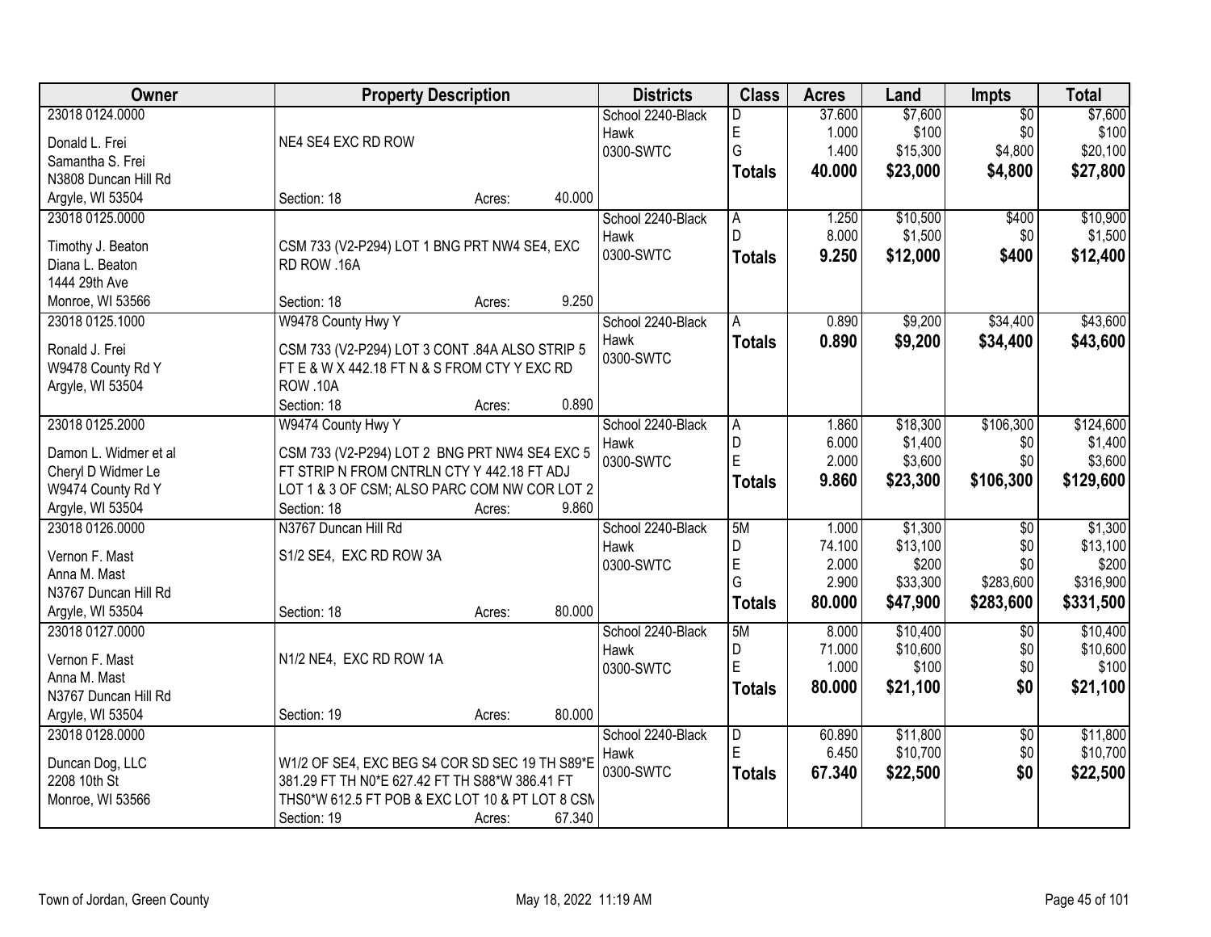| Owner | Property Description | Districts | Class | Acres | Land | Impts | Total |
|---|---|---|---|---|---|---|---|
| 23018 0124.0000<br>Donald L. Frei<br>Samantha S. Frei<br>N3808 Duncan Hill Rd<br>Argyle, WI 53504 | NE4 SE4 EXC RD ROW<br>Section: 18 Acres: 40.000 | School 2240-Black Hawk<br>0300-SWTC | D<br>E<br>G<br>**Totals** | 37.600<br>1.000<br>1.400<br>**40.000** | $7,600<br>$100<br>$15,300<br>**$23,000** | $0<br>$0<br>$4,800<br>**$4,800** | $7,600<br>$100<br>$20,100<br>**$27,800** |
| 23018 0125.0000<br>Timothy J. Beaton<br>Diana L. Beaton<br>1444 29th Ave<br>Monroe, WI 53566 | CSM 733 (V2-P294) LOT 1 BNG PRT NW4 SE4, EXC RD ROW .16A<br>Section: 18 Acres: 9.250 | School 2240-Black Hawk<br>0300-SWTC | A<br>D<br>**Totals** | 1.250<br>8.000<br>**9.250** | $10,500<br>$1,500<br>**$12,000** | $400<br>$0<br>**$400** | $10,900<br>$1,500<br>**$12,400** |
| 23018 0125.1000<br>Ronald J. Frei<br>W9478 County Rd Y<br>Argyle, WI 53504 | W9478 County Hwy Y<br>CSM 733 (V2-P294) LOT 3 CONT .84A ALSO STRIP 5 FT E & W X 442.18 FT N & S FROM CTY Y EXC RD ROW .10A<br>Section: 18 Acres: 0.890 | School 2240-Black Hawk<br>0300-SWTC | A<br>**Totals** | 0.890<br>**0.890** | $9,200<br>**$9,200** | $34,400<br>**$34,400** | $43,600<br>**$43,600** |
| 23018 0125.2000<br>Damon L. Widmer et al<br>Cheryl D Widmer Le<br>W9474 County Rd Y<br>Argyle, WI 53504 | W9474 County Hwy Y<br>CSM 733 (V2-P294) LOT 2 BNG PRT NW4 SE4 EXC 5 FT STRIP N FROM CNTRLN CTY Y 442.18 FT ADJ LOT 1 & 3 OF CSM; ALSO PARC COM NW COR LOT 2<br>Section: 18 Acres: 9.860 | School 2240-Black Hawk<br>0300-SWTC | A<br>D<br>E<br>**Totals** | 1.860<br>6.000<br>2.000<br>**9.860** | $18,300<br>$1,400<br>$3,600<br>**$23,300** | $106,300<br>$0<br>$0<br>**$106,300** | $124,600<br>$1,400<br>$3,600<br>**$129,600** |
| 23018 0126.0000<br>Vernon F. Mast<br>Anna M. Mast<br>N3767 Duncan Hill Rd<br>Argyle, WI 53504 | N3767 Duncan Hill Rd<br>S1/2 SE4, EXC RD ROW 3A<br>Section: 18 Acres: 80.000 | School 2240-Black Hawk<br>0300-SWTC | 5M<br>D<br>E<br>G<br>**Totals** | 1.000<br>74.100<br>2.000<br>2.900<br>**80.000** | $1,300<br>$13,100<br>$200<br>$33,300<br>**$47,900** | $0<br>$0<br>$0<br>$283,600<br>**$283,600** | $1,300<br>$13,100<br>$200<br>$316,900<br>**$331,500** |
| 23018 0127.0000<br>Vernon F. Mast<br>Anna M. Mast<br>N3767 Duncan Hill Rd<br>Argyle, WI 53504 | N1/2 NE4, EXC RD ROW 1A<br>Section: 19 Acres: 80.000 | School 2240-Black Hawk<br>0300-SWTC | 5M<br>D<br>E<br>**Totals** | 8.000<br>71.000<br>1.000<br>**80.000** | $10,400<br>$10,600<br>$100<br>**$21,100** | $0<br>$0<br>$0<br>**$0** | $10,400<br>$10,600<br>$100<br>**$21,100** |
| 23018 0128.0000<br>Duncan Dog, LLC<br>2208 10th St<br>Monroe, WI 53566 | W1/2 OF SE4, EXC BEG S4 COR SD SEC 19 TH S89*E 381.29 FT TH N0*E 627.42 FT TH S88*W 386.41 FT THS0*W 612.5 FT POB & EXC LOT 10 & PT LOT 8 CSM<br>Section: 19 Acres: 67.340 | School 2240-Black Hawk<br>0300-SWTC | D<br>E<br>**Totals** | 60.890<br>6.450<br>**67.340** | $11,800<br>$10,700<br>**$22,500** | $0<br>$0<br>**$0** | $11,800<br>$10,700<br>**$22,500** |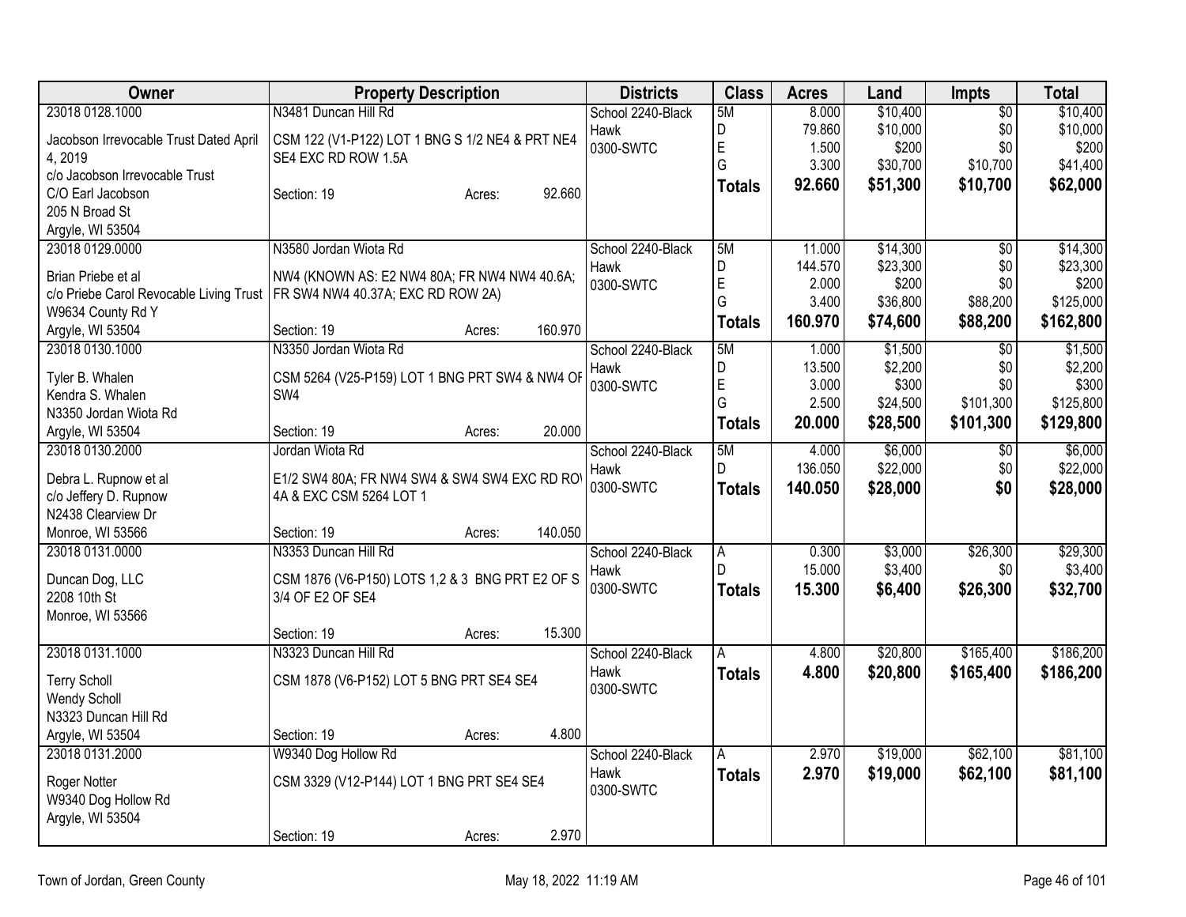| Owner | Property Description | Districts | Class | Acres | Land | Impts | Total |
|---|---|---|---|---|---|---|---|
| 23018 0128.1000<br>Jacobson Irrevocable Trust Dated April 4, 2019<br>c/o Jacobson Irrevocable Trust<br>C/O Earl Jacobson<br>205 N Broad St<br>Argyle, WI 53504 | N3481 Duncan Hill Rd<br>CSM 122 (V1-P122) LOT 1 BNG S 1/2 NE4 & PRT NE4 SE4 EXC RD ROW 1.5A<br>Section: 19 Acres: 92.660 | School 2240-Black Hawk<br>0300-SWTC | 5M<br>D<br>E<br>G<br>**Totals** | 8.000<br>79.860<br>1.500<br>3.300<br>**92.660** | $10,400<br>$10,000<br>$200<br>$30,700<br>**$51,300** | $0<br>$0<br>$0<br>$10,700<br>**$10,700** | $10,400<br>$10,000<br>$200<br>$41,400<br>**$62,000** |
| 23018 0129.0000<br>Brian Priebe et al<br>c/o Priebe Carol Revocable Living Trust<br>W9634 County Rd Y<br>Argyle, WI 53504 | N3580 Jordan Wiota Rd<br>NW4 (KNOWN AS: E2 NW4 80A; FR NW4 NW4 40.6A; FR SW4 NW4 40.37A; EXC RD ROW 2A)<br>Section: 19 Acres: 160.970 | School 2240-Black Hawk<br>0300-SWTC | 5M<br>D<br>E<br>G<br>**Totals** | 11.000<br>144.570<br>2.000<br>3.400<br>**160.970** | $14,300<br>$23,300<br>$200<br>$36,800<br>**$74,600** | $0<br>$0<br>$0<br>$88,200<br>**$88,200** | $14,300<br>$23,300<br>$200<br>$125,000<br>**$162,800** |
| 23018 0130.1000<br>Tyler B. Whalen<br>Kendra S. Whalen<br>N3350 Jordan Wiota Rd<br>Argyle, WI 53504 | N3350 Jordan Wiota Rd<br>CSM 5264 (V25-P159) LOT 1 BNG PRT SW4 & NW4 OF SW4<br>Section: 19 Acres: 20.000 | School 2240-Black Hawk<br>0300-SWTC | 5M<br>D<br>E<br>G<br>**Totals** | 1.000<br>13.500<br>3.000<br>2.500<br>**20.000** | $1,500<br>$2,200<br>$300<br>$24,500<br>**$28,500** | $0<br>$0<br>$0<br>$101,300<br>**$101,300** | $1,500<br>$2,200<br>$300<br>$125,800<br>**$129,800** |
| 23018 0130.2000<br>Debra L. Rupnow et al<br>c/o Jeffery D. Rupnow<br>N2438 Clearview Dr<br>Monroe, WI 53566 | Jordan Wiota Rd<br>E1/2 SW4 80A; FR NW4 SW4 & SW4 SW4 EXC RD ROW 4A & EXC CSM 5264 LOT 1<br>Section: 19 Acres: 140.050 | School 2240-Black Hawk<br>0300-SWTC | 5M<br>D<br>**Totals** | 4.000<br>136.050<br>**140.050** | $6,000<br>$22,000<br>**$28,000** | $0<br>$0<br>**$0** | $6,000<br>$22,000<br>**$28,000** |
| 23018 0131.0000<br>Duncan Dog, LLC<br>2208 10th St<br>Monroe, WI 53566 | N3353 Duncan Hill Rd<br>CSM 1876 (V6-P150) LOTS 1,2 & 3 BNG PRT E2 OF S 3/4 OF E2 OF SE4<br>Section: 19 Acres: 15.300 | School 2240-Black Hawk<br>0300-SWTC | A<br>D<br>**Totals** | 0.300<br>15.000<br>**15.300** | $3,000<br>$3,400<br>**$6,400** | $26,300<br>$0<br>**$26,300** | $29,300<br>$3,400<br>**$32,700** |
| 23018 0131.1000<br>Terry Scholl<br>Wendy Scholl<br>N3323 Duncan Hill Rd<br>Argyle, WI 53504 | N3323 Duncan Hill Rd<br>CSM 1878 (V6-P152) LOT 5 BNG PRT SE4 SE4<br>Section: 19 Acres: 4.800 | School 2240-Black Hawk<br>0300-SWTC | A<br>**Totals** | 4.800<br>**4.800** | $20,800<br>**$20,800** | $165,400<br>**$165,400** | $186,200<br>**$186,200** |
| 23018 0131.2000<br>Roger Notter<br>W9340 Dog Hollow Rd<br>Argyle, WI 53504 | W9340 Dog Hollow Rd<br>CSM 3329 (V12-P144) LOT 1 BNG PRT SE4 SE4<br>Section: 19 Acres: 2.970 | School 2240-Black Hawk<br>0300-SWTC | A<br>**Totals** | 2.970<br>**2.970** | $19,000<br>**$19,000** | $62,100<br>**$62,100** | $81,100<br>**$81,100** |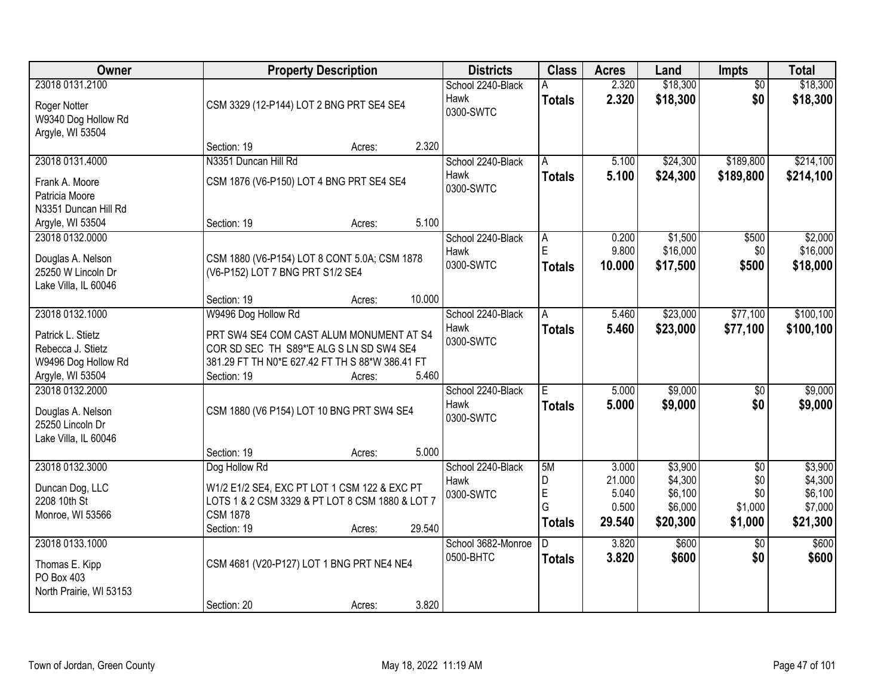| Owner | Property Description | Districts | Class | Acres | Land | Impts | Total |
|---|---|---|---|---|---|---|---|
| 23018 0131.2100<br>Roger Notter<br>W9340 Dog Hollow Rd<br>Argyle, WI 53504 | CSM 3329 (12-P144) LOT 2 BNG PRT SE4 SE4<br>Section: 19 Acres: 2.320 | School 2240-Black Hawk<br>0300-SWTC | A<br>**Totals** | 2.320<br>**2.320** | $18,300<br>**$18,300** | $0<br>**$0** | $18,300<br>**$18,300** |
| 23018 0131.4000<br>Frank A. Moore<br>Patricia Moore<br>N3351 Duncan Hill Rd<br>Argyle, WI 53504 | N3351 Duncan Hill Rd<br>CSM 1876 (V6-P150) LOT 4 BNG PRT SE4 SE4<br>Section: 19 Acres: 5.100 | School 2240-Black Hawk<br>0300-SWTC | A<br>**Totals** | 5.100<br>**5.100** | $24,300<br>**$24,300** | $189,800<br>**$189,800** | $214,100<br>**$214,100** |
| 23018 0132.0000<br>Douglas A. Nelson<br>25250 W Lincoln Dr<br>Lake Villa, IL 60046 | CSM 1880 (V6-P154) LOT 8 CONT 5.0A; CSM 1878 (V6-P152) LOT 7 BNG PRT S1/2 SE4<br>Section: 19 Acres: 10.000 | School 2240-Black Hawk<br>0300-SWTC | A<br>E<br>**Totals** | 0.200<br>9.800<br>**10.000** | $1,500<br>$16,000<br>**$17,500** | $500<br>$0<br>**$500** | $2,000<br>$16,000<br>**$18,000** |
| 23018 0132.1000<br>Patrick L. Stietz<br>Rebecca J. Stietz<br>W9496 Dog Hollow Rd<br>Argyle, WI 53504 | W9496 Dog Hollow Rd<br>PRT SW4 SE4 COM CAST ALUM MONUMENT AT S4 COR SD SEC TH S89*'E ALG S LN SD SW4 SE4 381.29 FT TH N0*E 627.42 FT TH S 88*W 386.41 FT<br>Section: 19 Acres: 5.460 | School 2240-Black Hawk<br>0300-SWTC | A<br>**Totals** | 5.460<br>**5.460** | $23,000<br>**$23,000** | $77,100<br>**$77,100** | $100,100<br>**$100,100** |
| 23018 0132.2000<br>Douglas A. Nelson<br>25250 Lincoln Dr<br>Lake Villa, IL 60046 | CSM 1880 (V6 P154) LOT 10 BNG PRT SW4 SE4<br>Section: 19 Acres: 5.000 | School 2240-Black Hawk<br>0300-SWTC | E<br>**Totals** | 5.000<br>**5.000** | $9,000<br>**$9,000** | $0<br>**$0** | $9,000<br>**$9,000** |
| 23018 0132.3000<br>Duncan Dog, LLC<br>2208 10th St<br>Monroe, WI 53566 | Dog Hollow Rd<br>W1/2 E1/2 SE4, EXC PT LOT 1 CSM 122 & EXC PT LOTS 1 & 2 CSM 3329 & PT LOT 8 CSM 1880 & LOT 7 CSM 1878<br>Section: 19 Acres: 29.540 | School 2240-Black Hawk<br>0300-SWTC | 5M<br>D<br>E<br>G<br>**Totals** | 3.000<br>21.000<br>5.040<br>0.500<br>**29.540** | $3,900<br>$4,300<br>$6,100<br>$6,000<br>**$20,300** | $0<br>$0<br>$0<br>$1,000<br>**$1,000** | $3,900<br>$4,300<br>$6,100<br>$7,000<br>**$21,300** |
| 23018 0133.1000<br>Thomas E. Kipp<br>PO Box 403<br>North Prairie, WI 53153 | CSM 4681 (V20-P127) LOT 1 BNG PRT NE4 NE4<br>Section: 20 Acres: 3.820 | School 3682-Monroe<br>0500-BHTC | D<br>**Totals** | 3.820<br>**3.820** | $600<br>**$600** | $0<br>**$0** | $600<br>**$600** |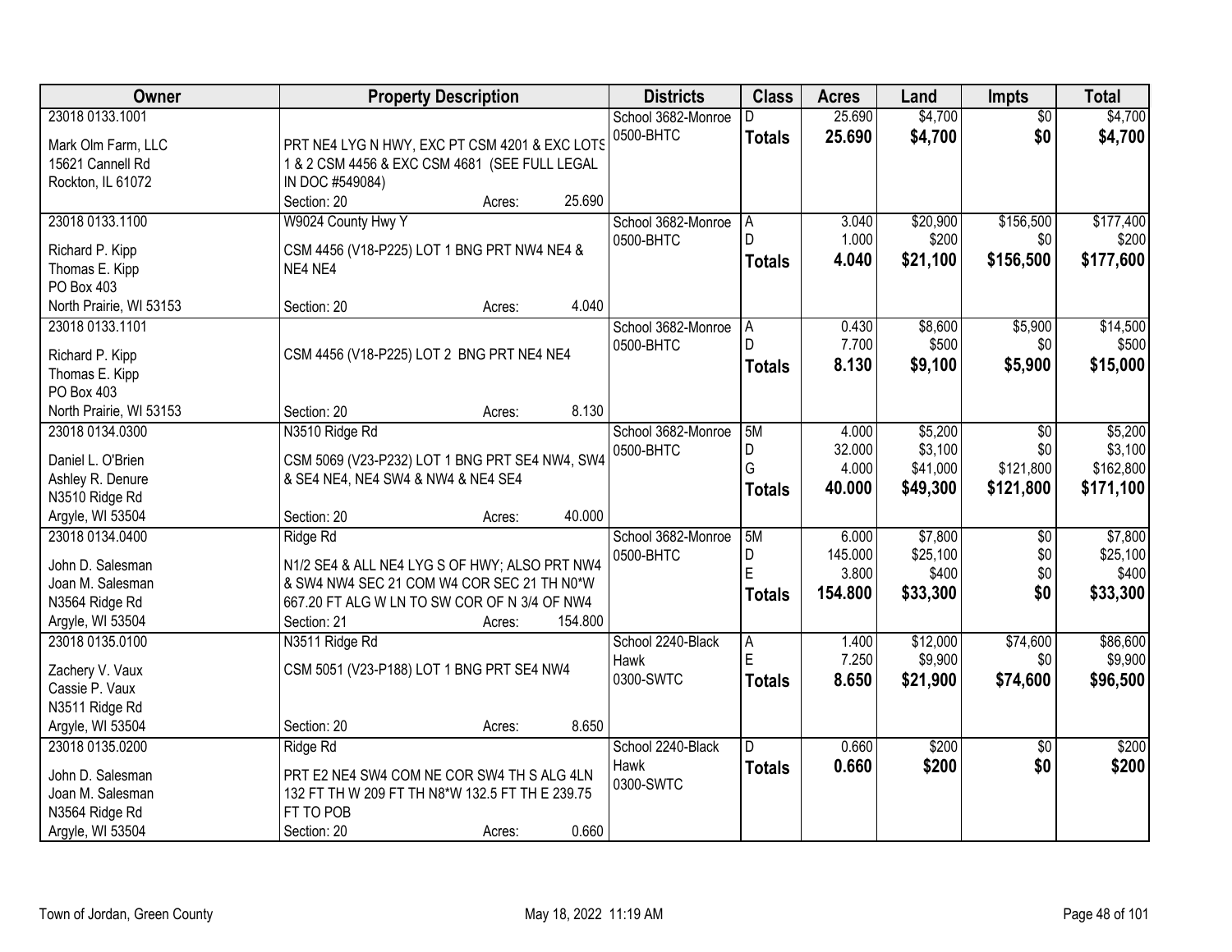| Owner | Property Description | Districts | Class | Acres | Land | Impts | Total |
|---|---|---|---|---|---|---|---|
| 23018 0133.1001<br><br>Mark Olm Farm, LLC<br>15621 Cannell Rd<br>Rockton, IL 61072 | PRT NE4 LYG N HWY, EXC PT CSM 4201 & EXC LOTS 1 & 2 CSM 4456 & EXC CSM 4681 (SEE FULL LEGAL IN DOC #549084)<br>Section: 20 Acres: 25.690 | School 3682-Monroe<br>0500-BHTC | D<br>**Totals** | 25.690<br>**25.690** | $4,700<br>**$4,700** | $0<br>**$0** | $4,700<br>**$4,700** |
| 23018 0133.1100<br><br>Richard P. Kipp<br>Thomas E. Kipp<br>PO Box 403<br>North Prairie, WI 53153 | W9024 County Hwy Y<br>CSM 4456 (V18-P225) LOT 1 BNG PRT NW4 NE4 & NE4 NE4<br>Section: 20 Acres: 4.040 | School 3682-Monroe<br>0500-BHTC | A<br>D<br>**Totals** | 3.040<br>1.000<br>**4.040** | $20,900<br>$200<br>**$21,100** | $156,500<br>$0<br>**$156,500** | $177,400<br>$200<br>**$177,600** |
| 23018 0133.1101<br><br>Richard P. Kipp<br>Thomas E. Kipp<br>PO Box 403<br>North Prairie, WI 53153 | CSM 4456 (V18-P225) LOT 2 BNG PRT NE4 NE4<br>Section: 20 Acres: 8.130 | School 3682-Monroe<br>0500-BHTC | A<br>D<br>**Totals** | 0.430<br>7.700<br>**8.130** | $8,600<br>$500<br>**$9,100** | $5,900<br>$0<br>**$5,900** | $14,500<br>$500<br>**$15,000** |
| 23018 0134.0300<br><br>Daniel L. O'Brien<br>Ashley R. Denure<br>N3510 Ridge Rd<br>Argyle, WI 53504 | N3510 Ridge Rd<br>CSM 5069 (V23-P232) LOT 1 BNG PRT SE4 NW4, SW4 & SE4 NE4, NE4 SW4 & NW4 & NE4 SE4<br>Section: 20 Acres: 40.000 | School 3682-Monroe<br>0500-BHTC | 5M<br>D<br>G<br>**Totals** | 4.000<br>32.000<br>4.000<br>**40.000** | $5,200<br>$3,100<br>$41,000<br>**$49,300** | $0<br>$0<br>$121,800<br>**$121,800** | $5,200<br>$3,100<br>$162,800<br>**$171,100** |
| 23018 0134.0400<br><br>John D. Salesman<br>Joan M. Salesman<br>N3564 Ridge Rd<br>Argyle, WI 53504 | Ridge Rd<br>N1/2 SE4 & ALL NE4 LYG S OF HWY; ALSO PRT NW4 & SW4 NW4 SEC 21 COM W4 COR SEC 21 TH N0*W 667.20 FT ALG W LN TO SW COR OF N 3/4 OF NW4<br>Section: 21 Acres: 154.800 | School 3682-Monroe<br>0500-BHTC | 5M<br>D<br>E<br>**Totals** | 6.000<br>145.000<br>3.800<br>**154.800** | $7,800<br>$25,100<br>$400<br>**$33,300** | $0<br>$0<br>$0<br>**$0** | $7,800<br>$25,100<br>$400<br>**$33,300** |
| 23018 0135.0100<br><br>Zachery V. Vaux<br>Cassie P. Vaux<br>N3511 Ridge Rd<br>Argyle, WI 53504 | N3511 Ridge Rd<br>CSM 5051 (V23-P188) LOT 1 BNG PRT SE4 NW4<br>Section: 20 Acres: 8.650 | School 2240-Black Hawk<br>0300-SWTC | A<br>E<br>**Totals** | 1.400<br>7.250<br>**8.650** | $12,000<br>$9,900<br>**$21,900** | $74,600<br>$0<br>**$74,600** | $86,600<br>$9,900<br>**$96,500** |
| 23018 0135.0200<br><br>John D. Salesman<br>Joan M. Salesman<br>N3564 Ridge Rd<br>Argyle, WI 53504 | Ridge Rd<br>PRT E2 NE4 SW4 COM NE COR SW4 TH S ALG 4LN 132 FT TH W 209 FT TH N8*W 132.5 FT TH E 239.75 FT TO POB<br>Section: 20 Acres: 0.660 | School 2240-Black Hawk<br>0300-SWTC | D<br>**Totals** | 0.660<br>**0.660** | $200<br>**$200** | $0<br>**$0** | $200<br>**$200** |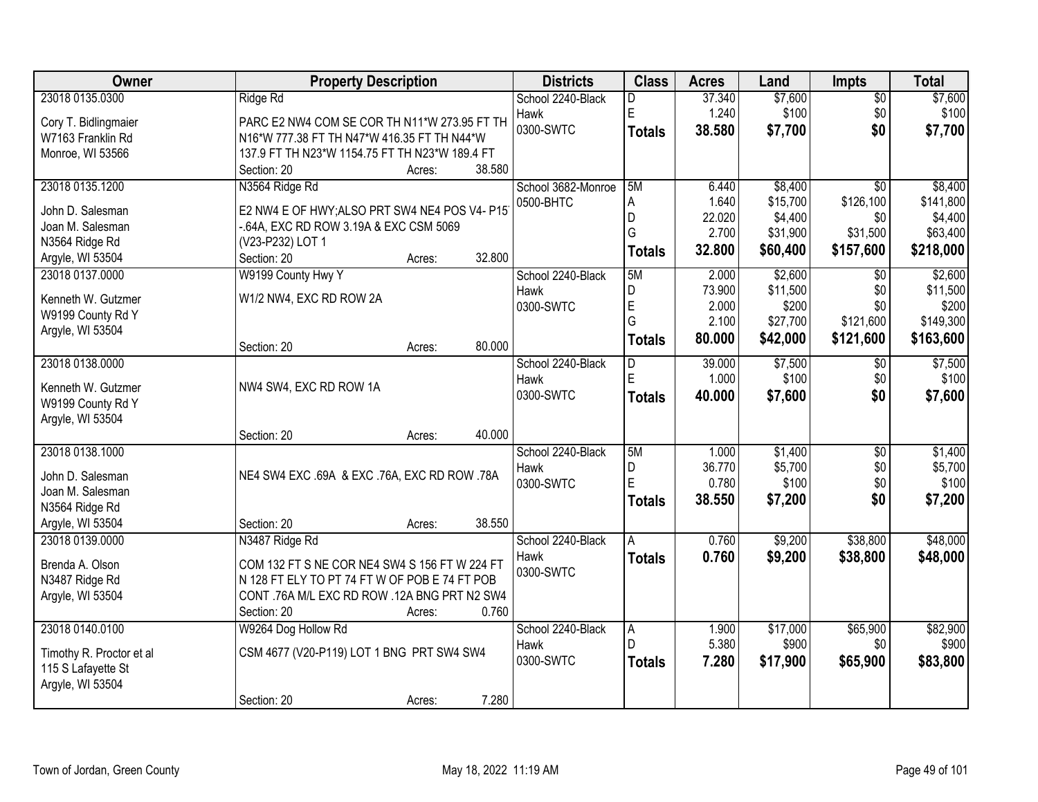| Owner | Property Description | Districts | Class | Acres | Land | Impts | Total |
|---|---|---|---|---|---|---|---|
| 23018 0135.0300<br><br>Cory T. Bidlingmaier<br>W7163 Franklin Rd<br>Monroe, WI 53566 | Ridge Rd<br><br>PARC E2 NW4 COM SE COR TH N11*W 273.95 FT TH N16*W 777.38 FT TH N47*W 416.35 FT TH N44*W 137.9 FT TH N23*W 1154.75 FT TH N23*W 189.4 FT<br>Section: 20 Acres: 38.580 | School 2240-Black Hawk<br>0300-SWTC | D<br>E<br>**Totals** | 37.340<br>1.240<br>**38.580** | $7,600<br>$100<br>**$7,700** | $0<br>$0<br>**$0** | $7,600<br>$100<br>**$7,700** |
| 23018 0135.1200<br><br>John D. Salesman<br>Joan M. Salesman<br>N3564 Ridge Rd<br>Argyle, WI 53504 | N3564 Ridge Rd<br><br>E2 NW4 E OF HWY;ALSO PRT SW4 NE4 POS V4- P15 -.64A, EXC RD ROW 3.19A & EXC CSM 5069 (V23-P232) LOT 1<br>Section: 20 Acres: 32.800 | School 3682-Monroe<br>0500-BHTC | 5M<br>A<br>D<br>G<br>**Totals** | 6.440<br>1.640<br>22.020<br>2.700<br>**32.800** | $8,400<br>$15,700<br>$4,400<br>$31,900<br>**$60,400** | $0<br>$126,100<br>$0<br>$31,500<br>**$157,600** | $8,400<br>$141,800<br>$4,400<br>$63,400<br>**$218,000** |
| 23018 0137.0000<br><br>Kenneth W. Gutzmer<br>W9199 County Rd Y<br>Argyle, WI 53504 | W9199 County Hwy Y<br><br>W1/2 NW4, EXC RD ROW 2A<br><br>Section: 20 Acres: 80.000 | School 2240-Black Hawk<br>0300-SWTC | 5M<br>D<br>E<br>G<br>**Totals** | 2.000<br>73.900<br>2.000<br>2.100<br>**80.000** | $2,600<br>$11,500<br>$200<br>$27,700<br>**$42,000** | $0<br>$0<br>$0<br>$121,600<br>**$121,600** | $2,600<br>$11,500<br>$200<br>$149,300<br>**$163,600** |
| 23018 0138.0000<br><br>Kenneth W. Gutzmer<br>W9199 County Rd Y<br>Argyle, WI 53504 | NW4 SW4, EXC RD ROW 1A<br><br>Section: 20 Acres: 40.000 | School 2240-Black Hawk<br>0300-SWTC | D<br>E<br>**Totals** | 39.000<br>1.000<br>**40.000** | $7,500<br>$100<br>**$7,600** | $0<br>$0<br>**$0** | $7,500<br>$100<br>**$7,600** |
| 23018 0138.1000<br><br>John D. Salesman<br>Joan M. Salesman<br>N3564 Ridge Rd<br>Argyle, WI 53504 | NE4 SW4 EXC .69A & EXC .76A, EXC RD ROW .78A<br><br>Section: 20 Acres: 38.550 | School 2240-Black Hawk<br>0300-SWTC | 5M<br>D<br>E<br>**Totals** | 1.000<br>36.770<br>0.780<br>**38.550** | $1,400<br>$5,700<br>$100<br>**$7,200** | $0<br>$0<br>$0<br>**$0** | $1,400<br>$5,700<br>$100<br>**$7,200** |
| 23018 0139.0000<br><br>Brenda A. Olson<br>N3487 Ridge Rd<br>Argyle, WI 53504 | N3487 Ridge Rd<br><br>COM 132 FT S NE COR NE4 SW4 S 156 FT W 224 FT N 128 FT ELY TO PT 74 FT W OF POB E 74 FT POB CONT .76A M/L EXC RD ROW .12A BNG PRT N2 SW4<br>Section: 20 Acres: 0.760 | School 2240-Black Hawk<br>0300-SWTC | A<br>**Totals** | 0.760<br>**0.760** | $9,200<br>**$9,200** | $38,800<br>**$38,800** | $48,000<br>**$48,000** |
| 23018 0140.0100<br><br>Timothy R. Proctor et al<br>115 S Lafayette St<br>Argyle, WI 53504 | W9264 Dog Hollow Rd<br><br>CSM 4677 (V20-P119) LOT 1 BNG PRT SW4 SW4<br><br>Section: 20 Acres: 7.280 | School 2240-Black Hawk<br>0300-SWTC | A<br>D<br>**Totals** | 1.900<br>5.380<br>**7.280** | $17,000<br>$900<br>**$17,900** | $65,900<br>$0<br>**$65,900** | $82,900<br>$900<br>**$83,800** |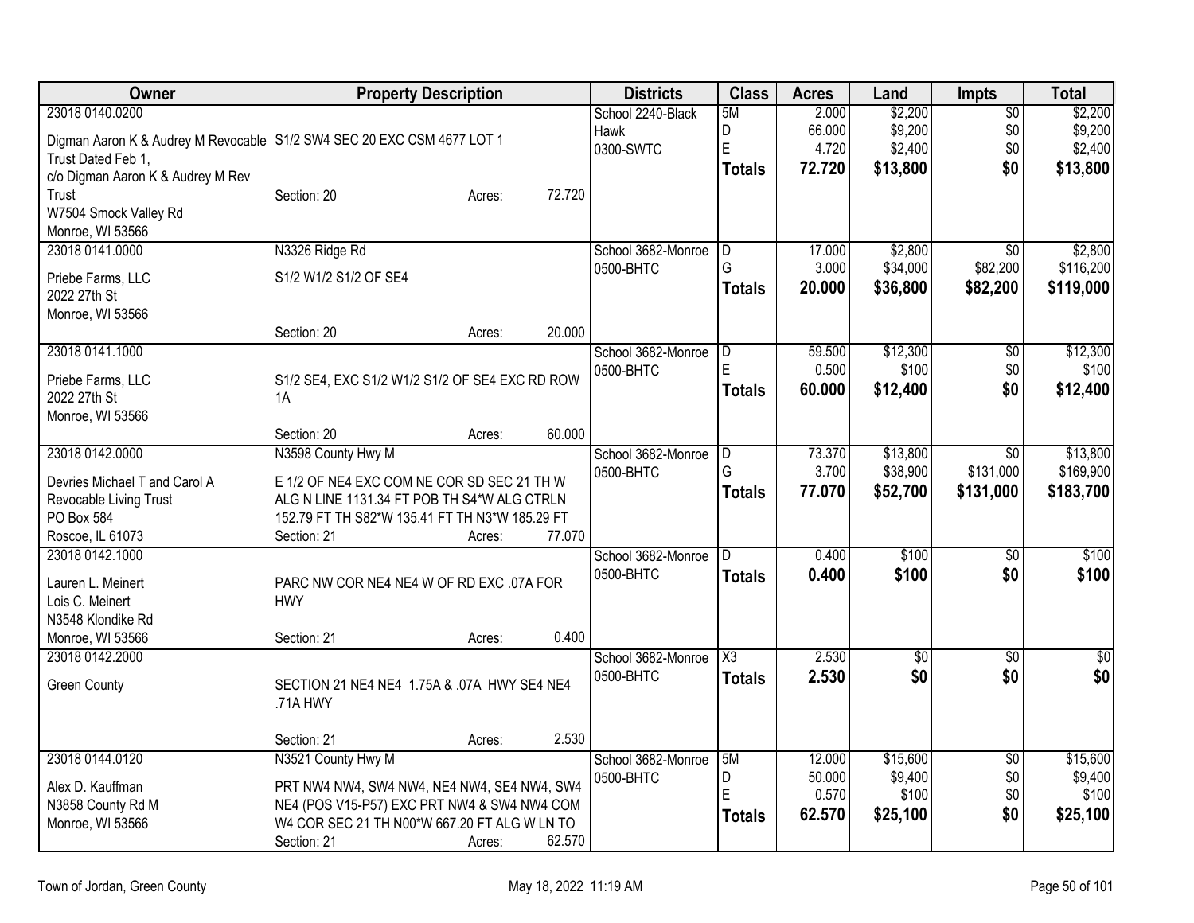| Owner | Property Description | Districts | Class | Acres | Land | Impts | Total |
|---|---|---|---|---|---|---|---|
| 23018 0140.0200<br>Digman Aaron K & Audrey M Revocable Trust Dated Feb 1,<br>c/o Digman Aaron K & Audrey M Rev Trust<br>W7504 Smock Valley Rd<br>Monroe, WI 53566 | S1/2 SW4 SEC 20 EXC CSM 4677 LOT 1<br>Section: 20 Acres: 72.720 | School 2240-Black Hawk<br>0300-SWTC | 5M<br>D<br>E<br>**Totals** | 2.000<br>66.000<br>4.720<br>**72.720** | $2,200<br>$9,200<br>$2,400<br>**$13,800** | $0<br>$0<br>$0<br>**$0** | $2,200<br>$9,200<br>$2,400<br>**$13,800** |
| 23018 0141.0000<br>Priebe Farms, LLC<br>2022 27th St<br>Monroe, WI 53566 | N3326 Ridge Rd<br>S1/2 W1/2 S1/2 OF SE4<br>Section: 20 Acres: 20.000 | School 3682-Monroe<br>0500-BHTC | D<br>G<br>**Totals** | 17.000<br>3.000<br>**20.000** | $2,800<br>$34,000<br>**$36,800** | $0<br>$82,200<br>**$82,200** | $2,800<br>$116,200<br>**$119,000** |
| 23018 0141.1000<br>Priebe Farms, LLC<br>2022 27th St<br>Monroe, WI 53566 | S1/2 SE4, EXC S1/2 W1/2 S1/2 OF SE4 EXC RD ROW 1A<br>Section: 20 Acres: 60.000 | School 3682-Monroe<br>0500-BHTC | D<br>E<br>**Totals** | 59.500<br>0.500<br>**60.000** | $12,300<br>$100<br>**$12,400** | $0<br>$0<br>**$0** | $12,300<br>$100<br>**$12,400** |
| 23018 0142.0000<br>Devries Michael T and Carol A Revocable Living Trust<br>PO Box 584<br>Roscoe, IL 61073 | N3598 County Hwy M<br>E 1/2 OF NE4 EXC COM NE COR SD SEC 21 TH W ALG N LINE 1131.34 FT POB TH S4*W ALG CTRLN 152.79 FT TH S82*W 135.41 FT TH N3*W 185.29 FT<br>Section: 21 Acres: 77.070 | School 3682-Monroe<br>0500-BHTC | D<br>G<br>**Totals** | 73.370<br>3.700<br>**77.070** | $13,800<br>$38,900<br>**$52,700** | $0<br>$131,000<br>**$131,000** | $13,800<br>$169,900<br>**$183,700** |
| 23018 0142.1000<br>Lauren L. Meinert<br>Lois C. Meinert<br>N3548 Klondike Rd<br>Monroe, WI 53566 | PARC NW COR NE4 NE4 W OF RD EXC .07A FOR HWY<br>Section: 21 Acres: 0.400 | School 3682-Monroe<br>0500-BHTC | D<br>**Totals** | 0.400<br>**0.400** | $100<br>**$100** | $0<br>**$0** | $100<br>**$100** |
| 23018 0142.2000<br>Green County | SECTION 21 NE4 NE4 1.75A & .07A HWY SE4 NE4 .71A HWY<br>Section: 21 Acres: 2.530 | School 3682-Monroe<br>0500-BHTC | X3<br>**Totals** | 2.530<br>**2.530** | $0<br>**$0** | $0<br>**$0** | $0<br>**$0** |
| 23018 0144.0120<br>Alex D. Kauffman<br>N3858 County Rd M<br>Monroe, WI 53566 | N3521 County Hwy M<br>PRT NW4 NW4, SW4 NW4, NE4 NW4, SE4 NW4, SW4 NE4 (POS V15-P57) EXC PRT NW4 & SW4 NW4 COM W4 COR SEC 21 TH N00*W 667.20 FT ALG W LN TO<br>Section: 21 Acres: 62.570 | School 3682-Monroe<br>0500-BHTC | 5M<br>D<br>E<br>**Totals** | 12.000<br>50.000<br>0.570<br>**62.570** | $15,600<br>$9,400<br>$100<br>**$25,100** | $0<br>$0<br>$0<br>**$0** | $15,600<br>$9,400<br>$100<br>**$25,100** |

Town of Jordan, Green County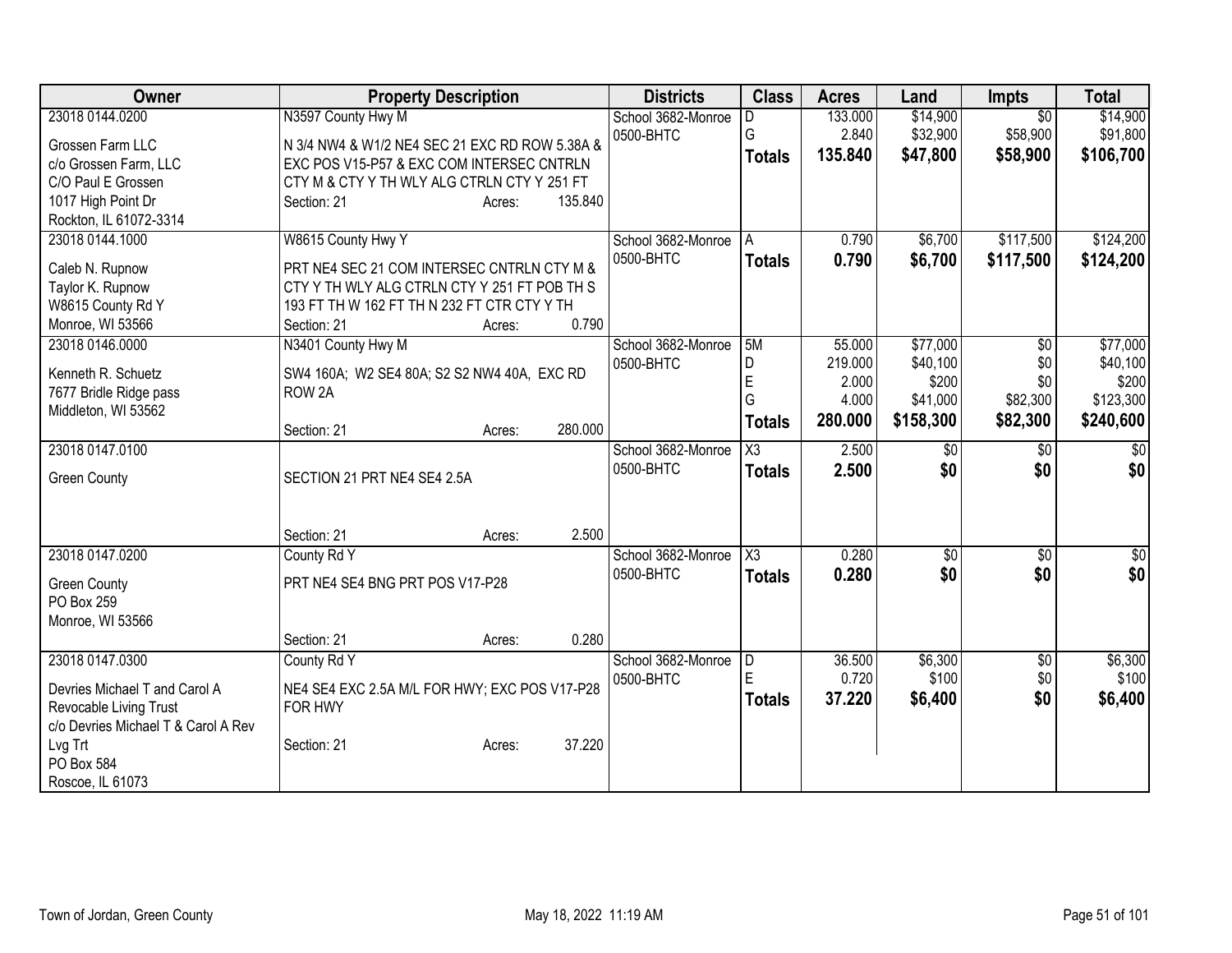| Owner | Property Description | Districts | Class | Acres | Land | Impts | Total |
|---|---|---|---|---|---|---|---|
| 23018 0144.0200<br><br>Grossen Farm LLC<br>c/o Grossen Farm, LLC<br>C/O Paul E Grossen<br>1017 High Point Dr<br>Rockton, IL 61072-3314 | N3597 County Hwy M<br><br>N 3/4 NW4 & W1/2 NE4 SEC 21 EXC RD ROW 5.38A & EXC POS V15-P57 & EXC COM INTERSEC CNTRLN CTY M & CTY Y TH WLY ALG CTRLN CTY Y 251 FT<br>Section: 21 Acres: 135.840 | School 3682-Monroe<br>0500-BHTC | D<br>G<br>**Totals** | 133.000<br>2.840<br>**135.840** | $14,900<br>$32,900<br>**$47,800** | $0<br>$58,900<br>**$58,900** | $14,900<br>$91,800<br>**$106,700** |
| 23018 0144.1000<br><br>Caleb N. Rupnow<br>Taylor K. Rupnow<br>W8615 County Rd Y<br>Monroe, WI 53566 | W8615 County Hwy Y<br><br>PRT NE4 SEC 21 COM INTERSEC CNTRLN CTY M & CTY Y TH WLY ALG CTRLN CTY Y 251 FT POB TH S 193 FT TH W 162 FT TH N 232 FT CTR CTY Y TH<br>Section: 21 Acres: 0.790 | School 3682-Monroe<br>0500-BHTC | A<br>**Totals** | 0.790<br>**0.790** | $6,700<br>**$6,700** | $117,500<br>**$117,500** | $124,200<br>**$124,200** |
| 23018 0146.0000<br><br>Kenneth R. Schuetz<br>7677 Bridle Ridge pass<br>Middleton, WI 53562 | N3401 County Hwy M<br><br>SW4 160A; W2 SE4 80A; S2 S2 NW4 40A, EXC RD ROW 2A<br>Section: 21 Acres: 280.000 | School 3682-Monroe<br>0500-BHTC | 5M<br>D<br>E<br>G<br>**Totals** | 55.000<br>219.000<br>2.000<br>4.000<br>**280.000** | $77,000<br>$40,100<br>$200<br>$41,000<br>**$158,300** | $0<br>$0<br>$0<br>$82,300<br>**$82,300** | $77,000<br>$40,100<br>$200<br>$123,300<br>**$240,600** |
| 23018 0147.0100<br><br>Green County | SECTION 21 PRT NE4 SE4 2.5A<br>Section: 21 Acres: 2.500 | School 3682-Monroe<br>0500-BHTC | X3<br>**Totals** | 2.500<br>**2.500** | $0<br>**$0** | $0<br>**$0** | $0<br>**$0** |
| 23018 0147.0200<br><br>Green County<br>PO Box 259<br>Monroe, WI 53566 | County Rd Y<br><br>PRT NE4 SE4 BNG PRT POS V17-P28<br>Section: 21 Acres: 0.280 | School 3682-Monroe<br>0500-BHTC | X3<br>**Totals** | 0.280<br>**0.280** | $0<br>**$0** | $0<br>**$0** | $0<br>**$0** |
| 23018 0147.0300<br><br>Devries Michael T and Carol A Revocable Living Trust<br>c/o Devries Michael T & Carol A Rev Lvg Trt<br>PO Box 584<br>Roscoe, IL 61073 | County Rd Y<br><br>NE4 SE4 EXC 2.5A M/L FOR HWY; EXC POS V17-P28 FOR HWY<br>Section: 21 Acres: 37.220 | School 3682-Monroe<br>0500-BHTC | D<br>E<br>**Totals** | 36.500<br>0.720<br>**37.220** | $6,300<br>$100<br>**$6,400** | $0<br>$0<br>**$0** | $6,300<br>$100<br>**$6,400** |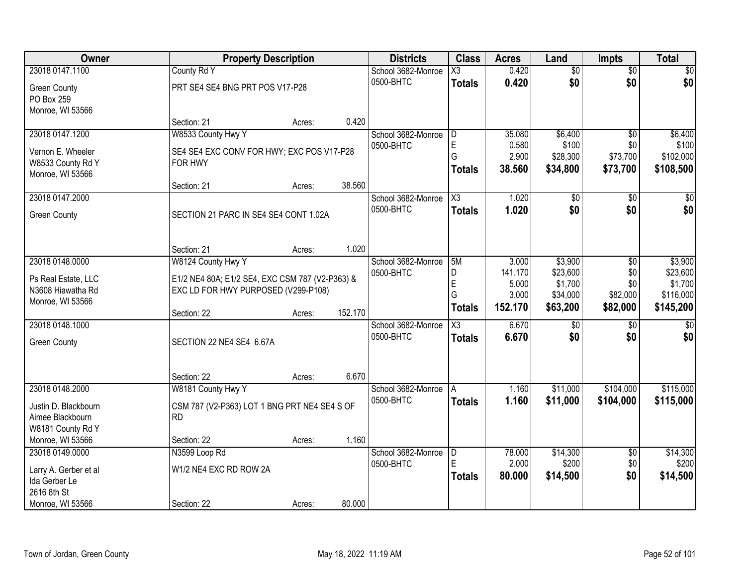| Owner | Property Description | Districts | Class | Acres | Land | Impts | Total |
|---|---|---|---|---|---|---|---|
| 23018 0147.1100<br>Green County<br>PO Box 259<br>Monroe, WI 53566 | County Rd Y<br>PRT SE4 SE4 BNG PRT POS V17-P28<br>Section: 21 Acres: 0.420 | School 3682-Monroe<br>0500-BHTC | X3<br>**Totals** | 0.420<br>**0.420** | $0<br>**$0** | $0<br>**$0** | $0<br>**$0** |
| 23018 0147.1200<br>Vernon E. Wheeler<br>W8533 County Rd Y<br>Monroe, WI 53566 | W8533 County Hwy Y<br>SE4 SE4 EXC CONV FOR HWY; EXC POS V17-P28 FOR HWY<br>Section: 21 Acres: 38.560 | School 3682-Monroe<br>0500-BHTC | D<br>E<br>G<br>**Totals** | 35.080<br>0.580<br>2.900<br>**38.560** | $6,400<br>$100<br>$28,300<br>**$34,800** | $0<br>$0<br>$73,700<br>**$73,700** | $6,400<br>$100<br>$102,000<br>**$108,500** |
| 23018 0147.2000<br>Green County | SECTION 21 PARC IN SE4 SE4 CONT 1.02A<br>Section: 21 Acres: 1.020 | School 3682-Monroe<br>0500-BHTC | X3<br>**Totals** | 1.020<br>**1.020** | $0<br>**$0** | $0<br>**$0** | $0<br>**$0** |
| 23018 0148.0000<br>Ps Real Estate, LLC<br>N3608 Hiawatha Rd<br>Monroe, WI 53566 | W8124 County Hwy Y<br>E1/2 NE4 80A; E1/2 SE4, EXC CSM 787 (V2-P363) & EXC LD FOR HWY PURPOSED (V299-P108)<br>Section: 22 Acres: 152.170 | School 3682-Monroe<br>0500-BHTC | 5M<br>D<br>E<br>G<br>**Totals** | 3.000<br>141.170<br>5.000<br>3.000<br>**152.170** | $3,900<br>$23,600<br>$1,700<br>$34,000<br>**$63,200** | $0<br>$0<br>$0<br>$82,000<br>**$82,000** | $3,900<br>$23,600<br>$1,700<br>$116,000<br>**$145,200** |
| 23018 0148.1000<br>Green County | SECTION 22 NE4 SE4 6.67A<br>Section: 22 Acres: 6.670 | School 3682-Monroe<br>0500-BHTC | X3<br>**Totals** | 6.670<br>**6.670** | $0<br>**$0** | $0<br>**$0** | $0<br>**$0** |
| 23018 0148.2000<br>Justin D. Blackbourn<br>Aimee Blackbourn<br>W8181 County Rd Y<br>Monroe, WI 53566 | W8181 County Hwy Y<br>CSM 787 (V2-P363) LOT 1 BNG PRT NE4 SE4 S OF RD<br>Section: 22 Acres: 1.160 | School 3682-Monroe<br>0500-BHTC | A<br>**Totals** | 1.160<br>**1.160** | $11,000<br>**$11,000** | $104,000<br>**$104,000** | $115,000<br>**$115,000** |
| 23018 0149.0000<br>Larry A. Gerber et al<br>Ida Gerber Le<br>2616 8th St<br>Monroe, WI 53566 | N3599 Loop Rd<br>W1/2 NE4 EXC RD ROW 2A<br>Section: 22 Acres: 80.000 | School 3682-Monroe<br>0500-BHTC | D<br>E<br>**Totals** | 78.000<br>2.000<br>**80.000** | $14,300<br>$200<br>**$14,500** | $0<br>$0<br>**$0** | $14,300<br>$200<br>**$14,500** |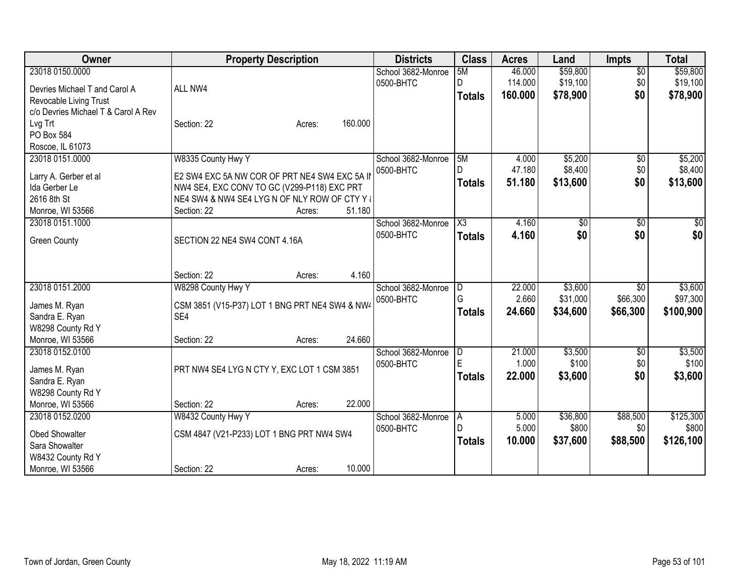| Owner | Property Description | Districts | Class | Acres | Land | Impts | Total |
|---|---|---|---|---|---|---|---|
| 23018 0150.0000<br>Devries Michael T and Carol A Revocable Living Trust<br>c/o Devries Michael T & Carol A Rev Lvg Trt<br>PO Box 584<br>Roscoe, IL 61073 | ALL NW4<br>Section: 22 Acres: 160.000 | School 3682-Monroe<br>0500-BHTC | 5M<br>D<br>**Totals** | 46.000<br>114.000<br>**160.000** | $59,800<br>$19,100<br>**$78,900** | $0<br>$0<br>**$0** | $59,800<br>$19,100<br>**$78,900** |
| 23018 0151.0000<br>Larry A. Gerber et al<br>Ida Gerber Le<br>2616 8th St<br>Monroe, WI 53566 | W8335 County Hwy Y<br>E2 SW4 EXC 5A NW COR OF PRT NE4 SW4 EXC 5A IN NW4 SE4, EXC CONV TO GC (V299-P118) EXC PRT NE4 SW4 & NW4 SE4 LYG N OF NLY ROW OF CTY Y &<br>Section: 22 Acres: 51.180 | School 3682-Monroe<br>0500-BHTC | 5M<br>D<br>**Totals** | 4.000<br>47.180<br>**51.180** | $5,200<br>$8,400<br>**$13,600** | $0<br>$0<br>**$0** | $5,200<br>$8,400<br>**$13,600** |
| 23018 0151.1000<br>Green County | SECTION 22 NE4 SW4 CONT 4.16A<br>Section: 22 Acres: 4.160 | School 3682-Monroe<br>0500-BHTC | X3<br>**Totals** | 4.160<br>**4.160** | $0<br>**$0** | $0<br>**$0** | $0<br>**$0** |
| 23018 0151.2000<br>James M. Ryan<br>Sandra E. Ryan<br>W8298 County Rd Y<br>Monroe, WI 53566 | W8298 County Hwy Y<br>CSM 3851 (V15-P37) LOT 1 BNG PRT NE4 SW4 & NW4 SE4<br>Section: 22 Acres: 24.660 | School 3682-Monroe<br>0500-BHTC | D<br>G<br>**Totals** | 22.000<br>2.660<br>**24.660** | $3,600<br>$31,000<br>**$34,600** | $0<br>$66,300<br>**$66,300** | $3,600<br>$97,300<br>**$100,900** |
| 23018 0152.0100<br>James M. Ryan<br>Sandra E. Ryan<br>W8298 County Rd Y<br>Monroe, WI 53566 | PRT NW4 SE4 LYG N CTY Y, EXC LOT 1 CSM 3851<br>Section: 22 Acres: 22.000 | School 3682-Monroe<br>0500-BHTC | D<br>E<br>**Totals** | 21.000<br>1.000<br>**22.000** | $3,500<br>$100<br>**$3,600** | $0<br>$0<br>**$0** | $3,500<br>$100<br>**$3,600** |
| 23018 0152.0200<br>Obed Showalter<br>Sara Showalter<br>W8432 County Rd Y<br>Monroe, WI 53566 | W8432 County Hwy Y<br>CSM 4847 (V21-P233) LOT 1 BNG PRT NW4 SW4<br>Section: 22 Acres: 10.000 | School 3682-Monroe<br>0500-BHTC | A<br>D<br>**Totals** | 5.000<br>5.000<br>**10.000** | $36,800<br>$800<br>**$37,600** | $88,500<br>$0<br>**$88,500** | $125,300<br>$800<br>**$126,100** |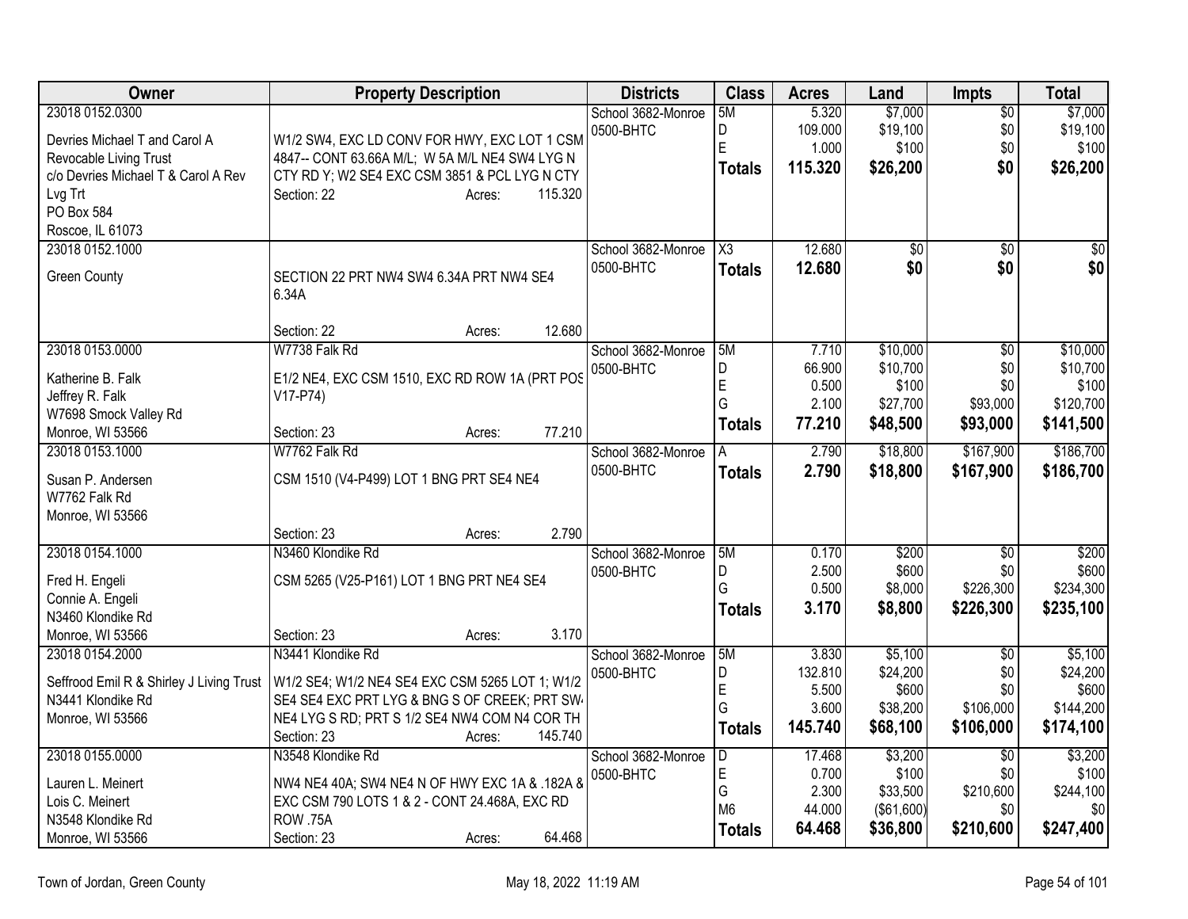| Owner | Property Description | Districts | Class | Acres | Land | Impts | Total |
|---|---|---|---|---|---|---|---|
| 23018 0152.0300<br><br>Devries Michael T and Carol A Revocable Living Trust<br>c/o Devries Michael T & Carol A Rev Lvg Trt<br>PO Box 584<br>Roscoe, IL 61073 | W1/2 SW4, EXC LD CONV FOR HWY, EXC LOT 1 CSM 4847-- CONT 63.66A M/L; W 5A M/L NE4 SW4 LYG N CTY RD Y; W2 SE4 EXC CSM 3851 & PCL LYG N CTY<br>Section: 22 Acres: 115.320 | School 3682-Monroe<br>0500-BHTC | 5M<br>D<br>E<br>**Totals** | 5.320<br>109.000<br>1.000<br>**115.320** | $7,000<br>$19,100<br>$100<br>**$26,200** | $0<br>$0<br>$0<br>**$0** | $7,000<br>$19,100<br>$100<br>**$26,200** |
| 23018 0152.1000<br><br>Green County | SECTION 22 PRT NW4 SW4 6.34A PRT NW4 SE4 6.34A<br><br>Section: 22 Acres: 12.680 | School 3682-Monroe<br>0500-BHTC | X3<br>**Totals** | 12.680<br>**12.680** | $0<br>**$0** | $0<br>**$0** | $0<br>**$0** |
| 23018 0153.0000<br><br>Katherine B. Falk<br>Jeffrey R. Falk<br>W7698 Smock Valley Rd<br>Monroe, WI 53566 | W7738 Falk Rd<br><br>E1/2 NE4, EXC CSM 1510, EXC RD ROW 1A (PRT POS V17-P74)<br><br>Section: 23 Acres: 77.210 | School 3682-Monroe<br>0500-BHTC | 5M<br>D<br>E<br>G<br>**Totals** | 7.710<br>66.900<br>0.500<br>2.100<br>**77.210** | $10,000<br>$10,700<br>$100<br>$27,700<br>**$48,500** | $0<br>$0<br>$0<br>$93,000<br>**$93,000** | $10,000<br>$10,700<br>$100<br>$120,700<br>**$141,500** |
| 23018 0153.1000<br><br>Susan P. Andersen<br>W7762 Falk Rd<br>Monroe, WI 53566 | W7762 Falk Rd<br><br>CSM 1510 (V4-P499) LOT 1 BNG PRT SE4 NE4<br><br>Section: 23 Acres: 2.790 | School 3682-Monroe<br>0500-BHTC | A<br>**Totals** | 2.790<br>**2.790** | $18,800<br>**$18,800** | $167,900<br>**$167,900** | $186,700<br>**$186,700** |
| 23018 0154.1000<br><br>Fred H. Engeli<br>Connie A. Engeli<br>N3460 Klondike Rd<br>Monroe, WI 53566 | N3460 Klondike Rd<br><br>CSM 5265 (V25-P161) LOT 1 BNG PRT NE4 SE4<br><br>Section: 23 Acres: 3.170 | School 3682-Monroe<br>0500-BHTC | 5M<br>D<br>G<br>**Totals** | 0.170<br>2.500<br>0.500<br>**3.170** | $200<br>$600<br>$8,000<br>**$8,800** | $0<br>$0<br>$226,300<br>**$226,300** | $200<br>$600<br>$234,300<br>**$235,100** |
| 23018 0154.2000<br><br>Seffrood Emil R & Shirley J Living Trust<br>N3441 Klondike Rd<br>Monroe, WI 53566 | N3441 Klondike Rd<br><br>W1/2 SE4; W1/2 NE4 SE4 EXC CSM 5265 LOT 1; W1/2 SE4 SE4 EXC PRT LYG & BNG S OF CREEK; PRT SW4 NE4 LYG S RD; PRT S 1/2 SE4 NW4 COM N4 COR TH<br>Section: 23 Acres: 145.740 | School 3682-Monroe<br>0500-BHTC | 5M<br>D<br>E<br>G<br>**Totals** | 3.830<br>132.810<br>5.500<br>3.600<br>**145.740** | $5,100<br>$24,200<br>$600<br>$38,200<br>**$68,100** | $0<br>$0<br>$0<br>$106,000<br>**$106,000** | $5,100<br>$24,200<br>$600<br>$144,200<br>**$174,100** |
| 23018 0155.0000<br><br>Lauren L. Meinert<br>Lois C. Meinert<br>N3548 Klondike Rd<br>Monroe, WI 53566 | N3548 Klondike Rd<br><br>NW4 NE4 40A; SW4 NE4 N OF HWY EXC 1A & .182A & EXC CSM 790 LOTS 1 & 2 - CONT 24.468A, EXC RD ROW .75A<br>Section: 23 Acres: 64.468 | School 3682-Monroe<br>0500-BHTC | D<br>E<br>G<br>M6<br>**Totals** | 17.468<br>0.700<br>2.300<br>44.000<br>**64.468** | $3,200<br>$100<br>$33,500<br>($61,600)<br>**$36,800** | $0<br>$0<br>$210,600<br>$0<br>**$210,600** | $3,200<br>$100<br>$244,100<br>$0<br>**$247,400** |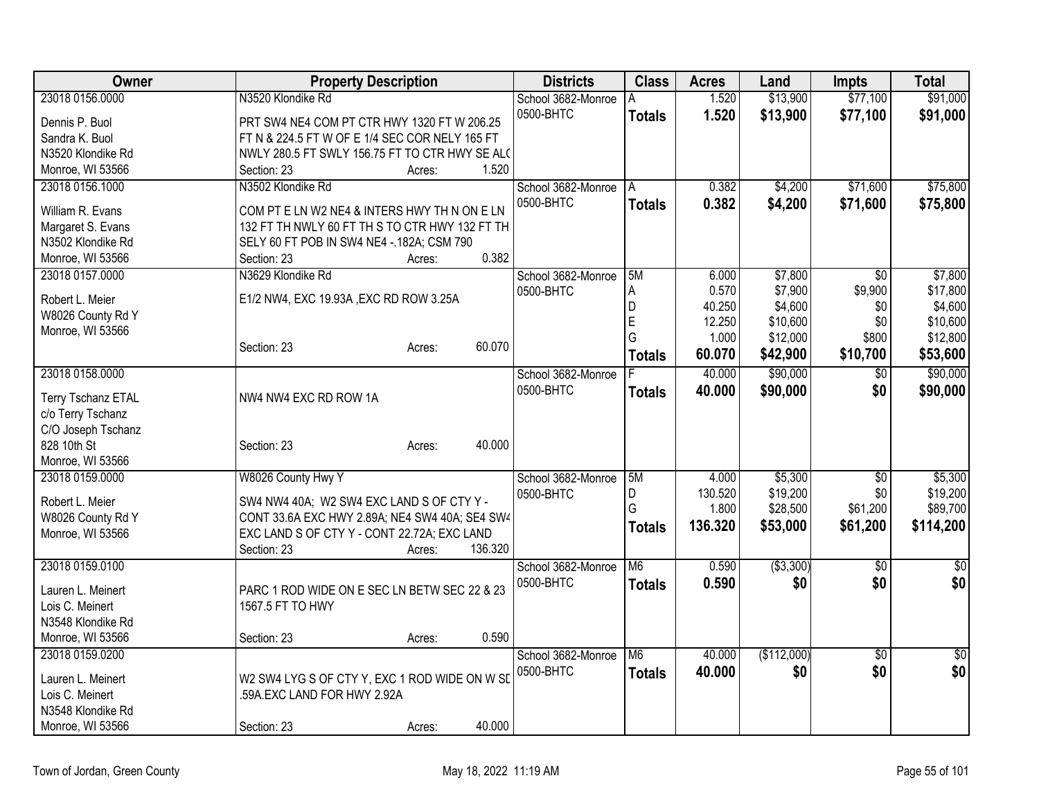| Owner | Property Description | Districts | Class | Acres | Land | Impts | Total |
|---|---|---|---|---|---|---|---|
| 23018 0156.0000<br>Dennis P. Buol<br>Sandra K. Buol<br>N3520 Klondike Rd<br>Monroe, WI 53566 | N3520 Klondike Rd<br>PRT SW4 NE4 COM PT CTR HWY 1320 FT W 206.25 FT N & 224.5 FT W OF E 1/4 SEC COR NELY 165 FT NWLY 280.5 FT SWLY 156.75 FT TO CTR HWY SE ALO<br>Section: 23 Acres: 1.520 | School 3682-Monroe<br>0500-BHTC | A<br>**Totals** | 1.520<br>**1.520** | $13,900<br>**$13,900** | $77,100<br>**$77,100** | $91,000<br>**$91,000** |
| 23018 0156.1000<br>William R. Evans<br>Margaret S. Evans<br>N3502 Klondike Rd<br>Monroe, WI 53566 | N3502 Klondike Rd<br>COM PT E LN W2 NE4 & INTERS HWY TH N ON E LN 132 FT TH NWLY 60 FT TH S TO CTR HWY 132 FT TH SELY 60 FT POB IN SW4 NE4 -.182A; CSM 790<br>Section: 23 Acres: 0.382 | School 3682-Monroe<br>0500-BHTC | A<br>**Totals** | 0.382<br>**0.382** | $4,200<br>**$4,200** | $71,600<br>**$71,600** | $75,800<br>**$75,800** |
| 23018 0157.0000<br>Robert L. Meier<br>W8026 County Rd Y<br>Monroe, WI 53566 | N3629 Klondike Rd<br>E1/2 NW4, EXC 19.93A ,EXC RD ROW 3.25A<br>Section: 23 Acres: 60.070 | School 3682-Monroe<br>0500-BHTC | 5M<br>A<br>D<br>E<br>G<br>**Totals** | 6.000<br>0.570<br>40.250<br>12.250<br>1.000<br>**60.070** | $7,800<br>$7,900<br>$4,600<br>$10,600<br>$12,000<br>**$42,900** | $0<br>$9,900<br>$0<br>$0<br>$800<br>**$10,700** | $7,800<br>$17,800<br>$4,600<br>$10,600<br>$12,800<br>**$53,600** |
| 23018 0158.0000<br>Terry Tschanz ETAL<br>c/o Terry Tschanz<br>C/O Joseph Tschanz<br>828 10th St<br>Monroe, WI 53566 | NW4 NW4 EXC RD ROW 1A<br>Section: 23 Acres: 40.000 | School 3682-Monroe<br>0500-BHTC | F<br>**Totals** | 40.000<br>**40.000** | $90,000<br>**$90,000** | $0<br>**$0** | $90,000<br>**$90,000** |
| 23018 0159.0000<br>Robert L. Meier<br>W8026 County Rd Y<br>Monroe, WI 53566 | W8026 County Hwy Y<br>SW4 NW4 40A; W2 SW4 EXC LAND S OF CTY Y - CONT 33.6A EXC HWY 2.89A; NE4 SW4 40A; SE4 SW4 EXC LAND S OF CTY Y - CONT 22.72A; EXC LAND<br>Section: 23 Acres: 136.320 | School 3682-Monroe<br>0500-BHTC | 5M<br>D<br>G<br>**Totals** | 4.000<br>130.520<br>1.800<br>**136.320** | $5,300<br>$19,200<br>$28,500<br>**$53,000** | $0<br>$0<br>$61,200<br>**$61,200** | $5,300<br>$19,200<br>$89,700<br>**$114,200** |
| 23018 0159.0100<br>Lauren L. Meinert<br>Lois C. Meinert<br>N3548 Klondike Rd<br>Monroe, WI 53566 | PARC 1 ROD WIDE ON E SEC LN BETW SEC 22 & 23 1567.5 FT TO HWY<br>Section: 23 Acres: 0.590 | School 3682-Monroe<br>0500-BHTC | M6<br>**Totals** | 0.590<br>**0.590** | ($3,300)<br>**$0** | $0<br>**$0** | $0<br>**$0** |
| 23018 0159.0200<br>Lauren L. Meinert<br>Lois C. Meinert<br>N3548 Klondike Rd<br>Monroe, WI 53566 | W2 SW4 LYG S OF CTY Y, EXC 1 ROD WIDE ON W SE .59A.EXC LAND FOR HWY 2.92A<br>Section: 23 Acres: 40.000 | School 3682-Monroe<br>0500-BHTC | M6<br>**Totals** | 40.000<br>**40.000** | ($112,000)<br>**$0** | $0<br>**$0** | $0<br>**$0** |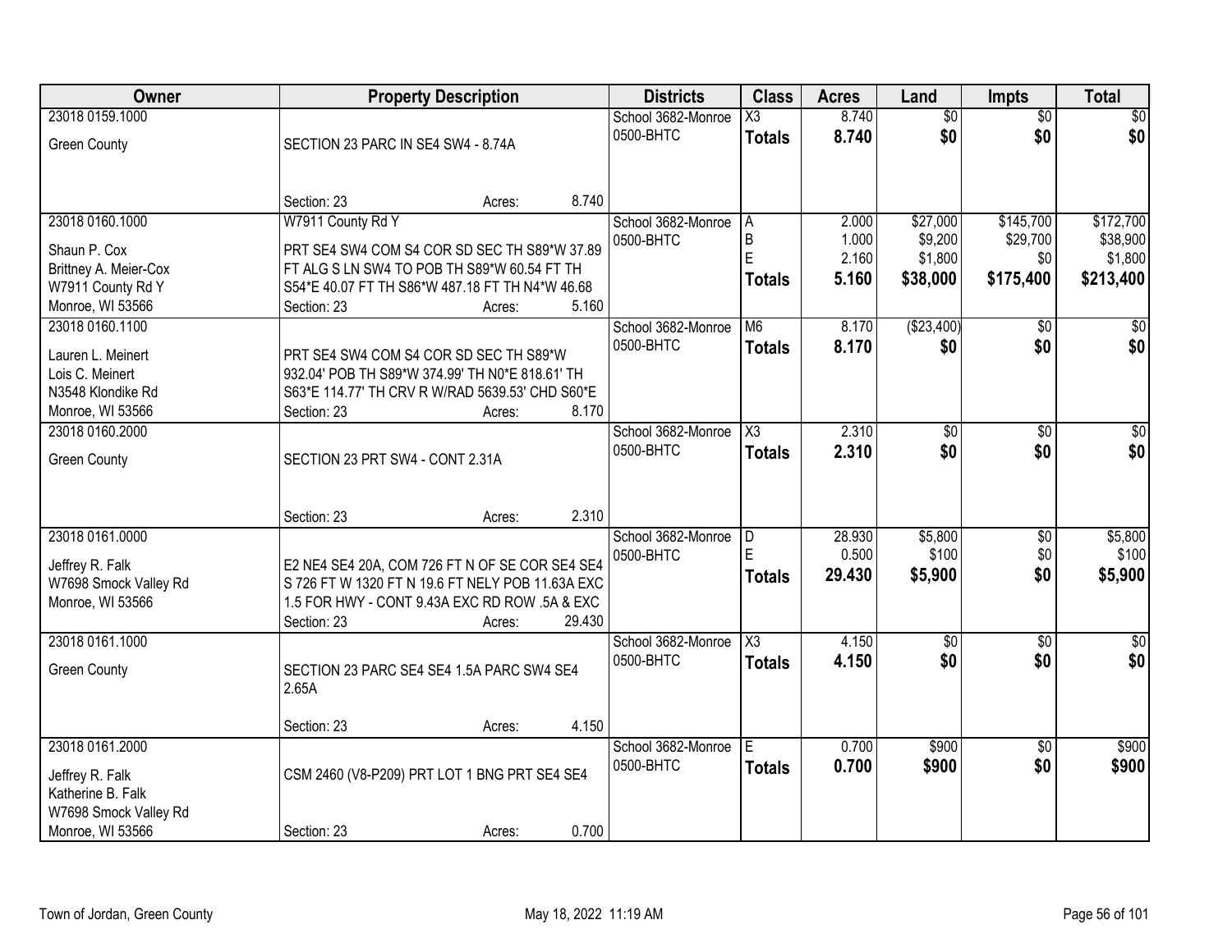| Owner | Property Description | Districts | Class | Acres | Land | Impts | Total |
|---|---|---|---|---|---|---|---|
| 23018 0159.1000<br>Green County | SECTION 23 PARC IN SE4 SW4 - 8.74A<br>Section: 23 Acres: 8.740 | School 3682-Monroe<br>0500-BHTC | X3<br>**Totals** | 8.740<br>**8.740** | $0<br>**$0** | $0<br>**$0** | $0<br>**$0** |
| 23018 0160.1000<br>Shaun P. Cox<br>Brittney A. Meier-Cox<br>W7911 County Rd Y<br>Monroe, WI 53566 | W7911 County Rd Y<br>PRT SE4 SW4 COM S4 COR SD SEC TH S89*W 37.89 FT ALG S LN SW4 TO POB TH S89*W 60.54 FT TH S54*E 40.07 FT TH S86*W 487.18 FT TH N4*W 46.68<br>Section: 23 Acres: 5.160 | School 3682-Monroe<br>0500-BHTC | A<br>B<br>E<br>**Totals** | 2.000<br>1.000<br>2.160<br>**5.160** | $27,000<br>$9,200<br>$1,800<br>**$38,000** | $145,700<br>$29,700<br>$0<br>**$175,400** | $172,700<br>$38,900<br>$1,800<br>**$213,400** |
| 23018 0160.1100<br>Lauren L. Meinert<br>Lois C. Meinert<br>N3548 Klondike Rd<br>Monroe, WI 53566 | PRT SE4 SW4 COM S4 COR SD SEC TH S89*W 932.04' POB TH S89*W 374.99' TH N0*E 818.61' TH S63*E 114.77' TH CRV R W/RAD 5639.53' CHD S60*E<br>Section: 23 Acres: 8.170 | School 3682-Monroe<br>0500-BHTC | M6<br>**Totals** | 8.170<br>**8.170** | ($23,400)<br>**$0** | $0<br>**$0** | $0<br>**$0** |
| 23018 0160.2000<br>Green County | SECTION 23 PRT SW4 - CONT 2.31A<br>Section: 23 Acres: 2.310 | School 3682-Monroe<br>0500-BHTC | X3<br>**Totals** | 2.310<br>**2.310** | $0<br>**$0** | $0<br>**$0** | $0<br>**$0** |
| 23018 0161.0000<br>Jeffrey R. Falk<br>W7698 Smock Valley Rd<br>Monroe, WI 53566 | E2 NE4 SE4 20A, COM 726 FT N OF SE COR SE4 SE4 S 726 FT W 1320 FT N 19.6 FT NELY POB 11.63A EXC 1.5 FOR HWY - CONT 9.43A EXC RD ROW .5A & EXC<br>Section: 23 Acres: 29.430 | School 3682-Monroe<br>0500-BHTC | D<br>E<br>**Totals** | 28.930<br>0.500<br>**29.430** | $5,800<br>$100<br>**$5,900** | $0<br>$0<br>**$0** | $5,800<br>$100<br>**$5,900** |
| 23018 0161.1000<br>Green County | SECTION 23 PARC SE4 SE4 1.5A PARC SW4 SE4 2.65A<br>Section: 23 Acres: 4.150 | School 3682-Monroe<br>0500-BHTC | X3<br>**Totals** | 4.150<br>**4.150** | $0<br>**$0** | $0<br>**$0** | $0<br>**$0** |
| 23018 0161.2000<br>Jeffrey R. Falk<br>Katherine B. Falk<br>W7698 Smock Valley Rd<br>Monroe, WI 53566 | CSM 2460 (V8-P209) PRT LOT 1 BNG PRT SE4 SE4<br>Section: 23 Acres: 0.700 | School 3682-Monroe<br>0500-BHTC | E<br>**Totals** | 0.700<br>**0.700** | $900<br>**$900** | $0<br>**$0** | $900<br>**$900** |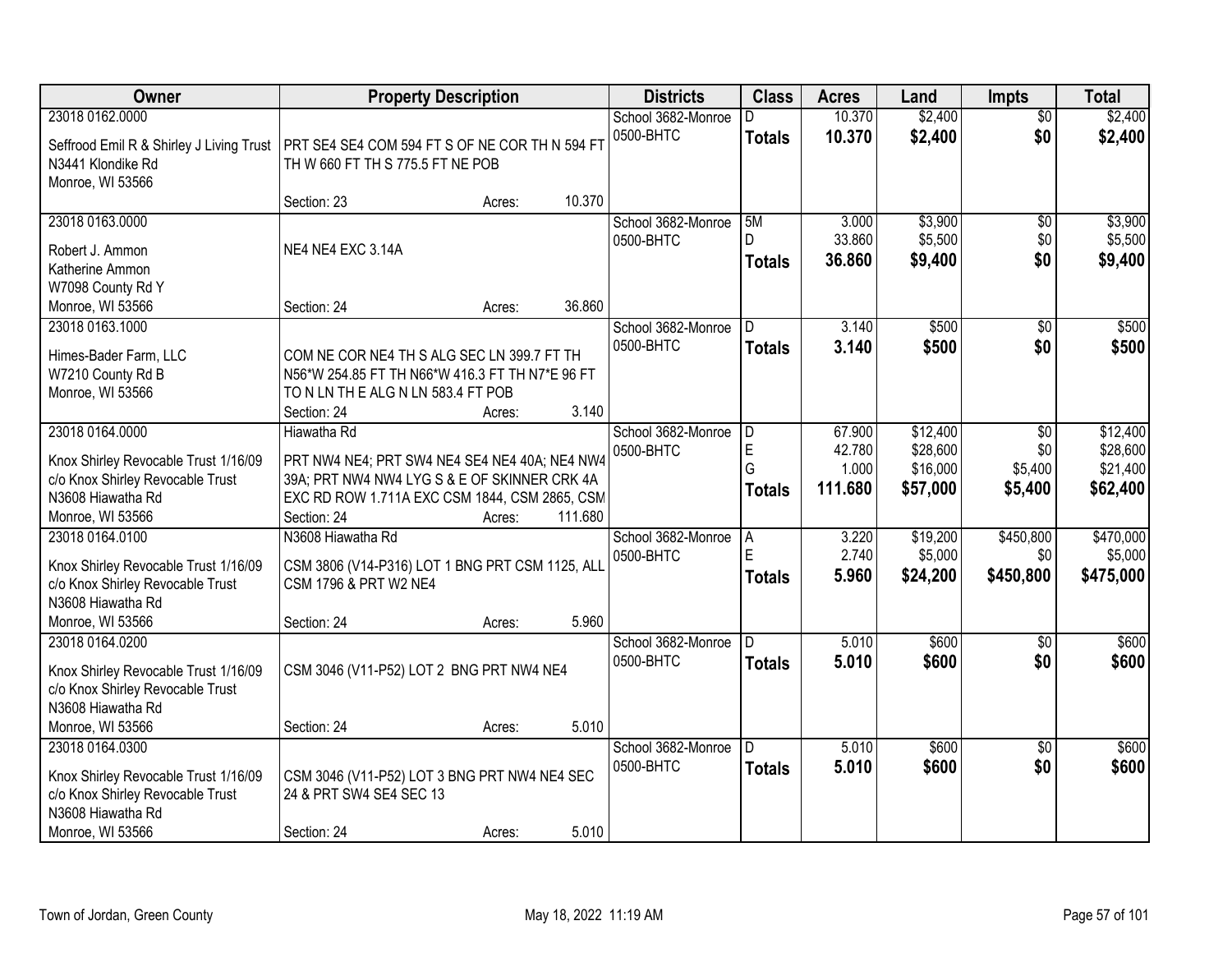| Owner | Property Description | Districts | Class | Acres | Land | Impts | Total |
|---|---|---|---|---|---|---|---|
| 23018 0162.0000<br>Seffrood Emil R & Shirley J Living Trust<br>N3441 Klondike Rd<br>Monroe, WI 53566 | PRT SE4 SE4 COM 594 FT S OF NE COR TH N 594 FT TH W 660 FT TH S 775.5 FT NE POB<br>Section: 23 Acres: 10.370 | School 3682-Monroe<br>0500-BHTC | D<br>**Totals** | 10.370<br>**10.370** | $2,400<br>**$2,400** | $0<br>**$0** | $2,400<br>**$2,400** |
| 23018 0163.0000<br>Robert J. Ammon<br>Katherine Ammon<br>W7098 County Rd Y<br>Monroe, WI 53566 | NE4 NE4 EXC 3.14A<br>Section: 24 Acres: 36.860 | School 3682-Monroe<br>0500-BHTC | 5M<br>D<br>**Totals** | 3.000<br>33.860<br>**36.860** | $3,900<br>$5,500<br>**$9,400** | $0<br>$0<br>**$0** | $3,900<br>$5,500<br>**$9,400** |
| 23018 0163.1000<br>Himes-Bader Farm, LLC<br>W7210 County Rd B<br>Monroe, WI 53566 | COM NE COR NE4 TH S ALG SEC LN 399.7 FT TH N56*W 254.85 FT TH N66*W 416.3 FT TH N7*E 96 FT TO N LN TH E ALG N LN 583.4 FT POB<br>Section: 24 Acres: 3.140 | School 3682-Monroe<br>0500-BHTC | D<br>**Totals** | 3.140<br>**3.140** | $500<br>**$500** | $0<br>**$0** | $500<br>**$500** |
| 23018 0164.0000<br>Knox Shirley Revocable Trust 1/16/09<br>c/o Knox Shirley Revocable Trust<br>N3608 Hiawatha Rd<br>Monroe, WI 53566 | Hiawatha Rd<br>PRT NW4 NE4; PRT SW4 NE4 SE4 NE4 40A; NE4 NW4 39A; PRT NW4 NW4 LYG S & E OF SKINNER CRK 4A EXC RD ROW 1.711A EXC CSM 1844, CSM 2865, CSM<br>Section: 24 Acres: 111.680 | School 3682-Monroe<br>0500-BHTC | D<br>E<br>G<br>**Totals** | 67.900<br>42.780<br>1.000<br>**111.680** | $12,400<br>$28,600<br>$16,000<br>**$57,000** | $0<br>$0<br>$5,400<br>**$5,400** | $12,400<br>$28,600<br>$21,400<br>**$62,400** |
| 23018 0164.0100<br>Knox Shirley Revocable Trust 1/16/09<br>c/o Knox Shirley Revocable Trust<br>N3608 Hiawatha Rd<br>Monroe, WI 53566 | N3608 Hiawatha Rd<br>CSM 3806 (V14-P316) LOT 1 BNG PRT CSM 1125, ALL CSM 1796 & PRT W2 NE4<br>Section: 24 Acres: 5.960 | School 3682-Monroe<br>0500-BHTC | A<br>E<br>**Totals** | 3.220<br>2.740<br>**5.960** | $19,200<br>$5,000<br>**$24,200** | $450,800<br>$0<br>**$450,800** | $470,000<br>$5,000<br>**$475,000** |
| 23018 0164.0200<br>Knox Shirley Revocable Trust 1/16/09<br>c/o Knox Shirley Revocable Trust<br>N3608 Hiawatha Rd<br>Monroe, WI 53566 | CSM 3046 (V11-P52) LOT 2 BNG PRT NW4 NE4<br>Section: 24 Acres: 5.010 | School 3682-Monroe<br>0500-BHTC | D<br>**Totals** | 5.010<br>**5.010** | $600<br>**$600** | $0<br>**$0** | $600<br>**$600** |
| 23018 0164.0300<br>Knox Shirley Revocable Trust 1/16/09<br>c/o Knox Shirley Revocable Trust<br>N3608 Hiawatha Rd<br>Monroe, WI 53566 | CSM 3046 (V11-P52) LOT 3 BNG PRT NW4 NE4 SEC 24 & PRT SW4 SE4 SEC 13<br>Section: 24 Acres: 5.010 | School 3682-Monroe<br>0500-BHTC | D<br>**Totals** | 5.010<br>**5.010** | $600<br>**$600** | $0<br>**$0** | $600<br>**$600** |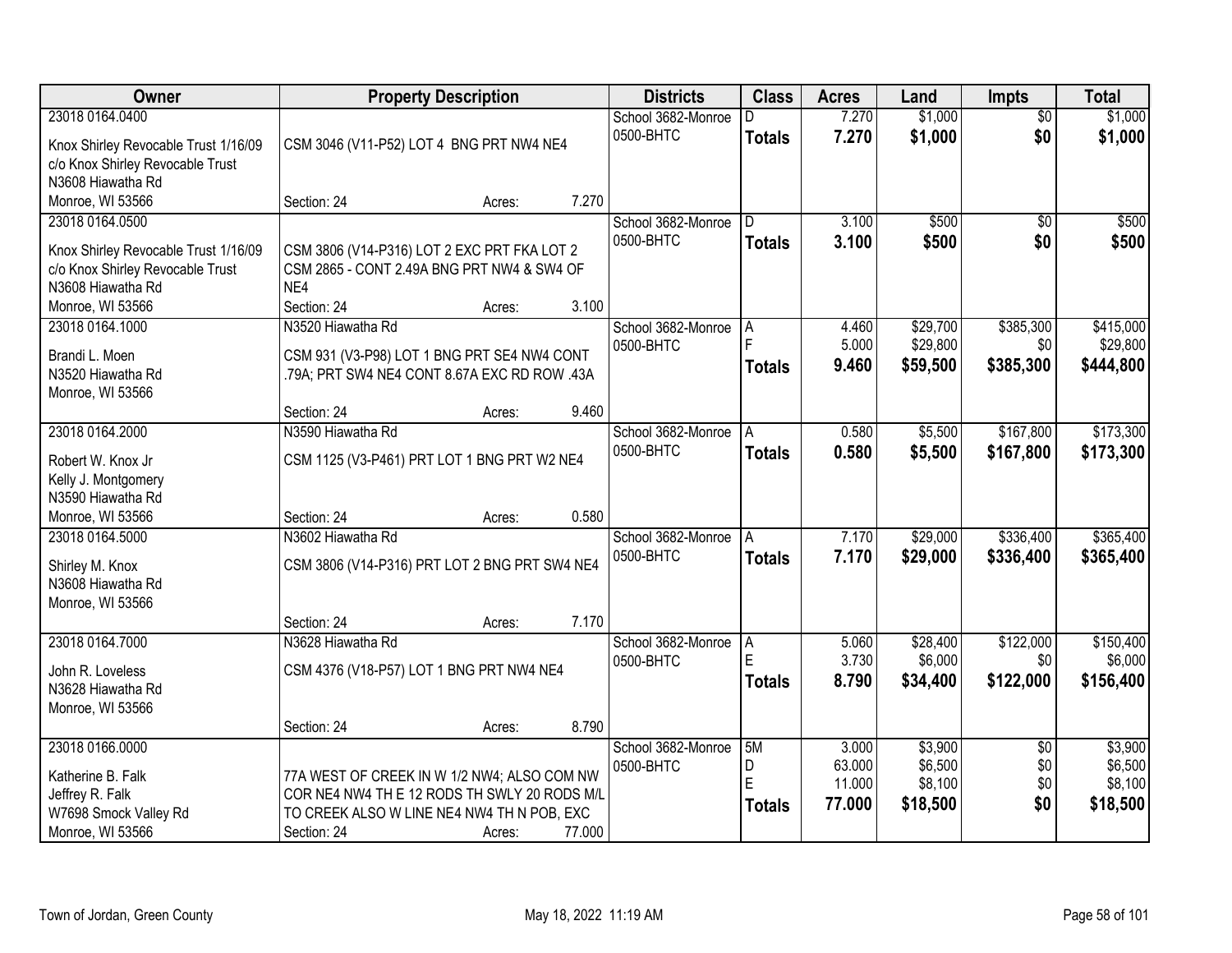| Owner | Property Description | Districts | Class | Acres | Land | Impts | Total |
|---|---|---|---|---|---|---|---|
| 23018 0164.0400<br>Knox Shirley Revocable Trust 1/16/09<br>c/o Knox Shirley Revocable Trust<br>N3608 Hiawatha Rd<br>Monroe, WI 53566 | CSM 3046 (V11-P52) LOT 4 BNG PRT NW4 NE4<br>Section: 24 Acres: 7.270 | School 3682-Monroe<br>0500-BHTC | D<br>**Totals** | 7.270<br>**7.270** | $1,000<br>**$1,000** | $0<br>**$0** | $1,000<br>**$1,000** |
| 23018 0164.0500<br>Knox Shirley Revocable Trust 1/16/09<br>c/o Knox Shirley Revocable Trust<br>N3608 Hiawatha Rd<br>Monroe, WI 53566 | CSM 3806 (V14-P316) LOT 2 EXC PRT FKA LOT 2 CSM 2865 - CONT 2.49A BNG PRT NW4 & SW4 OF NE4<br>Section: 24 Acres: 3.100 | School 3682-Monroe<br>0500-BHTC | D<br>**Totals** | 3.100<br>**3.100** | $500<br>**$500** | $0<br>**$0** | $500<br>**$500** |
| 23018 0164.1000<br>Brandi L. Moen<br>N3520 Hiawatha Rd<br>Monroe, WI 53566 | N3520 Hiawatha Rd<br>CSM 931 (V3-P98) LOT 1 BNG PRT SE4 NW4 CONT .79A; PRT SW4 NE4 CONT 8.67A EXC RD ROW .43A<br>Section: 24 Acres: 9.460 | School 3682-Monroe<br>0500-BHTC | A<br>F<br>**Totals** | 4.460<br>5.000<br>**9.460** | $29,700<br>$29,800<br>**$59,500** | $385,300<br>$0<br>**$385,300** | $415,000<br>$29,800<br>**$444,800** |
| 23018 0164.2000<br>Robert W. Knox Jr<br>Kelly J. Montgomery<br>N3590 Hiawatha Rd<br>Monroe, WI 53566 | N3590 Hiawatha Rd<br>CSM 1125 (V3-P461) PRT LOT 1 BNG PRT W2 NE4<br>Section: 24 Acres: 0.580 | School 3682-Monroe<br>0500-BHTC | A<br>**Totals** | 0.580<br>**0.580** | $5,500<br>**$5,500** | $167,800<br>**$167,800** | $173,300<br>**$173,300** |
| 23018 0164.5000<br>Shirley M. Knox<br>N3608 Hiawatha Rd<br>Monroe, WI 53566 | N3602 Hiawatha Rd<br>CSM 3806 (V14-P316) PRT LOT 2 BNG PRT SW4 NE4<br>Section: 24 Acres: 7.170 | School 3682-Monroe<br>0500-BHTC | A<br>**Totals** | 7.170<br>**7.170** | $29,000<br>**$29,000** | $336,400<br>**$336,400** | $365,400<br>**$365,400** |
| 23018 0164.7000<br>John R. Loveless<br>N3628 Hiawatha Rd<br>Monroe, WI 53566 | N3628 Hiawatha Rd<br>CSM 4376 (V18-P57) LOT 1 BNG PRT NW4 NE4<br>Section: 24 Acres: 8.790 | School 3682-Monroe<br>0500-BHTC | A<br>E<br>**Totals** | 5.060<br>3.730<br>**8.790** | $28,400<br>$6,000<br>**$34,400** | $122,000<br>$0<br>**$122,000** | $150,400<br>$6,000<br>**$156,400** |
| 23018 0166.0000<br>Katherine B. Falk<br>Jeffrey R. Falk<br>W7698 Smock Valley Rd<br>Monroe, WI 53566 | 77A WEST OF CREEK IN W 1/2 NW4; ALSO COM NW COR NE4 NW4 TH E 12 RODS TH SWLY 20 RODS M/L TO CREEK ALSO W LINE NE4 NW4 TH N POB, EXC<br>Section: 24 Acres: 77.000 | School 3682-Monroe<br>0500-BHTC | 5M<br>D<br>E<br>**Totals** | 3.000<br>63.000<br>11.000<br>**77.000** | $3,900<br>$6,500<br>$8,100<br>**$18,500** | $0<br>$0<br>$0<br>**$0** | $3,900<br>$6,500<br>$8,100<br>**$18,500** |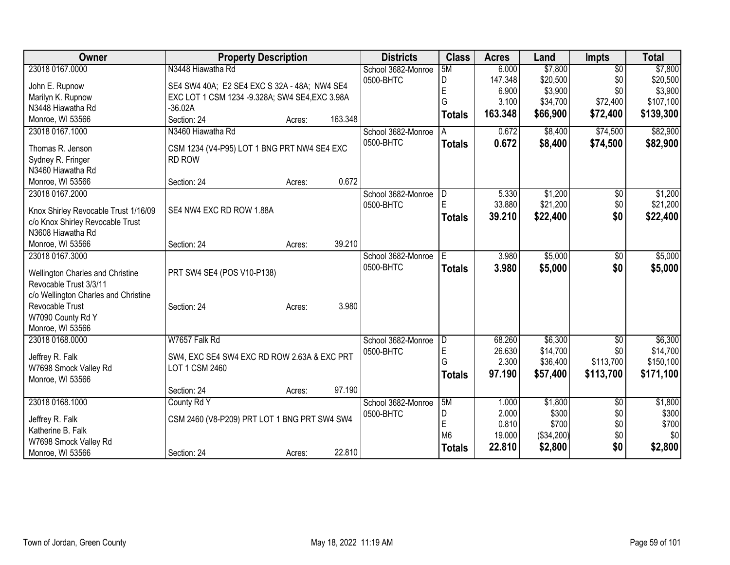| Owner | Property Description | Districts | Class | Acres | Land | Impts | Total |
|---|---|---|---|---|---|---|---|
| 23018 0167.0000<br>John E. Rupnow<br>Marilyn K. Rupnow<br>N3448 Hiawatha Rd<br>Monroe, WI 53566 | N3448 Hiawatha Rd<br>SE4 SW4 40A; E2 SE4 EXC S 32A - 48A; NW4 SE4 EXC LOT 1 CSM 1234 -9.328A; SW4 SE4,EXC 3.98A -36.02A<br>Section: 24 Acres: 163.348 | School 3682-Monroe<br>0500-BHTC | 5M<br>D<br>E<br>G<br>**Totals** | 6.000<br>147.348<br>6.900<br>3.100<br>**163.348** | $7,800<br>$20,500<br>$3,900<br>$34,700<br>**$66,900** | $0<br>$0<br>$0<br>$72,400<br>**$72,400** | $7,800<br>$20,500<br>$3,900<br>$107,100<br>**$139,300** |
| 23018 0167.1000<br>Thomas R. Jenson<br>Sydney R. Fringer<br>N3460 Hiawatha Rd<br>Monroe, WI 53566 | N3460 Hiawatha Rd<br>CSM 1234 (V4-P95) LOT 1 BNG PRT NW4 SE4 EXC RD ROW<br>Section: 24 Acres: 0.672 | School 3682-Monroe<br>0500-BHTC | A<br>**Totals** | 0.672<br>**0.672** | $8,400<br>**$8,400** | $74,500<br>**$74,500** | $82,900<br>**$82,900** |
| 23018 0167.2000<br>Knox Shirley Revocable Trust 1/16/09<br>c/o Knox Shirley Revocable Trust<br>N3608 Hiawatha Rd<br>Monroe, WI 53566 | SE4 NW4 EXC RD ROW 1.88A<br>Section: 24 Acres: 39.210 | School 3682-Monroe<br>0500-BHTC | D<br>E<br>**Totals** | 5.330<br>33.880<br>**39.210** | $1,200<br>$21,200<br>**$22,400** | $0<br>$0<br>**$0** | $1,200<br>$21,200<br>**$22,400** |
| 23018 0167.3000<br>Wellington Charles and Christine Revocable Trust 3/3/11<br>c/o Wellington Charles and Christine Revocable Trust<br>W7090 County Rd Y<br>Monroe, WI 53566 | PRT SW4 SE4 (POS V10-P138)<br>Section: 24 Acres: 3.980 | School 3682-Monroe<br>0500-BHTC | E<br>**Totals** | 3.980<br>**3.980** | $5,000<br>**$5,000** | $0<br>**$0** | $5,000<br>**$5,000** |
| 23018 0168.0000<br>Jeffrey R. Falk<br>W7698 Smock Valley Rd<br>Monroe, WI 53566 | W7657 Falk Rd<br>SW4, EXC SE4 SW4 EXC RD ROW 2.63A & EXC PRT LOT 1 CSM 2460<br>Section: 24 Acres: 97.190 | School 3682-Monroe<br>0500-BHTC | D<br>E<br>G<br>**Totals** | 68.260<br>26.630<br>2.300<br>**97.190** | $6,300<br>$14,700<br>$36,400<br>**$57,400** | $0<br>$0<br>$113,700<br>**$113,700** | $6,300<br>$14,700<br>$150,100<br>**$171,100** |
| 23018 0168.1000<br>Jeffrey R. Falk<br>Katherine B. Falk<br>W7698 Smock Valley Rd<br>Monroe, WI 53566 | County Rd Y<br>CSM 2460 (V8-P209) PRT LOT 1 BNG PRT SW4 SW4<br>Section: 24 Acres: 22.810 | School 3682-Monroe<br>0500-BHTC | 5M<br>D<br>E<br>M6<br>**Totals** | 1.000<br>2.000<br>0.810<br>19.000<br>**22.810** | $1,800<br>$300<br>$700<br>($34,200)<br>**$2,800** | $0<br>$0<br>$0<br>$0<br>**$0** | $1,800<br>$300<br>$700<br>$0<br>**$2,800** |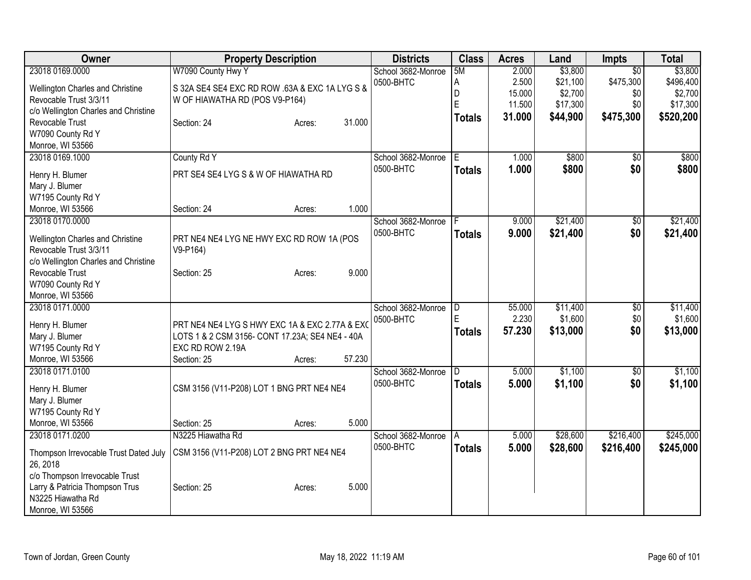| Owner | Property Description | Districts | Class | Acres | Land | Impts | Total |
|---|---|---|---|---|---|---|---|
| 23018 0169.0000<br><br>Wellington Charles and Christine Revocable Trust 3/3/11<br>c/o Wellington Charles and Christine Revocable Trust<br>W7090 County Rd Y<br>Monroe, WI 53566 | W7090 County Hwy Y<br><br>S 32A SE4 SE4 EXC RD ROW .63A & EXC 1A LYG S & W OF HIAWATHA RD (POS V9-P164)<br><br>Section: 24 Acres: 31.000 | School 3682-Monroe<br>0500-BHTC | 5M<br>A<br>D<br>E<br>**Totals** | 2.000<br>2.500<br>15.000<br>11.500<br>**31.000** | $3,800<br>$21,100<br>$2,700<br>$17,300<br>**$44,900** | $0<br>$475,300<br>$0<br>$0<br>**$475,300** | $3,800<br>$496,400<br>$2,700<br>$17,300<br>**$520,200** |
| 23018 0169.1000<br><br>Henry H. Blumer<br>Mary J. Blumer<br>W7195 County Rd Y<br>Monroe, WI 53566 | County Rd Y<br><br>PRT SE4 SE4 LYG S & W OF HIAWATHA RD<br><br>Section: 24 Acres: 1.000 | School 3682-Monroe<br>0500-BHTC | E<br>**Totals** | 1.000<br>**1.000** | $800<br>**$800** | $0<br>**$0** | $800<br>**$800** |
| 23018 0170.0000<br><br>Wellington Charles and Christine Revocable Trust 3/3/11<br>c/o Wellington Charles and Christine Revocable Trust<br>W7090 County Rd Y<br>Monroe, WI 53566 | PRT NE4 NE4 LYG NE HWY EXC RD ROW 1A (POS V9-P164)<br><br>Section: 25 Acres: 9.000 | School 3682-Monroe<br>0500-BHTC | F<br>**Totals** | 9.000<br>**9.000** | $21,400<br>**$21,400** | $0<br>**$0** | $21,400<br>**$21,400** |
| 23018 0171.0000<br><br>Henry H. Blumer<br>Mary J. Blumer<br>W7195 County Rd Y<br>Monroe, WI 53566 | PRT NE4 NE4 LYG S HWY EXC 1A & EXC 2.77A & EXC LOTS 1 & 2 CSM 3156- CONT 17.23A; SE4 NE4 - 40A EXC RD ROW 2.19A<br>Section: 25 Acres: 57.230 | School 3682-Monroe<br>0500-BHTC | D<br>E<br>**Totals** | 55.000<br>2.230<br>**57.230** | $11,400<br>$1,600<br>**$13,000** | $0<br>$0<br>**$0** | $11,400<br>$1,600<br>**$13,000** |
| 23018 0171.0100<br><br>Henry H. Blumer<br>Mary J. Blumer<br>W7195 County Rd Y<br>Monroe, WI 53566 | CSM 3156 (V11-P208) LOT 1 BNG PRT NE4 NE4<br><br>Section: 25 Acres: 5.000 | School 3682-Monroe<br>0500-BHTC | D<br>**Totals** | 5.000<br>**5.000** | $1,100<br>**$1,100** | $0<br>**$0** | $1,100<br>**$1,100** |
| 23018 0171.0200<br><br>Thompson Irrevocable Trust Dated July 26, 2018<br>c/o Thompson Irrevocable Trust<br>Larry & Patricia Thompson Trus<br>N3225 Hiawatha Rd<br>Monroe, WI 53566 | N3225 Hiawatha Rd<br><br>CSM 3156 (V11-P208) LOT 2 BNG PRT NE4 NE4<br><br>Section: 25 Acres: 5.000 | School 3682-Monroe<br>0500-BHTC | A<br>**Totals** | 5.000<br>**5.000** | $28,600<br>**$28,600** | $216,400<br>**$216,400** | $245,000<br>**$245,000** |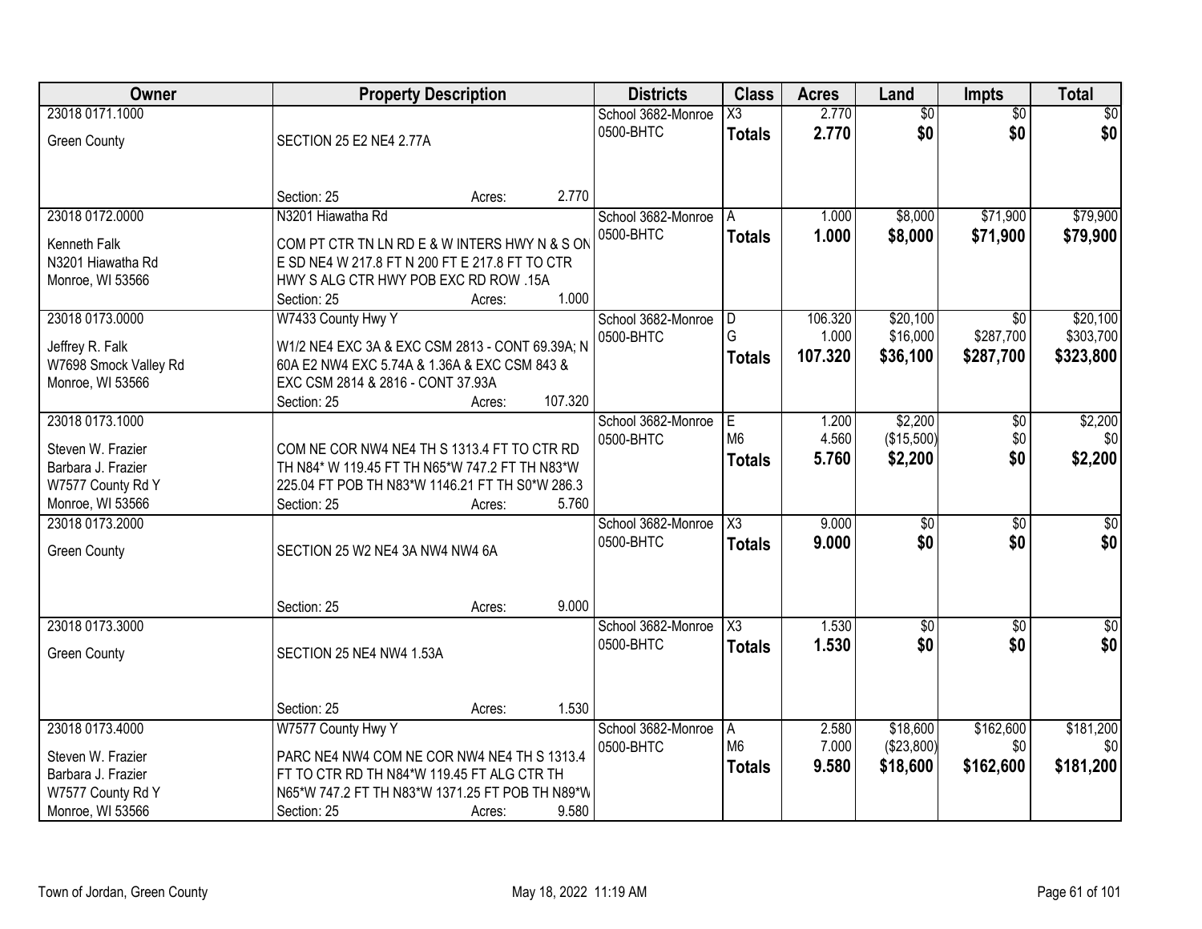| Owner | Property Description | Districts | Class | Acres | Land | Impts | Total |
|---|---|---|---|---|---|---|---|
| 23018 0171.1000<br>Green County | SECTION 25 E2 NE4 2.77A<br>Section: 25 Acres: 2.770 | School 3682-Monroe<br>0500-BHTC | X3<br>**Totals** | 2.770<br>**2.770** | $0<br>**$0** | $0<br>**$0** | $0<br>**$0** |
| 23018 0172.0000<br>Kenneth Falk<br>N3201 Hiawatha Rd<br>Monroe, WI 53566 | N3201 Hiawatha Rd<br>COM PT CTR TN LN RD E & W INTERS HWY N & S ON E SD NE4 W 217.8 FT N 200 FT E 217.8 FT TO CTR HWY S ALG CTR HWY POB EXC RD ROW .15A<br>Section: 25 Acres: 1.000 | School 3682-Monroe<br>0500-BHTC | A<br>**Totals** | 1.000<br>**1.000** | $8,000<br>**$8,000** | $71,900<br>**$71,900** | $79,900<br>**$79,900** |
| 23018 0173.0000<br>Jeffrey R. Falk<br>W7698 Smock Valley Rd<br>Monroe, WI 53566 | W7433 County Hwy Y<br>W1/2 NE4 EXC 3A & EXC CSM 2813 - CONT 69.39A; N 60A E2 NW4 EXC 5.74A & 1.36A & EXC CSM 843 & EXC CSM 2814 & 2816 - CONT 37.93A<br>Section: 25 Acres: 107.320 | School 3682-Monroe<br>0500-BHTC | D<br>G<br>**Totals** | 106.320<br>1.000<br>**107.320** | $20,100<br>$16,000<br>**$36,100** | $0<br>$287,700<br>**$287,700** | $20,100<br>$303,700<br>**$323,800** |
| 23018 0173.1000<br>Steven W. Frazier<br>Barbara J. Frazier<br>W7577 County Rd Y<br>Monroe, WI 53566 | COM NE COR NW4 NE4 TH S 1313.4 FT TO CTR RD TH N84* W 119.45 FT TH N65*W 747.2 FT TH N83*W 225.04 FT POB TH N83*W 1146.21 FT TH S0*W 286.3<br>Section: 25 Acres: 5.760 | School 3682-Monroe<br>0500-BHTC | E<br>M6<br>**Totals** | 1.200<br>4.560<br>**5.760** | $2,200<br>($15,500)<br>**$2,200** | $0<br>$0<br>**$0** | $2,200<br>$0<br>**$2,200** |
| 23018 0173.2000<br>Green County | SECTION 25 W2 NE4 3A NW4 NW4 6A<br>Section: 25 Acres: 9.000 | School 3682-Monroe<br>0500-BHTC | X3<br>**Totals** | 9.000<br>**9.000** | $0<br>**$0** | $0<br>**$0** | $0<br>**$0** |
| 23018 0173.3000<br>Green County | SECTION 25 NE4 NW4 1.53A<br>Section: 25 Acres: 1.530 | School 3682-Monroe<br>0500-BHTC | X3<br>**Totals** | 1.530<br>**1.530** | $0<br>**$0** | $0<br>**$0** | $0<br>**$0** |
| 23018 0173.4000<br>Steven W. Frazier<br>Barbara J. Frazier<br>W7577 County Rd Y<br>Monroe, WI 53566 | W7577 County Hwy Y<br>PARC NE4 NW4 COM NE COR NW4 NE4 TH S 1313.4 FT TO CTR RD TH N84*W 119.45 FT ALG CTR TH N65*W 747.2 FT TH N83*W 1371.25 FT POB TH N89*W<br>Section: 25 Acres: 9.580 | School 3682-Monroe<br>0500-BHTC | A<br>M6<br>**Totals** | 2.580<br>7.000<br>**9.580** | $18,600<br>($23,800)<br>**$18,600** | $162,600<br>$0<br>**$162,600** | $181,200<br>$0<br>**$181,200** |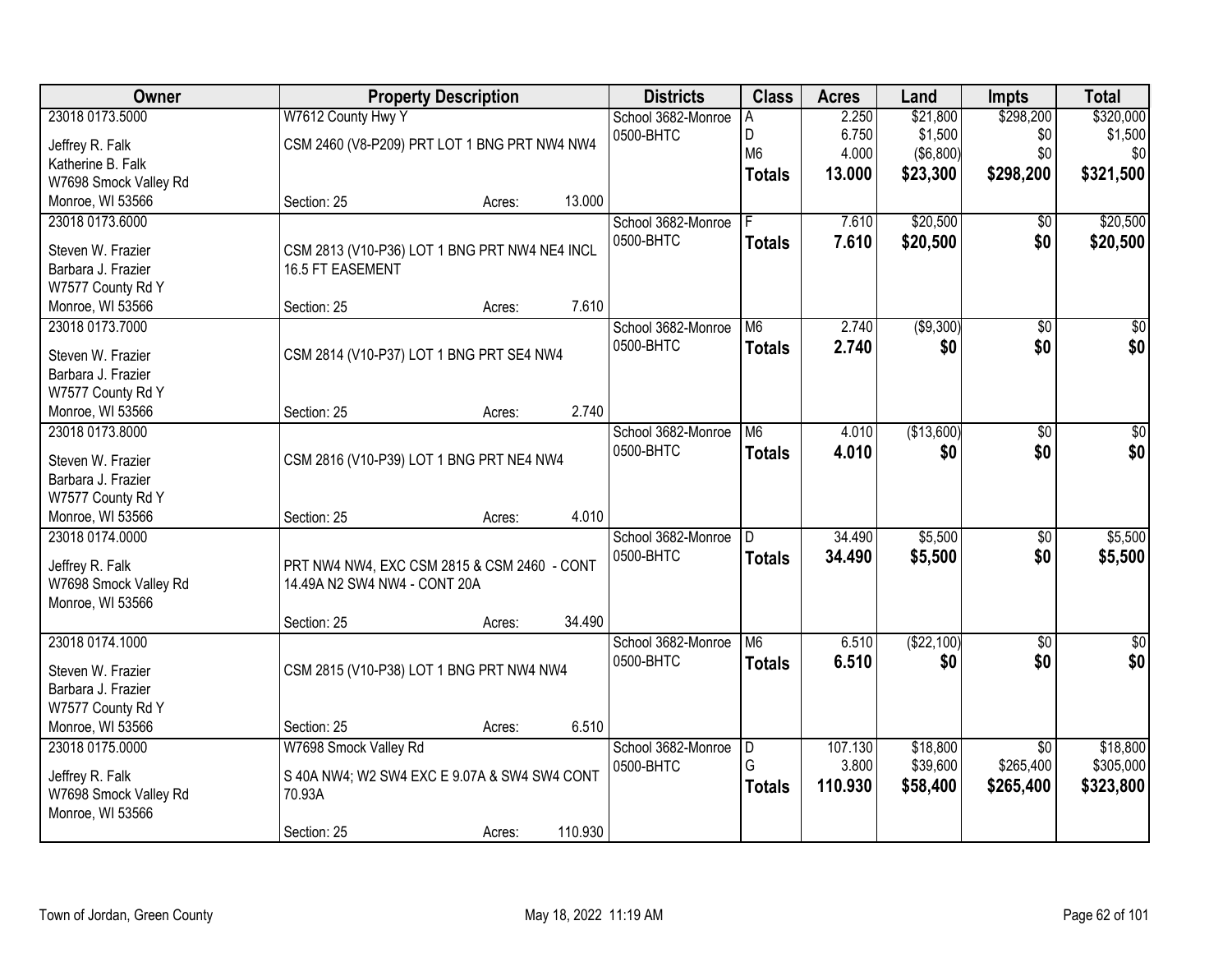| Owner | Property Description | Districts | Class | Acres | Land | Impts | Total |
|---|---|---|---|---|---|---|---|
| 23018 0173.5000<br>Jeffrey R. Falk<br>Katherine B. Falk<br>W7698 Smock Valley Rd<br>Monroe, WI 53566 | W7612 County Hwy Y<br>CSM 2460 (V8-P209) PRT LOT 1 BNG PRT NW4 NW4<br>Section: 25 Acres: 13.000 | School 3682-Monroe<br>0500-BHTC | A<br>D<br>M6<br>**Totals** | 2.250<br>6.750<br>4.000<br>**13.000** | $21,800<br>$1,500<br>($6,800)<br>**$23,300** | $298,200<br>$0<br>$0<br>**$298,200** | $320,000<br>$1,500<br>$0<br>**$321,500** |
| 23018 0173.6000<br>Steven W. Frazier<br>Barbara J. Frazier<br>W7577 County Rd Y<br>Monroe, WI 53566 | CSM 2813 (V10-P36) LOT 1 BNG PRT NW4 NE4 INCL 16.5 FT EASEMENT<br>Section: 25 Acres: 7.610 | School 3682-Monroe<br>0500-BHTC | F<br>**Totals** | 7.610<br>**7.610** | $20,500<br>**$20,500** | $0<br>**$0** | $20,500<br>**$20,500** |
| 23018 0173.7000<br>Steven W. Frazier<br>Barbara J. Frazier<br>W7577 County Rd Y<br>Monroe, WI 53566 | CSM 2814 (V10-P37) LOT 1 BNG PRT SE4 NW4<br>Section: 25 Acres: 2.740 | School 3682-Monroe<br>0500-BHTC | M6<br>**Totals** | 2.740<br>**2.740** | ($9,300)<br>**$0** | $0<br>**$0** | $0<br>**$0** |
| 23018 0173.8000<br>Steven W. Frazier<br>Barbara J. Frazier<br>W7577 County Rd Y<br>Monroe, WI 53566 | CSM 2816 (V10-P39) LOT 1 BNG PRT NE4 NW4<br>Section: 25 Acres: 4.010 | School 3682-Monroe<br>0500-BHTC | M6<br>**Totals** | 4.010<br>**4.010** | ($13,600)<br>**$0** | $0<br>**$0** | $0<br>**$0** |
| 23018 0174.0000<br>Jeffrey R. Falk<br>W7698 Smock Valley Rd<br>Monroe, WI 53566 | PRT NW4 NW4, EXC CSM 2815 & CSM 2460 - CONT 14.49A N2 SW4 NW4 - CONT 20A<br>Section: 25 Acres: 34.490 | School 3682-Monroe<br>0500-BHTC | D<br>**Totals** | 34.490<br>**34.490** | $5,500<br>**$5,500** | $0<br>**$0** | $5,500<br>**$5,500** |
| 23018 0174.1000<br>Steven W. Frazier<br>Barbara J. Frazier<br>W7577 County Rd Y<br>Monroe, WI 53566 | CSM 2815 (V10-P38) LOT 1 BNG PRT NW4 NW4<br>Section: 25 Acres: 6.510 | School 3682-Monroe<br>0500-BHTC | M6<br>**Totals** | 6.510<br>**6.510** | ($22,100)<br>**$0** | $0<br>**$0** | $0<br>**$0** |
| 23018 0175.0000<br>Jeffrey R. Falk<br>W7698 Smock Valley Rd<br>Monroe, WI 53566 | W7698 Smock Valley Rd<br>S 40A NW4; W2 SW4 EXC E 9.07A & SW4 SW4 CONT 70.93A<br>Section: 25 Acres: 110.930 | School 3682-Monroe<br>0500-BHTC | D<br>G<br>**Totals** | 107.130<br>3.800<br>**110.930** | $18,800<br>$39,600<br>**$58,400** | $0<br>$265,400<br>**$265,400** | $18,800<br>$305,000<br>**$323,800** |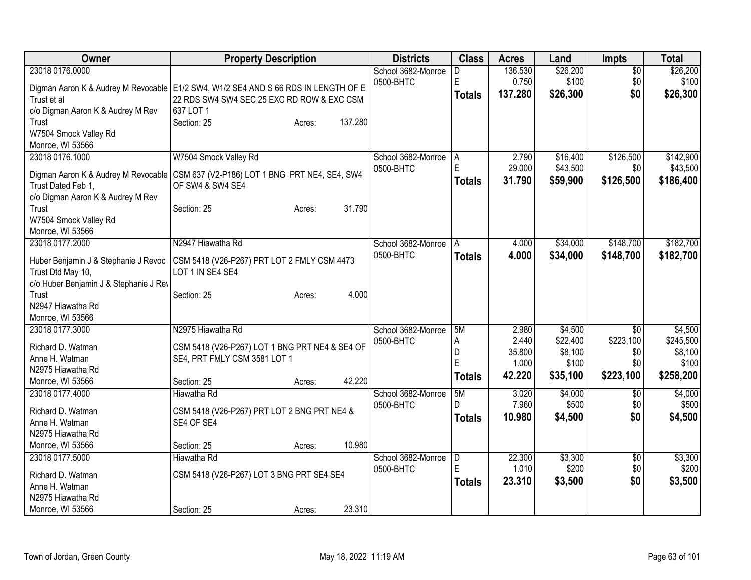| Owner | Property Description | Districts | Class | Acres | Land | Impts | Total |
|---|---|---|---|---|---|---|---|
| 23018 0176.0000<br>Digman Aaron K & Audrey M Revocable Trust et al<br>c/o Digman Aaron K & Audrey M Rev Trust<br>W7504 Smock Valley Rd<br>Monroe, WI 53566 | E1/2 SW4, W1/2 SE4 AND S 66 RDS IN LENGTH OF E 22 RDS SW4 SW4 SEC 25 EXC RD ROW & EXC CSM 637 LOT 1<br>Section: 25 Acres: 137.280 | School 3682-Monroe<br>0500-BHTC | D<br>E<br>**Totals** | 136.530<br>0.750<br>**137.280** | $26,200<br>$100<br>**$26,300** | $0<br>$0<br>**$0** | $26,200<br>$100<br>**$26,300** |
| 23018 0176.1000<br>Digman Aaron K & Audrey M Revocable Trust Dated Feb 1,<br>c/o Digman Aaron K & Audrey M Rev Trust<br>W7504 Smock Valley Rd<br>Monroe, WI 53566 | W7504 Smock Valley Rd<br>CSM 637 (V2-P186) LOT 1 BNG PRT NE4, SE4, SW4 OF SW4 & SW4 SE4<br>Section: 25 Acres: 31.790 | School 3682-Monroe<br>0500-BHTC | A<br>E<br>**Totals** | 2.790<br>29.000<br>**31.790** | $16,400<br>$43,500<br>**$59,900** | $126,500<br>$0<br>**$126,500** | $142,900<br>$43,500<br>**$186,400** |
| 23018 0177.2000<br>Huber Benjamin J & Stephanie J Revoc Trust Dtd May 10,<br>c/o Huber Benjamin J & Stephanie J Rev Trust<br>N2947 Hiawatha Rd<br>Monroe, WI 53566 | N2947 Hiawatha Rd<br>CSM 5418 (V26-P267) PRT LOT 2 FMLY CSM 4473 LOT 1 IN SE4 SE4<br>Section: 25 Acres: 4.000 | School 3682-Monroe<br>0500-BHTC | A<br>**Totals** | 4.000<br>**4.000** | $34,000<br>**$34,000** | $148,700<br>**$148,700** | $182,700<br>**$182,700** |
| 23018 0177.3000<br>Richard D. Watman<br>Anne H. Watman<br>N2975 Hiawatha Rd<br>Monroe, WI 53566 | N2975 Hiawatha Rd<br>CSM 5418 (V26-P267) LOT 1 BNG PRT NE4 & SE4 OF SE4, PRT FMLY CSM 3581 LOT 1<br>Section: 25 Acres: 42.220 | School 3682-Monroe<br>0500-BHTC | 5M<br>A<br>D<br>E<br>**Totals** | 2.980<br>2.440<br>35.800<br>1.000<br>**42.220** | $4,500<br>$22,400<br>$8,100<br>$100<br>**$35,100** | $0<br>$223,100<br>$0<br>$0<br>**$223,100** | $4,500<br>$245,500<br>$8,100<br>$100<br>**$258,200** |
| 23018 0177.4000<br>Richard D. Watman<br>Anne H. Watman<br>N2975 Hiawatha Rd<br>Monroe, WI 53566 | Hiawatha Rd<br>CSM 5418 (V26-P267) PRT LOT 2 BNG PRT NE4 & SE4 OF SE4<br>Section: 25 Acres: 10.980 | School 3682-Monroe<br>0500-BHTC | 5M<br>D<br>**Totals** | 3.020<br>7.960<br>**10.980** | $4,000<br>$500<br>**$4,500** | $0<br>$0<br>**$0** | $4,000<br>$500<br>**$4,500** |
| 23018 0177.5000<br>Richard D. Watman<br>Anne H. Watman<br>N2975 Hiawatha Rd<br>Monroe, WI 53566 | Hiawatha Rd<br>CSM 5418 (V26-P267) LOT 3 BNG PRT SE4 SE4<br>Section: 25 Acres: 23.310 | School 3682-Monroe<br>0500-BHTC | D<br>E<br>**Totals** | 22.300<br>1.010<br>**23.310** | $3,300<br>$200<br>**$3,500** | $0<br>$0<br>**$0** | $3,300<br>$200<br>**$3,500** |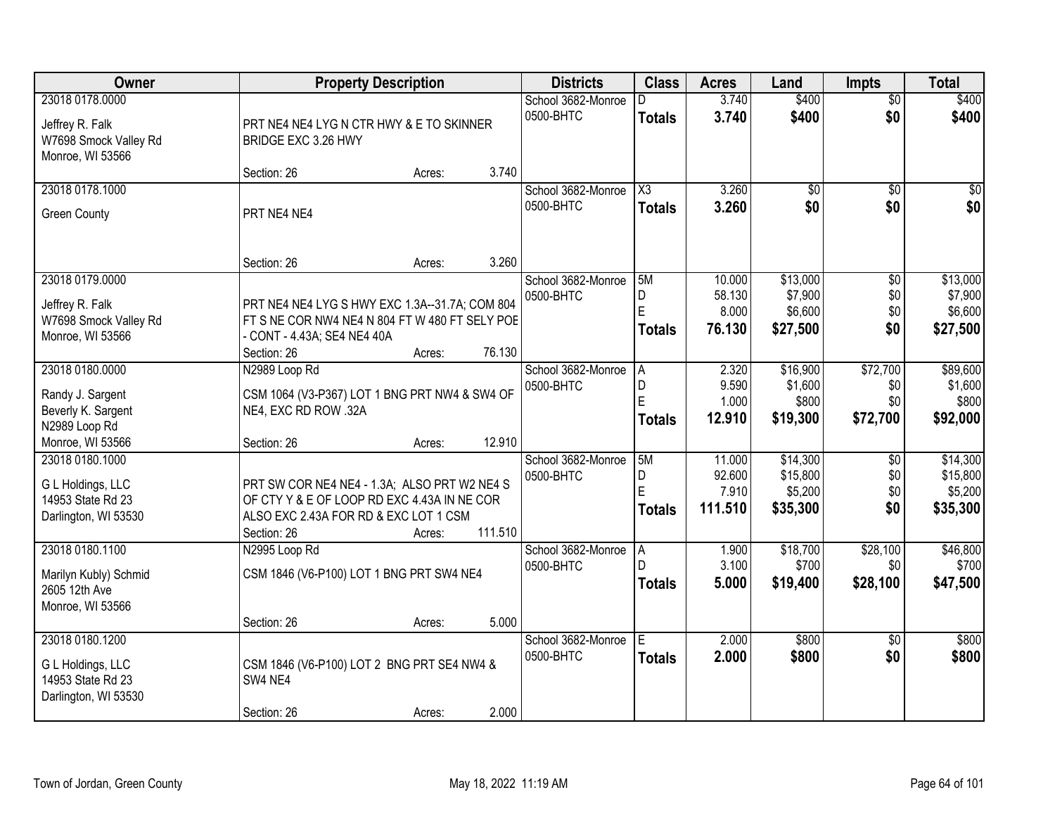| Owner | Property Description | Districts | Class | Acres | Land | Impts | Total |
|---|---|---|---|---|---|---|---|
| 23018 0178.0000<br>Jeffrey R. Falk<br>W7698 Smock Valley Rd<br>Monroe, WI 53566 | PRT NE4 NE4 LYG N CTR HWY & E TO SKINNER BRIDGE EXC 3.26 HWY<br>Section: 26 Acres: 3.740 | School 3682-Monroe<br>0500-BHTC | D<br>**Totals** | 3.740<br>**3.740** | $400<br>**$400** | $0<br>**$0** | $400<br>**$400** |
| 23018 0178.1000<br>Green County | PRT NE4 NE4<br>Section: 26 Acres: 3.260 | School 3682-Monroe<br>0500-BHTC | X3<br>**Totals** | 3.260<br>**3.260** | $0<br>**$0** | $0<br>**$0** | $0<br>**$0** |
| 23018 0179.0000<br>Jeffrey R. Falk<br>W7698 Smock Valley Rd<br>Monroe, WI 53566 | PRT NE4 NE4 LYG S HWY EXC 1.3A--31.7A; COM 804 FT S NE COR NW4 NE4 N 804 FT W 480 FT SELY POE - CONT - 4.43A; SE4 NE4 40A<br>Section: 26 Acres: 76.130 | School 3682-Monroe<br>0500-BHTC | 5M<br>D<br>E<br>**Totals** | 10.000<br>58.130<br>8.000<br>**76.130** | $13,000<br>$7,900<br>$6,600<br>**$27,500** | $0<br>$0<br>$0<br>**$0** | $13,000<br>$7,900<br>$6,600<br>**$27,500** |
| 23018 0180.0000<br>Randy J. Sargent<br>Beverly K. Sargent<br>N2989 Loop Rd<br>Monroe, WI 53566 | N2989 Loop Rd<br>CSM 1064 (V3-P367) LOT 1 BNG PRT NW4 & SW4 OF NE4, EXC RD ROW .32A<br>Section: 26 Acres: 12.910 | School 3682-Monroe<br>0500-BHTC | A<br>D<br>E<br>**Totals** | 2.320<br>9.590<br>1.000<br>**12.910** | $16,900<br>$1,600<br>$800<br>**$19,300** | $72,700<br>$0<br>$0<br>**$72,700** | $89,600<br>$1,600<br>$800<br>**$92,000** |
| 23018 0180.1000<br>G L Holdings, LLC<br>14953 State Rd 23<br>Darlington, WI 53530 | PRT SW COR NE4 NE4 - 1.3A; ALSO PRT W2 NE4 S OF CTY Y & E OF LOOP RD EXC 4.43A IN NE COR ALSO EXC 2.43A FOR RD & EXC LOT 1 CSM<br>Section: 26 Acres: 111.510 | School 3682-Monroe<br>0500-BHTC | 5M<br>D<br>E<br>**Totals** | 11.000<br>92.600<br>7.910<br>**111.510** | $14,300<br>$15,800<br>$5,200<br>**$35,300** | $0<br>$0<br>$0<br>**$0** | $14,300<br>$15,800<br>$5,200<br>**$35,300** |
| 23018 0180.1100<br>Marilyn Kubly) Schmid<br>2605 12th Ave<br>Monroe, WI 53566 | N2995 Loop Rd<br>CSM 1846 (V6-P100) LOT 1 BNG PRT SW4 NE4<br>Section: 26 Acres: 5.000 | School 3682-Monroe<br>0500-BHTC | A<br>D<br>**Totals** | 1.900<br>3.100<br>**5.000** | $18,700<br>$700<br>**$19,400** | $28,100<br>$0<br>**$28,100** | $46,800<br>$700<br>**$47,500** |
| 23018 0180.1200<br>G L Holdings, LLC<br>14953 State Rd 23<br>Darlington, WI 53530 | CSM 1846 (V6-P100) LOT 2 BNG PRT SE4 NW4 & SW4 NE4<br>Section: 26 Acres: 2.000 | School 3682-Monroe<br>0500-BHTC | E<br>**Totals** | 2.000<br>**2.000** | $800<br>**$800** | $0<br>**$0** | $800<br>**$800** |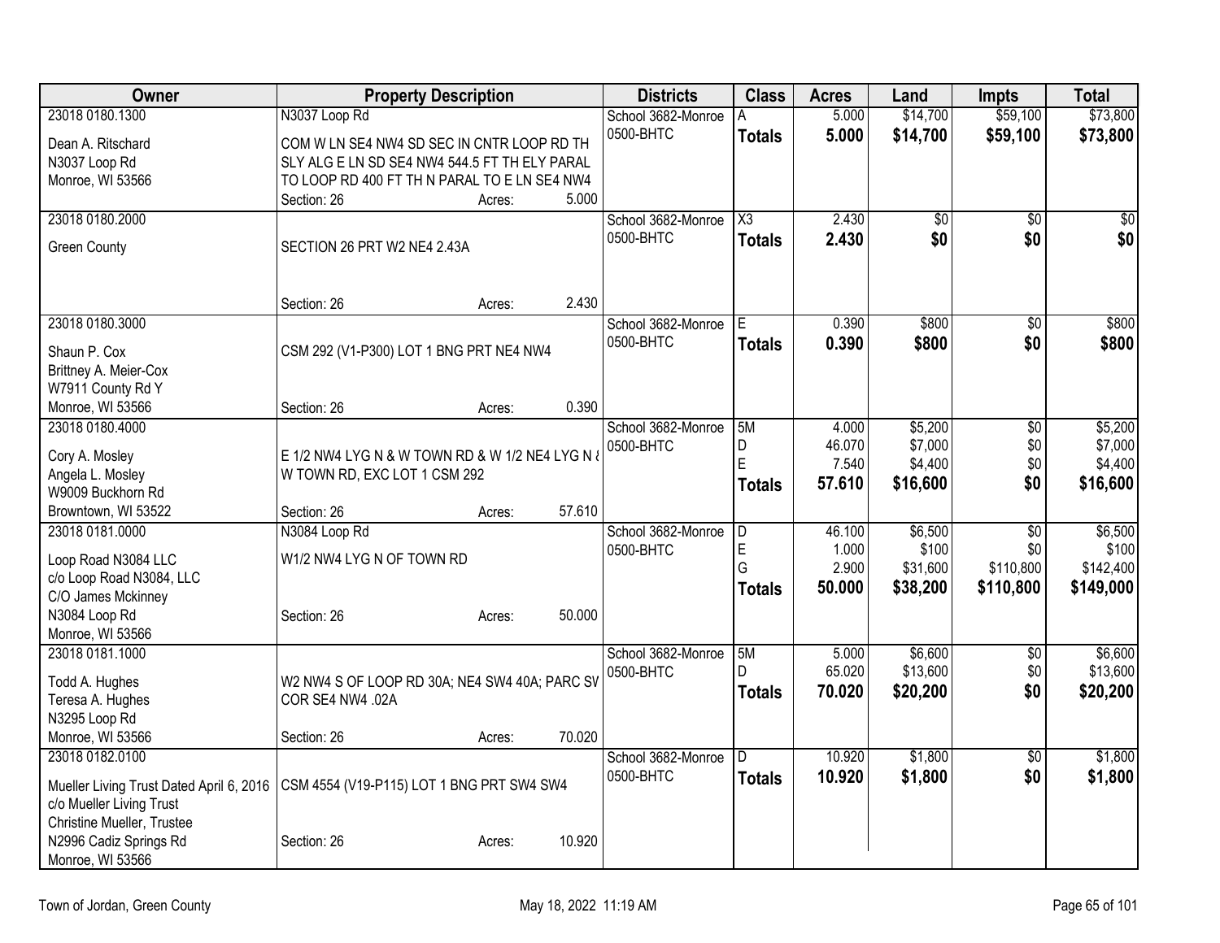| Owner | Property Description | Districts | Class | Acres | Land | Impts | Total |
|---|---|---|---|---|---|---|---|
| 23018 0180.1300<br>Dean A. Ritschard<br>N3037 Loop Rd<br>Monroe, WI 53566 | N3037 Loop Rd<br>COM W LN SE4 NW4 SD SEC IN CNTR LOOP RD TH SLY ALG E LN SD SE4 NW4 544.5 FT TH ELY PARAL TO LOOP RD 400 FT TH N PARAL TO E LN SE4 NW4<br>Section: 26 Acres: 5.000 | School 3682-Monroe<br>0500-BHTC | A<br>**Totals** | 5.000<br>**5.000** | $14,700<br>**$14,700** | $59,100<br>**$59,100** | $73,800<br>**$73,800** |
| 23018 0180.2000<br>Green County | SECTION 26 PRT W2 NE4 2.43A<br>Section: 26 Acres: 2.430 | School 3682-Monroe<br>0500-BHTC | X3<br>**Totals** | 2.430<br>**2.430** | $0<br>**$0** | $0<br>**$0** | $0<br>**$0** |
| 23018 0180.3000<br>Shaun P. Cox<br>Brittney A. Meier-Cox<br>W7911 County Rd Y<br>Monroe, WI 53566 | CSM 292 (V1-P300) LOT 1 BNG PRT NE4 NW4<br>Section: 26 Acres: 0.390 | School 3682-Monroe<br>0500-BHTC | E<br>**Totals** | 0.390<br>**0.390** | $800<br>**$800** | $0<br>**$0** | $800<br>**$800** |
| 23018 0180.4000<br>Cory A. Mosley<br>Angela L. Mosley<br>W9009 Buckhorn Rd<br>Browntown, WI 53522 | E 1/2 NW4 LYG N & W TOWN RD & W 1/2 NE4 LYG N & W TOWN RD, EXC LOT 1 CSM 292<br>Section: 26 Acres: 57.610 | School 3682-Monroe<br>0500-BHTC | 5M<br>D<br>E<br>**Totals** | 4.000<br>46.070<br>7.540<br>**57.610** | $5,200<br>$7,000<br>$4,400<br>**$16,600** | $0<br>$0<br>$0<br>**$0** | $5,200<br>$7,000<br>$4,400<br>**$16,600** |
| 23018 0181.0000<br>Loop Road N3084 LLC<br>c/o Loop Road N3084, LLC<br>C/O James Mckinney<br>N3084 Loop Rd<br>Monroe, WI 53566 | N3084 Loop Rd<br>W1/2 NW4 LYG N OF TOWN RD<br>Section: 26 Acres: 50.000 | School 3682-Monroe<br>0500-BHTC | D<br>E<br>G<br>**Totals** | 46.100<br>1.000<br>2.900<br>**50.000** | $6,500<br>$100<br>$31,600<br>**$38,200** | $0<br>$0<br>$110,800<br>**$110,800** | $6,500<br>$100<br>$142,400<br>**$149,000** |
| 23018 0181.1000<br>Todd A. Hughes<br>Teresa A. Hughes<br>N3295 Loop Rd<br>Monroe, WI 53566 | W2 NW4 S OF LOOP RD 30A; NE4 SW4 40A; PARC SW COR SE4 NW4 .02A<br>Section: 26 Acres: 70.020 | School 3682-Monroe<br>0500-BHTC | 5M<br>D<br>**Totals** | 5.000<br>65.020<br>**70.020** | $6,600<br>$13,600<br>**$20,200** | $0<br>$0<br>**$0** | $6,600<br>$13,600<br>**$20,200** |
| 23018 0182.0100<br>Mueller Living Trust Dated April 6, 2016<br>c/o Mueller Living Trust<br>Christine Mueller, Trustee<br>N2996 Cadiz Springs Rd<br>Monroe, WI 53566 | CSM 4554 (V19-P115) LOT 1 BNG PRT SW4 SW4<br>Section: 26 Acres: 10.920 | School 3682-Monroe<br>0500-BHTC | D<br>**Totals** | 10.920<br>**10.920** | $1,800<br>**$1,800** | $0<br>**$0** | $1,800<br>**$1,800** |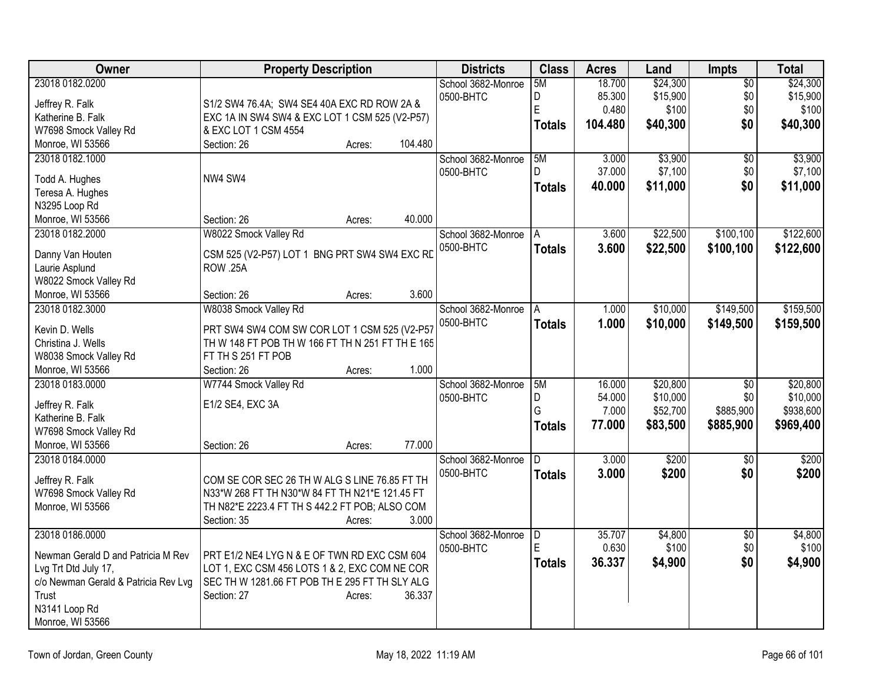| Owner | Property Description | Districts | Class | Acres | Land | Impts | Total |
|---|---|---|---|---|---|---|---|
| 23018 0182.0200<br><br>Jeffrey R. Falk<br>Katherine B. Falk<br>W7698 Smock Valley Rd<br>Monroe, WI 53566 | S1/2 SW4 76.4A; SW4 SE4 40A EXC RD ROW 2A & EXC 1A IN SW4 SW4 & EXC LOT 1 CSM 525 (V2-P57) & EXC LOT 1 CSM 4554<br>Section: 26 Acres: 104.480 | School 3682-Monroe<br>0500-BHTC | 5M<br>D<br>E<br>**Totals** | 18.700<br>85.300<br>0.480<br>**104.480** | $24,300<br>$15,900<br>$100<br>**$40,300** | $0<br>$0<br>$0<br>**$0** | $24,300<br>$15,900<br>$100<br>**$40,300** |
| 23018 0182.1000<br><br>Todd A. Hughes<br>Teresa A. Hughes<br>N3295 Loop Rd<br>Monroe, WI 53566 | NW4 SW4<br>Section: 26 Acres: 40.000 | School 3682-Monroe<br>0500-BHTC | 5M<br>D<br>**Totals** | 3.000<br>37.000<br>**40.000** | $3,900<br>$7,100<br>**$11,000** | $0<br>$0<br>**$0** | $3,900<br>$7,100<br>**$11,000** |
| 23018 0182.2000<br><br>Danny Van Houten<br>Laurie Asplund<br>W8022 Smock Valley Rd<br>Monroe, WI 53566 | W8022 Smock Valley Rd<br>CSM 525 (V2-P57) LOT 1 BNG PRT SW4 SW4 EXC RD ROW .25A<br>Section: 26 Acres: 3.600 | School 3682-Monroe<br>0500-BHTC | A<br>**Totals** | 3.600<br>**3.600** | $22,500<br>**$22,500** | $100,100<br>**$100,100** | $122,600<br>**$122,600** |
| 23018 0182.3000<br><br>Kevin D. Wells<br>Christina J. Wells<br>W8038 Smock Valley Rd<br>Monroe, WI 53566 | W8038 Smock Valley Rd<br>PRT SW4 SW4 COM SW COR LOT 1 CSM 525 (V2-P57 TH W 148 FT POB TH W 166 FT TH N 251 FT TH E 165 FT TH S 251 FT POB<br>Section: 26 Acres: 1.000 | School 3682-Monroe<br>0500-BHTC | A<br>**Totals** | 1.000<br>**1.000** | $10,000<br>**$10,000** | $149,500<br>**$149,500** | $159,500<br>**$159,500** |
| 23018 0183.0000<br><br>Jeffrey R. Falk<br>Katherine B. Falk<br>W7698 Smock Valley Rd<br>Monroe, WI 53566 | W7744 Smock Valley Rd<br>E1/2 SE4, EXC 3A<br>Section: 26 Acres: 77.000 | School 3682-Monroe<br>0500-BHTC | 5M<br>D<br>G<br>**Totals** | 16.000<br>54.000<br>7.000<br>**77.000** | $20,800<br>$10,000<br>$52,700<br>**$83,500** | $0<br>$0<br>$885,900<br>**$885,900** | $20,800<br>$10,000<br>$938,600<br>**$969,400** |
| 23018 0184.0000<br><br>Jeffrey R. Falk<br>W7698 Smock Valley Rd<br>Monroe, WI 53566 | COM SE COR SEC 26 TH W ALG S LINE 76.85 FT TH N33*W 268 FT TH N30*W 84 FT TH N21*E 121.45 FT TH N82*E 2223.4 FT TH S 442.2 FT POB; ALSO COM<br>Section: 35 Acres: 3.000 | School 3682-Monroe<br>0500-BHTC | D<br>**Totals** | 3.000<br>**3.000** | $200<br>**$200** | $0<br>**$0** | $200<br>**$200** |
| 23018 0186.0000<br><br>Newman Gerald D and Patricia M Rev Lvg Trt Dtd July 17,<br>c/o Newman Gerald & Patricia Rev Lvg Trust<br>N3141 Loop Rd<br>Monroe, WI 53566 | PRT E1/2 NE4 LYG N & E OF TWN RD EXC CSM 604 LOT 1, EXC CSM 456 LOTS 1 & 2, EXC COM NE COR SEC TH W 1281.66 FT POB TH E 295 FT TH SLY ALG<br>Section: 27 Acres: 36.337 | School 3682-Monroe<br>0500-BHTC | D<br>E<br>**Totals** | 35.707<br>0.630<br>**36.337** | $4,800<br>$100<br>**$4,900** | $0<br>$0<br>**$0** | $4,800<br>$100<br>**$4,900** |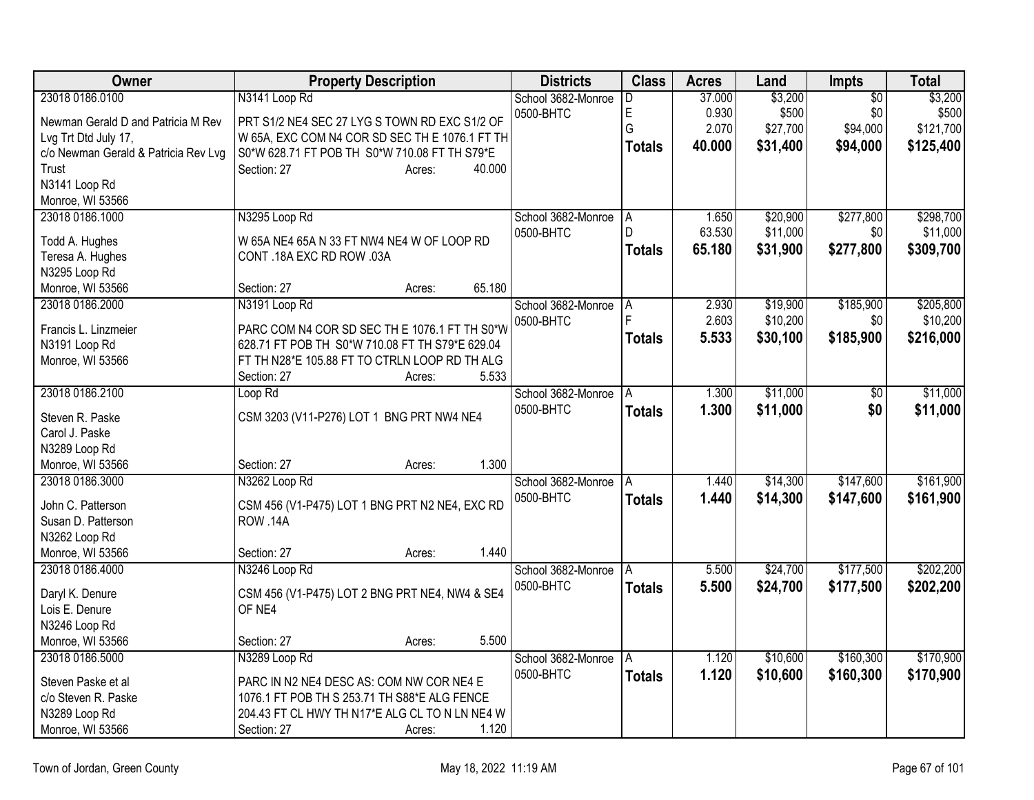| Owner | Property Description | Districts | Class | Acres | Land | Impts | Total |
|---|---|---|---|---|---|---|---|
| 23018 0186.0100<br><br>Newman Gerald D and Patricia M Rev Lvg Trt Dtd July 17,<br>c/o Newman Gerald & Patricia Rev Lvg Trust<br>N3141 Loop Rd<br>Monroe, WI 53566 | N3141 Loop Rd<br><br>PRT S1/2 NE4 SEC 27 LYG S TOWN RD EXC S1/2 OF W 65A, EXC COM N4 COR SD SEC TH E 1076.1 FT TH S0*W 628.71 FT POB TH S0*W 710.08 FT TH S79*E<br>Section: 27 Acres: 40.000 | School 3682-Monroe<br>0500-BHTC | D<br>E<br>G<br>**Totals** | 37.000<br>0.930<br>2.070<br>**40.000** | $3,200<br>$500<br>$27,700<br>**$31,400** | $0<br>$0<br>$94,000<br>**$94,000** | $3,200<br>$500<br>$121,700<br>**$125,400** |
| 23018 0186.1000<br><br>Todd A. Hughes<br>Teresa A. Hughes<br>N3295 Loop Rd<br>Monroe, WI 53566 | N3295 Loop Rd<br><br>W 65A NE4 65A N 33 FT NW4 NE4 W OF LOOP RD CONT .18A EXC RD ROW .03A<br><br>Section: 27 Acres: 65.180 | School 3682-Monroe<br>0500-BHTC | A<br>D<br>**Totals** | 1.650<br>63.530<br>**65.180** | $20,900<br>$11,000<br>**$31,900** | $277,800<br>$0<br>**$277,800** | $298,700<br>$11,000<br>**$309,700** |
| 23018 0186.2000<br><br>Francis L. Linzmeier<br>N3191 Loop Rd<br>Monroe, WI 53566 | N3191 Loop Rd<br><br>PARC COM N4 COR SD SEC TH E 1076.1 FT TH S0*W 628.71 FT POB TH S0*W 710.08 FT TH S79*E 629.04 FT TH N28*E 105.88 FT TO CTRLN LOOP RD TH ALG<br>Section: 27 Acres: 5.533 | School 3682-Monroe<br>0500-BHTC | A<br>F<br>**Totals** | 2.930<br>2.603<br>**5.533** | $19,900<br>$10,200<br>**$30,100** | $185,900<br>$0<br>**$185,900** | $205,800<br>$10,200<br>**$216,000** |
| 23018 0186.2100<br><br>Steven R. Paske<br>Carol J. Paske<br>N3289 Loop Rd<br>Monroe, WI 53566 | Loop Rd<br><br>CSM 3203 (V11-P276) LOT 1 BNG PRT NW4 NE4<br><br>Section: 27 Acres: 1.300 | School 3682-Monroe<br>0500-BHTC | A<br>**Totals** | 1.300<br>**1.300** | $11,000<br>**$11,000** | $0<br>**$0** | $11,000<br>**$11,000** |
| 23018 0186.3000<br><br>John C. Patterson<br>Susan D. Patterson<br>N3262 Loop Rd<br>Monroe, WI 53566 | N3262 Loop Rd<br><br>CSM 456 (V1-P475) LOT 1 BNG PRT N2 NE4, EXC RD ROW .14A<br><br>Section: 27 Acres: 1.440 | School 3682-Monroe<br>0500-BHTC | A<br>**Totals** | 1.440<br>**1.440** | $14,300<br>**$14,300** | $147,600<br>**$147,600** | $161,900<br>**$161,900** |
| 23018 0186.4000<br><br>Daryl K. Denure<br>Lois E. Denure<br>N3246 Loop Rd<br>Monroe, WI 53566 | N3246 Loop Rd<br><br>CSM 456 (V1-P475) LOT 2 BNG PRT NE4, NW4 & SE4 OF NE4<br><br>Section: 27 Acres: 5.500 | School 3682-Monroe<br>0500-BHTC | A<br>**Totals** | 5.500<br>**5.500** | $24,700<br>**$24,700** | $177,500<br>**$177,500** | $202,200<br>**$202,200** |
| 23018 0186.5000<br><br>Steven Paske et al<br>c/o Steven R. Paske<br>N3289 Loop Rd<br>Monroe, WI 53566 | N3289 Loop Rd<br><br>PARC IN N2 NE4 DESC AS: COM NW COR NE4 E 1076.1 FT POB TH S 253.71 TH S88*E ALG FENCE 204.43 FT CL HWY TH N17*E ALG CL TO N LN NE4 W<br>Section: 27 Acres: 1.120 | School 3682-Monroe<br>0500-BHTC | A<br>**Totals** | 1.120<br>**1.120** | $10,600<br>**$10,600** | $160,300<br>**$160,300** | $170,900<br>**$170,900** |

Town of Jordan, Green County

May 18, 2022 11:19 AM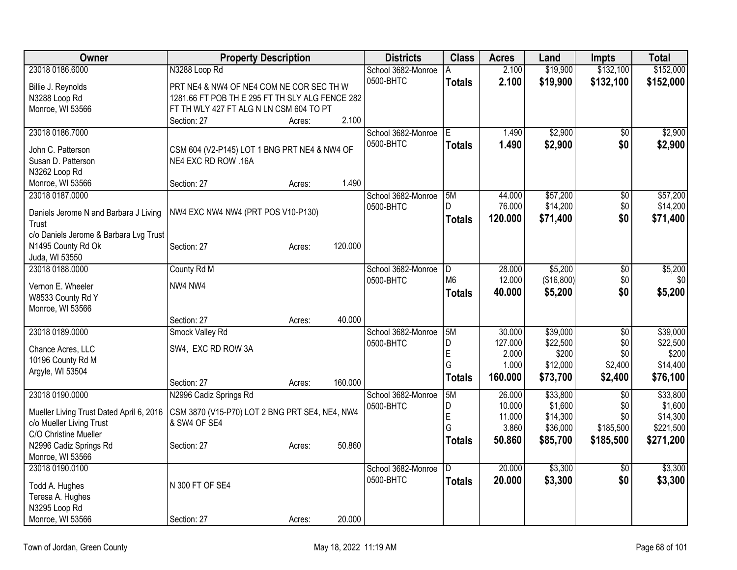| Owner | Property Description | Districts | Class | Acres | Land | Impts | Total |
|---|---|---|---|---|---|---|---|
| 23018 0186.6000<br>Billie J. Reynolds<br>N3288 Loop Rd<br>Monroe, WI 53566 | N3288 Loop Rd<br>PRT NE4 & NW4 OF NE4 COM NE COR SEC TH W 1281.66 FT POB TH E 295 FT TH SLY ALG FENCE 282 FT TH WLY 427 FT ALG N LN CSM 604 TO PT<br>Section: 27 Acres: 2.100 | School 3682-Monroe<br>0500-BHTC | A<br>**Totals** | 2.100<br>**2.100** | $19,900<br>**$19,900** | $132,100<br>**$132,100** | $152,000<br>**$152,000** |
| 23018 0186.7000<br>John C. Patterson<br>Susan D. Patterson<br>N3262 Loop Rd<br>Monroe, WI 53566 | CSM 604 (V2-P145) LOT 1 BNG PRT NE4 & NW4 OF NE4 EXC RD ROW .16A<br>Section: 27 Acres: 1.490 | School 3682-Monroe<br>0500-BHTC | E<br>**Totals** | 1.490<br>**1.490** | $2,900<br>**$2,900** | $0<br>**$0** | $2,900<br>**$2,900** |
| 23018 0187.0000<br>Daniels Jerome N and Barbara J Living Trust<br>c/o Daniels Jerome & Barbara Lvg Trust<br>N1495 County Rd Ok<br>Juda, WI 53550 | NW4 EXC NW4 NW4 (PRT POS V10-P130)<br>Section: 27 Acres: 120.000 | School 3682-Monroe<br>0500-BHTC | 5M<br>D<br>**Totals** | 44.000<br>76.000<br>**120.000** | $57,200<br>$14,200<br>**$71,400** | $0<br>$0<br>**$0** | $57,200<br>$14,200<br>**$71,400** |
| 23018 0188.0000<br>Vernon E. Wheeler<br>W8533 County Rd Y<br>Monroe, WI 53566 | County Rd M<br>NW4 NW4<br>Section: 27 Acres: 40.000 | School 3682-Monroe<br>0500-BHTC | D<br>M6<br>**Totals** | 28.000<br>12.000<br>**40.000** | $5,200<br>($16,800)<br>**$5,200** | $0<br>$0<br>**$0** | $5,200<br>$0<br>**$5,200** |
| 23018 0189.0000<br>Chance Acres, LLC<br>10196 County Rd M<br>Argyle, WI 53504 | Smock Valley Rd<br>SW4, EXC RD ROW 3A<br>Section: 27 Acres: 160.000 | School 3682-Monroe<br>0500-BHTC | 5M<br>D<br>E<br>G<br>**Totals** | 30.000<br>127.000<br>2.000<br>1.000<br>**160.000** | $39,000<br>$22,500<br>$200<br>$12,000<br>**$73,700** | $0<br>$0<br>$0<br>$2,400<br>**$2,400** | $39,000<br>$22,500<br>$200<br>$14,400<br>**$76,100** |
| 23018 0190.0000<br>Mueller Living Trust Dated April 6, 2016<br>c/o Mueller Living Trust<br>C/O Christine Mueller<br>N2996 Cadiz Springs Rd<br>Monroe, WI 53566 | N2996 Cadiz Springs Rd<br>CSM 3870 (V15-P70) LOT 2 BNG PRT SE4, NE4, NW4 & SW4 OF SE4<br>Section: 27 Acres: 50.860 | School 3682-Monroe<br>0500-BHTC | 5M<br>D<br>E<br>G<br>**Totals** | 26.000<br>10.000<br>11.000<br>3.860<br>**50.860** | $33,800<br>$1,600<br>$14,300<br>$36,000<br>**$85,700** | $0<br>$0<br>$0<br>$185,500<br>**$185,500** | $33,800<br>$1,600<br>$14,300<br>$221,500<br>**$271,200** |
| 23018 0190.0100<br>Todd A. Hughes<br>Teresa A. Hughes<br>N3295 Loop Rd<br>Monroe, WI 53566 | N 300 FT OF SE4<br>Section: 27 Acres: 20.000 | School 3682-Monroe<br>0500-BHTC | D<br>**Totals** | 20.000<br>**20.000** | $3,300<br>**$3,300** | $0<br>**$0** | $3,300<br>**$3,300** |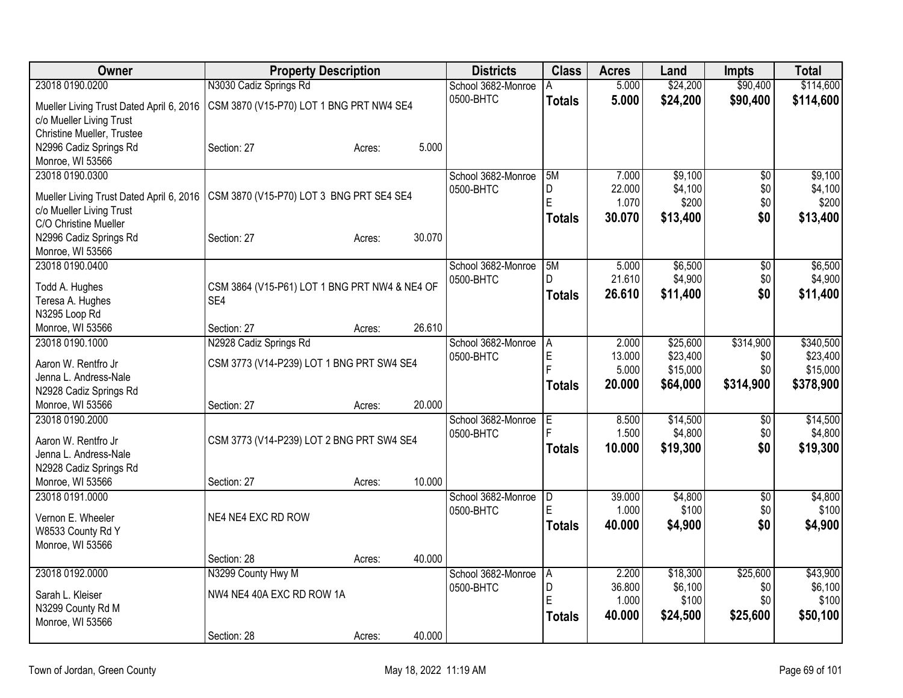| Owner | Property Description | | | Districts | Class | Acres | Land | Impts | Total |
|---|---|---|---|---|---|---|---|---|---|
| 23018 0190.0200 | N3030 Cadiz Springs Rd | | | School 3682-Monroe | A | 5.000 | $24,200 | $90,400 | $114,600 |
| Mueller Living Trust Dated April 6, 2016 | CSM 3870 (V15-P70) LOT 1 BNG PRT NW4 SE4 | | | 0500-BHTC | **Totals** | **5.000** | **$24,200** | **$90,400** | **$114,600** |
| c/o Mueller Living Trust | | | | | | | | | |
| Christine Mueller, Trustee | | | | | | | | | |
| N2996 Cadiz Springs Rd | Section: 27 | Acres: | 5.000 | | | | | | |
| Monroe, WI 53566 | | | | | | | | | |
| 23018 0190.0300 | | | | School 3682-Monroe | 5M | 7.000 | $9,100 | $0 | $9,100 |
| Mueller Living Trust Dated April 6, 2016 | CSM 3870 (V15-P70) LOT 3 BNG PRT SE4 SE4 | | | 0500-BHTC | D | 22.000 | $4,100 | $0 | $4,100 |
| c/o Mueller Living Trust | | | | | E | 1.070 | $200 | $0 | $200 |
| C/O Christine Mueller | | | | | **Totals** | **30.070** | **$13,400** | **$0** | **$13,400** |
| N2996 Cadiz Springs Rd | Section: 27 | Acres: | 30.070 | | | | | | |
| Monroe, WI 53566 | | | | | | | | | |
| 23018 0190.0400 | | | | School 3682-Monroe | 5M | 5.000 | $6,500 | $0 | $6,500 |
| Todd A. Hughes | CSM 3864 (V15-P61) LOT 1 BNG PRT NW4 & NE4 OF SE4 | | | 0500-BHTC | D | 21.610 | $4,900 | $0 | $4,900 |
| Teresa A. Hughes | | | | | **Totals** | **26.610** | **$11,400** | **$0** | **$11,400** |
| N3295 Loop Rd | | | | | | | | | |
| Monroe, WI 53566 | Section: 27 | Acres: | 26.610 | | | | | | |
| 23018 0190.1000 | N2928 Cadiz Springs Rd | | | School 3682-Monroe | A | 2.000 | $25,600 | $314,900 | $340,500 |
| Aaron W. Rentfro Jr | CSM 3773 (V14-P239) LOT 1 BNG PRT SW4 SE4 | | | 0500-BHTC | E | 13.000 | $23,400 | $0 | $23,400 |
| Jenna L. Andress-Nale | | | | | F | 5.000 | $15,000 | $0 | $15,000 |
| N2928 Cadiz Springs Rd | | | | | **Totals** | **20.000** | **$64,000** | **$314,900** | **$378,900** |
| Monroe, WI 53566 | Section: 27 | Acres: | 20.000 | | | | | | |
| 23018 0190.2000 | | | | School 3682-Monroe | E | 8.500 | $14,500 | $0 | $14,500 |
| Aaron W. Rentfro Jr | CSM 3773 (V14-P239) LOT 2 BNG PRT SW4 SE4 | | | 0500-BHTC | F | 1.500 | $4,800 | $0 | $4,800 |
| Jenna L. Andress-Nale | | | | | **Totals** | **10.000** | **$19,300** | **$0** | **$19,300** |
| N2928 Cadiz Springs Rd | | | | | | | | | |
| Monroe, WI 53566 | Section: 27 | Acres: | 10.000 | | | | | | |
| 23018 0191.0000 | | | | School 3682-Monroe | D | 39.000 | $4,800 | $0 | $4,800 |
| Vernon E. Wheeler | NE4 NE4 EXC RD ROW | | | 0500-BHTC | E | 1.000 | $100 | $0 | $100 |
| W8533 County Rd Y | | | | | **Totals** | **40.000** | **$4,900** | **$0** | **$4,900** |
| Monroe, WI 53566 | | | | | | | | | |
| | Section: 28 | Acres: | 40.000 | | | | | | |
| 23018 0192.0000 | N3299 County Hwy M | | | School 3682-Monroe | A | 2.200 | $18,300 | $25,600 | $43,900 |
| Sarah L. Kleiser | NW4 NE4 40A EXC RD ROW 1A | | | 0500-BHTC | D | 36.800 | $6,100 | $0 | $6,100 |
| N3299 County Rd M | | | | | E | 1.000 | $100 | $0 | $100 |
| Monroe, WI 53566 | | | | | **Totals** | **40.000** | **$24,500** | **$25,600** | **$50,100** |
| | Section: 28 | Acres: | 40.000 | | | | | | |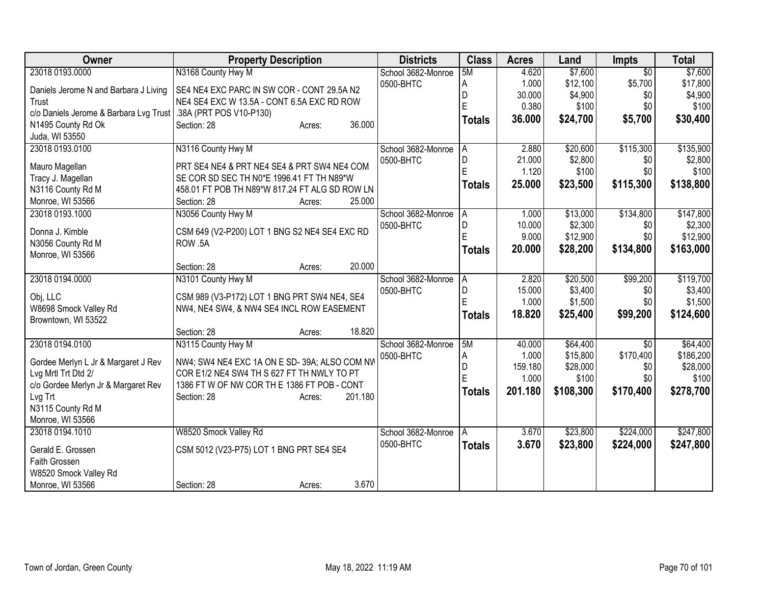| Owner | Property Description | Districts | Class | Acres | Land | Impts | Total |
|---|---|---|---|---|---|---|---|
| 23018 0193.0000<br>Daniels Jerome N and Barbara J Living Trust<br>c/o Daniels Jerome & Barbara Lvg Trust<br>N1495 County Rd Ok<br>Juda, WI 53550 | N3168 County Hwy M<br>SE4 NE4 EXC PARC IN SW COR - CONT 29.5A N2 NE4 SE4 EXC W 13.5A - CONT 6.5A EXC RD ROW .38A (PRT POS V10-P130)<br>Section: 28 Acres: 36.000 | School 3682-Monroe<br>0500-BHTC | 5M<br>A<br>D<br>E<br>**Totals** | 4.620<br>1.000<br>30.000<br>0.380<br>**36.000** | $7,600<br>$12,100<br>$4,900<br>$100<br>**$24,700** | $0<br>$5,700<br>$0<br>$0<br>**$5,700** | $7,600<br>$17,800<br>$4,900<br>$100<br>**$30,400** |
| 23018 0193.0100<br>Mauro Magellan<br>Tracy J. Magellan<br>N3116 County Rd M<br>Monroe, WI 53566 | N3116 County Hwy M<br>PRT SE4 NE4 & PRT NE4 SE4 & PRT SW4 NE4 COM SE COR SD SEC TH N0*E 1996.41 FT TH N89*W 458.01 FT POB TH N89*W 817.24 FT ALG SD ROW LN<br>Section: 28 Acres: 25.000 | School 3682-Monroe<br>0500-BHTC | A<br>D<br>E<br>**Totals** | 2.880<br>21.000<br>1.120<br>**25.000** | $20,600<br>$2,800<br>$100<br>**$23,500** | $115,300<br>$0<br>$0<br>**$115,300** | $135,900<br>$2,800<br>$100<br>**$138,800** |
| 23018 0193.1000<br>Donna J. Kimble<br>N3056 County Rd M<br>Monroe, WI 53566 | N3056 County Hwy M<br>CSM 649 (V2-P200) LOT 1 BNG S2 NE4 SE4 EXC RD ROW .5A<br>Section: 28 Acres: 20.000 | School 3682-Monroe<br>0500-BHTC | A<br>D<br>E<br>**Totals** | 1.000<br>10.000<br>9.000<br>**20.000** | $13,000<br>$2,300<br>$12,900<br>**$28,200** | $134,800<br>$0<br>$0<br>**$134,800** | $147,800<br>$2,300<br>$12,900<br>**$163,000** |
| 23018 0194.0000<br>Obj, LLC<br>W8698 Smock Valley Rd<br>Browntown, WI 53522 | N3101 County Hwy M<br>CSM 989 (V3-P172) LOT 1 BNG PRT SW4 NE4, SE4 NW4, NE4 SW4, & NW4 SE4 INCL ROW EASEMENT<br>Section: 28 Acres: 18.820 | School 3682-Monroe<br>0500-BHTC | A<br>D<br>E<br>**Totals** | 2.820<br>15.000<br>1.000<br>**18.820** | $20,500<br>$3,400<br>$1,500<br>**$25,400** | $99,200<br>$0<br>$0<br>**$99,200** | $119,700<br>$3,400<br>$1,500<br>**$124,600** |
| 23018 0194.0100<br>Gordee Merlyn L Jr & Margaret J Rev Lvg Mrtl Trt Dtd 2/<br>c/o Gordee Merlyn Jr & Margaret Rev Lvg Trt<br>N3115 County Rd M<br>Monroe, WI 53566 | N3115 County Hwy M<br>NW4; SW4 NE4 EXC 1A ON E SD- 39A; ALSO COM NW COR E1/2 NE4 SW4 TH S 627 FT TH NWLY TO PT 1386 FT W OF NW COR TH E 1386 FT POB - CONT<br>Section: 28 Acres: 201.180 | School 3682-Monroe<br>0500-BHTC | 5M<br>A<br>D<br>E<br>**Totals** | 40.000<br>1.000<br>159.180<br>1.000<br>**201.180** | $64,400<br>$15,800<br>$28,000<br>$100<br>**$108,300** | $0<br>$170,400<br>$0<br>$0<br>**$170,400** | $64,400<br>$186,200<br>$28,000<br>$100<br>**$278,700** |
| 23018 0194.1010<br>Gerald E. Grossen<br>Faith Grossen<br>W8520 Smock Valley Rd<br>Monroe, WI 53566 | W8520 Smock Valley Rd<br>CSM 5012 (V23-P75) LOT 1 BNG PRT SE4 SE4<br>Section: 28 Acres: 3.670 | School 3682-Monroe<br>0500-BHTC | A<br>**Totals** | 3.670<br>**3.670** | $23,800<br>**$23,800** | $224,000<br>**$224,000** | $247,800<br>**$247,800** |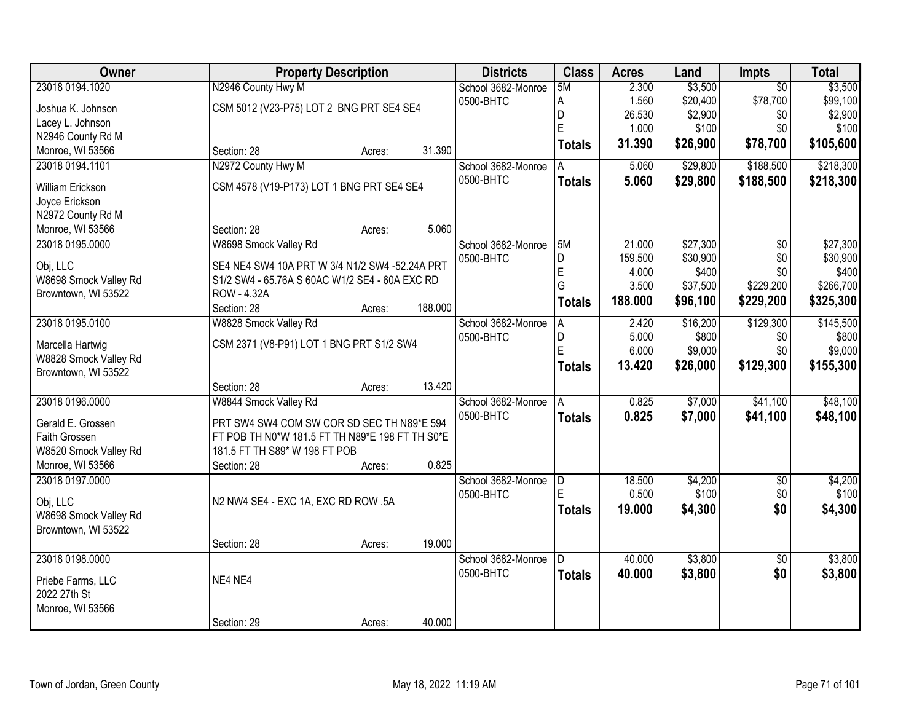| Owner | Property Description | Districts | Class | Acres | Land | Impts | Total |
|---|---|---|---|---|---|---|---|
| 23018 0194.1020 | N2946 County Hwy M | School 3682-Monroe | 5M | 2.300 | $3,500 | $0 | $3,500 |
| Joshua K. Johnson | CSM 5012 (V23-P75) LOT 2 BNG PRT SE4 SE4 | 0500-BHTC | A | 1.560 | $20,400 | $78,700 | $99,100 |
| Lacey L. Johnson | | | D | 26.530 | $2,900 | $0 | $2,900 |
| N2946 County Rd M | | | E | 1.000 | $100 | $0 | $100 |
| Monroe, WI 53566 | Section: 28 Acres: 31.390 | | **Totals** | **31.390** | **$26,900** | **$78,700** | **$105,600** |
| 23018 0194.1101 | N2972 County Hwy M | School 3682-Monroe | A | 5.060 | $29,800 | $188,500 | $218,300 |
| William Erickson | CSM 4578 (V19-P173) LOT 1 BNG PRT SE4 SE4 | 0500-BHTC | **Totals** | **5.060** | **$29,800** | **$188,500** | **$218,300** |
| Joyce Erickson | | | | | | | |
| N2972 County Rd M | | | | | | | |
| Monroe, WI 53566 | Section: 28 Acres: 5.060 | | | | | | |
| 23018 0195.0000 | W8698 Smock Valley Rd | School 3682-Monroe | 5M | 21.000 | $27,300 | $0 | $27,300 |
| Obj, LLC | SE4 NE4 SW4 10A PRT W 3/4 N1/2 SW4 -52.24A PRT | 0500-BHTC | D | 159.500 | $30,900 | $0 | $30,900 |
| W8698 Smock Valley Rd | S1/2 SW4 - 65.76A S 60AC W1/2 SE4 - 60A EXC RD | | E | 4.000 | $400 | $0 | $400 |
| Browntown, WI 53522 | ROW - 4.32A | | G | 3.500 | $37,500 | $229,200 | $266,700 |
| | Section: 28 Acres: 188.000 | | **Totals** | **188.000** | **$96,100** | **$229,200** | **$325,300** |
| 23018 0195.0100 | W8828 Smock Valley Rd | School 3682-Monroe | A | 2.420 | $16,200 | $129,300 | $145,500 |
| Marcella Hartwig | CSM 2371 (V8-P91) LOT 1 BNG PRT S1/2 SW4 | 0500-BHTC | D | 5.000 | $800 | $0 | $800 |
| W8828 Smock Valley Rd | | | E | 6.000 | $9,000 | $0 | $9,000 |
| Browntown, WI 53522 | | | **Totals** | **13.420** | **$26,000** | **$129,300** | **$155,300** |
| | Section: 28 Acres: 13.420 | | | | | | |
| 23018 0196.0000 | W8844 Smock Valley Rd | School 3682-Monroe | A | 0.825 | $7,000 | $41,100 | $48,100 |
| Gerald E. Grossen | PRT SW4 SW4 COM SW COR SD SEC TH N89*E 594 | 0500-BHTC | **Totals** | **0.825** | **$7,000** | **$41,100** | **$48,100** |
| Faith Grossen | FT POB TH N0*W 181.5 FT TH N89*E 198 FT TH S0*E | | | | | | |
| W8520 Smock Valley Rd | 181.5 FT TH S89* W 198 FT POB | | | | | | |
| Monroe, WI 53566 | Section: 28 Acres: 0.825 | | | | | | |
| 23018 0197.0000 | | School 3682-Monroe | D | 18.500 | $4,200 | $0 | $4,200 |
| Obj, LLC | N2 NW4 SE4 - EXC 1A, EXC RD ROW .5A | 0500-BHTC | E | 0.500 | $100 | $0 | $100 |
| W8698 Smock Valley Rd | | | **Totals** | **19.000** | **$4,300** | **$0** | **$4,300** |
| Browntown, WI 53522 | | | | | | | |
| | Section: 28 Acres: 19.000 | | | | | | |
| 23018 0198.0000 | | School 3682-Monroe | D | 40.000 | $3,800 | $0 | $3,800 |
| Priebe Farms, LLC | NE4 NE4 | 0500-BHTC | **Totals** | **40.000** | **$3,800** | **$0** | **$3,800** |
| 2022 27th St | | | | | | | |
| Monroe, WI 53566 | | | | | | | |
| | Section: 29 Acres: 40.000 | | | | | | |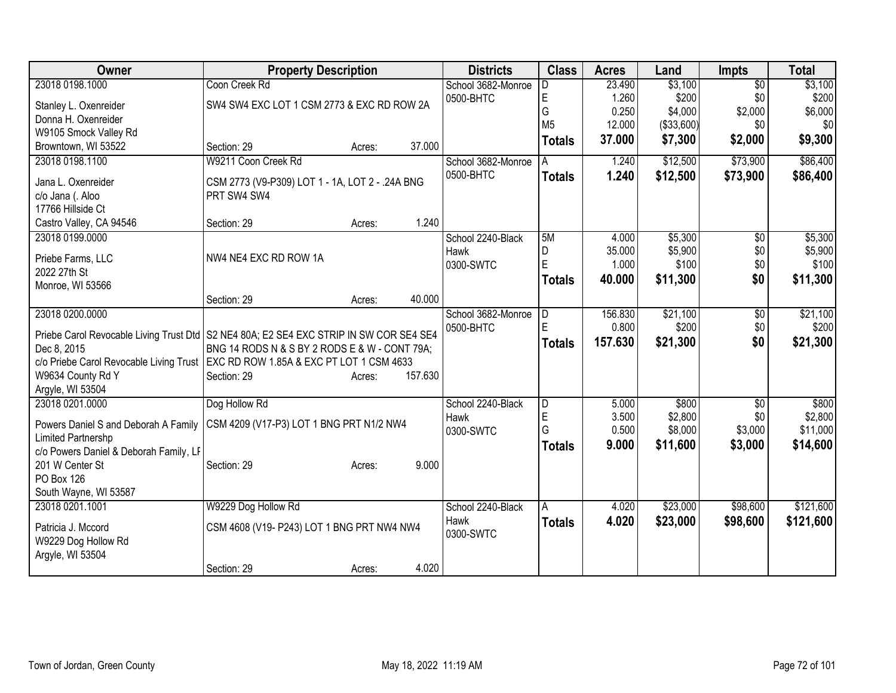| Owner | Property Description | Districts | Class | Acres | Land | Impts | Total |
|---|---|---|---|---|---|---|---|
| 23018 0198.1000<br>Stanley L. Oxenreider<br>Donna H. Oxenreider<br>W9105 Smock Valley Rd<br>Browntown, WI 53522 | Coon Creek Rd<br>SW4 SW4 EXC LOT 1 CSM 2773 & EXC RD ROW 2A<br>Section: 29 Acres: 37.000 | School 3682-Monroe<br>0500-BHTC | D<br>E<br>G<br>M5<br>**Totals** | 23.490<br>1.260<br>0.250<br>12.000<br>**37.000** | $3,100<br>$200<br>$4,000<br>($33,600)<br>**$7,300** | $0<br>$0<br>$2,000<br>$0<br>**$2,000** | $3,100<br>$200<br>$6,000<br>$0<br>**$9,300** |
| 23018 0198.1100<br>Jana L. Oxenreider<br>c/o Jana (. Aloo<br>17766 Hillside Ct<br>Castro Valley, CA 94546 | W9211 Coon Creek Rd<br>CSM 2773 (V9-P309) LOT 1 - 1A, LOT 2 - .24A BNG PRT SW4 SW4<br>Section: 29 Acres: 1.240 | School 3682-Monroe<br>0500-BHTC | A<br>**Totals** | 1.240<br>**1.240** | $12,500<br>**$12,500** | $73,900<br>**$73,900** | $86,400<br>**$86,400** |
| 23018 0199.0000<br>Priebe Farms, LLC<br>2022 27th St<br>Monroe, WI 53566 | NW4 NE4 EXC RD ROW 1A<br>Section: 29 Acres: 40.000 | School 2240-Black Hawk<br>0300-SWTC | 5M<br>D<br>E<br>**Totals** | 4.000<br>35.000<br>1.000<br>**40.000** | $5,300<br>$5,900<br>$100<br>**$11,300** | $0<br>$0<br>$0<br>**$0** | $5,300<br>$5,900<br>$100<br>**$11,300** |
| 23018 0200.0000<br>Priebe Carol Revocable Living Trust Dtd Dec 8, 2015<br>c/o Priebe Carol Revocable Living Trust<br>W9634 County Rd Y<br>Argyle, WI 53504 | S2 NE4 80A; E2 SE4 EXC STRIP IN SW COR SE4 SE4 BNG 14 RODS N & S BY 2 RODS E & W - CONT 79A; EXC RD ROW 1.85A & EXC PT LOT 1 CSM 4633<br>Section: 29 Acres: 157.630 | School 3682-Monroe<br>0500-BHTC | D<br>E<br>**Totals** | 156.830<br>0.800<br>**157.630** | $21,100<br>$200<br>**$21,300** | $0<br>$0<br>**$0** | $21,100<br>$200<br>**$21,300** |
| 23018 0201.0000<br>Powers Daniel S and Deborah A Family Limited Partnershp<br>c/o Powers Daniel & Deborah Family, LF<br>201 W Center St<br>PO Box 126<br>South Wayne, WI 53587 | Dog Hollow Rd<br>CSM 4209 (V17-P3) LOT 1 BNG PRT N1/2 NW4<br>Section: 29 Acres: 9.000 | School 2240-Black Hawk<br>0300-SWTC | D<br>E<br>G<br>**Totals** | 5.000<br>3.500<br>0.500<br>**9.000** | $800<br>$2,800<br>$8,000<br>**$11,600** | $0<br>$0<br>$3,000<br>**$3,000** | $800<br>$2,800<br>$11,000<br>**$14,600** |
| 23018 0201.1001<br>Patricia J. Mccord<br>W9229 Dog Hollow Rd<br>Argyle, WI 53504 | W9229 Dog Hollow Rd<br>CSM 4608 (V19- P243) LOT 1 BNG PRT NW4 NW4<br>Section: 29 Acres: 4.020 | School 2240-Black Hawk<br>0300-SWTC | A<br>**Totals** | 4.020<br>**4.020** | $23,000<br>**$23,000** | $98,600<br>**$98,600** | $121,600<br>**$121,600** |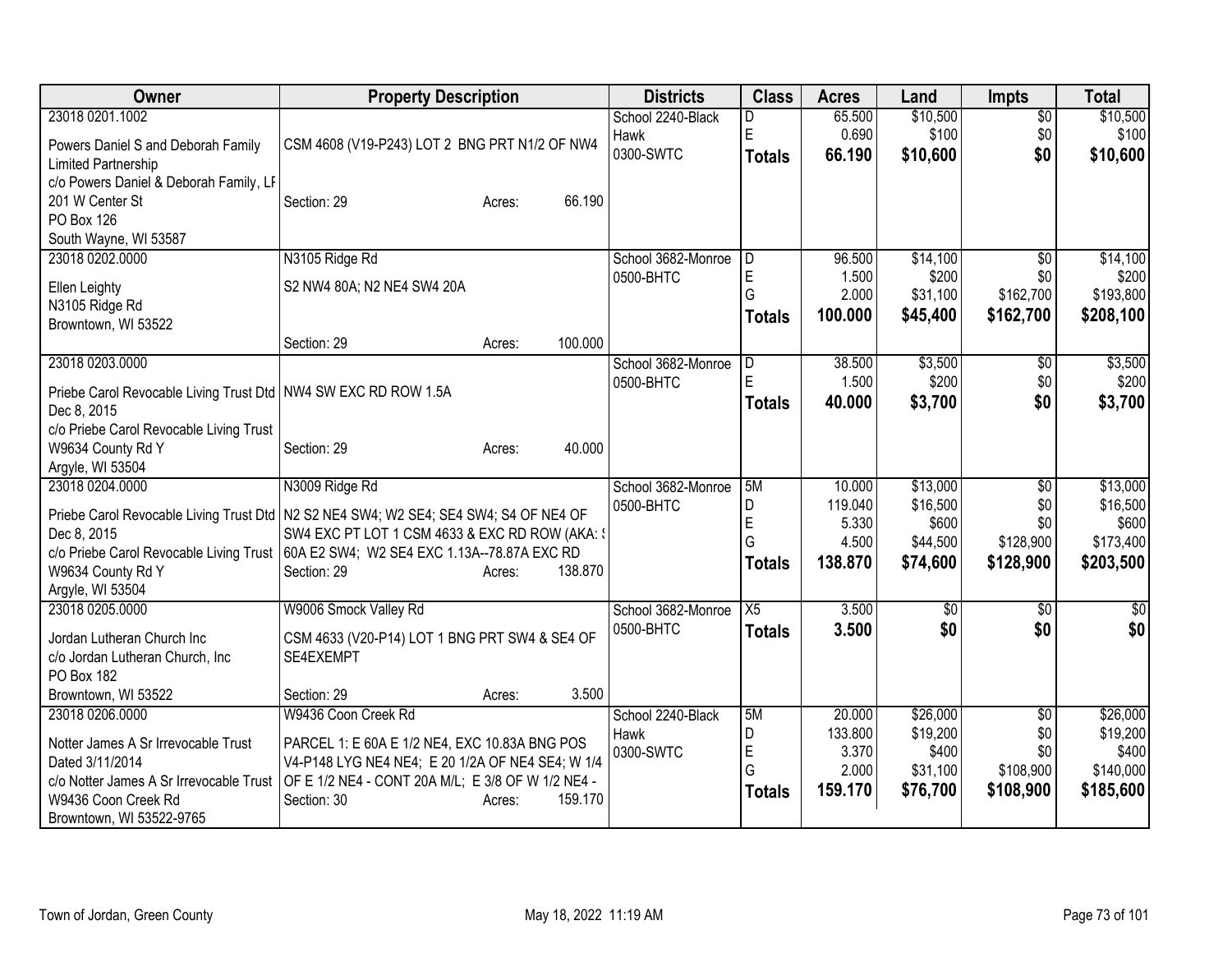| Owner | Property Description | Districts | Class | Acres | Land | Impts | Total |
|---|---|---|---|---|---|---|---|
| 23018 0201.1002<br>Powers Daniel S and Deborah Family Limited Partnership<br>c/o Powers Daniel & Deborah Family, LF<br>201 W Center St<br>PO Box 126<br>South Wayne, WI 53587 | CSM 4608 (V19-P243) LOT 2 BNG PRT N1/2 OF NW4<br>Section: 29 Acres: 66.190 | School 2240-Black Hawk<br>0300-SWTC | D<br>E<br>**Totals** | 65.500<br>0.690<br>**66.190** | $10,500<br>$100<br>**$10,600** | $0<br>$0<br>**$0** | $10,500<br>$100<br>**$10,600** |
| 23018 0202.0000<br>Ellen Leighty<br>N3105 Ridge Rd<br>Browntown, WI 53522 | N3105 Ridge Rd<br>S2 NW4 80A; N2 NE4 SW4 20A<br>Section: 29 Acres: 100.000 | School 3682-Monroe<br>0500-BHTC | D<br>E<br>G<br>**Totals** | 96.500<br>1.500<br>2.000<br>**100.000** | $14,100<br>$200<br>$31,100<br>**$45,400** | $0<br>$0<br>$162,700<br>**$162,700** | $14,100<br>$200<br>$193,800<br>**$208,100** |
| 23018 0203.0000<br>Priebe Carol Revocable Living Trust Dtd Dec 8, 2015<br>c/o Priebe Carol Revocable Living Trust<br>W9634 County Rd Y<br>Argyle, WI 53504 | NW4 SW EXC RD ROW 1.5A<br>Section: 29 Acres: 40.000 | School 3682-Monroe<br>0500-BHTC | D<br>E<br>**Totals** | 38.500<br>1.500<br>**40.000** | $3,500<br>$200<br>**$3,700** | $0<br>$0<br>**$0** | $3,500<br>$200<br>**$3,700** |
| 23018 0204.0000<br>Priebe Carol Revocable Living Trust Dtd Dec 8, 2015<br>c/o Priebe Carol Revocable Living Trust<br>W9634 County Rd Y<br>Argyle, WI 53504 | N3009 Ridge Rd<br>N2 S2 NE4 SW4; W2 SE4; SE4 SW4; S4 OF NE4 OF SW4 EXC PT LOT 1 CSM 4633 & EXC RD ROW (AKA: S 60A E2 SW4; W2 SE4 EXC 1.13A--78.87A EXC RD<br>Section: 29 Acres: 138.870 | School 3682-Monroe<br>0500-BHTC | 5M<br>D<br>E<br>G<br>**Totals** | 10.000<br>119.040<br>5.330<br>4.500<br>**138.870** | $13,000<br>$16,500<br>$600<br>$44,500<br>**$74,600** | $0<br>$0<br>$0<br>$128,900<br>**$128,900** | $13,000<br>$16,500<br>$600<br>$173,400<br>**$203,500** |
| 23018 0205.0000<br>Jordan Lutheran Church Inc<br>c/o Jordan Lutheran Church, Inc<br>PO Box 182<br>Browntown, WI 53522 | W9006 Smock Valley Rd<br>CSM 4633 (V20-P14) LOT 1 BNG PRT SW4 & SE4 OF SE4EXEMPT<br>Section: 29 Acres: 3.500 | School 3682-Monroe<br>0500-BHTC | X5<br>**Totals** | 3.500<br>**3.500** | $0<br>**$0** | $0<br>**$0** | $0<br>**$0** |
| 23018 0206.0000<br>Notter James A Sr Irrevocable Trust Dated 3/11/2014<br>c/o Notter James A Sr Irrevocable Trust<br>W9436 Coon Creek Rd<br>Browntown, WI 53522-9765 | W9436 Coon Creek Rd<br>PARCEL 1: E 60A E 1/2 NE4, EXC 10.83A BNG POS V4-P148 LYG NE4 NE4; E 20 1/2A OF NE4 SE4; W 1/4 OF E 1/2 NE4 - CONT 20A M/L; E 3/8 OF W 1/2 NE4 -<br>Section: 30 Acres: 159.170 | School 2240-Black Hawk<br>0300-SWTC | 5M<br>D<br>E<br>G<br>**Totals** | 20.000<br>133.800<br>3.370<br>2.000<br>**159.170** | $26,000<br>$19,200<br>$400<br>$31,100<br>**$76,700** | $0<br>$0<br>$0<br>$108,900<br>**$108,900** | $26,000<br>$19,200<br>$400<br>$140,000<br>**$185,600** |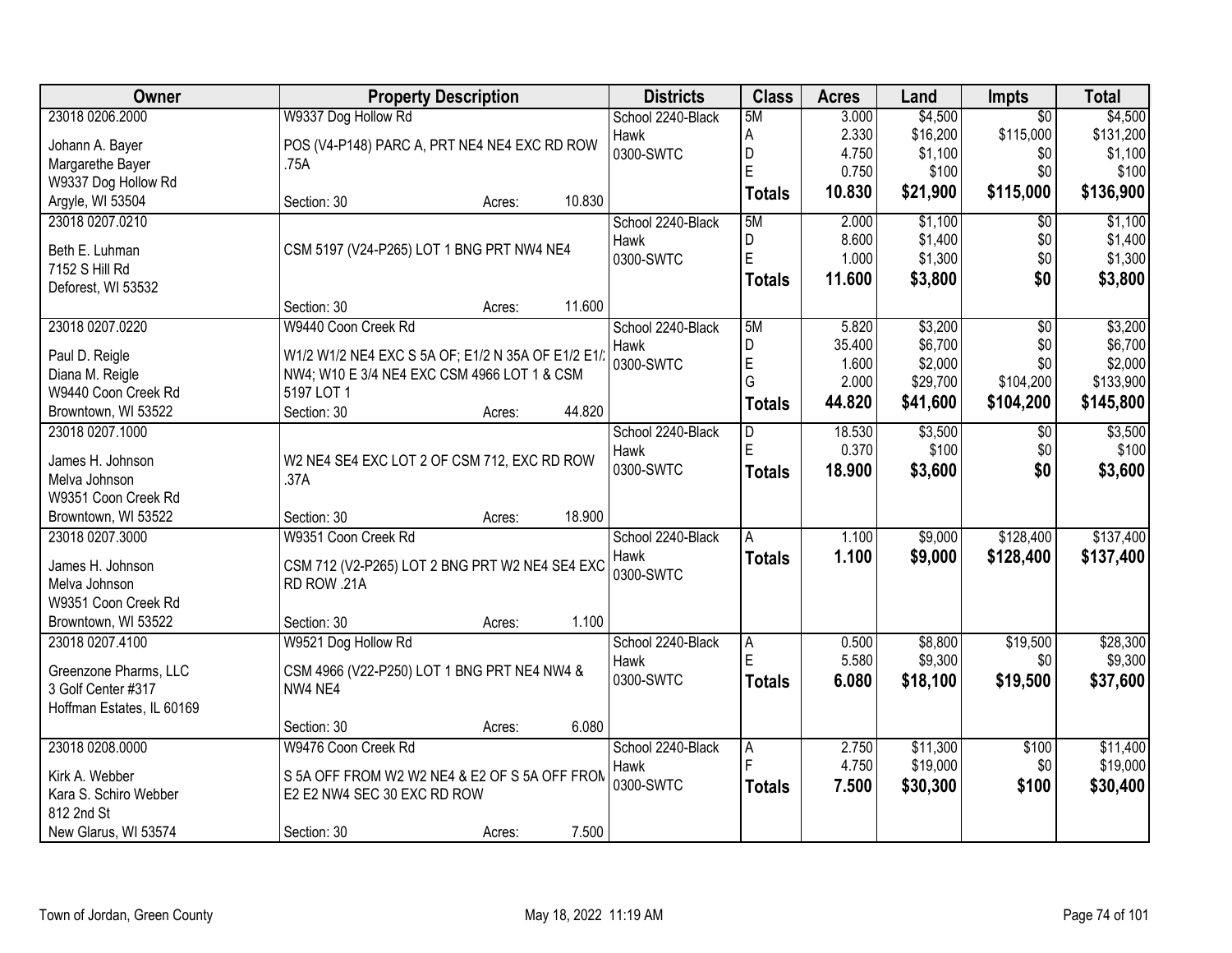| Owner | Property Description | Districts | Class | Acres | Land | Impts | Total |
|---|---|---|---|---|---|---|---|
| 23018 0206.2000<br>Johann A. Bayer<br>Margarethe Bayer<br>W9337 Dog Hollow Rd<br>Argyle, WI 53504 | W9337 Dog Hollow Rd<br>POS (V4-P148) PARC A, PRT NE4 NE4 EXC RD ROW .75A<br>Section: 30 Acres: 10.830 | School 2240-Black Hawk<br>0300-SWTC | 5M<br>A<br>D<br>E<br>**Totals** | 3.000<br>2.330<br>4.750<br>0.750<br>**10.830** | $4,500<br>$16,200<br>$1,100<br>$100<br>**$21,900** | $0<br>$115,000<br>$0<br>$0<br>**$115,000** | $4,500<br>$131,200<br>$1,100<br>$100<br>**$136,900** |
| 23018 0207.0210<br>Beth E. Luhman<br>7152 S Hill Rd<br>Deforest, WI 53532 | CSM 5197 (V24-P265) LOT 1 BNG PRT NW4 NE4<br>Section: 30 Acres: 11.600 | School 2240-Black Hawk<br>0300-SWTC | 5M<br>D<br>E<br>**Totals** | 2.000<br>8.600<br>1.000<br>**11.600** | $1,100<br>$1,400<br>$1,300<br>**$3,800** | $0<br>$0<br>$0<br>**$0** | $1,100<br>$1,400<br>$1,300<br>**$3,800** |
| 23018 0207.0220<br>Paul D. Reigle<br>Diana M. Reigle<br>W9440 Coon Creek Rd<br>Browntown, WI 53522 | W9440 Coon Creek Rd<br>W1/2 W1/2 NE4 EXC S 5A OF; E1/2 N 35A OF E1/2 E1/2 NW4; W10 E 3/4 NE4 EXC CSM 4966 LOT 1 & CSM 5197 LOT 1<br>Section: 30 Acres: 44.820 | School 2240-Black Hawk<br>0300-SWTC | 5M<br>D<br>E<br>G<br>**Totals** | 5.820<br>35.400<br>1.600<br>2.000<br>**44.820** | $3,200<br>$6,700<br>$2,000<br>$29,700<br>**$41,600** | $0<br>$0<br>$0<br>$104,200<br>**$104,200** | $3,200<br>$6,700<br>$2,000<br>$133,900<br>**$145,800** |
| 23018 0207.1000<br>James H. Johnson<br>Melva Johnson<br>W9351 Coon Creek Rd<br>Browntown, WI 53522 | W2 NE4 SE4 EXC LOT 2 OF CSM 712, EXC RD ROW .37A<br>Section: 30 Acres: 18.900 | School 2240-Black Hawk<br>0300-SWTC | D<br>E<br>**Totals** | 18.530<br>0.370<br>**18.900** | $3,500<br>$100<br>**$3,600** | $0<br>$0<br>**$0** | $3,500<br>$100<br>**$3,600** |
| 23018 0207.3000<br>James H. Johnson<br>Melva Johnson<br>W9351 Coon Creek Rd<br>Browntown, WI 53522 | W9351 Coon Creek Rd<br>CSM 712 (V2-P265) LOT 2 BNG PRT W2 NE4 SE4 EXC RD ROW .21A<br>Section: 30 Acres: 1.100 | School 2240-Black Hawk<br>0300-SWTC | A<br>**Totals** | 1.100<br>**1.100** | $9,000<br>**$9,000** | $128,400<br>**$128,400** | $137,400<br>**$137,400** |
| 23018 0207.4100<br>Greenzone Pharms, LLC<br>3 Golf Center #317<br>Hoffman Estates, IL 60169 | W9521 Dog Hollow Rd<br>CSM 4966 (V22-P250) LOT 1 BNG PRT NE4 NW4 & NW4 NE4<br>Section: 30 Acres: 6.080 | School 2240-Black Hawk<br>0300-SWTC | A<br>E<br>**Totals** | 0.500<br>5.580<br>**6.080** | $8,800<br>$9,300<br>**$18,100** | $19,500<br>$0<br>**$19,500** | $28,300<br>$9,300<br>**$37,600** |
| 23018 0208.0000<br>Kirk A. Webber<br>Kara S. Schiro Webber<br>812 2nd St<br>New Glarus, WI 53574 | W9476 Coon Creek Rd<br>S 5A OFF FROM W2 W2 NE4 & E2 OF S 5A OFF FROM E2 E2 NW4 SEC 30 EXC RD ROW<br>Section: 30 Acres: 7.500 | School 2240-Black Hawk<br>0300-SWTC | A<br>F<br>**Totals** | 2.750<br>4.750<br>**7.500** | $11,300<br>$19,000<br>**$30,300** | $100<br>$0<br>**$100** | $11,400<br>$19,000<br>**$30,400** |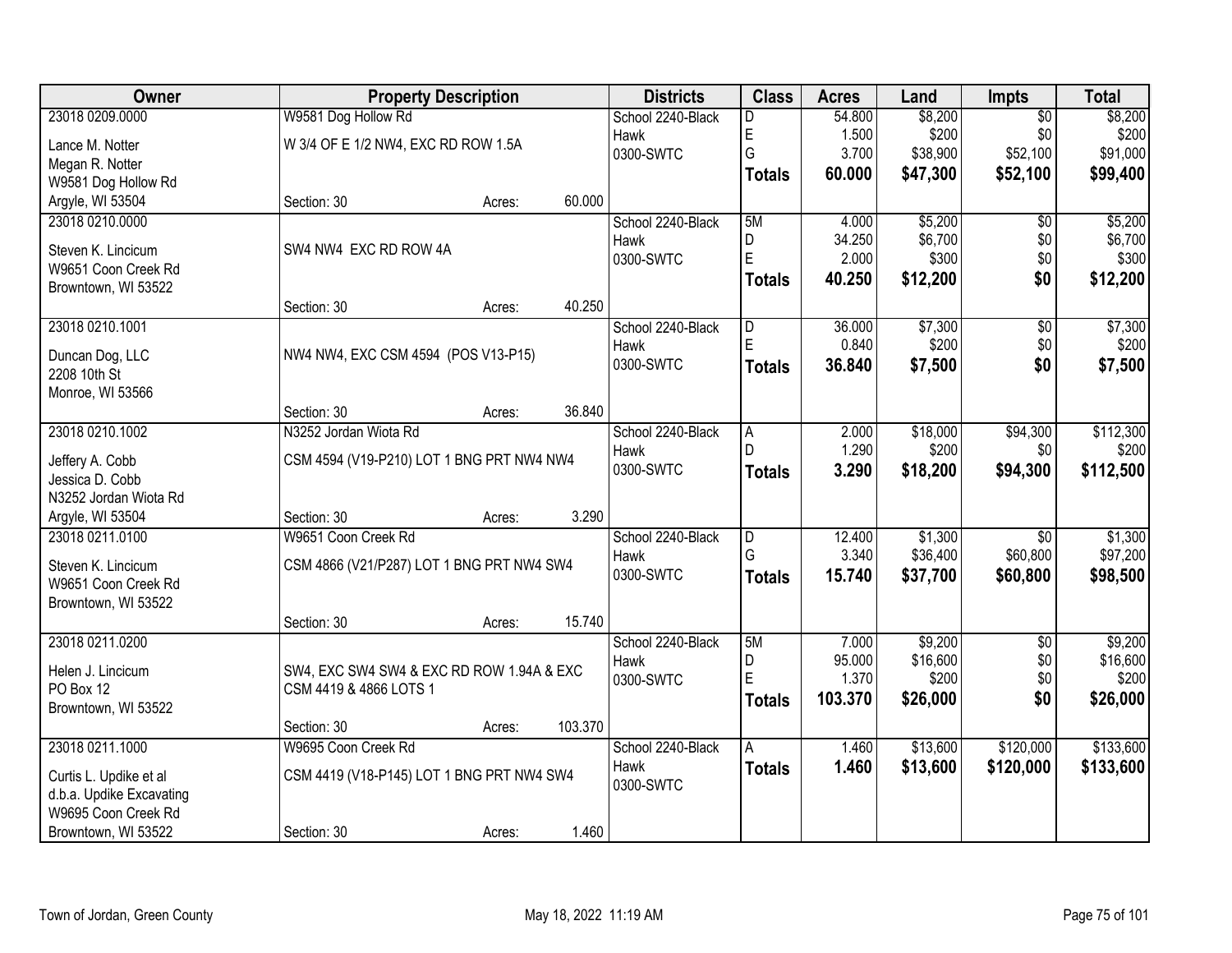| Owner | Property Description | Districts | Class | Acres | Land | Impts | Total |
|---|---|---|---|---|---|---|---|
| 23018 0209.0000<br>Lance M. Notter<br>Megan R. Notter<br>W9581 Dog Hollow Rd<br>Argyle, WI 53504 | W9581 Dog Hollow Rd<br>W 3/4 OF E 1/2 NW4, EXC RD ROW 1.5A<br>Section: 30 Acres: 60.000 | School 2240-Black Hawk<br>0300-SWTC | D<br>E<br>G<br>**Totals** | 54.800<br>1.500<br>3.700<br>**60.000** | $8,200<br>$200<br>$38,900<br>**$47,300** | $0<br>$0<br>$52,100<br>**$52,100** | $8,200<br>$200<br>$91,000<br>**$99,400** |
| 23018 0210.0000<br>Steven K. Lincicum<br>W9651 Coon Creek Rd<br>Browntown, WI 53522 | SW4 NW4 EXC RD ROW 4A<br>Section: 30 Acres: 40.250 | School 2240-Black Hawk<br>0300-SWTC | 5M<br>D<br>E<br>**Totals** | 4.000<br>34.250<br>2.000<br>**40.250** | $5,200<br>$6,700<br>$300<br>**$12,200** | $0<br>$0<br>$0<br>**$0** | $5,200<br>$6,700<br>$300<br>**$12,200** |
| 23018 0210.1001<br>Duncan Dog, LLC<br>2208 10th St<br>Monroe, WI 53566 | NW4 NW4, EXC CSM 4594 (POS V13-P15)<br>Section: 30 Acres: 36.840 | School 2240-Black Hawk<br>0300-SWTC | D<br>E<br>**Totals** | 36.000<br>0.840<br>**36.840** | $7,300<br>$200<br>**$7,500** | $0<br>$0<br>**$0** | $7,300<br>$200<br>**$7,500** |
| 23018 0210.1002<br>Jeffery A. Cobb<br>Jessica D. Cobb<br>N3252 Jordan Wiota Rd<br>Argyle, WI 53504 | N3252 Jordan Wiota Rd<br>CSM 4594 (V19-P210) LOT 1 BNG PRT NW4 NW4<br>Section: 30 Acres: 3.290 | School 2240-Black Hawk<br>0300-SWTC | A<br>D<br>**Totals** | 2.000<br>1.290<br>**3.290** | $18,000<br>$200<br>**$18,200** | $94,300<br>$0<br>**$94,300** | $112,300<br>$200<br>**$112,500** |
| 23018 0211.0100<br>Steven K. Lincicum<br>W9651 Coon Creek Rd<br>Browntown, WI 53522 | W9651 Coon Creek Rd<br>CSM 4866 (V21/P287) LOT 1 BNG PRT NW4 SW4<br>Section: 30 Acres: 15.740 | School 2240-Black Hawk<br>0300-SWTC | D<br>G<br>**Totals** | 12.400<br>3.340<br>**15.740** | $1,300<br>$36,400<br>**$37,700** | $0<br>$60,800<br>**$60,800** | $1,300<br>$97,200<br>**$98,500** |
| 23018 0211.0200<br>Helen J. Lincicum<br>PO Box 12<br>Browntown, WI 53522 | SW4, EXC SW4 SW4 & EXC RD ROW 1.94A & EXC CSM 4419 & 4866 LOTS 1<br>Section: 30 Acres: 103.370 | School 2240-Black Hawk<br>0300-SWTC | 5M<br>D<br>E<br>**Totals** | 7.000<br>95.000<br>1.370<br>**103.370** | $9,200<br>$16,600<br>$200<br>**$26,000** | $0<br>$0<br>$0<br>**$0** | $9,200<br>$16,600<br>$200<br>**$26,000** |
| 23018 0211.1000<br>Curtis L. Updike et al<br>d.b.a. Updike Excavating<br>W9695 Coon Creek Rd<br>Browntown, WI 53522 | W9695 Coon Creek Rd<br>CSM 4419 (V18-P145) LOT 1 BNG PRT NW4 SW4<br>Section: 30 Acres: 1.460 | School 2240-Black Hawk<br>0300-SWTC | A<br>**Totals** | 1.460<br>**1.460** | $13,600<br>**$13,600** | $120,000<br>**$120,000** | $133,600<br>**$133,600** |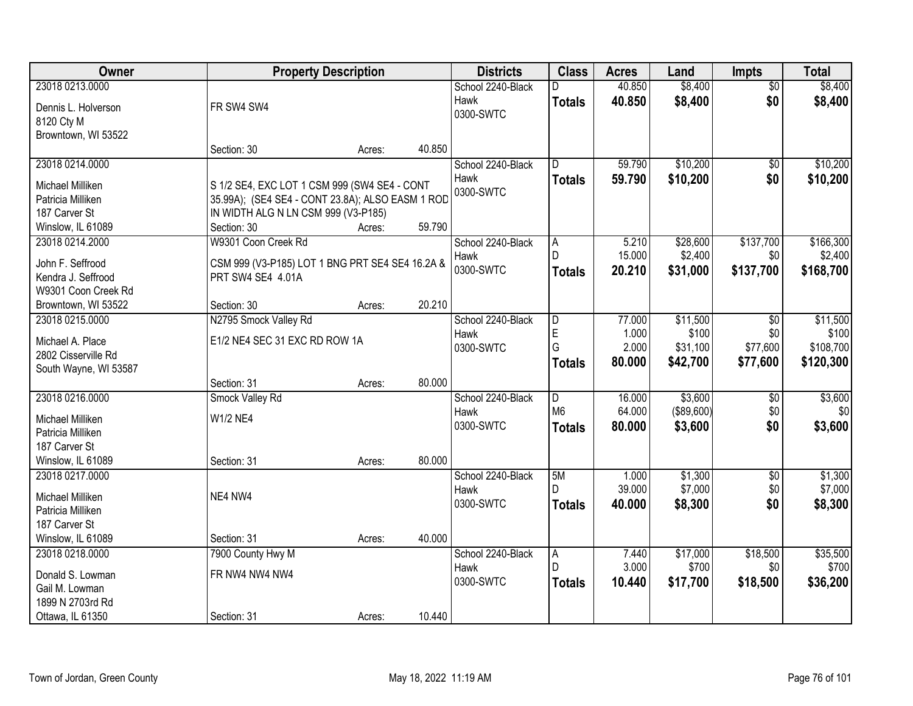| Owner | Property Description | | | Districts | Class | Acres | Land | Impts | Total |
|---|---|---|---|---|---|---|---|---|---|
| 23018 0213.0000<br>Dennis L. Holverson<br>8120 Cty M<br>Browntown, WI 53522 | FR SW4 SW4<br>Section: 30 | Acres: | 40.850 | School 2240-Black Hawk<br>0300-SWTC | D<br>**Totals** | 40.850<br>**40.850** | $8,400<br>**$8,400** | $0<br>**$0** | $8,400<br>**$8,400** |
| 23018 0214.0000<br>Michael Milliken<br>Patricia Milliken<br>187 Carver St<br>Winslow, IL 61089 | S 1/2 SE4, EXC LOT 1 CSM 999 (SW4 SE4 - CONT 35.99A); (SE4 SE4 - CONT 23.8A); ALSO EASM 1 ROD IN WIDTH ALG N LN CSM 999 (V3-P185)<br>Section: 30 | Acres: | 59.790 | School 2240-Black Hawk<br>0300-SWTC | D<br>**Totals** | 59.790<br>**59.790** | $10,200<br>**$10,200** | $0<br>**$0** | $10,200<br>**$10,200** |
| 23018 0214.2000<br>John F. Seffrood<br>Kendra J. Seffrood<br>W9301 Coon Creek Rd<br>Browntown, WI 53522 | W9301 Coon Creek Rd<br>CSM 999 (V3-P185) LOT 1 BNG PRT SE4 SE4 16.2A & PRT SW4 SE4 4.01A<br>Section: 30 | Acres: | 20.210 | School 2240-Black Hawk<br>0300-SWTC | A<br>D<br>**Totals** | 5.210<br>15.000<br>**20.210** | $28,600<br>$2,400<br>**$31,000** | $137,700<br>$0<br>**$137,700** | $166,300<br>$2,400<br>**$168,700** |
| 23018 0215.0000<br>Michael A. Place<br>2802 Cisserville Rd<br>South Wayne, WI 53587 | N2795 Smock Valley Rd<br>E1/2 NE4 SEC 31 EXC RD ROW 1A<br>Section: 31 | Acres: | 80.000 | School 2240-Black Hawk<br>0300-SWTC | D<br>E<br>G<br>**Totals** | 77.000<br>1.000<br>2.000<br>**80.000** | $11,500<br>$100<br>$31,100<br>**$42,700** | $0<br>$0<br>$77,600<br>**$77,600** | $11,500<br>$100<br>$108,700<br>**$120,300** |
| 23018 0216.0000<br>Michael Milliken<br>Patricia Milliken<br>187 Carver St<br>Winslow, IL 61089 | Smock Valley Rd<br>W1/2 NE4<br>Section: 31 | Acres: | 80.000 | School 2240-Black Hawk<br>0300-SWTC | D<br>M6<br>**Totals** | 16.000<br>64.000<br>**80.000** | $3,600<br>($89,600)<br>**$3,600** | $0<br>$0<br>**$0** | $3,600<br>$0<br>**$3,600** |
| 23018 0217.0000<br>Michael Milliken<br>Patricia Milliken<br>187 Carver St<br>Winslow, IL 61089 | NE4 NW4<br>Section: 31 | Acres: | 40.000 | School 2240-Black Hawk<br>0300-SWTC | 5M<br>D<br>**Totals** | 1.000<br>39.000<br>**40.000** | $1,300<br>$7,000<br>**$8,300** | $0<br>$0<br>**$0** | $1,300<br>$7,000<br>**$8,300** |
| 23018 0218.0000<br>Donald S. Lowman<br>Gail M. Lowman<br>1899 N 2703rd Rd<br>Ottawa, IL 61350 | 7900 County Hwy M<br>FR NW4 NW4 NW4<br>Section: 31 | Acres: | 10.440 | School 2240-Black Hawk<br>0300-SWTC | A<br>D<br>**Totals** | 7.440<br>3.000<br>**10.440** | $17,000<br>$700<br>**$17,700** | $18,500<br>$0<br>**$18,500** | $35,500<br>$700<br>**$36,200** |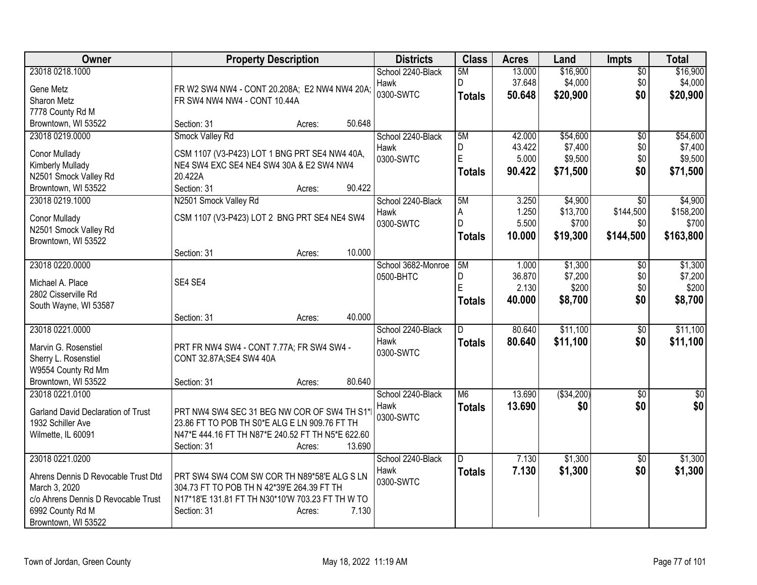| Owner | Property Description | Districts | Class | Acres | Land | Impts | Total |
|---|---|---|---|---|---|---|---|
| 23018 0218.1000<br>Gene Metz<br>Sharon Metz<br>7778 County Rd M<br>Browntown, WI 53522 | FR W2 SW4 NW4 - CONT 20.208A; E2 NW4 NW4 20A; FR SW4 NW4 NW4 - CONT 10.44A<br>Section: 31 Acres: 50.648 | School 2240-Black Hawk<br>0300-SWTC | 5M<br>D<br>**Totals** | 13.000<br>37.648<br>**50.648** | $16,900<br>$4,000<br>**$20,900** | $0<br>$0<br>**$0** | $16,900<br>$4,000<br>**$20,900** |
| 23018 0219.0000<br>Conor Mullady<br>Kimberly Mullady<br>N2501 Smock Valley Rd<br>Browntown, WI 53522 | Smock Valley Rd<br>CSM 1107 (V3-P423) LOT 1 BNG PRT SE4 NW4 40A, NE4 SW4 EXC SE4 NE4 SW4 30A & E2 SW4 NW4 20.422A<br>Section: 31 Acres: 90.422 | School 2240-Black Hawk<br>0300-SWTC | 5M<br>D<br>E<br>**Totals** | 42.000<br>43.422<br>5.000<br>**90.422** | $54,600<br>$7,400<br>$9,500<br>**$71,500** | $0<br>$0<br>$0<br>**$0** | $54,600<br>$7,400<br>$9,500<br>**$71,500** |
| 23018 0219.1000<br>Conor Mullady<br>N2501 Smock Valley Rd<br>Browntown, WI 53522 | N2501 Smock Valley Rd<br>CSM 1107 (V3-P423) LOT 2 BNG PRT SE4 NE4 SW4<br>Section: 31 Acres: 10.000 | School 2240-Black Hawk<br>0300-SWTC | 5M<br>A<br>D<br>**Totals** | 3.250<br>1.250<br>5.500<br>**10.000** | $4,900<br>$13,700<br>$700<br>**$19,300** | $0<br>$144,500<br>$0<br>**$144,500** | $4,900<br>$158,200<br>$700<br>**$163,800** |
| 23018 0220.0000<br>Michael A. Place<br>2802 Cisserville Rd<br>South Wayne, WI 53587 | SE4 SE4<br>Section: 31 Acres: 40.000 | School 3682-Monroe<br>0500-BHTC | 5M<br>D<br>E<br>**Totals** | 1.000<br>36.870<br>2.130<br>**40.000** | $1,300<br>$7,200<br>$200<br>**$8,700** | $0<br>$0<br>$0<br>**$0** | $1,300<br>$7,200<br>$200<br>**$8,700** |
| 23018 0221.0000<br>Marvin G. Rosenstiel<br>Sherry L. Rosenstiel<br>W9554 County Rd Mm<br>Browntown, WI 53522 | PRT FR NW4 SW4 - CONT 7.77A; FR SW4 SW4 - CONT 32.87A;SE4 SW4 40A<br>Section: 31 Acres: 80.640 | School 2240-Black Hawk<br>0300-SWTC | D<br>**Totals** | 80.640<br>**80.640** | $11,100<br>**$11,100** | $0<br>**$0** | $11,100<br>**$11,100** |
| 23018 0221.0100<br>Garland David Declaration of Trust<br>1932 Schiller Ave<br>Wilmette, IL 60091 | PRT NW4 SW4 SEC 31 BEG NW COR OF SW4 TH S1*E 23.86 FT TO POB TH S0*E ALG E LN 909.76 FT TH N47*E 444.16 FT TH N87*E 240.52 FT TH N5*E 622.60<br>Section: 31 Acres: 13.690 | School 2240-Black Hawk<br>0300-SWTC | M6<br>**Totals** | 13.690<br>**13.690** | ($34,200)<br>**$0** | $0<br>**$0** | $0<br>**$0** |
| 23018 0221.0200<br>Ahrens Dennis D Revocable Trust Dtd March 3, 2020<br>c/o Ahrens Dennis D Revocable Trust<br>6992 County Rd M<br>Browntown, WI 53522 | PRT SW4 SW4 COM SW COR TH N89*58'E ALG S LN 304.73 FT TO POB TH N 42*39'E 264.39 FT TH N17*18'E 131.81 FT TH N30*10'W 703.23 FT TH W TO<br>Section: 31 Acres: 7.130 | School 2240-Black Hawk<br>0300-SWTC | D<br>**Totals** | 7.130<br>**7.130** | $1,300<br>**$1,300** | $0<br>**$0** | $1,300<br>**$1,300** |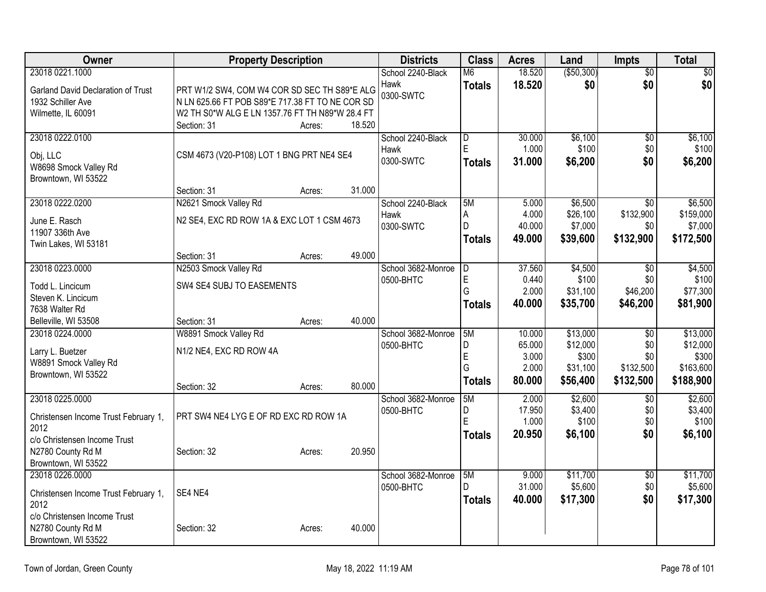| Owner | Property Description | Districts | Class | Acres | Land | Impts | Total |
|---|---|---|---|---|---|---|---|
| 23018 0221.1000<br>Garland David Declaration of Trust<br>1932 Schiller Ave<br>Wilmette, IL 60091 | PRT W1/2 SW4, COM W4 COR SD SEC TH S89*E ALG N LN 625.66 FT POB S89*E 717.38 FT TO NE COR SD W2 TH S0*W ALG E LN 1357.76 FT TH N89*W 28.4 FT<br>Section: 31 Acres: 18.520 | School 2240-Black Hawk<br>0300-SWTC | M6<br>**Totals** | 18.520<br>**18.520** | ($50,300)<br>**$0** | $0<br>**$0** | $0<br>**$0** |
| 23018 0222.0100<br>Obj, LLC<br>W8698 Smock Valley Rd<br>Browntown, WI 53522 | CSM 4673 (V20-P108) LOT 1 BNG PRT NE4 SE4<br>Section: 31 Acres: 31.000 | School 2240-Black Hawk<br>0300-SWTC | D<br>E<br>**Totals** | 30.000<br>1.000<br>**31.000** | $6,100<br>$100<br>**$6,200** | $0<br>$0<br>**$0** | $6,100<br>$100<br>**$6,200** |
| 23018 0222.0200<br>June E. Rasch<br>11907 336th Ave<br>Twin Lakes, WI 53181 | N2621 Smock Valley Rd<br>N2 SE4, EXC RD ROW 1A & EXC LOT 1 CSM 4673<br>Section: 31 Acres: 49.000 | School 2240-Black Hawk<br>0300-SWTC | 5M<br>A<br>D<br>**Totals** | 5.000<br>4.000<br>40.000<br>**49.000** | $6,500<br>$26,100<br>$7,000<br>**$39,600** | $0<br>$132,900<br>$0<br>**$132,900** | $6,500<br>$159,000<br>$7,000<br>**$172,500** |
| 23018 0223.0000<br>Todd L. Lincicum<br>Steven K. Lincicum<br>7638 Walter Rd<br>Belleville, WI 53508 | N2503 Smock Valley Rd<br>SW4 SE4 SUBJ TO EASEMENTS<br>Section: 31 Acres: 40.000 | School 3682-Monroe<br>0500-BHTC | D<br>E<br>G<br>**Totals** | 37.560<br>0.440<br>2.000<br>**40.000** | $4,500<br>$100<br>$31,100<br>**$35,700** | $0<br>$0<br>$46,200<br>**$46,200** | $4,500<br>$100<br>$77,300<br>**$81,900** |
| 23018 0224.0000<br>Larry L. Buetzer<br>W8891 Smock Valley Rd<br>Browntown, WI 53522 | W8891 Smock Valley Rd<br>N1/2 NE4, EXC RD ROW 4A<br>Section: 32 Acres: 80.000 | School 3682-Monroe<br>0500-BHTC | 5M<br>D<br>E<br>G<br>**Totals** | 10.000<br>65.000<br>3.000<br>2.000<br>**80.000** | $13,000<br>$12,000<br>$300<br>$31,100<br>**$56,400** | $0<br>$0<br>$0<br>$132,500<br>**$132,500** | $13,000<br>$12,000<br>$300<br>$163,600<br>**$188,900** |
| 23018 0225.0000<br>Christensen Income Trust February 1, 2012<br>c/o Christensen Income Trust<br>N2780 County Rd M<br>Browntown, WI 53522 | PRT SW4 NE4 LYG E OF RD EXC RD ROW 1A<br>Section: 32 Acres: 20.950 | School 3682-Monroe<br>0500-BHTC | 5M<br>D<br>E<br>**Totals** | 2.000<br>17.950<br>1.000<br>**20.950** | $2,600<br>$3,400<br>$100<br>**$6,100** | $0<br>$0<br>$0<br>**$0** | $2,600<br>$3,400<br>$100<br>**$6,100** |
| 23018 0226.0000<br>Christensen Income Trust February 1, 2012<br>c/o Christensen Income Trust<br>N2780 County Rd M<br>Browntown, WI 53522 | SE4 NE4<br>Section: 32 Acres: 40.000 | School 3682-Monroe<br>0500-BHTC | 5M<br>D<br>**Totals** | 9.000<br>31.000<br>**40.000** | $11,700<br>$5,600<br>**$17,300** | $0<br>$0<br>**$0** | $11,700<br>$5,600<br>**$17,300** |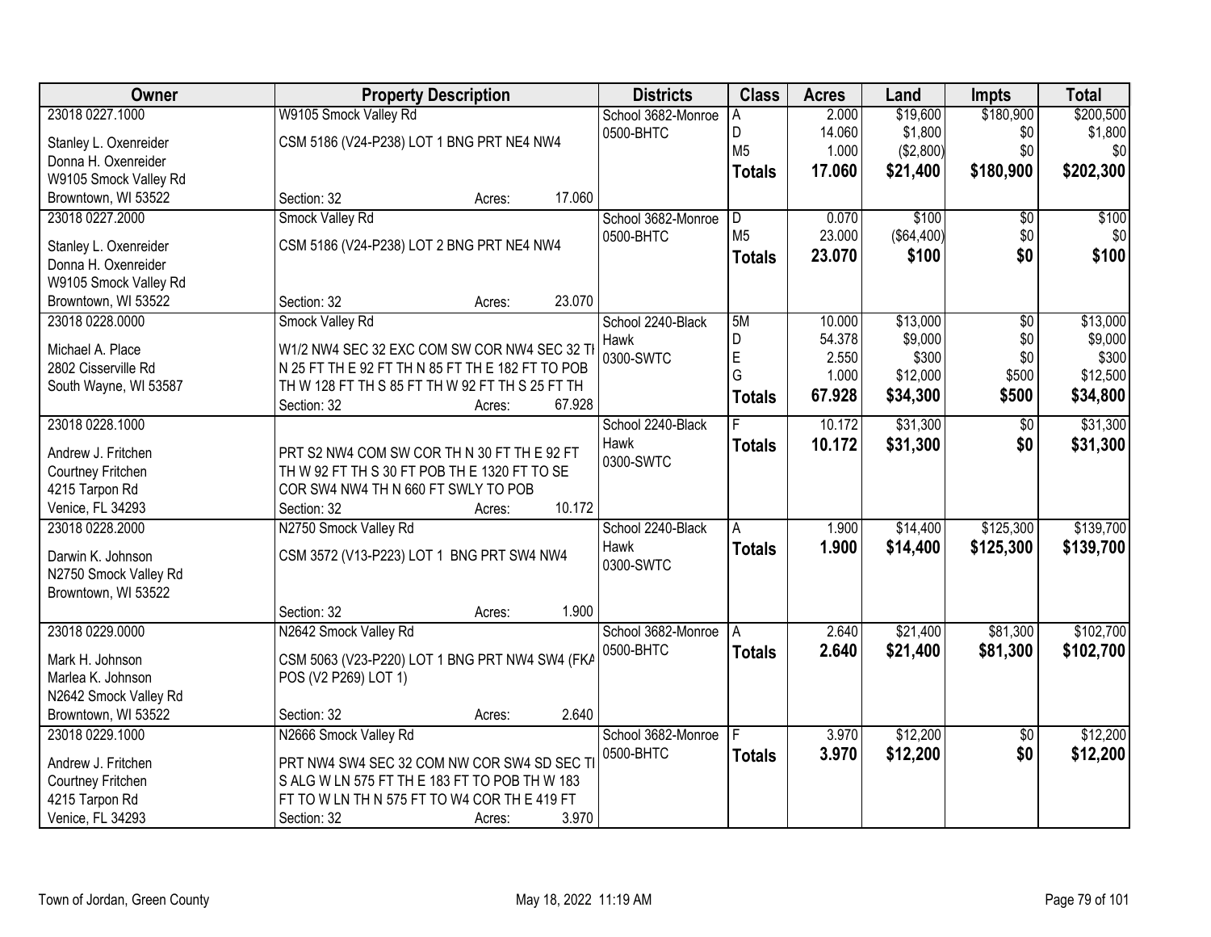| Owner | Property Description | Districts | Class | Acres | Land | Impts | Total |
|---|---|---|---|---|---|---|---|
| 23018 0227.1000<br>Stanley L. Oxenreider<br>Donna H. Oxenreider<br>W9105 Smock Valley Rd<br>Browntown, WI 53522 | W9105 Smock Valley Rd<br>CSM 5186 (V24-P238) LOT 1 BNG PRT NE4 NW4<br>Section: 32 Acres: 17.060 | School 3682-Monroe<br>0500-BHTC | A<br>D<br>M5<br>**Totals** | 2.000<br>14.060<br>1.000<br>**17.060** | $19,600<br>$1,800<br>($2,800)<br>**$21,400** | $180,900<br>$0<br>$0<br>**$180,900** | $200,500<br>$1,800<br>$0<br>**$202,300** |
| 23018 0227.2000<br>Stanley L. Oxenreider<br>Donna H. Oxenreider<br>W9105 Smock Valley Rd<br>Browntown, WI 53522 | Smock Valley Rd<br>CSM 5186 (V24-P238) LOT 2 BNG PRT NE4 NW4<br>Section: 32 Acres: 23.070 | School 3682-Monroe<br>0500-BHTC | D<br>M5<br>**Totals** | 0.070<br>23.000<br>**23.070** | $100<br>($64,400)<br>**$100** | $0<br>$0<br>**$0** | $100<br>$0<br>**$100** |
| 23018 0228.0000<br>Michael A. Place<br>2802 Cisserville Rd<br>South Wayne, WI 53587 | Smock Valley Rd<br>W1/2 NW4 SEC 32 EXC COM SW COR NW4 SEC 32 TH N 25 FT TH E 92 FT TH N 85 FT TH E 182 FT TO POB TH W 128 FT TH S 85 FT TH W 92 FT TH S 25 FT TH<br>Section: 32 Acres: 67.928 | School 2240-Black Hawk<br>0300-SWTC | 5M<br>D<br>E<br>G<br>**Totals** | 10.000<br>54.378<br>2.550<br>1.000<br>**67.928** | $13,000<br>$9,000<br>$300<br>$12,000<br>**$34,300** | $0<br>$0<br>$0<br>$500<br>**$500** | $13,000<br>$9,000<br>$300<br>$12,500<br>**$34,800** |
| 23018 0228.1000<br>Andrew J. Fritchen<br>Courtney Fritchen<br>4215 Tarpon Rd<br>Venice, FL 34293 | PRT S2 NW4 COM SW COR TH N 30 FT TH E 92 FT TH W 92 FT TH S 30 FT POB TH E 1320 FT TO SE COR SW4 NW4 TH N 660 FT SWLY TO POB<br>Section: 32 Acres: 10.172 | School 2240-Black Hawk<br>0300-SWTC | F<br>**Totals** | 10.172<br>**10.172** | $31,300<br>**$31,300** | $0<br>**$0** | $31,300<br>**$31,300** |
| 23018 0228.2000<br>Darwin K. Johnson<br>N2750 Smock Valley Rd<br>Browntown, WI 53522 | N2750 Smock Valley Rd<br>CSM 3572 (V13-P223) LOT 1 BNG PRT SW4 NW4<br>Section: 32 Acres: 1.900 | School 2240-Black Hawk<br>0300-SWTC | A<br>**Totals** | 1.900<br>**1.900** | $14,400<br>**$14,400** | $125,300<br>**$125,300** | $139,700<br>**$139,700** |
| 23018 0229.0000<br>Mark H. Johnson<br>Marlea K. Johnson<br>N2642 Smock Valley Rd<br>Browntown, WI 53522 | N2642 Smock Valley Rd<br>CSM 5063 (V23-P220) LOT 1 BNG PRT NW4 SW4 (FKA POS (V2 P269) LOT 1)<br>Section: 32 Acres: 2.640 | School 3682-Monroe<br>0500-BHTC | A<br>**Totals** | 2.640<br>**2.640** | $21,400<br>**$21,400** | $81,300<br>**$81,300** | $102,700<br>**$102,700** |
| 23018 0229.1000<br>Andrew J. Fritchen<br>Courtney Fritchen<br>4215 Tarpon Rd<br>Venice, FL 34293 | N2666 Smock Valley Rd<br>PRT NW4 SW4 SEC 32 COM NW COR SW4 SD SEC TH S ALG W LN 575 FT TH E 183 FT TO POB TH W 183 FT TO W LN TH N 575 FT TO W4 COR TH E 419 FT<br>Section: 32 Acres: 3.970 | School 3682-Monroe<br>0500-BHTC | F<br>**Totals** | 3.970<br>**3.970** | $12,200<br>**$12,200** | $0<br>**$0** | $12,200<br>**$12,200** |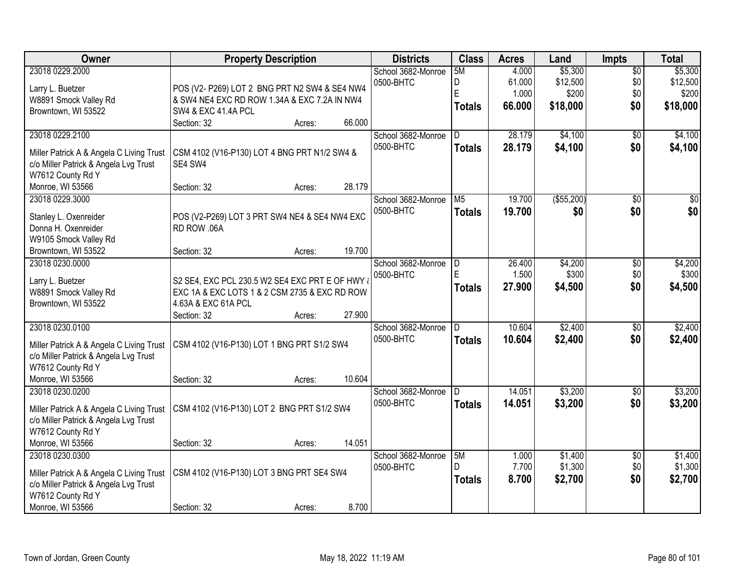| Owner | Property Description | Districts | Class | Acres | Land | Impts | Total |
|---|---|---|---|---|---|---|---|
| 23018 0229.2000<br>Larry L. Buetzer<br>W8891 Smock Valley Rd<br>Browntown, WI 53522 | POS (V2- P269) LOT 2 BNG PRT N2 SW4 & SE4 NW4 & SW4 NE4 EXC RD ROW 1.34A & EXC 7.2A IN NW4 SW4 & EXC 41.4A PCL<br>Section: 32 Acres: 66.000 | School 3682-Monroe<br>0500-BHTC | 5M<br>D<br>E<br>**Totals** | 4.000<br>61.000<br>1.000<br>**66.000** | $5,300<br>$12,500<br>$200<br>**$18,000** | $0<br>$0<br>$0<br>**$0** | $5,300<br>$12,500<br>$200<br>**$18,000** |
| 23018 0229.2100<br>Miller Patrick A & Angela C Living Trust<br>c/o Miller Patrick & Angela Lvg Trust<br>W7612 County Rd Y<br>Monroe, WI 53566 | CSM 4102 (V16-P130) LOT 4 BNG PRT N1/2 SW4 & SE4 SW4<br>Section: 32 Acres: 28.179 | School 3682-Monroe<br>0500-BHTC | D<br>**Totals** | 28.179<br>**28.179** | $4,100<br>**$4,100** | $0<br>**$0** | $4,100<br>**$4,100** |
| 23018 0229.3000<br>Stanley L. Oxenreider<br>Donna H. Oxenreider<br>W9105 Smock Valley Rd<br>Browntown, WI 53522 | POS (V2-P269) LOT 3 PRT SW4 NE4 & SE4 NW4 EXC RD ROW .06A<br>Section: 32 Acres: 19.700 | School 3682-Monroe<br>0500-BHTC | M5<br>**Totals** | 19.700<br>**19.700** | ($55,200)<br>**$0** | $0<br>**$0** | $0<br>**$0** |
| 23018 0230.0000<br>Larry L. Buetzer<br>W8891 Smock Valley Rd<br>Browntown, WI 53522 | S2 SE4, EXC PCL 230.5 W2 SE4 EXC PRT E OF HWY & EXC 1A & EXC LOTS 1 & 2 CSM 2735 & EXC RD ROW 4.63A & EXC 61A PCL<br>Section: 32 Acres: 27.900 | School 3682-Monroe<br>0500-BHTC | D<br>E<br>**Totals** | 26.400<br>1.500<br>**27.900** | $4,200<br>$300<br>**$4,500** | $0<br>$0<br>**$0** | $4,200<br>$300<br>**$4,500** |
| 23018 0230.0100<br>Miller Patrick A & Angela C Living Trust<br>c/o Miller Patrick & Angela Lvg Trust<br>W7612 County Rd Y<br>Monroe, WI 53566 | CSM 4102 (V16-P130) LOT 1 BNG PRT S1/2 SW4<br>Section: 32 Acres: 10.604 | School 3682-Monroe<br>0500-BHTC | D<br>**Totals** | 10.604<br>**10.604** | $2,400<br>**$2,400** | $0<br>**$0** | $2,400<br>**$2,400** |
| 23018 0230.0200<br>Miller Patrick A & Angela C Living Trust<br>c/o Miller Patrick & Angela Lvg Trust<br>W7612 County Rd Y<br>Monroe, WI 53566 | CSM 4102 (V16-P130) LOT 2 BNG PRT S1/2 SW4<br>Section: 32 Acres: 14.051 | School 3682-Monroe<br>0500-BHTC | D<br>**Totals** | 14.051<br>**14.051** | $3,200<br>**$3,200** | $0<br>**$0** | $3,200<br>**$3,200** |
| 23018 0230.0300<br>Miller Patrick A & Angela C Living Trust<br>c/o Miller Patrick & Angela Lvg Trust<br>W7612 County Rd Y<br>Monroe, WI 53566 | CSM 4102 (V16-P130) LOT 3 BNG PRT SE4 SW4<br>Section: 32 Acres: 8.700 | School 3682-Monroe<br>0500-BHTC | 5M<br>D<br>**Totals** | 1.000<br>7.700<br>**8.700** | $1,400<br>$1,300<br>**$2,700** | $0<br>$0<br>**$0** | $1,400<br>$1,300<br>**$2,700** |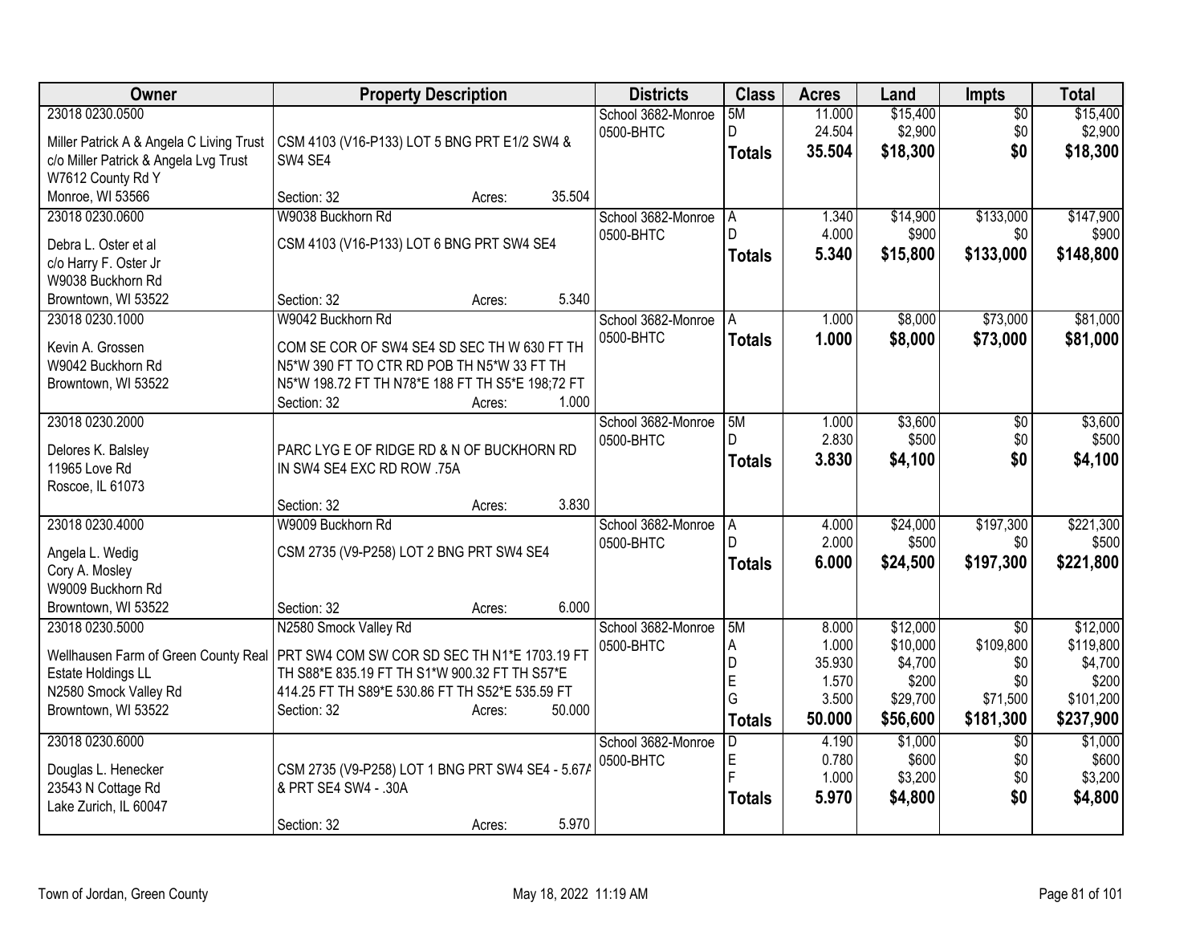| Owner | Property Description | Districts | Class | Acres | Land | Impts | Total |
|---|---|---|---|---|---|---|---|
| 23018 0230.0500<br>Miller Patrick A & Angela C Living Trust<br>c/o Miller Patrick & Angela Lvg Trust<br>W7612 County Rd Y<br>Monroe, WI 53566 | CSM 4103 (V16-P133) LOT 5 BNG PRT E1/2 SW4 & SW4 SE4<br>Section: 32 Acres: 35.504 | School 3682-Monroe<br>0500-BHTC | 5M<br>D<br>**Totals** | 11.000<br>24.504<br>**35.504** | $15,400<br>$2,900<br>**$18,300** | $0<br>$0<br>**$0** | $15,400<br>$2,900<br>**$18,300** |
| 23018 0230.0600<br>Debra L. Oster et al<br>c/o Harry F. Oster Jr<br>W9038 Buckhorn Rd<br>Browntown, WI 53522 | W9038 Buckhorn Rd<br>CSM 4103 (V16-P133) LOT 6 BNG PRT SW4 SE4<br>Section: 32 Acres: 5.340 | School 3682-Monroe<br>0500-BHTC | A<br>D<br>**Totals** | 1.340<br>4.000<br>**5.340** | $14,900<br>$900<br>**$15,800** | $133,000<br>$0<br>**$133,000** | $147,900<br>$900<br>**$148,800** |
| 23018 0230.1000<br>Kevin A. Grossen<br>W9042 Buckhorn Rd<br>Browntown, WI 53522 | W9042 Buckhorn Rd<br>COM SE COR OF SW4 SE4 SD SEC TH W 630 FT TH N5*W 390 FT TO CTR RD POB TH N5*W 33 FT TH N5*W 198.72 FT TH N78*E 188 FT TH S5*E 198;72 FT<br>Section: 32 Acres: 1.000 | School 3682-Monroe<br>0500-BHTC | A<br>**Totals** | 1.000<br>**1.000** | $8,000<br>**$8,000** | $73,000<br>**$73,000** | $81,000<br>**$81,000** |
| 23018 0230.2000<br>Delores K. Balsley<br>11965 Love Rd<br>Roscoe, IL 61073 | PARC LYG E OF RIDGE RD & N OF BUCKHORN RD IN SW4 SE4 EXC RD ROW .75A<br>Section: 32 Acres: 3.830 | School 3682-Monroe<br>0500-BHTC | 5M<br>D<br>**Totals** | 1.000<br>2.830<br>**3.830** | $3,600<br>$500<br>**$4,100** | $0<br>$0<br>**$0** | $3,600<br>$500<br>**$4,100** |
| 23018 0230.4000<br>Angela L. Wedig<br>Cory A. Mosley<br>W9009 Buckhorn Rd<br>Browntown, WI 53522 | W9009 Buckhorn Rd<br>CSM 2735 (V9-P258) LOT 2 BNG PRT SW4 SE4<br>Section: 32 Acres: 6.000 | School 3682-Monroe<br>0500-BHTC | A<br>D<br>**Totals** | 4.000<br>2.000<br>**6.000** | $24,000<br>$500<br>**$24,500** | $197,300<br>$0<br>**$197,300** | $221,300<br>$500<br>**$221,800** |
| 23018 0230.5000<br>Wellhausen Farm of Green County Real Estate Holdings LL<br>N2580 Smock Valley Rd<br>Browntown, WI 53522 | N2580 Smock Valley Rd<br>PRT SW4 COM SW COR SD SEC TH N1*E 1703.19 FT TH S88*E 835.19 FT TH S1*W 900.32 FT TH S57*E 414.25 FT TH S89*E 530.86 FT TH S52*E 535.59 FT<br>Section: 32 Acres: 50.000 | School 3682-Monroe<br>0500-BHTC | 5M<br>A<br>D<br>E<br>G<br>**Totals** | 8.000<br>1.000<br>35.930<br>1.570<br>3.500<br>**50.000** | $12,000<br>$10,000<br>$4,700<br>$200<br>$29,700<br>**$56,600** | $0<br>$109,800<br>$0<br>$0<br>$71,500<br>**$181,300** | $12,000<br>$119,800<br>$4,700<br>$200<br>$101,200<br>**$237,900** |
| 23018 0230.6000<br>Douglas L. Henecker<br>23543 N Cottage Rd<br>Lake Zurich, IL 60047 | CSM 2735 (V9-P258) LOT 1 BNG PRT SW4 SE4 - 5.67A & PRT SE4 SW4 - .30A<br>Section: 32 Acres: 5.970 | School 3682-Monroe<br>0500-BHTC | D<br>E<br>F<br>**Totals** | 4.190<br>0.780<br>1.000<br>**5.970** | $1,000<br>$600<br>$3,200<br>**$4,800** | $0<br>$0<br>$0<br>**$0** | $1,000<br>$600<br>$3,200<br>**$4,800** |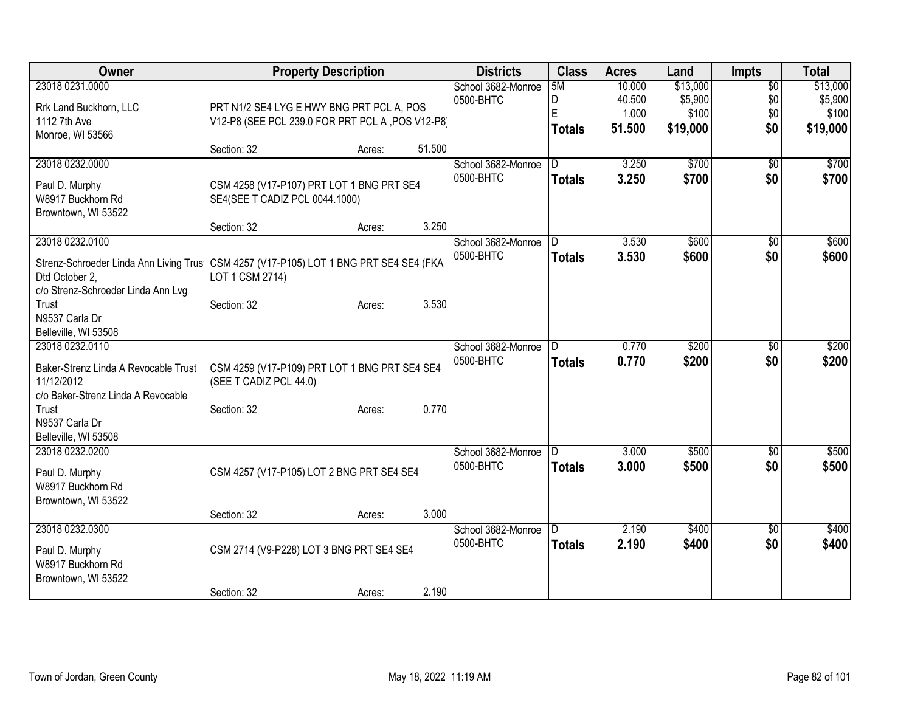| Owner | Property Description | Districts | Class | Acres | Land | Impts | Total |
|---|---|---|---|---|---|---|---|
| 23018 0231.0000<br>Rrk Land Buckhorn, LLC<br>1112 7th Ave<br>Monroe, WI 53566 | PRT N1/2 SE4 LYG E HWY BNG PRT PCL A, POS V12-P8 (SEE PCL 239.0 FOR PRT PCL A ,POS V12-P8)<br>Section: 32 Acres: 51.500 | School 3682-Monroe<br>0500-BHTC | 5M<br>D<br>E<br>**Totals** | 10.000<br>40.500<br>1.000<br>**51.500** | $13,000<br>$5,900<br>$100<br>**$19,000** | $0<br>$0<br>$0<br>**$0** | $13,000<br>$5,900<br>$100<br>**$19,000** |
| 23018 0232.0000<br>Paul D. Murphy<br>W8917 Buckhorn Rd<br>Browntown, WI 53522 | CSM 4258 (V17-P107) PRT LOT 1 BNG PRT SE4 SE4(SEE T CADIZ PCL 0044.1000)<br>Section: 32 Acres: 3.250 | School 3682-Monroe<br>0500-BHTC | D<br>**Totals** | 3.250<br>**3.250** | $700<br>**$700** | $0<br>**$0** | $700<br>**$700** |
| 23018 0232.0100<br>Strenz-Schroeder Linda Ann Living Trus Dtd October 2,<br>c/o Strenz-Schroeder Linda Ann Lvg Trust<br>N9537 Carla Dr<br>Belleville, WI 53508 | CSM 4257 (V17-P105) LOT 1 BNG PRT SE4 SE4 (FKA LOT 1 CSM 2714)<br>Section: 32 Acres: 3.530 | School 3682-Monroe<br>0500-BHTC | D<br>**Totals** | 3.530<br>**3.530** | $600<br>**$600** | $0<br>**$0** | $600<br>**$600** |
| 23018 0232.0110<br>Baker-Strenz Linda A Revocable Trust 11/12/2012<br>c/o Baker-Strenz Linda A Revocable Trust<br>N9537 Carla Dr<br>Belleville, WI 53508 | CSM 4259 (V17-P109) PRT LOT 1 BNG PRT SE4 SE4 (SEE T CADIZ PCL 44.0)<br>Section: 32 Acres: 0.770 | School 3682-Monroe<br>0500-BHTC | D<br>**Totals** | 0.770<br>**0.770** | $200<br>**$200** | $0<br>**$0** | $200<br>**$200** |
| 23018 0232.0200<br>Paul D. Murphy<br>W8917 Buckhorn Rd<br>Browntown, WI 53522 | CSM 4257 (V17-P105) LOT 2 BNG PRT SE4 SE4<br>Section: 32 Acres: 3.000 | School 3682-Monroe<br>0500-BHTC | D<br>**Totals** | 3.000<br>**3.000** | $500<br>**$500** | $0<br>**$0** | $500<br>**$500** |
| 23018 0232.0300<br>Paul D. Murphy<br>W8917 Buckhorn Rd<br>Browntown, WI 53522 | CSM 2714 (V9-P228) LOT 3 BNG PRT SE4 SE4<br>Section: 32 Acres: 2.190 | School 3682-Monroe<br>0500-BHTC | D<br>**Totals** | 2.190<br>**2.190** | $400<br>**$400** | $0<br>**$0** | $400<br>**$400** |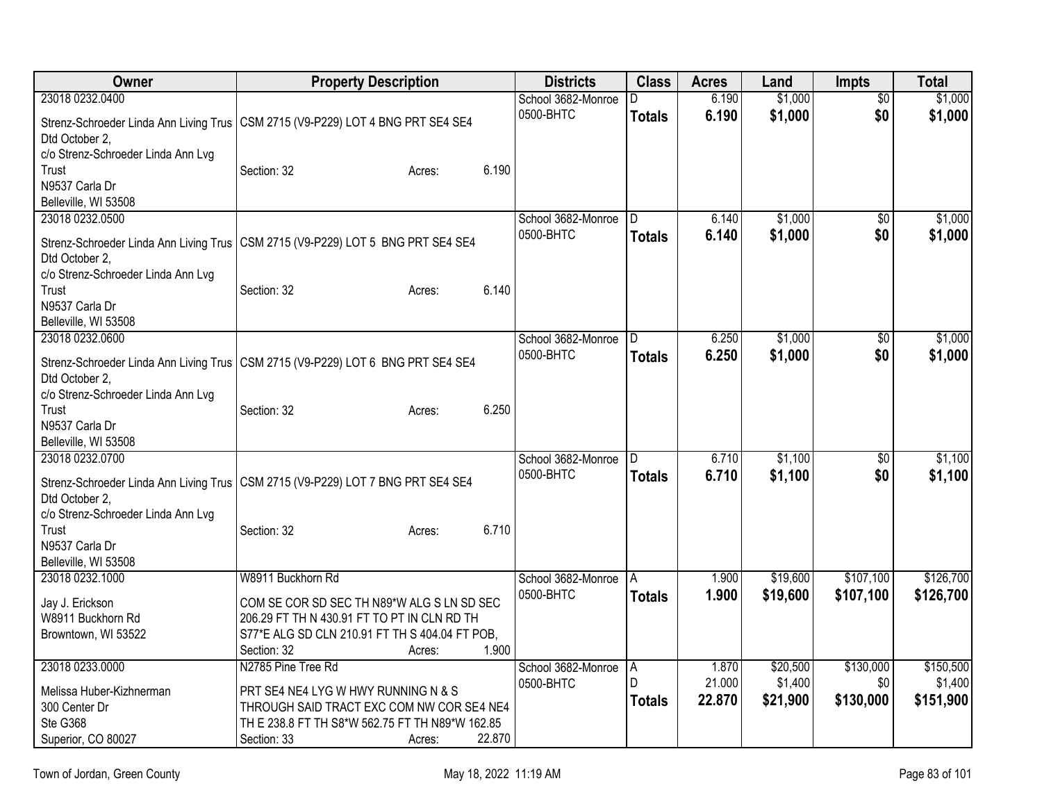| Owner | Property Description | | | Districts | Class | Acres | Land | Impts | Total |
|---|---|---|---|---|---|---|---|---|---|
| 23018 0232.0400 | | | | School 3682-Monroe | D | 6.190 | $1,000 | $0 | $1,000 |
| Strenz-Schroeder Linda Ann Living Trus Dtd October 2, c/o Strenz-Schroeder Linda Ann Lvg Trust N9537 Carla Dr Belleville, WI 53508 | CSM 2715 (V9-P229) LOT 4 BNG PRT SE4 SE4 | | | 0500-BHTC | **Totals** | **6.190** | **$1,000** | **$0** | **$1,000** |
| | Section: 32 | Acres: | 6.190 | | | | | | |
| 23018 0232.0500 | | | | School 3682-Monroe | D | 6.140 | $1,000 | $0 | $1,000 |
| Strenz-Schroeder Linda Ann Living Trus Dtd October 2, c/o Strenz-Schroeder Linda Ann Lvg Trust N9537 Carla Dr Belleville, WI 53508 | CSM 2715 (V9-P229) LOT 5 BNG PRT SE4 SE4 | | | 0500-BHTC | **Totals** | **6.140** | **$1,000** | **$0** | **$1,000** |
| | Section: 32 | Acres: | 6.140 | | | | | | |
| 23018 0232.0600 | | | | School 3682-Monroe | D | 6.250 | $1,000 | $0 | $1,000 |
| Strenz-Schroeder Linda Ann Living Trus Dtd October 2, c/o Strenz-Schroeder Linda Ann Lvg Trust N9537 Carla Dr Belleville, WI 53508 | CSM 2715 (V9-P229) LOT 6 BNG PRT SE4 SE4 | | | 0500-BHTC | **Totals** | **6.250** | **$1,000** | **$0** | **$1,000** |
| | Section: 32 | Acres: | 6.250 | | | | | | |
| 23018 0232.0700 | | | | School 3682-Monroe | D | 6.710 | $1,100 | $0 | $1,100 |
| Strenz-Schroeder Linda Ann Living Trus Dtd October 2, c/o Strenz-Schroeder Linda Ann Lvg Trust N9537 Carla Dr Belleville, WI 53508 | CSM 2715 (V9-P229) LOT 7 BNG PRT SE4 SE4 | | | 0500-BHTC | **Totals** | **6.710** | **$1,100** | **$0** | **$1,100** |
| | Section: 32 | Acres: | 6.710 | | | | | | |
| 23018 0232.1000 | W8911 Buckhorn Rd | | | School 3682-Monroe | A | 1.900 | $19,600 | $107,100 | $126,700 |
| Jay J. Erickson W8911 Buckhorn Rd Browntown, WI 53522 | COM SE COR SD SEC TH N89*W ALG S LN SD SEC 206.29 FT TH N 430.91 FT TO PT IN CLN RD TH S77*E ALG SD CLN 210.91 FT TH S 404.04 FT POB, | | | 0500-BHTC | **Totals** | **1.900** | **$19,600** | **$107,100** | **$126,700** |
| | Section: 32 | Acres: | 1.900 | | | | | | |
| 23018 0233.0000 | N2785 Pine Tree Rd | | | School 3682-Monroe | A | 1.870 | $20,500 | $130,000 | $150,500 |
| Melissa Huber-Kizhnerman 300 Center Dr Ste G368 Superior, CO 80027 | PRT SE4 NE4 LYG W HWY RUNNING N & S THROUGH SAID TRACT EXC COM NW COR SE4 NE4 TH E 238.8 FT TH S8*W 562.75 FT TH N89*W 162.85 | | | 0500-BHTC | D | 21.000 | $1,400 | $0 | $1,400 |
| | | | | | **Totals** | **22.870** | **$21,900** | **$130,000** | **$151,900** |
| | Section: 33 | Acres: | 22.870 | | | | | | |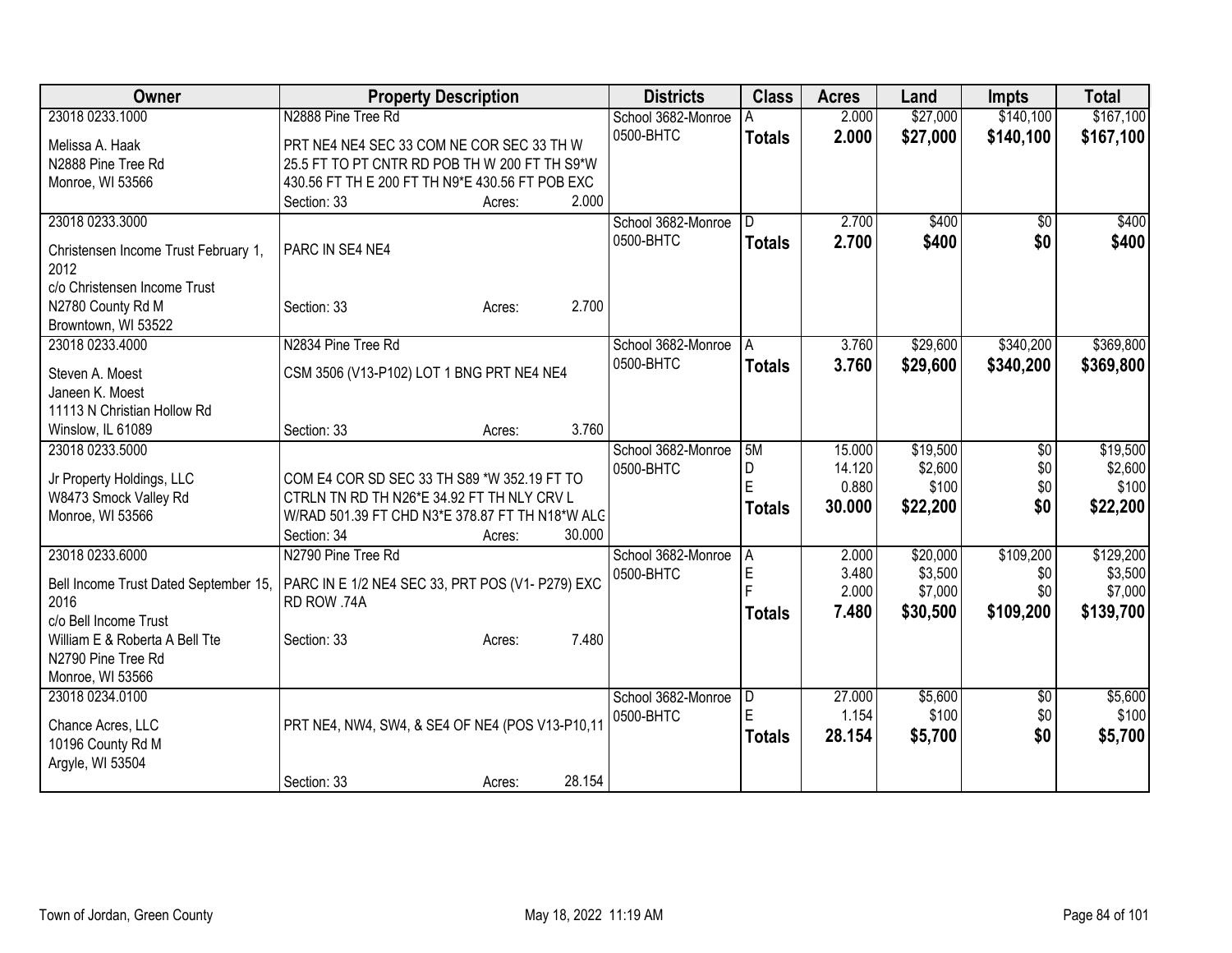| Owner | Property Description | Districts | Class | Acres | Land | Impts | Total |
|---|---|---|---|---|---|---|---|
| 23018 0233.1000<br>Melissa A. Haak<br>N2888 Pine Tree Rd<br>Monroe, WI 53566 | N2888 Pine Tree Rd<br>PRT NE4 NE4 SEC 33 COM NE COR SEC 33 TH W 25.5 FT TO PT CNTR RD POB TH W 200 FT TH S9*W 430.56 FT TH E 200 FT TH N9*E 430.56 FT POB EXC<br>Section: 33 Acres: 2.000 | School 3682-Monroe<br>0500-BHTC | A<br>**Totals** | 2.000<br>**2.000** | $27,000<br>**$27,000** | $140,100<br>**$140,100** | $167,100<br>**$167,100** |
| 23018 0233.3000<br>Christensen Income Trust February 1, 2012<br>c/o Christensen Income Trust<br>N2780 County Rd M<br>Browntown, WI 53522 | PARC IN SE4 NE4<br>Section: 33 Acres: 2.700 | School 3682-Monroe<br>0500-BHTC | D<br>**Totals** | 2.700<br>**2.700** | $400<br>**$400** | $0<br>**$0** | $400<br>**$400** |
| 23018 0233.4000<br>Steven A. Moest<br>Janeen K. Moest<br>11113 N Christian Hollow Rd<br>Winslow, IL 61089 | N2834 Pine Tree Rd<br>CSM 3506 (V13-P102) LOT 1 BNG PRT NE4 NE4<br>Section: 33 Acres: 3.760 | School 3682-Monroe<br>0500-BHTC | A<br>**Totals** | 3.760<br>**3.760** | $29,600<br>**$29,600** | $340,200<br>**$340,200** | $369,800<br>**$369,800** |
| 23018 0233.5000<br>Jr Property Holdings, LLC<br>W8473 Smock Valley Rd<br>Monroe, WI 53566 | COM E4 COR SD SEC 33 TH S89 *W 352.19 FT TO CTRLN TN RD TH N26*E 34.92 FT TH NLY CRV L W/RAD 501.39 FT CHD N3*E 378.87 FT TH N18*W ALG<br>Section: 34 Acres: 30.000 | School 3682-Monroe<br>0500-BHTC | 5M<br>D<br>E<br>**Totals** | 15.000<br>14.120<br>0.880<br>**30.000** | $19,500<br>$2,600<br>$100<br>**$22,200** | $0<br>$0<br>$0<br>**$0** | $19,500<br>$2,600<br>$100<br>**$22,200** |
| 23018 0233.6000<br>Bell Income Trust Dated September 15, 2016<br>c/o Bell Income Trust<br>William E & Roberta A Bell Tte<br>N2790 Pine Tree Rd<br>Monroe, WI 53566 | N2790 Pine Tree Rd<br>PARC IN E 1/2 NE4 SEC 33, PRT POS (V1- P279) EXC RD ROW .74A<br>Section: 33 Acres: 7.480 | School 3682-Monroe<br>0500-BHTC | A<br>E<br>F<br>**Totals** | 2.000<br>3.480<br>2.000<br>**7.480** | $20,000<br>$3,500<br>$7,000<br>**$30,500** | $109,200<br>$0<br>$0<br>**$109,200** | $129,200<br>$3,500<br>$7,000<br>**$139,700** |
| 23018 0234.0100<br>Chance Acres, LLC<br>10196 County Rd M<br>Argyle, WI 53504 | PRT NE4, NW4, SW4, & SE4 OF NE4 (POS V13-P10,11<br>Section: 33 Acres: 28.154 | School 3682-Monroe<br>0500-BHTC | D<br>E<br>**Totals** | 27.000<br>1.154<br>**28.154** | $5,600<br>$100<br>**$5,700** | $0<br>$0<br>**$0** | $5,600<br>$100<br>**$5,700** |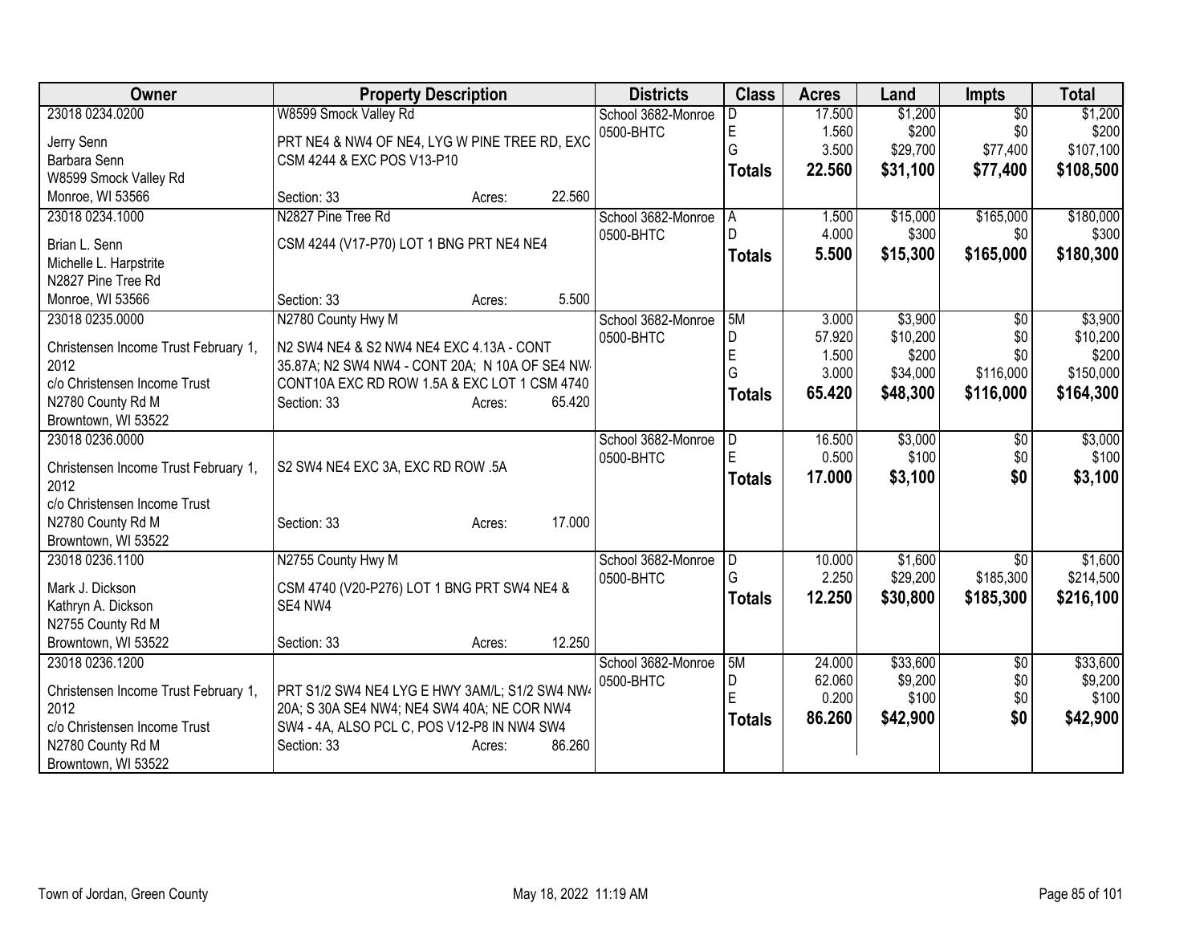| Owner | Property Description | Districts | Class | Acres | Land | Impts | Total |
|---|---|---|---|---|---|---|---|
| 23018 0234.0200<br>Jerry Senn<br>Barbara Senn<br>W8599 Smock Valley Rd<br>Monroe, WI 53566 | W8599 Smock Valley Rd<br>PRT NE4 & NW4 OF NE4, LYG W PINE TREE RD, EXC CSM 4244 & EXC POS V13-P10<br>Section: 33 Acres: 22.560 | School 3682-Monroe<br>0500-BHTC | D<br>E<br>G<br>**Totals** | 17.500<br>1.560<br>3.500<br>**22.560** | $1,200<br>$200<br>$29,700<br>**$31,100** | $0<br>$0<br>$77,400<br>**$77,400** | $1,200<br>$200<br>$107,100<br>**$108,500** |
| 23018 0234.1000<br>Brian L. Senn<br>Michelle L. Harpstrite<br>N2827 Pine Tree Rd<br>Monroe, WI 53566 | N2827 Pine Tree Rd<br>CSM 4244 (V17-P70) LOT 1 BNG PRT NE4 NE4<br>Section: 33 Acres: 5.500 | School 3682-Monroe<br>0500-BHTC | A<br>D<br>**Totals** | 1.500<br>4.000<br>**5.500** | $15,000<br>$300<br>**$15,300** | $165,000<br>$0<br>**$165,000** | $180,000<br>$300<br>**$180,300** |
| 23018 0235.0000<br>Christensen Income Trust February 1, 2012<br>c/o Christensen Income Trust<br>N2780 County Rd M<br>Browntown, WI 53522 | N2780 County Hwy M<br>N2 SW4 NE4 & S2 NW4 NE4 EXC 4.13A - CONT 35.87A; N2 SW4 NW4 - CONT 20A; N 10A OF SE4 NW4 CONT10A EXC RD ROW 1.5A & EXC LOT 1 CSM 4740<br>Section: 33 Acres: 65.420 | School 3682-Monroe<br>0500-BHTC | 5M<br>D<br>E<br>G<br>**Totals** | 3.000<br>57.920<br>1.500<br>3.000<br>**65.420** | $3,900<br>$10,200<br>$200<br>$34,000<br>**$48,300** | $0<br>$0<br>$0<br>$116,000<br>**$116,000** | $3,900<br>$10,200<br>$200<br>$150,000<br>**$164,300** |
| 23018 0236.0000<br>Christensen Income Trust February 1, 2012<br>c/o Christensen Income Trust<br>N2780 County Rd M<br>Browntown, WI 53522 | S2 SW4 NE4 EXC 3A, EXC RD ROW .5A<br>Section: 33 Acres: 17.000 | School 3682-Monroe<br>0500-BHTC | D<br>E<br>**Totals** | 16.500<br>0.500<br>**17.000** | $3,000<br>$100<br>**$3,100** | $0<br>$0<br>**$0** | $3,000<br>$100<br>**$3,100** |
| 23018 0236.1100<br>Mark J. Dickson<br>Kathryn A. Dickson<br>N2755 County Rd M<br>Browntown, WI 53522 | N2755 County Hwy M<br>CSM 4740 (V20-P276) LOT 1 BNG PRT SW4 NE4 & SE4 NW4<br>Section: 33 Acres: 12.250 | School 3682-Monroe<br>0500-BHTC | D<br>G<br>**Totals** | 10.000<br>2.250<br>**12.250** | $1,600<br>$29,200<br>**$30,800** | $0<br>$185,300<br>**$185,300** | $1,600<br>$214,500<br>**$216,100** |
| 23018 0236.1200<br>Christensen Income Trust February 1, 2012<br>c/o Christensen Income Trust<br>N2780 County Rd M<br>Browntown, WI 53522 | PRT S1/2 SW4 NE4 LYG E HWY 3AM/L; S1/2 SW4 NW4 20A; S 30A SE4 NW4; NE4 SW4 40A; NE COR NW4 SW4 - 4A, ALSO PCL C, POS V12-P8 IN NW4 SW4<br>Section: 33 Acres: 86.260 | School 3682-Monroe<br>0500-BHTC | 5M<br>D<br>E<br>**Totals** | 24.000<br>62.060<br>0.200<br>**86.260** | $33,600<br>$9,200<br>$100<br>**$42,900** | $0<br>$0<br>$0<br>**$0** | $33,600<br>$9,200<br>$100<br>**$42,900** |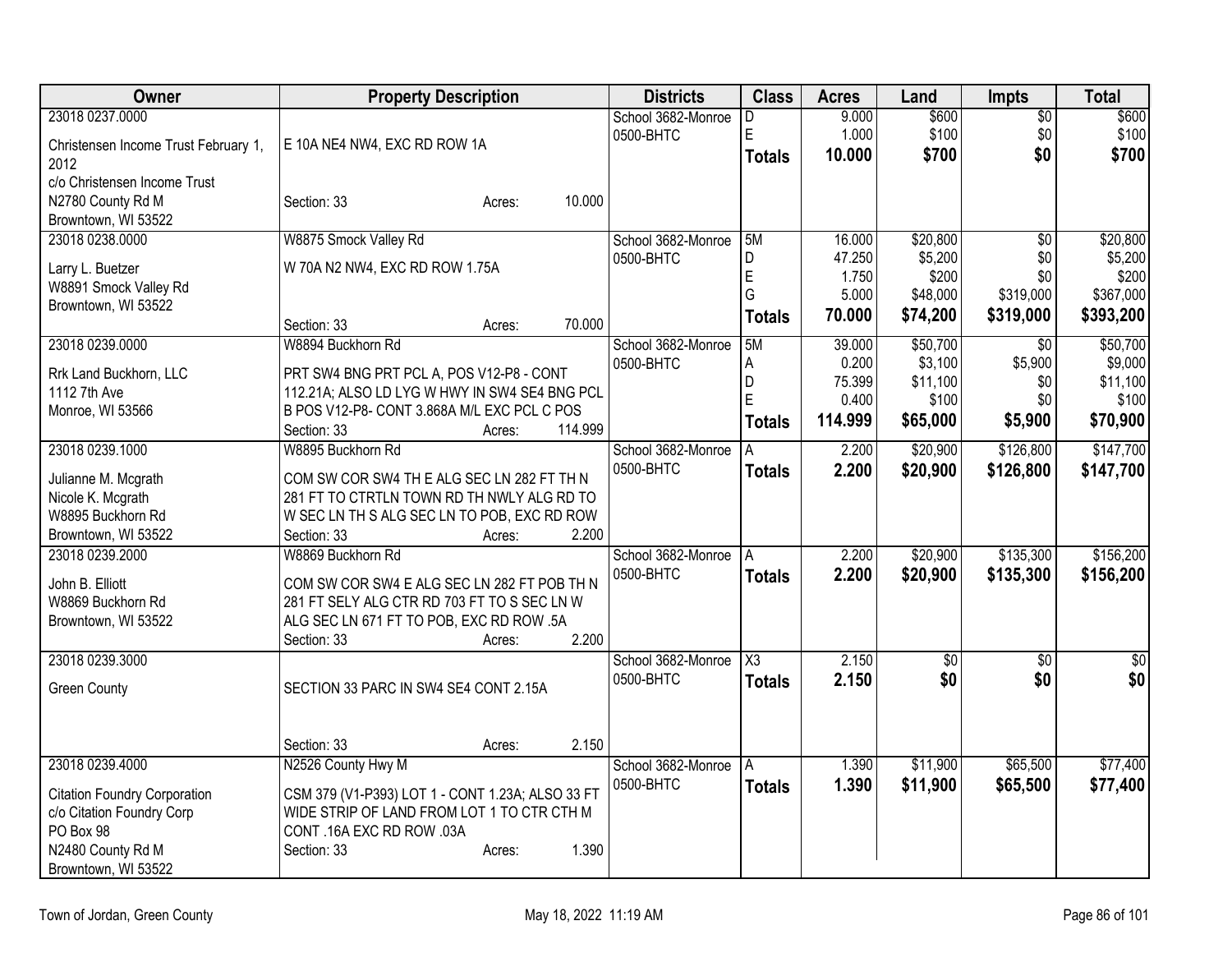| Owner | Property Description | Districts | Class | Acres | Land | Impts | Total |
|---|---|---|---|---|---|---|---|
| 23018 0237.0000<br>Christensen Income Trust February 1, 2012<br>c/o Christensen Income Trust<br>N2780 County Rd M<br>Browntown, WI 53522 | E 10A NE4 NW4, EXC RD ROW 1A<br>Section: 33 Acres: 10.000 | School 3682-Monroe<br>0500-BHTC | D<br>E<br>**Totals** | 9.000<br>1.000<br>**10.000** | $600<br>$100<br>**$700** | $0<br>$0<br>**$0** | $600<br>$100<br>**$700** |
| 23018 0238.0000<br>Larry L. Buetzer<br>W8891 Smock Valley Rd<br>Browntown, WI 53522 | W8875 Smock Valley Rd<br>W 70A N2 NW4, EXC RD ROW 1.75A<br>Section: 33 Acres: 70.000 | School 3682-Monroe<br>0500-BHTC | 5M<br>D<br>E<br>G<br>**Totals** | 16.000<br>47.250<br>1.750<br>5.000<br>**70.000** | $20,800<br>$5,200<br>$200<br>$48,000<br>**$74,200** | $0<br>$0<br>$0<br>$319,000<br>**$319,000** | $20,800<br>$5,200<br>$200<br>$367,000<br>**$393,200** |
| 23018 0239.0000<br>Rrk Land Buckhorn, LLC<br>1112 7th Ave<br>Monroe, WI 53566 | W8894 Buckhorn Rd<br>PRT SW4 BNG PRT PCL A, POS V12-P8 - CONT 112.21A; ALSO LD LYG W HWY IN SW4 SE4 BNG PCL B POS V12-P8- CONT 3.868A M/L EXC PCL C POS<br>Section: 33 Acres: 114.999 | School 3682-Monroe<br>0500-BHTC | 5M<br>A<br>D<br>E<br>**Totals** | 39.000<br>0.200<br>75.399<br>0.400<br>**114.999** | $50,700<br>$3,100<br>$11,100<br>$100<br>**$65,000** | $0<br>$5,900<br>$0<br>$0<br>**$5,900** | $50,700<br>$9,000<br>$11,100<br>$100<br>**$70,900** |
| 23018 0239.1000<br>Julianne M. Mcgrath<br>Nicole K. Mcgrath<br>W8895 Buckhorn Rd<br>Browntown, WI 53522 | W8895 Buckhorn Rd<br>COM SW COR SW4 TH E ALG SEC LN 282 FT TH N 281 FT TO CTRTLN TOWN RD TH NWLY ALG RD TO W SEC LN TH S ALG SEC LN TO POB, EXC RD ROW<br>Section: 33 Acres: 2.200 | School 3682-Monroe<br>0500-BHTC | A<br>**Totals** | 2.200<br>**2.200** | $20,900<br>**$20,900** | $126,800<br>**$126,800** | $147,700<br>**$147,700** |
| 23018 0239.2000<br>John B. Elliott<br>W8869 Buckhorn Rd<br>Browntown, WI 53522 | W8869 Buckhorn Rd<br>COM SW COR SW4 E ALG SEC LN 282 FT POB TH N 281 FT SELY ALG CTR RD 703 FT TO S SEC LN W ALG SEC LN 671 FT TO POB, EXC RD ROW .5A<br>Section: 33 Acres: 2.200 | School 3682-Monroe<br>0500-BHTC | A<br>**Totals** | 2.200<br>**2.200** | $20,900<br>**$20,900** | $135,300<br>**$135,300** | $156,200<br>**$156,200** |
| 23018 0239.3000<br>Green County | SECTION 33 PARC IN SW4 SE4 CONT 2.15A<br>Section: 33 Acres: 2.150 | School 3682-Monroe<br>0500-BHTC | X3<br>**Totals** | 2.150<br>**2.150** | $0<br>**$0** | $0<br>**$0** | $0<br>**$0** |
| 23018 0239.4000<br>Citation Foundry Corporation<br>c/o Citation Foundry Corp<br>PO Box 98<br>N2480 County Rd M<br>Browntown, WI 53522 | N2526 County Hwy M<br>CSM 379 (V1-P393) LOT 1 - CONT 1.23A; ALSO 33 FT WIDE STRIP OF LAND FROM LOT 1 TO CTR CTH M CONT .16A EXC RD ROW .03A<br>Section: 33 Acres: 1.390 | School 3682-Monroe<br>0500-BHTC | A<br>**Totals** | 1.390<br>**1.390** | $11,900<br>**$11,900** | $65,500<br>**$65,500** | $77,400<br>**$77,400** |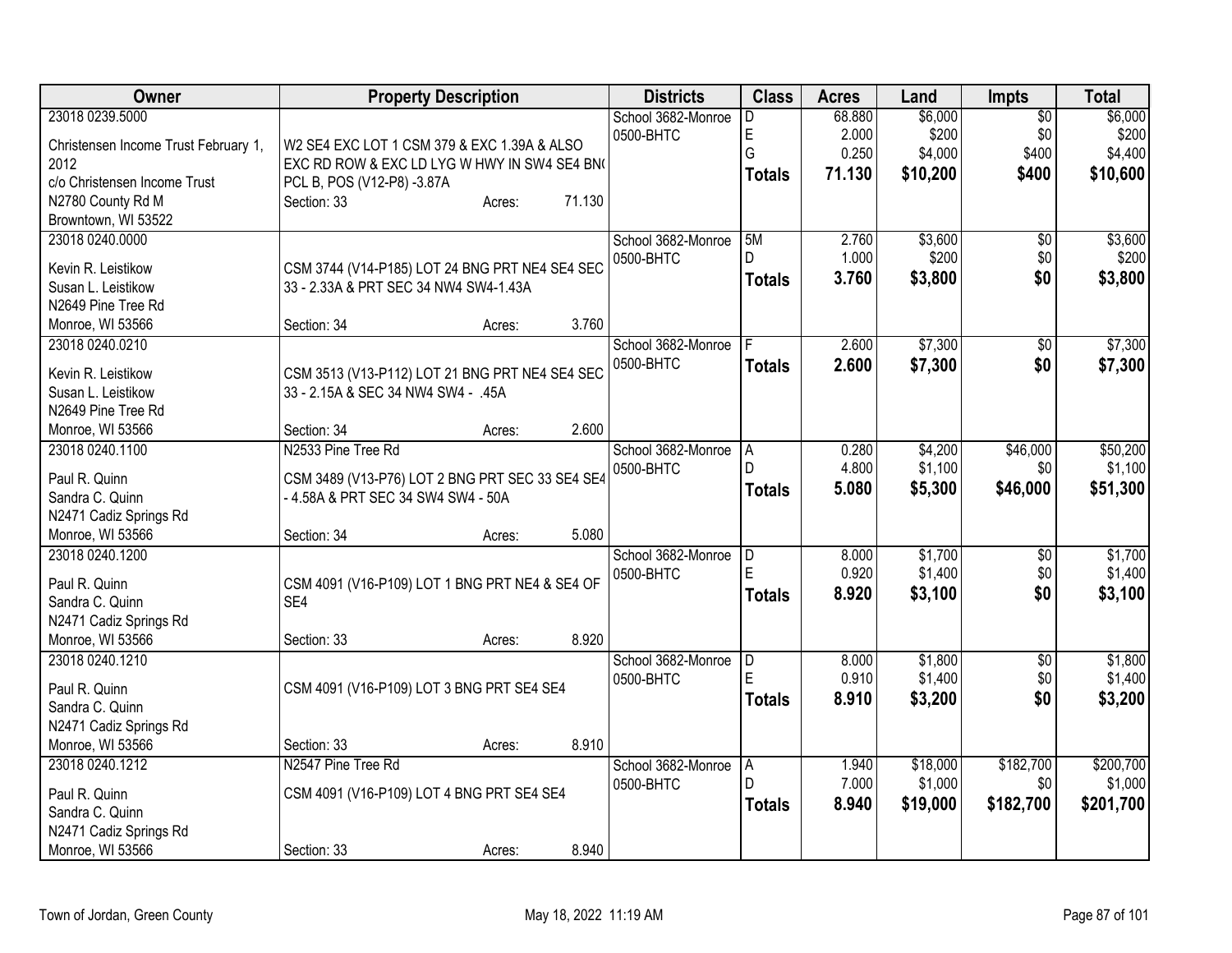| Owner | Property Description | Districts | Class | Acres | Land | Impts | Total |
|---|---|---|---|---|---|---|---|
| 23018 0239.5000<br>Christensen Income Trust February 1, 2012<br>c/o Christensen Income Trust<br>N2780 County Rd M<br>Browntown, WI 53522 | W2 SE4 EXC LOT 1 CSM 379 & EXC 1.39A & ALSO EXC RD ROW & EXC LD LYG W HWY IN SW4 SE4 BNG PCL B, POS (V12-P8) -3.87A<br>Section: 33 Acres: 71.130 | School 3682-Monroe<br>0500-BHTC | D<br>E<br>G<br>**Totals** | 68.880<br>2.000<br>0.250<br>**71.130** | $6,000<br>$200<br>$4,000<br>**$10,200** | $0<br>$0<br>$400<br>**$400** | $6,000<br>$200<br>$4,400<br>**$10,600** |
| 23018 0240.0000<br>Kevin R. Leistikow<br>Susan L. Leistikow<br>N2649 Pine Tree Rd<br>Monroe, WI 53566 | CSM 3744 (V14-P185) LOT 24 BNG PRT NE4 SE4 SEC 33 - 2.33A & PRT SEC 34 NW4 SW4-1.43A<br>Section: 34 Acres: 3.760 | School 3682-Monroe<br>0500-BHTC | 5M<br>D<br>**Totals** | 2.760<br>1.000<br>**3.760** | $3,600<br>$200<br>**$3,800** | $0<br>$0<br>**$0** | $3,600<br>$200<br>**$3,800** |
| 23018 0240.0210<br>Kevin R. Leistikow<br>Susan L. Leistikow<br>N2649 Pine Tree Rd<br>Monroe, WI 53566 | CSM 3513 (V13-P112) LOT 21 BNG PRT NE4 SE4 SEC 33 - 2.15A & SEC 34 NW4 SW4 - .45A<br>Section: 34 Acres: 2.600 | School 3682-Monroe<br>0500-BHTC | F<br>**Totals** | 2.600<br>**2.600** | $7,300<br>**$7,300** | $0<br>**$0** | $7,300<br>**$7,300** |
| 23018 0240.1100<br>Paul R. Quinn<br>Sandra C. Quinn<br>N2471 Cadiz Springs Rd<br>Monroe, WI 53566 | N2533 Pine Tree Rd<br>CSM 3489 (V13-P76) LOT 2 BNG PRT SEC 33 SE4 SE4 - 4.58A & PRT SEC 34 SW4 SW4 - 50A<br>Section: 34 Acres: 5.080 | School 3682-Monroe<br>0500-BHTC | A<br>D<br>**Totals** | 0.280<br>4.800<br>**5.080** | $4,200<br>$1,100<br>**$5,300** | $46,000<br>$0<br>**$46,000** | $50,200<br>$1,100<br>**$51,300** |
| 23018 0240.1200<br>Paul R. Quinn<br>Sandra C. Quinn<br>N2471 Cadiz Springs Rd<br>Monroe, WI 53566 | CSM 4091 (V16-P109) LOT 1 BNG PRT NE4 & SE4 OF SE4<br>Section: 33 Acres: 8.920 | School 3682-Monroe<br>0500-BHTC | D<br>E<br>**Totals** | 8.000<br>0.920<br>**8.920** | $1,700<br>$1,400<br>**$3,100** | $0<br>$0<br>**$0** | $1,700<br>$1,400<br>**$3,100** |
| 23018 0240.1210<br>Paul R. Quinn<br>Sandra C. Quinn<br>N2471 Cadiz Springs Rd<br>Monroe, WI 53566 | CSM 4091 (V16-P109) LOT 3 BNG PRT SE4 SE4<br>Section: 33 Acres: 8.910 | School 3682-Monroe<br>0500-BHTC | D<br>E<br>**Totals** | 8.000<br>0.910<br>**8.910** | $1,800<br>$1,400<br>**$3,200** | $0<br>$0<br>**$0** | $1,800<br>$1,400<br>**$3,200** |
| 23018 0240.1212<br>Paul R. Quinn<br>Sandra C. Quinn<br>N2471 Cadiz Springs Rd<br>Monroe, WI 53566 | N2547 Pine Tree Rd<br>CSM 4091 (V16-P109) LOT 4 BNG PRT SE4 SE4<br>Section: 33 Acres: 8.940 | School 3682-Monroe<br>0500-BHTC | A<br>D<br>**Totals** | 1.940<br>7.000<br>**8.940** | $18,000<br>$1,000<br>**$19,000** | $182,700<br>$0<br>**$182,700** | $200,700<br>$1,000<br>**$201,700** |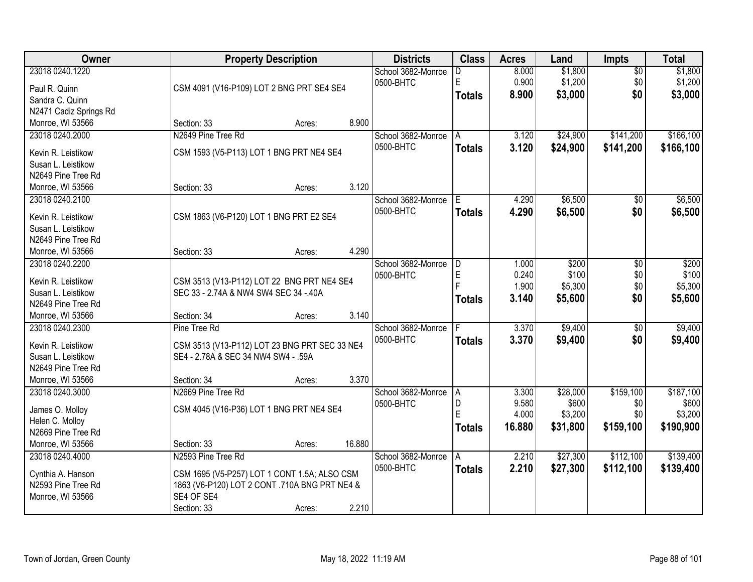| Owner | Property Description | Districts | Class | Acres | Land | Impts | Total |
|---|---|---|---|---|---|---|---|
| 23018 0240.1220<br>Paul R. Quinn<br>Sandra C. Quinn<br>N2471 Cadiz Springs Rd<br>Monroe, WI 53566 | CSM 4091 (V16-P109) LOT 2 BNG PRT SE4 SE4<br>Section: 33 Acres: 8.900 | School 3682-Monroe<br>0500-BHTC | D<br>E<br>**Totals** | 8.000<br>0.900<br>**8.900** | $1,800<br>$1,200<br>**$3,000** | $0<br>$0<br>**$0** | $1,800<br>$1,200<br>**$3,000** |
| 23018 0240.2000<br>Kevin R. Leistikow<br>Susan L. Leistikow<br>N2649 Pine Tree Rd<br>Monroe, WI 53566 | N2649 Pine Tree Rd<br>CSM 1593 (V5-P113) LOT 1 BNG PRT NE4 SE4<br>Section: 33 Acres: 3.120 | School 3682-Monroe<br>0500-BHTC | A<br>**Totals** | 3.120<br>**3.120** | $24,900<br>**$24,900** | $141,200<br>**$141,200** | $166,100<br>**$166,100** |
| 23018 0240.2100<br>Kevin R. Leistikow<br>Susan L. Leistikow<br>N2649 Pine Tree Rd<br>Monroe, WI 53566 | CSM 1863 (V6-P120) LOT 1 BNG PRT E2 SE4<br>Section: 33 Acres: 4.290 | School 3682-Monroe<br>0500-BHTC | E<br>**Totals** | 4.290<br>**4.290** | $6,500<br>**$6,500** | $0<br>**$0** | $6,500<br>**$6,500** |
| 23018 0240.2200<br>Kevin R. Leistikow<br>Susan L. Leistikow<br>N2649 Pine Tree Rd<br>Monroe, WI 53566 | CSM 3513 (V13-P112) LOT 22 BNG PRT NE4 SE4 SEC 33 - 2.74A & NW4 SW4 SEC 34 -.40A<br>Section: 34 Acres: 3.140 | School 3682-Monroe<br>0500-BHTC | D<br>E<br>F<br>**Totals** | 1.000<br>0.240<br>1.900<br>**3.140** | $200<br>$100<br>$5,300<br>**$5,600** | $0<br>$0<br>$0<br>**$0** | $200<br>$100<br>$5,300<br>**$5,600** |
| 23018 0240.2300<br>Kevin R. Leistikow<br>Susan L. Leistikow<br>N2649 Pine Tree Rd<br>Monroe, WI 53566 | Pine Tree Rd<br>CSM 3513 (V13-P112) LOT 23 BNG PRT SEC 33 NE4 SE4 - 2.78A & SEC 34 NW4 SW4 - .59A<br>Section: 34 Acres: 3.370 | School 3682-Monroe<br>0500-BHTC | F<br>**Totals** | 3.370<br>**3.370** | $9,400<br>**$9,400** | $0<br>**$0** | $9,400<br>**$9,400** |
| 23018 0240.3000<br>James O. Molloy<br>Helen C. Molloy<br>N2669 Pine Tree Rd<br>Monroe, WI 53566 | N2669 Pine Tree Rd<br>CSM 4045 (V16-P36) LOT 1 BNG PRT NE4 SE4<br>Section: 33 Acres: 16.880 | School 3682-Monroe<br>0500-BHTC | A<br>D<br>E<br>**Totals** | 3.300<br>9.580<br>4.000<br>**16.880** | $28,000<br>$600<br>$3,200<br>**$31,800** | $159,100<br>$0<br>$0<br>**$159,100** | $187,100<br>$600<br>$3,200<br>**$190,900** |
| 23018 0240.4000<br>Cynthia A. Hanson<br>N2593 Pine Tree Rd<br>Monroe, WI 53566 | N2593 Pine Tree Rd<br>CSM 1695 (V5-P257) LOT 1 CONT 1.5A; ALSO CSM 1863 (V6-P120) LOT 2 CONT .710A BNG PRT NE4 & SE4 OF SE4<br>Section: 33 Acres: 2.210 | School 3682-Monroe<br>0500-BHTC | A<br>**Totals** | 2.210<br>**2.210** | $27,300<br>**$27,300** | $112,100<br>**$112,100** | $139,400<br>**$139,400** |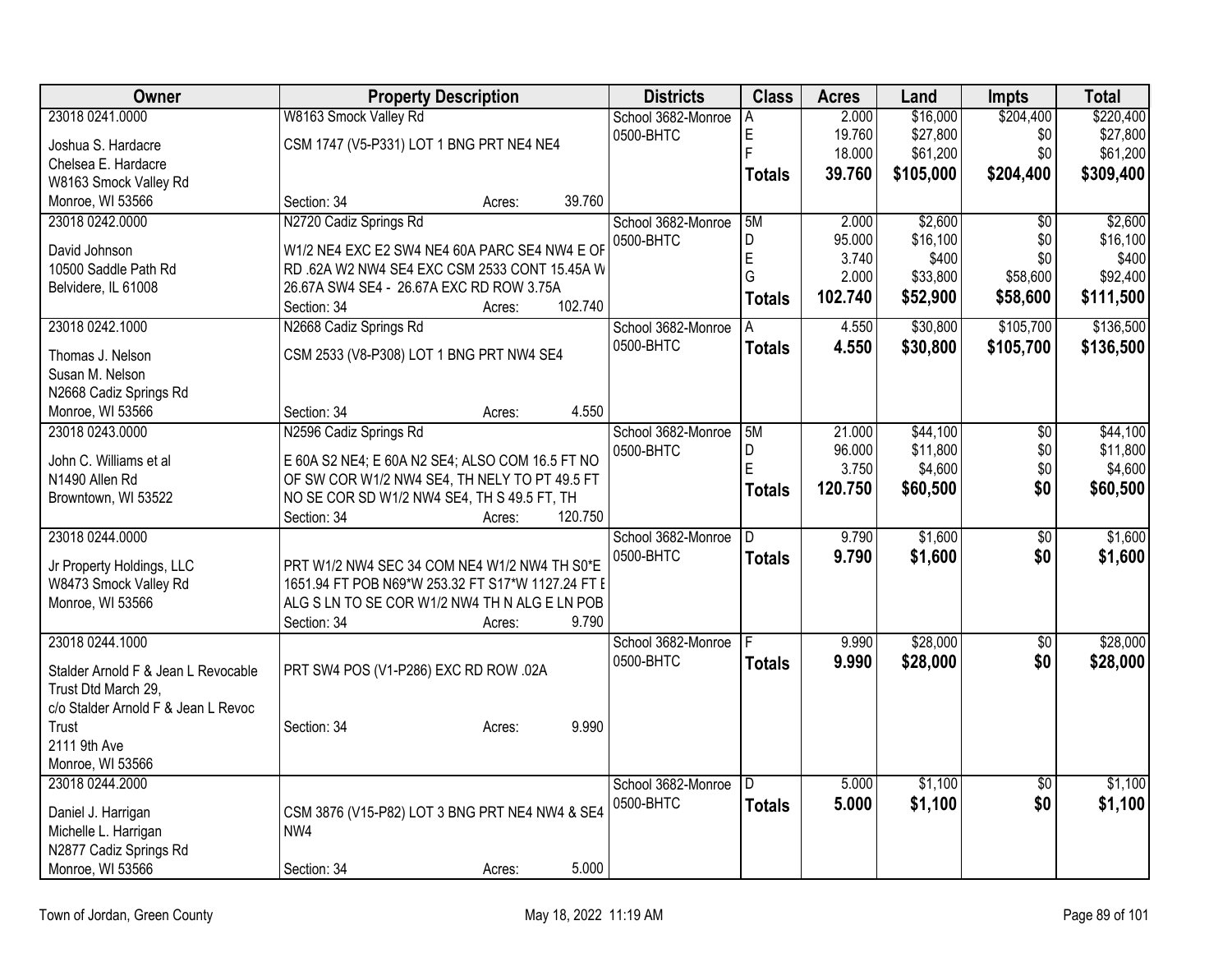| Owner | Property Description | Districts | Class | Acres | Land | Impts | Total |
|---|---|---|---|---|---|---|---|
| 23018 0241.0000<br>Joshua S. Hardacre<br>Chelsea E. Hardacre<br>W8163 Smock Valley Rd<br>Monroe, WI 53566 | W8163 Smock Valley Rd<br>CSM 1747 (V5-P331) LOT 1 BNG PRT NE4 NE4<br>Section: 34 Acres: 39.760 | School 3682-Monroe<br>0500-BHTC | A<br>E<br>F<br>**Totals** | 2.000<br>19.760<br>18.000<br>**39.760** | $16,000<br>$27,800<br>$61,200<br>**$105,000** | $204,400<br>$0<br>$0<br>**$204,400** | $220,400<br>$27,800<br>$61,200<br>**$309,400** |
| 23018 0242.0000<br>David Johnson<br>10500 Saddle Path Rd<br>Belvidere, IL 61008 | N2720 Cadiz Springs Rd<br>W1/2 NE4 EXC E2 SW4 NE4 60A PARC SE4 NW4 E OF RD .62A W2 NW4 SE4 EXC CSM 2533 CONT 15.45A W 26.67A SW4 SE4 - 26.67A EXC RD ROW 3.75A<br>Section: 34 Acres: 102.740 | School 3682-Monroe<br>0500-BHTC | 5M<br>D<br>E<br>G<br>**Totals** | 2.000<br>95.000<br>3.740<br>2.000<br>**102.740** | $2,600<br>$16,100<br>$400<br>$33,800<br>**$52,900** | $0<br>$0<br>$0<br>$58,600<br>**$58,600** | $2,600<br>$16,100<br>$400<br>$92,400<br>**$111,500** |
| 23018 0242.1000<br>Thomas J. Nelson<br>Susan M. Nelson<br>N2668 Cadiz Springs Rd<br>Monroe, WI 53566 | N2668 Cadiz Springs Rd<br>CSM 2533 (V8-P308) LOT 1 BNG PRT NW4 SE4<br>Section: 34 Acres: 4.550 | School 3682-Monroe<br>0500-BHTC | A<br>**Totals** | 4.550<br>**4.550** | $30,800<br>**$30,800** | $105,700<br>**$105,700** | $136,500<br>**$136,500** |
| 23018 0243.0000<br>John C. Williams et al<br>N1490 Allen Rd<br>Browntown, WI 53522 | N2596 Cadiz Springs Rd<br>E 60A S2 NE4; E 60A N2 SE4; ALSO COM 16.5 FT NO OF SW COR W1/2 NW4 SE4, TH NELY TO PT 49.5 FT NO SE COR SD W1/2 NW4 SE4, TH S 49.5 FT, TH<br>Section: 34 Acres: 120.750 | School 3682-Monroe<br>0500-BHTC | 5M<br>D<br>E<br>**Totals** | 21.000<br>96.000<br>3.750<br>**120.750** | $44,100<br>$11,800<br>$4,600<br>**$60,500** | $0<br>$0<br>$0<br>**$0** | $44,100<br>$11,800<br>$4,600<br>**$60,500** |
| 23018 0244.0000<br>Jr Property Holdings, LLC<br>W8473 Smock Valley Rd<br>Monroe, WI 53566 | PRT W1/2 NW4 SEC 34 COM NE4 W1/2 NW4 TH S0*E 1651.94 FT POB N69*W 253.32 FT S17*W 1127.24 FT E ALG S LN TO SE COR W1/2 NW4 TH N ALG E LN POB<br>Section: 34 Acres: 9.790 | School 3682-Monroe<br>0500-BHTC | D<br>**Totals** | 9.790<br>**9.790** | $1,600<br>**$1,600** | $0<br>**$0** | $1,600<br>**$1,600** |
| 23018 0244.1000<br>Stalder Arnold F & Jean L Revocable Trust Dtd March 29,<br>c/o Stalder Arnold F & Jean L Revoc Trust<br>2111 9th Ave<br>Monroe, WI 53566 | PRT SW4 POS (V1-P286) EXC RD ROW .02A<br>Section: 34 Acres: 9.990 | School 3682-Monroe<br>0500-BHTC | F<br>**Totals** | 9.990<br>**9.990** | $28,000<br>**$28,000** | $0<br>**$0** | $28,000<br>**$28,000** |
| 23018 0244.2000<br>Daniel J. Harrigan<br>Michelle L. Harrigan<br>N2877 Cadiz Springs Rd<br>Monroe, WI 53566 | CSM 3876 (V15-P82) LOT 3 BNG PRT NE4 NW4 & SE4 NW4<br>Section: 34 Acres: 5.000 | School 3682-Monroe<br>0500-BHTC | D<br>**Totals** | 5.000<br>**5.000** | $1,100<br>**$1,100** | $0<br>**$0** | $1,100<br>**$1,100** |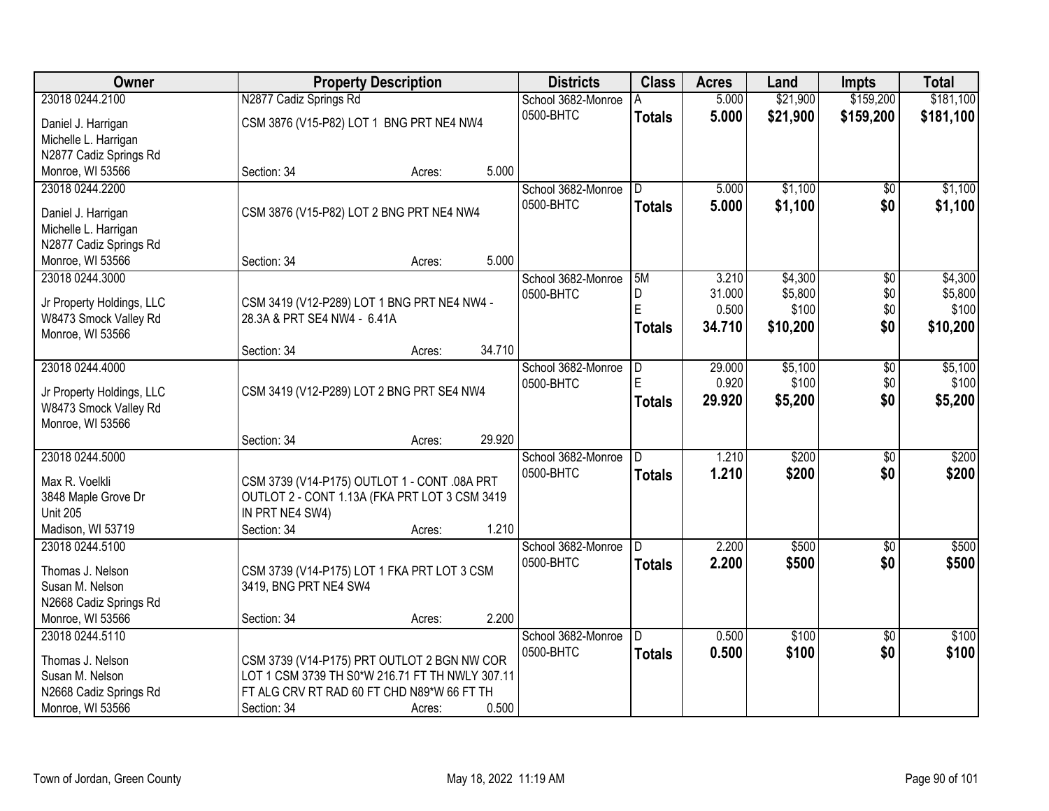| Owner | Property Description | Districts | Class | Acres | Land | Impts | Total |
|---|---|---|---|---|---|---|---|
| 23018 0244.2100<br>Daniel J. Harrigan<br>Michelle L. Harrigan<br>N2877 Cadiz Springs Rd<br>Monroe, WI 53566 | N2877 Cadiz Springs Rd<br>CSM 3876 (V15-P82) LOT 1 BNG PRT NE4 NW4<br>Section: 34 Acres: 5.000 | School 3682-Monroe<br>0500-BHTC | A<br>**Totals** | 5.000<br>**5.000** | $21,900<br>**$21,900** | $159,200<br>**$159,200** | $181,100<br>**$181,100** |
| 23018 0244.2200<br>Daniel J. Harrigan<br>Michelle L. Harrigan<br>N2877 Cadiz Springs Rd<br>Monroe, WI 53566 | CSM 3876 (V15-P82) LOT 2 BNG PRT NE4 NW4<br>Section: 34 Acres: 5.000 | School 3682-Monroe<br>0500-BHTC | D<br>**Totals** | 5.000<br>**5.000** | $1,100<br>**$1,100** | $0<br>**$0** | $1,100<br>**$1,100** |
| 23018 0244.3000<br>Jr Property Holdings, LLC<br>W8473 Smock Valley Rd<br>Monroe, WI 53566 | CSM 3419 (V12-P289) LOT 1 BNG PRT NE4 NW4 - 28.3A & PRT SE4 NW4 - 6.41A<br>Section: 34 Acres: 34.710 | School 3682-Monroe<br>0500-BHTC | 5M<br>D<br>E<br>**Totals** | 3.210<br>31.000<br>0.500<br>**34.710** | $4,300<br>$5,800<br>$100<br>**$10,200** | $0<br>$0<br>$0<br>**$0** | $4,300<br>$5,800<br>$100<br>**$10,200** |
| 23018 0244.4000<br>Jr Property Holdings, LLC<br>W8473 Smock Valley Rd<br>Monroe, WI 53566 | CSM 3419 (V12-P289) LOT 2 BNG PRT SE4 NW4<br>Section: 34 Acres: 29.920 | School 3682-Monroe<br>0500-BHTC | D<br>E<br>**Totals** | 29.000<br>0.920<br>**29.920** | $5,100<br>$100<br>**$5,200** | $0<br>$0<br>**$0** | $5,100<br>$100<br>**$5,200** |
| 23018 0244.5000<br>Max R. Voelkli<br>3848 Maple Grove Dr<br>Unit 205<br>Madison, WI 53719 | CSM 3739 (V14-P175) OUTLOT 1 - CONT .08A PRT OUTLOT 2 - CONT 1.13A (FKA PRT LOT 3 CSM 3419 IN PRT NE4 SW4)<br>Section: 34 Acres: 1.210 | School 3682-Monroe<br>0500-BHTC | D<br>**Totals** | 1.210<br>**1.210** | $200<br>**$200** | $0<br>**$0** | $200<br>**$200** |
| 23018 0244.5100<br>Thomas J. Nelson<br>Susan M. Nelson<br>N2668 Cadiz Springs Rd<br>Monroe, WI 53566 | CSM 3739 (V14-P175) LOT 1 FKA PRT LOT 3 CSM 3419, BNG PRT NE4 SW4<br>Section: 34 Acres: 2.200 | School 3682-Monroe<br>0500-BHTC | D<br>**Totals** | 2.200<br>**2.200** | $500<br>**$500** | $0<br>**$0** | $500<br>**$500** |
| 23018 0244.5110<br>Thomas J. Nelson<br>Susan M. Nelson<br>N2668 Cadiz Springs Rd<br>Monroe, WI 53566 | CSM 3739 (V14-P175) PRT OUTLOT 2 BGN NW COR LOT 1 CSM 3739 TH S0*W 216.71 FT TH NWLY 307.11 FT ALG CRV RT RAD 60 FT CHD N89*W 66 FT TH<br>Section: 34 Acres: 0.500 | School 3682-Monroe<br>0500-BHTC | D<br>**Totals** | 0.500<br>**0.500** | $100<br>**$100** | $0<br>**$0** | $100<br>**$100** |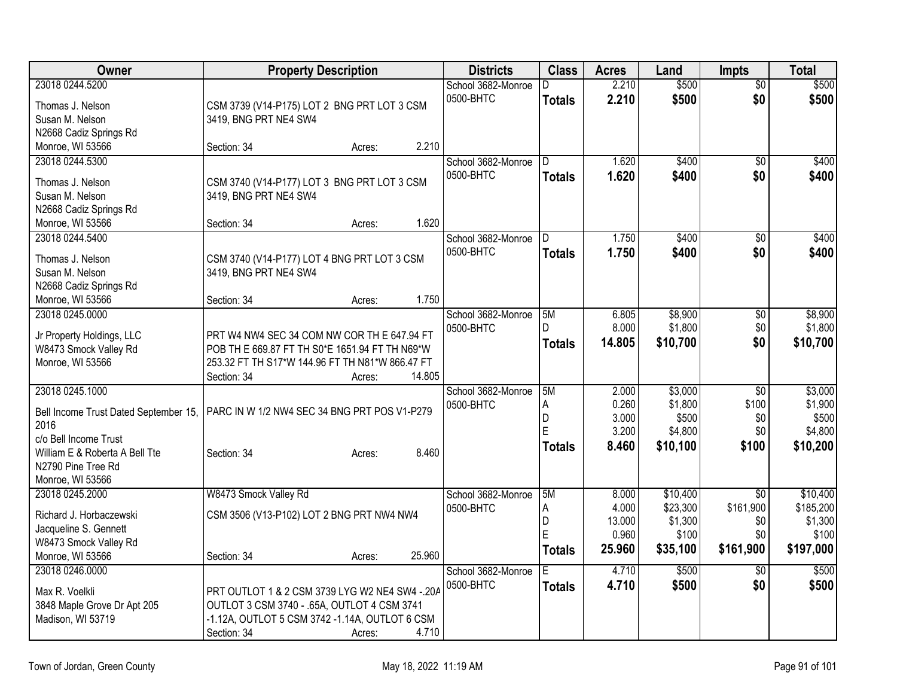| Owner | Property Description | Districts | Class | Acres | Land | Impts | Total |
|---|---|---|---|---|---|---|---|
| 23018 0244.5200<br>Thomas J. Nelson<br>Susan M. Nelson<br>N2668 Cadiz Springs Rd<br>Monroe, WI 53566 | CSM 3739 (V14-P175) LOT 2 BNG PRT LOT 3 CSM 3419, BNG PRT NE4 SW4<br>Section: 34 Acres: 2.210 | School 3682-Monroe<br>0500-BHTC | D<br>**Totals** | 2.210<br>**2.210** | $500<br>**$500** | $0<br>**$0** | $500<br>**$500** |
| 23018 0244.5300<br>Thomas J. Nelson<br>Susan M. Nelson<br>N2668 Cadiz Springs Rd<br>Monroe, WI 53566 | CSM 3740 (V14-P177) LOT 3 BNG PRT LOT 3 CSM 3419, BNG PRT NE4 SW4<br>Section: 34 Acres: 1.620 | School 3682-Monroe<br>0500-BHTC | D<br>**Totals** | 1.620<br>**1.620** | $400<br>**$400** | $0<br>**$0** | $400<br>**$400** |
| 23018 0244.5400<br>Thomas J. Nelson<br>Susan M. Nelson<br>N2668 Cadiz Springs Rd<br>Monroe, WI 53566 | CSM 3740 (V14-P177) LOT 4 BNG PRT LOT 3 CSM 3419, BNG PRT NE4 SW4<br>Section: 34 Acres: 1.750 | School 3682-Monroe<br>0500-BHTC | D<br>**Totals** | 1.750<br>**1.750** | $400<br>**$400** | $0<br>**$0** | $400<br>**$400** |
| 23018 0245.0000<br>Jr Property Holdings, LLC<br>W8473 Smock Valley Rd<br>Monroe, WI 53566 | PRT W4 NW4 SEC 34 COM NW COR TH E 647.94 FT POB TH E 669.87 FT TH S0*E 1651.94 FT TH N69*W 253.32 FT TH S17*W 144.96 FT TH N81*W 866.47 FT<br>Section: 34 Acres: 14.805 | School 3682-Monroe<br>0500-BHTC | 5M<br>D<br>**Totals** | 6.805<br>8.000<br>**14.805** | $8,900<br>$1,800<br>**$10,700** | $0<br>$0<br>**$0** | $8,900<br>$1,800<br>**$10,700** |
| 23018 0245.1000<br>Bell Income Trust Dated September 15, 2016<br>c/o Bell Income Trust<br>William E & Roberta A Bell Tte<br>N2790 Pine Tree Rd<br>Monroe, WI 53566 | PARC IN W 1/2 NW4 SEC 34 BNG PRT POS V1-P279<br>Section: 34 Acres: 8.460 | School 3682-Monroe<br>0500-BHTC | 5M<br>A<br>D<br>E<br>**Totals** | 2.000<br>0.260<br>3.000<br>3.200<br>**8.460** | $3,000<br>$1,800<br>$500<br>$4,800<br>**$10,100** | $0<br>$100<br>$0<br>$0<br>**$100** | $3,000<br>$1,900<br>$500<br>$4,800<br>**$10,200** |
| 23018 0245.2000<br>Richard J. Horbaczewski<br>Jacqueline S. Gennett<br>W8473 Smock Valley Rd<br>Monroe, WI 53566 | W8473 Smock Valley Rd<br>CSM 3506 (V13-P102) LOT 2 BNG PRT NW4 NW4<br>Section: 34 Acres: 25.960 | School 3682-Monroe<br>0500-BHTC | 5M<br>A<br>D<br>E<br>**Totals** | 8.000<br>4.000<br>13.000<br>0.960<br>**25.960** | $10,400<br>$23,300<br>$1,300<br>$100<br>**$35,100** | $0<br>$161,900<br>$0<br>$0<br>**$161,900** | $10,400<br>$185,200<br>$1,300<br>$100<br>**$197,000** |
| 23018 0246.0000<br>Max R. Voelkli<br>3848 Maple Grove Dr Apt 205<br>Madison, WI 53719 | PRT OUTLOT 1 & 2 CSM 3739 LYG W2 NE4 SW4 -.20A OUTLOT 3 CSM 3740 - .65A, OUTLOT 4 CSM 3741 -1.12A, OUTLOT 5 CSM 3742 -1.14A, OUTLOT 6 CSM<br>Section: 34 Acres: 4.710 | School 3682-Monroe<br>0500-BHTC | E<br>**Totals** | 4.710<br>**4.710** | $500<br>**$500** | $0<br>**$0** | $500<br>**$500** |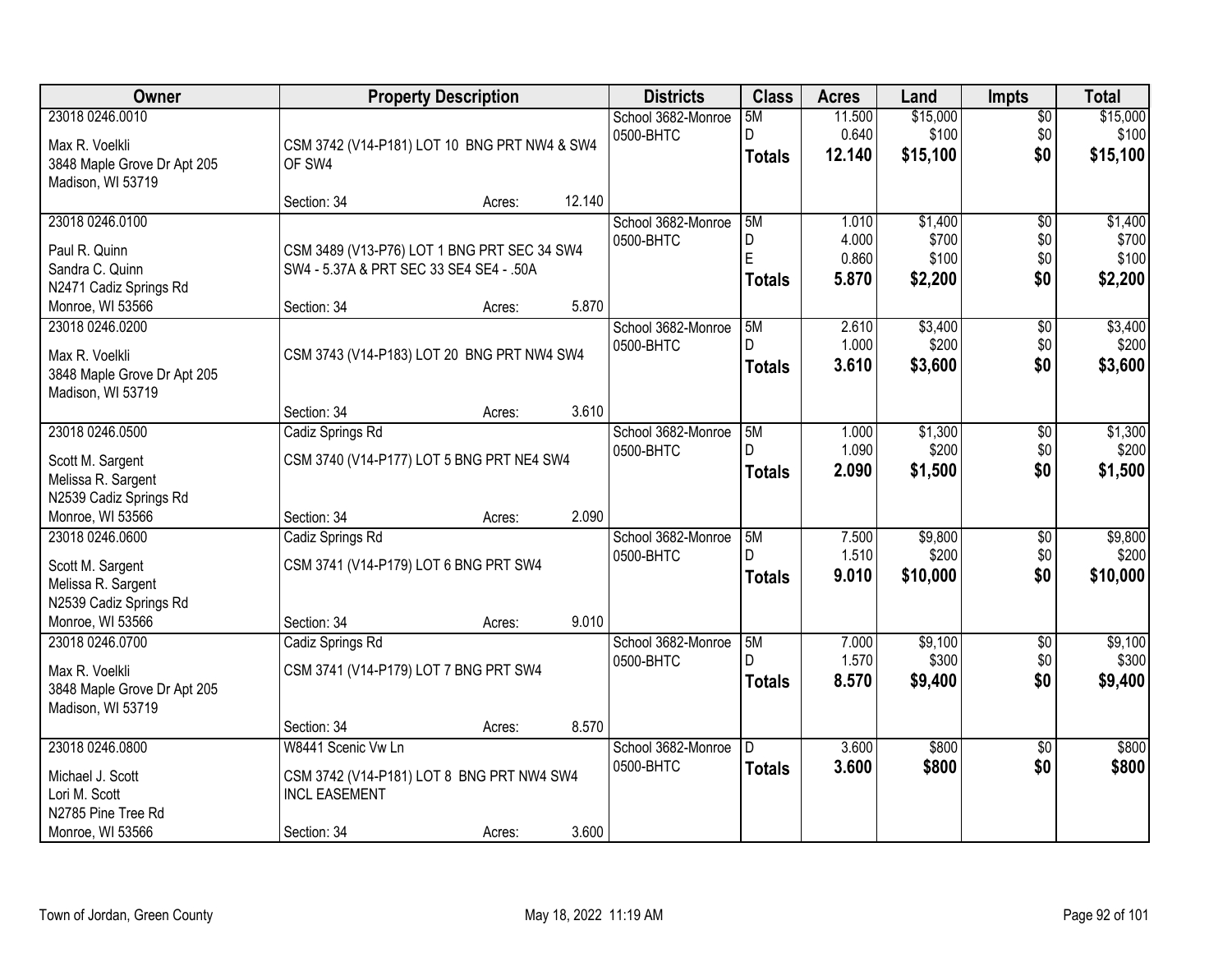| Owner | Property Description | | | Districts | Class | Acres | Land | Impts | Total |
|---|---|---|---|---|---|---|---|---|---|
| 23018 0246.0010<br>Max R. Voelkli<br>3848 Maple Grove Dr Apt 205<br>Madison, WI 53719 | CSM 3742 (V14-P181) LOT 10 BNG PRT NW4 & SW4 OF SW4<br>Section: 34 | Acres: | 12.140 | School 3682-Monroe<br>0500-BHTC | 5M<br>D<br>**Totals** | 11.500<br>0.640<br>**12.140** | $15,000<br>$100<br>**$15,100** | $0<br>$0<br>**$0** | $15,000<br>$100<br>**$15,100** |
| 23018 0246.0100<br>Paul R. Quinn<br>Sandra C. Quinn<br>N2471 Cadiz Springs Rd<br>Monroe, WI 53566 | CSM 3489 (V13-P76) LOT 1 BNG PRT SEC 34 SW4 SW4 - 5.37A & PRT SEC 33 SE4 SE4 - .50A<br>Section: 34 | Acres: | 5.870 | School 3682-Monroe<br>0500-BHTC | 5M<br>D<br>E<br>**Totals** | 1.010<br>4.000<br>0.860<br>**5.870** | $1,400<br>$700<br>$100<br>**$2,200** | $0<br>$0<br>$0<br>**$0** | $1,400<br>$700<br>$100<br>**$2,200** |
| 23018 0246.0200<br>Max R. Voelkli<br>3848 Maple Grove Dr Apt 205<br>Madison, WI 53719 | CSM 3743 (V14-P183) LOT 20 BNG PRT NW4 SW4<br>Section: 34 | Acres: | 3.610 | School 3682-Monroe<br>0500-BHTC | 5M<br>D<br>**Totals** | 2.610<br>1.000<br>**3.610** | $3,400<br>$200<br>**$3,600** | $0<br>$0<br>**$0** | $3,400<br>$200<br>**$3,600** |
| 23018 0246.0500<br>Scott M. Sargent<br>Melissa R. Sargent<br>N2539 Cadiz Springs Rd<br>Monroe, WI 53566 | Cadiz Springs Rd<br>CSM 3740 (V14-P177) LOT 5 BNG PRT NE4 SW4<br>Section: 34 | Acres: | 2.090 | School 3682-Monroe<br>0500-BHTC | 5M<br>D<br>**Totals** | 1.000<br>1.090<br>**2.090** | $1,300<br>$200<br>**$1,500** | $0<br>$0<br>**$0** | $1,300<br>$200<br>**$1,500** |
| 23018 0246.0600<br>Scott M. Sargent<br>Melissa R. Sargent<br>N2539 Cadiz Springs Rd<br>Monroe, WI 53566 | Cadiz Springs Rd<br>CSM 3741 (V14-P179) LOT 6 BNG PRT SW4<br>Section: 34 | Acres: | 9.010 | School 3682-Monroe<br>0500-BHTC | 5M<br>D<br>**Totals** | 7.500<br>1.510<br>**9.010** | $9,800<br>$200<br>**$10,000** | $0<br>$0<br>**$0** | $9,800<br>$200<br>**$10,000** |
| 23018 0246.0700<br>Max R. Voelkli<br>3848 Maple Grove Dr Apt 205<br>Madison, WI 53719 | Cadiz Springs Rd<br>CSM 3741 (V14-P179) LOT 7 BNG PRT SW4<br>Section: 34 | Acres: | 8.570 | School 3682-Monroe<br>0500-BHTC | 5M<br>D<br>**Totals** | 7.000<br>1.570<br>**8.570** | $9,100<br>$300<br>**$9,400** | $0<br>$0<br>**$0** | $9,100<br>$300<br>**$9,400** |
| 23018 0246.0800<br>Michael J. Scott<br>Lori M. Scott<br>N2785 Pine Tree Rd<br>Monroe, WI 53566 | W8441 Scenic Vw Ln<br>CSM 3742 (V14-P181) LOT 8 BNG PRT NW4 SW4 INCL EASEMENT<br>Section: 34 | Acres: | 3.600 | School 3682-Monroe<br>0500-BHTC | D<br>**Totals** | 3.600<br>**3.600** | $800<br>**$800** | $0<br>**$0** | $800<br>**$800** |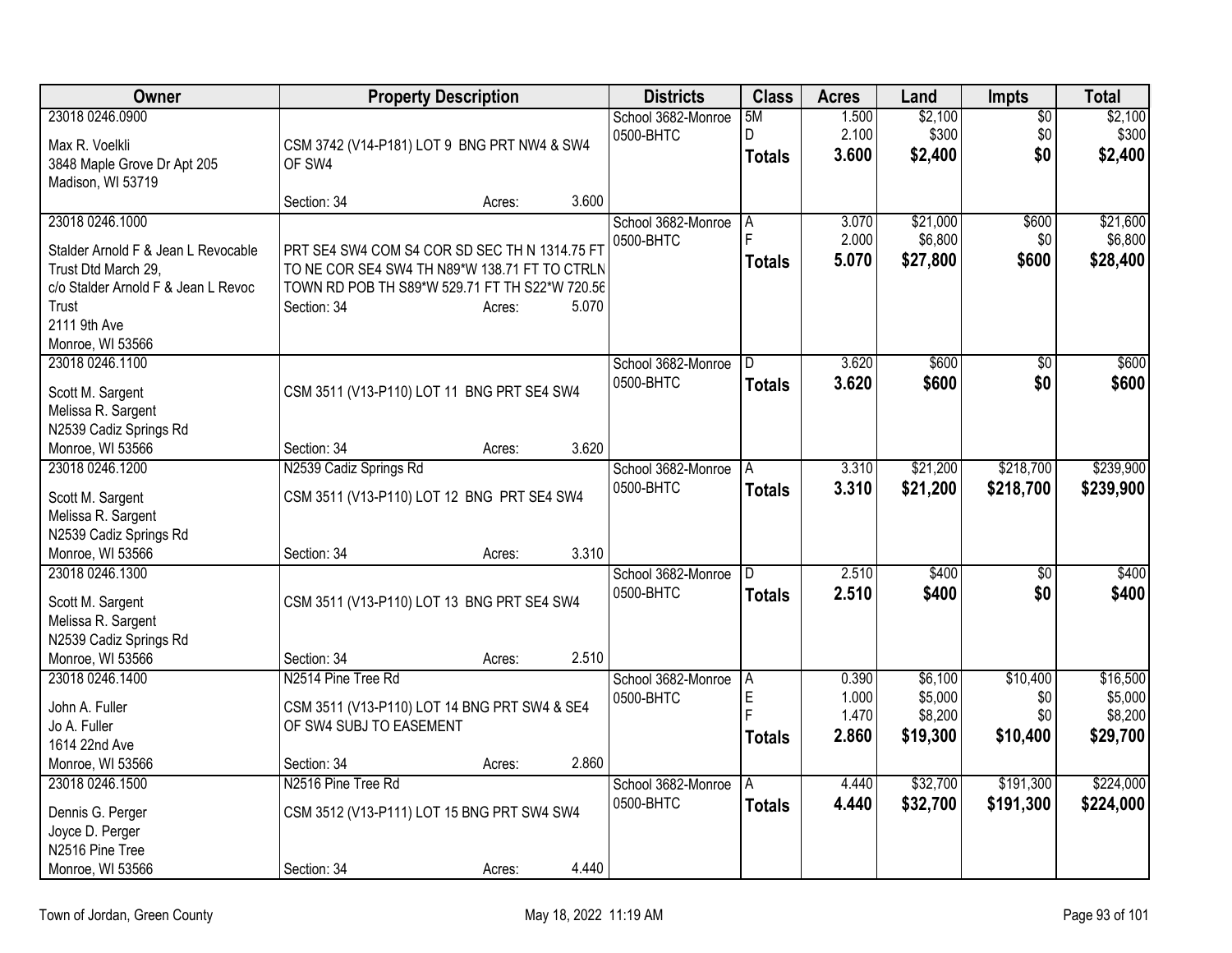| Owner | Property Description | Districts | Class | Acres | Land | Impts | Total |
|---|---|---|---|---|---|---|---|
| 23018 0246.0900<br>Max R. Voelkli<br>3848 Maple Grove Dr Apt 205<br>Madison, WI 53719 | CSM 3742 (V14-P181) LOT 9 BNG PRT NW4 & SW4 OF SW4<br>Section: 34 Acres: 3.600 | School 3682-Monroe<br>0500-BHTC | 5M<br>D<br>**Totals** | 1.500<br>2.100<br>**3.600** | $2,100<br>$300<br>**$2,400** | $0<br>$0<br>**$0** | $2,100<br>$300<br>**$2,400** |
| 23018 0246.1000<br>Stalder Arnold F & Jean L Revocable Trust Dtd March 29,<br>c/o Stalder Arnold F & Jean L Revoc Trust<br>2111 9th Ave<br>Monroe, WI 53566 | PRT SE4 SW4 COM S4 COR SD SEC TH N 1314.75 FT TO NE COR SE4 SW4 TH N89*W 138.71 FT TO CTRLN TOWN RD POB TH S89*W 529.71 FT TH S22*W 720.56<br>Section: 34 Acres: 5.070 | School 3682-Monroe<br>0500-BHTC | A<br>F<br>**Totals** | 3.070<br>2.000<br>**5.070** | $21,000<br>$6,800<br>**$27,800** | $600<br>$0<br>**$600** | $21,600<br>$6,800<br>**$28,400** |
| 23018 0246.1100<br>Scott M. Sargent<br>Melissa R. Sargent<br>N2539 Cadiz Springs Rd<br>Monroe, WI 53566 | CSM 3511 (V13-P110) LOT 11 BNG PRT SE4 SW4<br>Section: 34 Acres: 3.620 | School 3682-Monroe<br>0500-BHTC | D<br>**Totals** | 3.620<br>**3.620** | $600<br>**$600** | $0<br>**$0** | $600<br>**$600** |
| 23018 0246.1200<br>Scott M. Sargent<br>Melissa R. Sargent<br>N2539 Cadiz Springs Rd<br>Monroe, WI 53566 | N2539 Cadiz Springs Rd<br>CSM 3511 (V13-P110) LOT 12 BNG PRT SE4 SW4<br>Section: 34 Acres: 3.310 | School 3682-Monroe<br>0500-BHTC | A<br>**Totals** | 3.310<br>**3.310** | $21,200<br>**$21,200** | $218,700<br>**$218,700** | $239,900<br>**$239,900** |
| 23018 0246.1300<br>Scott M. Sargent<br>Melissa R. Sargent<br>N2539 Cadiz Springs Rd<br>Monroe, WI 53566 | CSM 3511 (V13-P110) LOT 13 BNG PRT SE4 SW4<br>Section: 34 Acres: 2.510 | School 3682-Monroe<br>0500-BHTC | D<br>**Totals** | 2.510<br>**2.510** | $400<br>**$400** | $0<br>**$0** | $400<br>**$400** |
| 23018 0246.1400<br>John A. Fuller<br>Jo A. Fuller<br>1614 22nd Ave<br>Monroe, WI 53566 | N2514 Pine Tree Rd<br>CSM 3511 (V13-P110) LOT 14 BNG PRT SW4 & SE4 OF SW4 SUBJ TO EASEMENT<br>Section: 34 Acres: 2.860 | School 3682-Monroe<br>0500-BHTC | A<br>E<br>F<br>**Totals** | 0.390<br>1.000<br>1.470<br>**2.860** | $6,100<br>$5,000<br>$8,200<br>**$19,300** | $10,400<br>$0<br>$0<br>**$10,400** | $16,500<br>$5,000<br>$8,200<br>**$29,700** |
| 23018 0246.1500<br>Dennis G. Perger<br>Joyce D. Perger<br>N2516 Pine Tree<br>Monroe, WI 53566 | N2516 Pine Tree Rd<br>CSM 3512 (V13-P111) LOT 15 BNG PRT SW4 SW4<br>Section: 34 Acres: 4.440 | School 3682-Monroe<br>0500-BHTC | A<br>**Totals** | 4.440<br>**4.440** | $32,700<br>**$32,700** | $191,300<br>**$191,300** | $224,000<br>**$224,000** |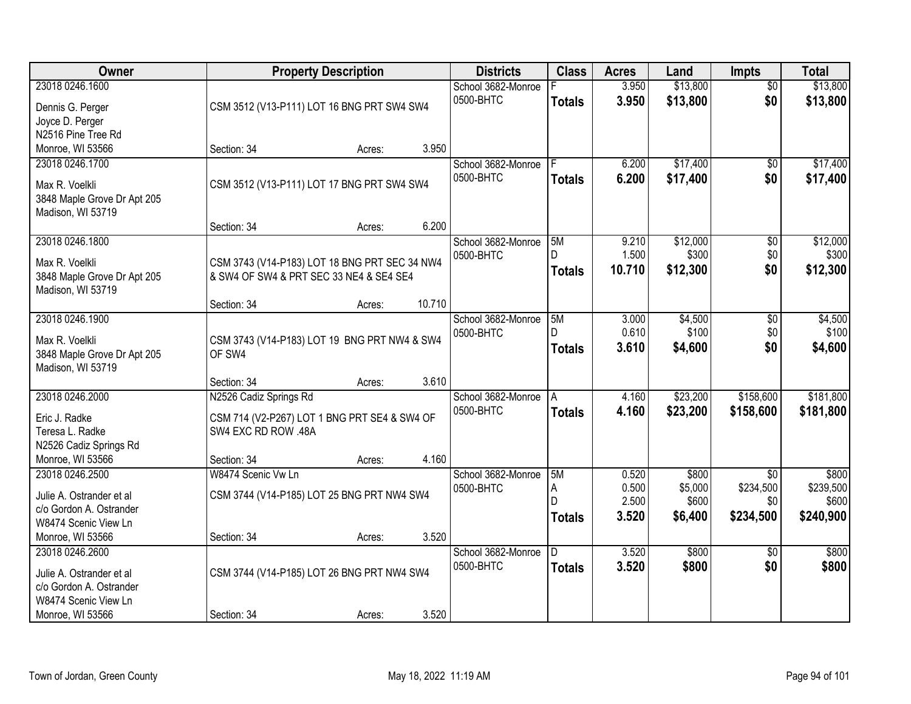| Owner | Property Description | Districts | Class | Acres | Land | Impts | Total |
|---|---|---|---|---|---|---|---|
| 23018 0246.1600<br>Dennis G. Perger<br>Joyce D. Perger<br>N2516 Pine Tree Rd<br>Monroe, WI 53566 | CSM 3512 (V13-P111) LOT 16 BNG PRT SW4 SW4<br>Section: 34 Acres: 3.950 | School 3682-Monroe<br>0500-BHTC | F<br>**Totals** | 3.950<br>**3.950** | $13,800<br>**$13,800** | $0<br>**$0** | $13,800<br>**$13,800** |
| 23018 0246.1700<br>Max R. Voelkli<br>3848 Maple Grove Dr Apt 205<br>Madison, WI 53719 | CSM 3512 (V13-P111) LOT 17 BNG PRT SW4 SW4<br>Section: 34 Acres: 6.200 | School 3682-Monroe<br>0500-BHTC | F<br>**Totals** | 6.200<br>**6.200** | $17,400<br>**$17,400** | $0<br>**$0** | $17,400<br>**$17,400** |
| 23018 0246.1800<br>Max R. Voelkli<br>3848 Maple Grove Dr Apt 205<br>Madison, WI 53719 | CSM 3743 (V14-P183) LOT 18 BNG PRT SEC 34 NW4 & SW4 OF SW4 & PRT SEC 33 NE4 & SE4 SE4<br>Section: 34 Acres: 10.710 | School 3682-Monroe<br>0500-BHTC | 5M<br>D<br>**Totals** | 9.210<br>1.500<br>**10.710** | $12,000<br>$300<br>**$12,300** | $0<br>$0<br>**$0** | $12,000<br>$300<br>**$12,300** |
| 23018 0246.1900<br>Max R. Voelkli<br>3848 Maple Grove Dr Apt 205<br>Madison, WI 53719 | CSM 3743 (V14-P183) LOT 19 BNG PRT NW4 & SW4 OF SW4<br>Section: 34 Acres: 3.610 | School 3682-Monroe<br>0500-BHTC | 5M<br>D<br>**Totals** | 3.000<br>0.610<br>**3.610** | $4,500<br>$100<br>**$4,600** | $0<br>$0<br>**$0** | $4,500<br>$100<br>**$4,600** |
| 23018 0246.2000<br>Eric J. Radke<br>Teresa L. Radke<br>N2526 Cadiz Springs Rd<br>Monroe, WI 53566 | N2526 Cadiz Springs Rd<br>CSM 714 (V2-P267) LOT 1 BNG PRT SE4 & SW4 OF SW4 EXC RD ROW .48A<br>Section: 34 Acres: 4.160 | School 3682-Monroe<br>0500-BHTC | A<br>**Totals** | 4.160<br>**4.160** | $23,200<br>**$23,200** | $158,600<br>**$158,600** | $181,800<br>**$181,800** |
| 23018 0246.2500<br>Julie A. Ostrander et al<br>c/o Gordon A. Ostrander<br>W8474 Scenic View Ln<br>Monroe, WI 53566 | W8474 Scenic Vw Ln<br>CSM 3744 (V14-P185) LOT 25 BNG PRT NW4 SW4<br>Section: 34 Acres: 3.520 | School 3682-Monroe<br>0500-BHTC | 5M<br>A<br>D<br>**Totals** | 0.520<br>0.500<br>2.500<br>**3.520** | $800<br>$5,000<br>$600<br>**$6,400** | $0<br>$234,500<br>$0<br>**$234,500** | $800<br>$239,500<br>$600<br>**$240,900** |
| 23018 0246.2600<br>Julie A. Ostrander et al<br>c/o Gordon A. Ostrander<br>W8474 Scenic View Ln<br>Monroe, WI 53566 | CSM 3744 (V14-P185) LOT 26 BNG PRT NW4 SW4<br>Section: 34 Acres: 3.520 | School 3682-Monroe<br>0500-BHTC | D<br>**Totals** | 3.520<br>**3.520** | $800<br>**$800** | $0<br>**$0** | $800<br>**$800** |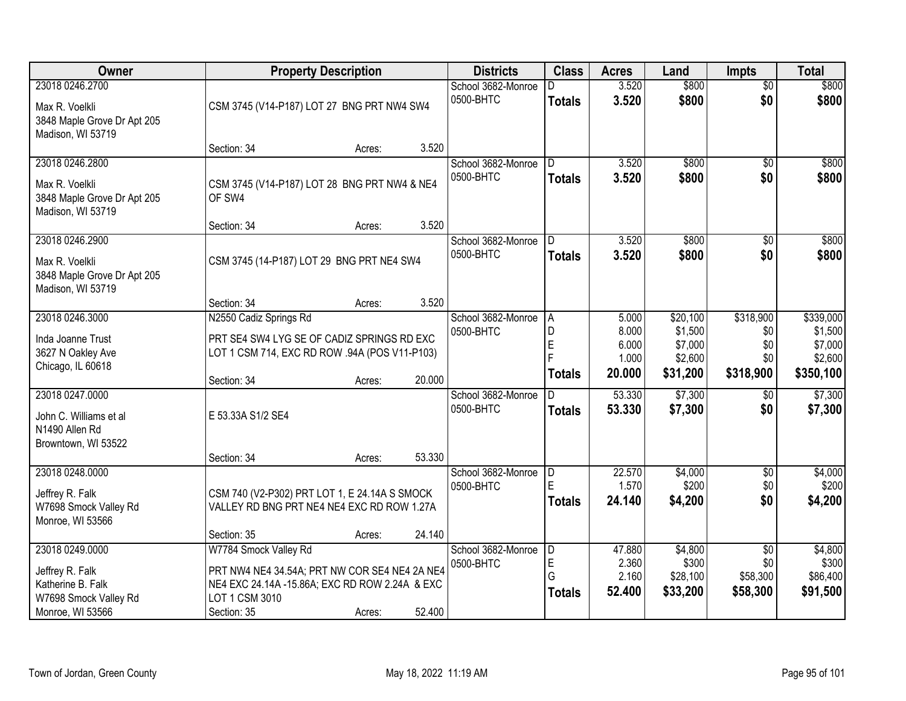| Owner | Property Description | Districts | Class | Acres | Land | Impts | Total |
|---|---|---|---|---|---|---|---|
| 23018 0246.2700<br>Max R. Voelkli<br>3848 Maple Grove Dr Apt 205<br>Madison, WI 53719 | CSM 3745 (V14-P187) LOT 27 BNG PRT NW4 SW4<br>Section: 34 Acres: 3.520 | School 3682-Monroe<br>0500-BHTC | D<br>**Totals** | 3.520<br>**3.520** | \$800<br>**\$800** | \$0<br>**\$0** | \$800<br>**\$800** |
| 23018 0246.2800<br>Max R. Voelkli<br>3848 Maple Grove Dr Apt 205<br>Madison, WI 53719 | CSM 3745 (V14-P187) LOT 28 BNG PRT NW4 & NE4 OF SW4<br>Section: 34 Acres: 3.520 | School 3682-Monroe<br>0500-BHTC | D<br>**Totals** | 3.520<br>**3.520** | \$800<br>**\$800** | \$0<br>**\$0** | \$800<br>**\$800** |
| 23018 0246.2900<br>Max R. Voelkli<br>3848 Maple Grove Dr Apt 205<br>Madison, WI 53719 | CSM 3745 (14-P187) LOT 29 BNG PRT NE4 SW4<br>Section: 34 Acres: 3.520 | School 3682-Monroe<br>0500-BHTC | D<br>**Totals** | 3.520<br>**3.520** | \$800<br>**\$800** | \$0<br>**\$0** | \$800<br>**\$800** |
| 23018 0246.3000<br>Inda Joanne Trust<br>3627 N Oakley Ave<br>Chicago, IL 60618 | N2550 Cadiz Springs Rd<br>PRT SE4 SW4 LYG SE OF CADIZ SPRINGS RD EXC LOT 1 CSM 714, EXC RD ROW .94A (POS V11-P103)<br>Section: 34 Acres: 20.000 | School 3682-Monroe<br>0500-BHTC | A<br>D<br>E<br>F<br>**Totals** | 5.000<br>8.000<br>6.000<br>1.000<br>**20.000** | \$20,100<br>\$1,500<br>\$7,000<br>\$2,600<br>**\$31,200** | \$318,900<br>\$0<br>\$0<br>\$0<br>**\$318,900** | \$339,000<br>\$1,500<br>\$7,000<br>\$2,600<br>**\$350,100** |
| 23018 0247.0000<br>John C. Williams et al<br>N1490 Allen Rd<br>Browntown, WI 53522 | E 53.33A S1/2 SE4<br>Section: 34 Acres: 53.330 | School 3682-Monroe<br>0500-BHTC | D<br>**Totals** | 53.330<br>**53.330** | \$7,300<br>**\$7,300** | \$0<br>**\$0** | \$7,300<br>**\$7,300** |
| 23018 0248.0000<br>Jeffrey R. Falk<br>W7698 Smock Valley Rd<br>Monroe, WI 53566 | CSM 740 (V2-P302) PRT LOT 1, E 24.14A S SMOCK VALLEY RD BNG PRT NE4 NE4 EXC RD ROW 1.27A<br>Section: 35 Acres: 24.140 | School 3682-Monroe<br>0500-BHTC | D<br>E<br>**Totals** | 22.570<br>1.570<br>**24.140** | \$4,000<br>\$200<br>**\$4,200** | \$0<br>\$0<br>**\$0** | \$4,000<br>\$200<br>**\$4,200** |
| 23018 0249.0000<br>Jeffrey R. Falk<br>Katherine B. Falk<br>W7698 Smock Valley Rd<br>Monroe, WI 53566 | W7784 Smock Valley Rd<br>PRT NW4 NE4 34.54A; PRT NW COR SE4 NE4 2A NE4 NE4 EXC 24.14A -15.86A; EXC RD ROW 2.24A & EXC LOT 1 CSM 3010<br>Section: 35 Acres: 52.400 | School 3682-Monroe<br>0500-BHTC | D<br>E<br>G<br>**Totals** | 47.880<br>2.360<br>2.160<br>**52.400** | \$4,800<br>\$300<br>\$28,100<br>**\$33,200** | \$0<br>\$0<br>\$58,300<br>**\$58,300** | \$4,800<br>\$300<br>\$86,400<br>**\$91,500** |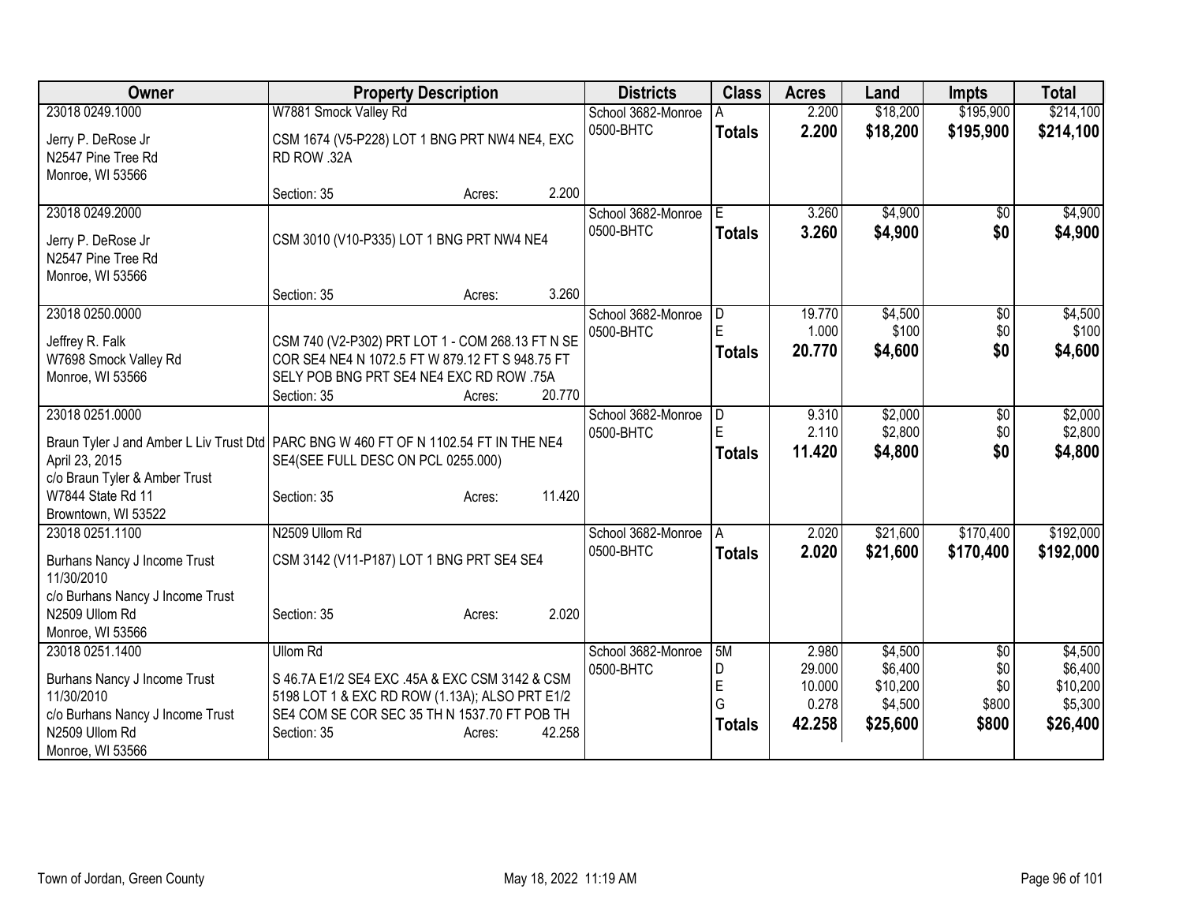| Owner | Property Description | Districts | Class | Acres | Land | Impts | Total |
|---|---|---|---|---|---|---|---|
| 23018 0249.1000<br>Jerry P. DeRose Jr<br>N2547 Pine Tree Rd<br>Monroe, WI 53566 | W7881 Smock Valley Rd<br>CSM 1674 (V5-P228) LOT 1 BNG PRT NW4 NE4, EXC RD ROW .32A<br>Section: 35 Acres: 2.200 | School 3682-Monroe<br>0500-BHTC | A<br>**Totals** | 2.200<br>**2.200** | $18,200<br>**$18,200** | $195,900<br>**$195,900** | $214,100<br>**$214,100** |
| 23018 0249.2000<br>Jerry P. DeRose Jr<br>N2547 Pine Tree Rd<br>Monroe, WI 53566 | CSM 3010 (V10-P335) LOT 1 BNG PRT NW4 NE4<br>Section: 35 Acres: 3.260 | School 3682-Monroe<br>0500-BHTC | E<br>**Totals** | 3.260<br>**3.260** | $4,900<br>**$4,900** | $0<br>**$0** | $4,900<br>**$4,900** |
| 23018 0250.0000<br>Jeffrey R. Falk<br>W7698 Smock Valley Rd<br>Monroe, WI 53566 | CSM 740 (V2-P302) PRT LOT 1 - COM 268.13 FT N SE COR SE4 NE4 N 1072.5 FT W 879.12 FT S 948.75 FT SELY POB BNG PRT SE4 NE4 EXC RD ROW .75A<br>Section: 35 Acres: 20.770 | School 3682-Monroe<br>0500-BHTC | D<br>E<br>**Totals** | 19.770<br>1.000<br>**20.770** | $4,500<br>$100<br>**$4,600** | $0<br>$0<br>**$0** | $4,500<br>$100<br>**$4,600** |
| 23018 0251.0000<br>Braun Tyler J and Amber L Liv Trust Dtd April 23, 2015<br>c/o Braun Tyler & Amber Trust<br>W7844 State Rd 11<br>Browntown, WI 53522 | PARC BNG W 460 FT OF N 1102.54 FT IN THE NE4 SE4(SEE FULL DESC ON PCL 0255.000)<br>Section: 35 Acres: 11.420 | School 3682-Monroe<br>0500-BHTC | D<br>E<br>**Totals** | 9.310<br>2.110<br>**11.420** | $2,000<br>$2,800<br>**$4,800** | $0<br>$0<br>**$0** | $2,000<br>$2,800<br>**$4,800** |
| 23018 0251.1100<br>Burhans Nancy J Income Trust 11/30/2010<br>c/o Burhans Nancy J Income Trust<br>N2509 Ullom Rd<br>Monroe, WI 53566 | N2509 Ullom Rd<br>CSM 3142 (V11-P187) LOT 1 BNG PRT SE4 SE4<br>Section: 35 Acres: 2.020 | School 3682-Monroe<br>0500-BHTC | A<br>**Totals** | 2.020<br>**2.020** | $21,600<br>**$21,600** | $170,400<br>**$170,400** | $192,000<br>**$192,000** |
| 23018 0251.1400<br>Burhans Nancy J Income Trust 11/30/2010<br>c/o Burhans Nancy J Income Trust<br>N2509 Ullom Rd<br>Monroe, WI 53566 | Ullom Rd<br>S 46.7A E1/2 SE4 EXC .45A & EXC CSM 3142 & CSM 5198 LOT 1 & EXC RD ROW (1.13A); ALSO PRT E1/2 SE4 COM SE COR SEC 35 TH N 1537.70 FT POB TH<br>Section: 35 Acres: 42.258 | School 3682-Monroe<br>0500-BHTC | 5M<br>D<br>E<br>G<br>**Totals** | 2.980<br>29.000<br>10.000<br>0.278<br>**42.258** | $4,500<br>$6,400<br>$10,200<br>$4,500<br>**$25,600** | $0<br>$0<br>$0<br>$800<br>**$800** | $4,500<br>$6,400<br>$10,200<br>$5,300<br>**$26,400** |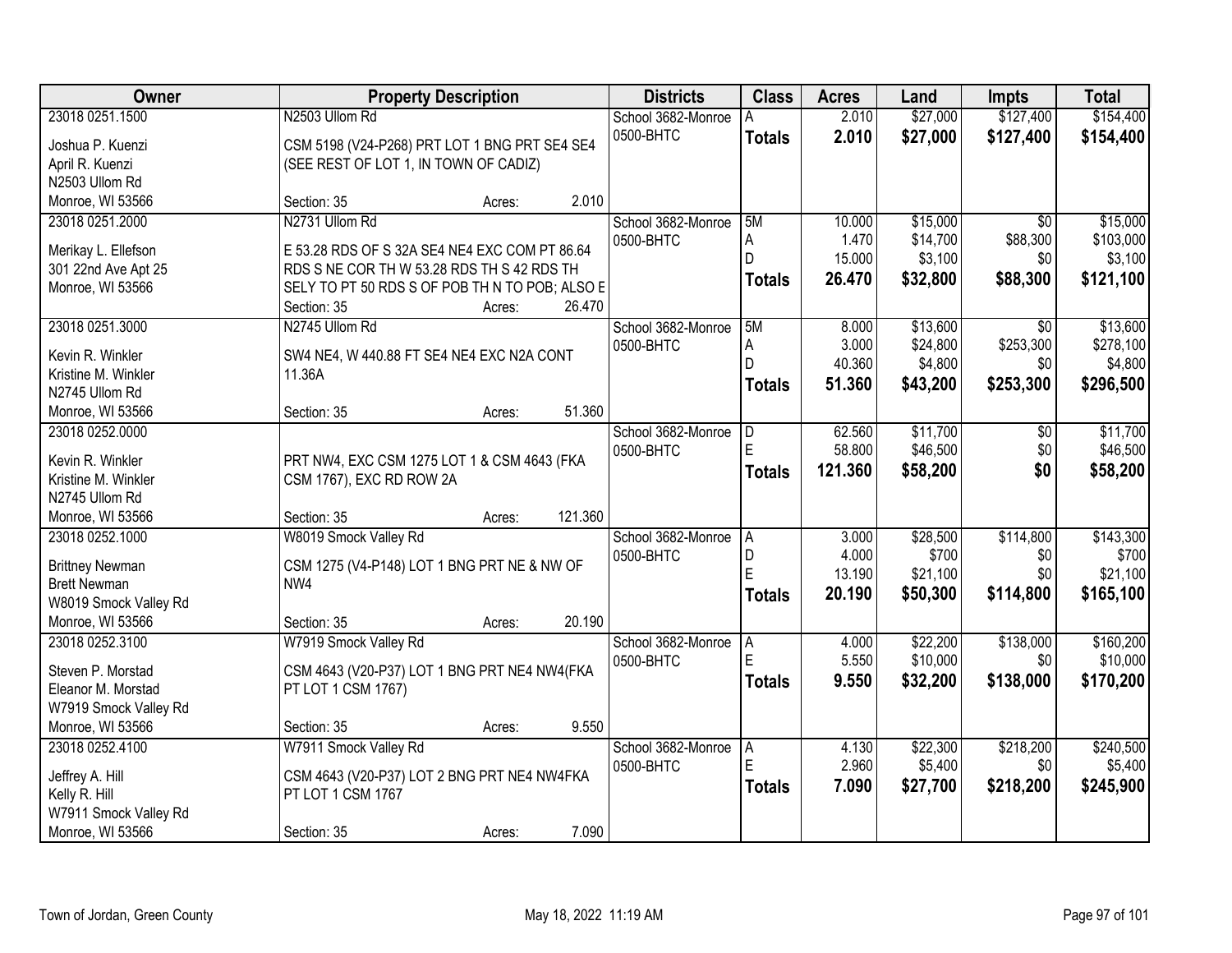| Owner | Property Description | | | Districts | Class | Acres | Land | Impts | Total |
|---|---|---|---|---|---|---|---|---|---|
| 23018 0251.1500 | N2503 Ullom Rd | | | School 3682-Monroe | A | 2.010 | $27,000 | $127,400 | $154,400 |
| Joshua P. Kuenzi | CSM 5198 (V24-P268) PRT LOT 1 BNG PRT SE4 SE4 | | | 0500-BHTC | **Totals** | **2.010** | **$27,000** | **$127,400** | **$154,400** |
| April R. Kuenzi | (SEE REST OF LOT 1, IN TOWN OF CADIZ) | | | | | | | | |
| N2503 Ullom Rd | | | | | | | | | |
| Monroe, WI 53566 | Section: 35 | Acres: | 2.010 | | | | | | |
| 23018 0251.2000 | N2731 Ullom Rd | | | School 3682-Monroe | 5M | 10.000 | $15,000 | $0 | $15,000 |
| Merikay L. Ellefson | E 53.28 RDS OF S 32A SE4 NE4 EXC COM PT 86.64 | | | 0500-BHTC | A | 1.470 | $14,700 | $88,300 | $103,000 |
| 301 22nd Ave Apt 25 | RDS S NE COR TH W 53.28 RDS TH S 42 RDS TH | | | | D | 15.000 | $3,100 | $0 | $3,100 |
| Monroe, WI 53566 | SELY TO PT 50 RDS S OF POB TH N TO POB; ALSO E | | | | **Totals** | **26.470** | **$32,800** | **$88,300** | **$121,100** |
| | Section: 35 | Acres: | 26.470 | | | | | | |
| 23018 0251.3000 | N2745 Ullom Rd | | | School 3682-Monroe | 5M | 8.000 | $13,600 | $0 | $13,600 |
| Kevin R. Winkler | SW4 NE4, W 440.88 FT SE4 NE4 EXC N2A CONT | | | 0500-BHTC | A | 3.000 | $24,800 | $253,300 | $278,100 |
| Kristine M. Winkler | 11.36A | | | | D | 40.360 | $4,800 | $0 | $4,800 |
| N2745 Ullom Rd | | | | | **Totals** | **51.360** | **$43,200** | **$253,300** | **$296,500** |
| Monroe, WI 53566 | Section: 35 | Acres: | 51.360 | | | | | | |
| 23018 0252.0000 | | | | School 3682-Monroe | D | 62.560 | $11,700 | $0 | $11,700 |
| Kevin R. Winkler | PRT NW4, EXC CSM 1275 LOT 1 & CSM 4643 (FKA | | | 0500-BHTC | E | 58.800 | $46,500 | $0 | $46,500 |
| Kristine M. Winkler | CSM 1767), EXC RD ROW 2A | | | | **Totals** | **121.360** | **$58,200** | **$0** | **$58,200** |
| N2745 Ullom Rd | | | | | | | | | |
| Monroe, WI 53566 | Section: 35 | Acres: | 121.360 | | | | | | |
| 23018 0252.1000 | W8019 Smock Valley Rd | | | School 3682-Monroe | A | 3.000 | $28,500 | $114,800 | $143,300 |
| Brittney Newman | CSM 1275 (V4-P148) LOT 1 BNG PRT NE & NW OF | | | 0500-BHTC | D | 4.000 | $700 | $0 | $700 |
| Brett Newman | NW4 | | | | E | 13.190 | $21,100 | $0 | $21,100 |
| W8019 Smock Valley Rd | | | | | **Totals** | **20.190** | **$50,300** | **$114,800** | **$165,100** |
| Monroe, WI 53566 | Section: 35 | Acres: | 20.190 | | | | | | |
| 23018 0252.3100 | W7919 Smock Valley Rd | | | School 3682-Monroe | A | 4.000 | $22,200 | $138,000 | $160,200 |
| Steven P. Morstad | CSM 4643 (V20-P37) LOT 1 BNG PRT NE4 NW4(FKA | | | 0500-BHTC | E | 5.550 | $10,000 | $0 | $10,000 |
| Eleanor M. Morstad | PT LOT 1 CSM 1767) | | | | **Totals** | **9.550** | **$32,200** | **$138,000** | **$170,200** |
| W7919 Smock Valley Rd | | | | | | | | | |
| Monroe, WI 53566 | Section: 35 | Acres: | 9.550 | | | | | | |
| 23018 0252.4100 | W7911 Smock Valley Rd | | | School 3682-Monroe | A | 4.130 | $22,300 | $218,200 | $240,500 |
| Jeffrey A. Hill | CSM 4643 (V20-P37) LOT 2 BNG PRT NE4 NW4FKA | | | 0500-BHTC | E | 2.960 | $5,400 | $0 | $5,400 |
| Kelly R. Hill | PT LOT 1 CSM 1767 | | | | **Totals** | **7.090** | **$27,700** | **$218,200** | **$245,900** |
| W7911 Smock Valley Rd | | | | | | | | | |
| Monroe, WI 53566 | Section: 35 | Acres: | 7.090 | | | | | | |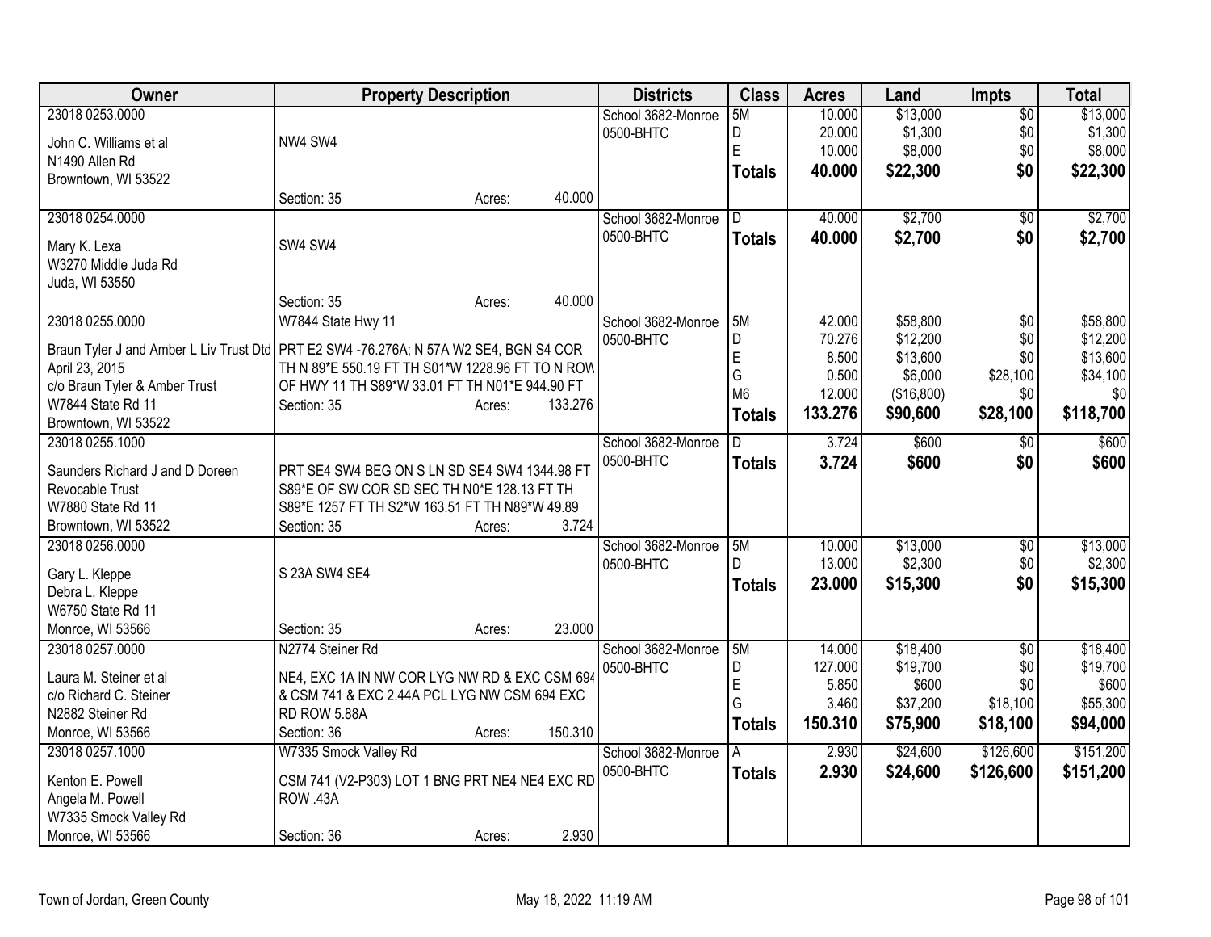| Owner | Property Description | Districts | Class | Acres | Land | Impts | Total |
|---|---|---|---|---|---|---|---|
| 23018 0253.0000<br>John C. Williams et al<br>N1490 Allen Rd<br>Browntown, WI 53522 | NW4 SW4<br>Section: 35 Acres: 40.000 | School 3682-Monroe<br>0500-BHTC | 5M<br>D<br>E<br>**Totals** | 10.000<br>20.000<br>10.000<br>**40.000** | $13,000<br>$1,300<br>$8,000<br>**$22,300** | $0<br>$0<br>$0<br>**$0** | $13,000<br>$1,300<br>$8,000<br>**$22,300** |
| 23018 0254.0000<br>Mary K. Lexa<br>W3270 Middle Juda Rd<br>Juda, WI 53550 | SW4 SW4<br>Section: 35 Acres: 40.000 | School 3682-Monroe<br>0500-BHTC | D<br>**Totals** | 40.000<br>**40.000** | $2,700<br>**$2,700** | $0<br>**$0** | $2,700<br>**$2,700** |
| 23018 0255.0000<br>Braun Tyler J and Amber L Liv Trust Dtd April 23, 2015<br>c/o Braun Tyler & Amber Trust<br>W7844 State Rd 11<br>Browntown, WI 53522 | W7844 State Hwy 11<br>PRT E2 SW4 -76.276A; N 57A W2 SE4, BGN S4 COR TH N 89*E 550.19 FT TH S01*W 1228.96 FT TO N ROW OF HWY 11 TH S89*W 33.01 FT TH N01*E 944.90 FT<br>Section: 35 Acres: 133.276 | School 3682-Monroe<br>0500-BHTC | 5M<br>D<br>E<br>G<br>M6<br>**Totals** | 42.000<br>70.276<br>8.500<br>0.500<br>12.000<br>**133.276** | $58,800<br>$12,200<br>$13,600<br>$6,000<br>($16,800)<br>**$90,600** | $0<br>$0<br>$0<br>$28,100<br>$0<br>**$28,100** | $58,800<br>$12,200<br>$13,600<br>$34,100<br>$0<br>**$118,700** |
| 23018 0255.1000<br>Saunders Richard J and D Doreen Revocable Trust<br>W7880 State Rd 11<br>Browntown, WI 53522 | PRT SE4 SW4 BEG ON S LN SD SE4 SW4 1344.98 FT S89*E OF SW COR SD SEC TH N0*E 128.13 FT TH S89*E 1257 FT TH S2*W 163.51 FT TH N89*W 49.89<br>Section: 35 Acres: 3.724 | School 3682-Monroe<br>0500-BHTC | D<br>**Totals** | 3.724<br>**3.724** | $600<br>**$600** | $0<br>**$0** | $600<br>**$600** |
| 23018 0256.0000<br>Gary L. Kleppe<br>Debra L. Kleppe<br>W6750 State Rd 11<br>Monroe, WI 53566 | S 23A SW4 SE4<br>Section: 35 Acres: 23.000 | School 3682-Monroe<br>0500-BHTC | 5M<br>D<br>**Totals** | 10.000<br>13.000<br>**23.000** | $13,000<br>$2,300<br>**$15,300** | $0<br>$0<br>**$0** | $13,000<br>$2,300<br>**$15,300** |
| 23018 0257.0000<br>Laura M. Steiner et al<br>c/o Richard C. Steiner<br>N2882 Steiner Rd<br>Monroe, WI 53566 | N2774 Steiner Rd<br>NE4, EXC 1A IN NW COR LYG NW RD & EXC CSM 694 & CSM 741 & EXC 2.44A PCL LYG NW CSM 694 EXC RD ROW 5.88A<br>Section: 36 Acres: 150.310 | School 3682-Monroe<br>0500-BHTC | 5M<br>D<br>E<br>G<br>**Totals** | 14.000<br>127.000<br>5.850<br>3.460<br>**150.310** | $18,400<br>$19,700<br>$600<br>$37,200<br>**$75,900** | $0<br>$0<br>$0<br>$18,100<br>**$18,100** | $18,400<br>$19,700<br>$600<br>$55,300<br>**$94,000** |
| 23018 0257.1000<br>Kenton E. Powell<br>Angela M. Powell<br>W7335 Smock Valley Rd<br>Monroe, WI 53566 | W7335 Smock Valley Rd<br>CSM 741 (V2-P303) LOT 1 BNG PRT NE4 NE4 EXC RD ROW .43A<br>Section: 36 Acres: 2.930 | School 3682-Monroe<br>0500-BHTC | A<br>**Totals** | 2.930<br>**2.930** | $24,600<br>**$24,600** | $126,600<br>**$126,600** | $151,200<br>**$151,200** |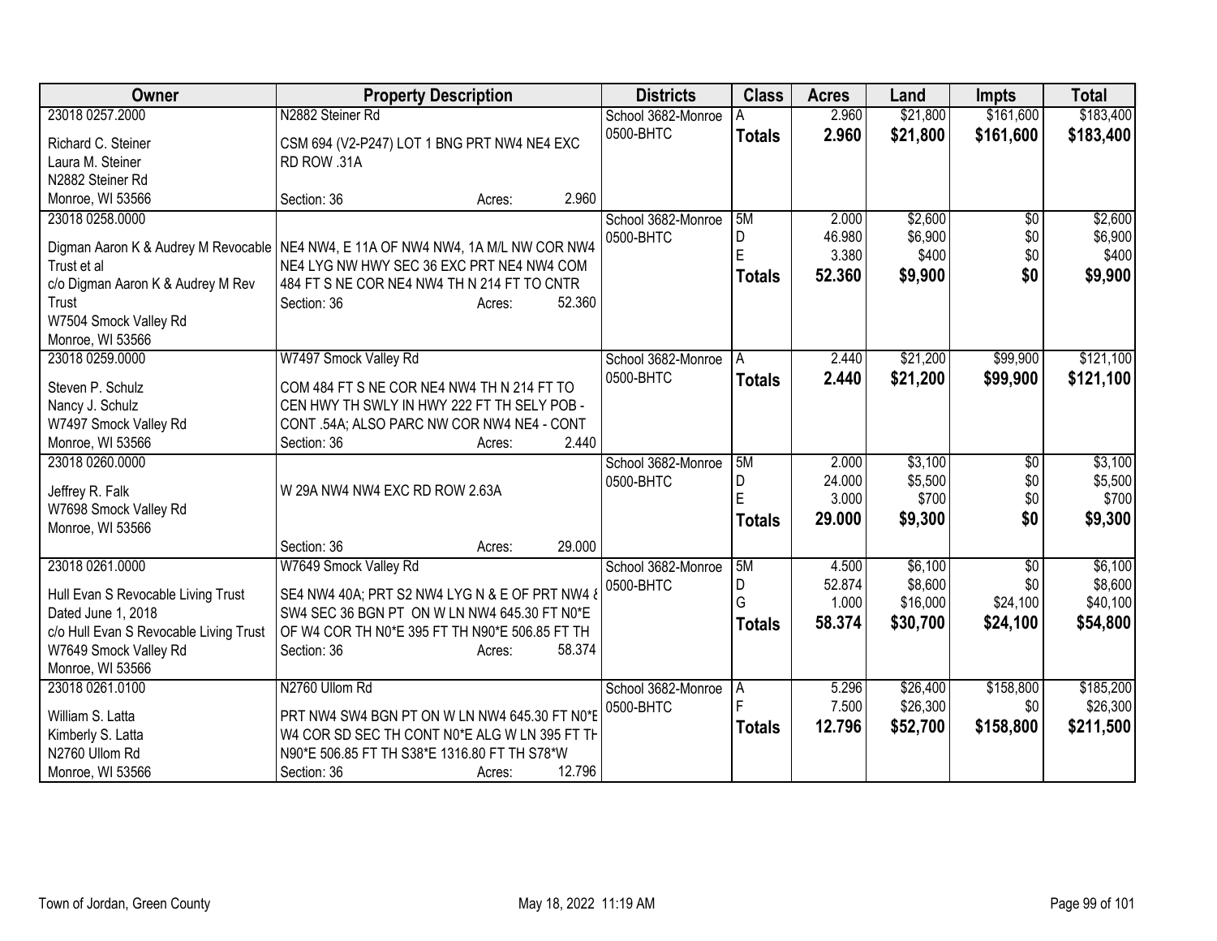| Owner | Property Description | Districts | Class | Acres | Land | Impts | Total |
|---|---|---|---|---|---|---|---|
| 23018 0257.2000<br>Richard C. Steiner<br>Laura M. Steiner<br>N2882 Steiner Rd<br>Monroe, WI 53566 | N2882 Steiner Rd<br>CSM 694 (V2-P247) LOT 1 BNG PRT NW4 NE4 EXC RD ROW .31A<br>Section: 36 Acres: 2.960 | School 3682-Monroe<br>0500-BHTC | A<br>**Totals** | 2.960<br>**2.960** | $21,800<br>**$21,800** | $161,600<br>**$161,600** | $183,400<br>**$183,400** |
| 23018 0258.0000<br>Digman Aaron K & Audrey M Revocable Trust et al<br>c/o Digman Aaron K & Audrey M Rev Trust<br>W7504 Smock Valley Rd<br>Monroe, WI 53566 | NE4 NW4, E 11A OF NW4 NW4, 1A M/L NW COR NW4 NE4 LYG NW HWY SEC 36 EXC PRT NE4 NW4 COM 484 FT S NE COR NE4 NW4 TH N 214 FT TO CNTR<br>Section: 36 Acres: 52.360 | School 3682-Monroe<br>0500-BHTC | 5M<br>D<br>E<br>**Totals** | 2.000<br>46.980<br>3.380<br>**52.360** | $2,600<br>$6,900<br>$400<br>**$9,900** | $0<br>$0<br>$0<br>**$0** | $2,600<br>$6,900<br>$400<br>**$9,900** |
| 23018 0259.0000<br>Steven P. Schulz<br>Nancy J. Schulz<br>W7497 Smock Valley Rd<br>Monroe, WI 53566 | W7497 Smock Valley Rd<br>COM 484 FT S NE COR NE4 NW4 TH N 214 FT TO CEN HWY TH SWLY IN HWY 222 FT TH SELY POB - CONT .54A; ALSO PARC NW COR NW4 NE4 - CONT<br>Section: 36 Acres: 2.440 | School 3682-Monroe<br>0500-BHTC | A<br>**Totals** | 2.440<br>**2.440** | $21,200<br>**$21,200** | $99,900<br>**$99,900** | $121,100<br>**$121,100** |
| 23018 0260.0000<br>Jeffrey R. Falk<br>W7698 Smock Valley Rd<br>Monroe, WI 53566 | W 29A NW4 NW4 EXC RD ROW 2.63A<br>Section: 36 Acres: 29.000 | School 3682-Monroe<br>0500-BHTC | 5M<br>D<br>E<br>**Totals** | 2.000<br>24.000<br>3.000<br>**29.000** | $3,100<br>$5,500<br>$700<br>**$9,300** | $0<br>$0<br>$0<br>**$0** | $3,100<br>$5,500<br>$700<br>**$9,300** |
| 23018 0261.0000<br>Hull Evan S Revocable Living Trust Dated June 1, 2018<br>c/o Hull Evan S Revocable Living Trust<br>W7649 Smock Valley Rd<br>Monroe, WI 53566 | W7649 Smock Valley Rd<br>SE4 NW4 40A; PRT S2 NW4 LYG N & E OF PRT NW4 & SW4 SEC 36 BGN PT ON W LN NW4 645.30 FT N0*E OF W4 COR TH N0*E 395 FT TH N90*E 506.85 FT TH<br>Section: 36 Acres: 58.374 | School 3682-Monroe<br>0500-BHTC | 5M<br>D<br>G<br>**Totals** | 4.500<br>52.874<br>1.000<br>**58.374** | $6,100<br>$8,600<br>$16,000<br>**$30,700** | $0<br>$0<br>$24,100<br>**$24,100** | $6,100<br>$8,600<br>$40,100<br>**$54,800** |
| 23018 0261.0100<br>William S. Latta<br>Kimberly S. Latta<br>N2760 Ullom Rd<br>Monroe, WI 53566 | N2760 Ullom Rd<br>PRT NW4 SW4 BGN PT ON W LN NW4 645.30 FT N0*E W4 COR SD SEC TH CONT N0*E ALG W LN 395 FT TH N90*E 506.85 FT TH S38*E 1316.80 FT TH S78*W<br>Section: 36 Acres: 12.796 | School 3682-Monroe<br>0500-BHTC | A<br>F<br>**Totals** | 5.296<br>7.500<br>**12.796** | $26,400<br>$26,300<br>**$52,700** | $158,800<br>$0<br>**$158,800** | $185,200<br>$26,300<br>**$211,500** |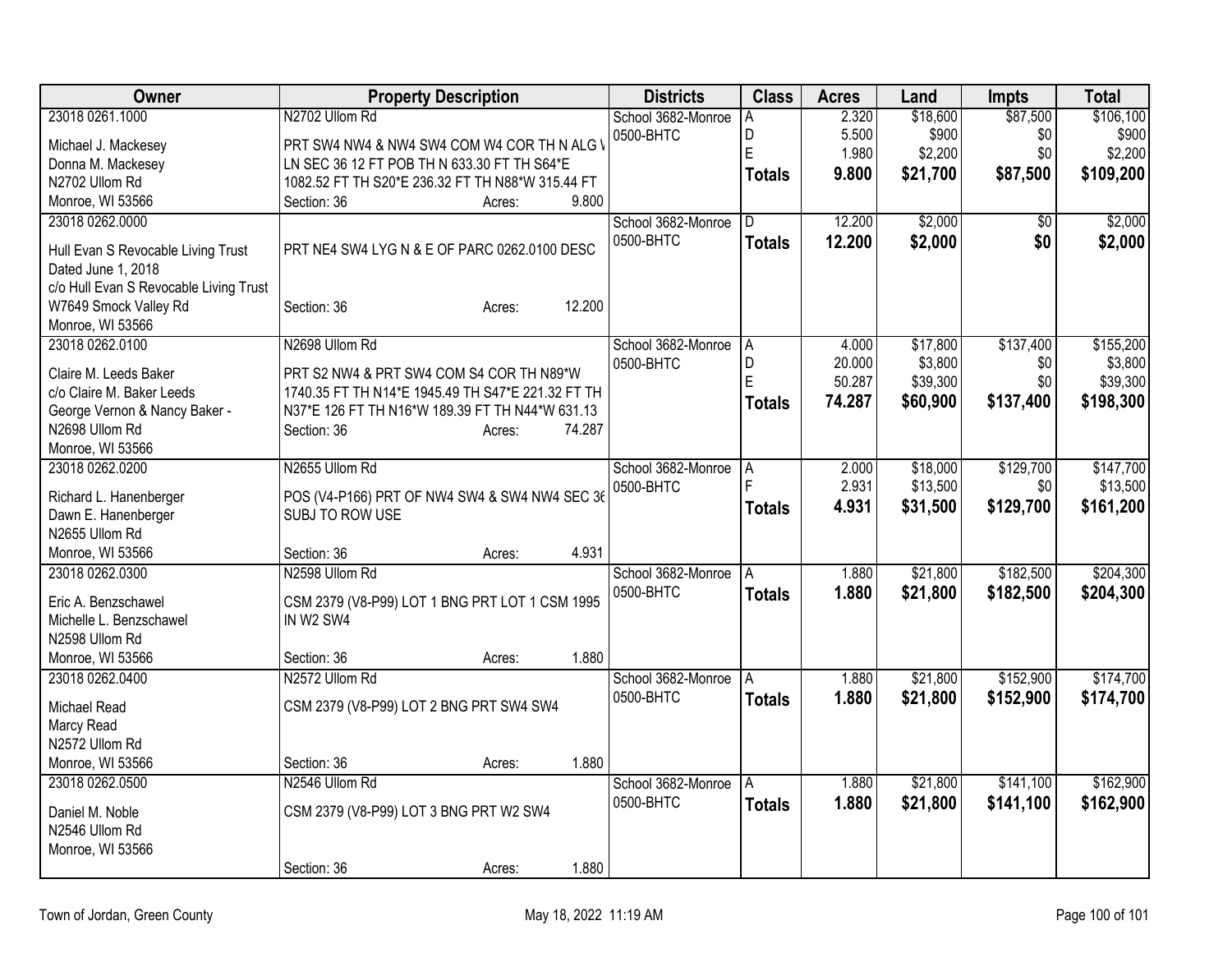| Owner | Property Description | Districts | Class | Acres | Land | Impts | Total |
|---|---|---|---|---|---|---|---|
| 23018 0261.1000<br><br>Michael J. Mackesey<br>Donna M. Mackesey<br>N2702 Ullom Rd<br>Monroe, WI 53566 | N2702 Ullom Rd<br><br>PRT SW4 NW4 & NW4 SW4 COM W4 COR TH N ALG W LN SEC 36 12 FT POB TH N 633.30 FT TH S64*E 1082.52 FT TH S20*E 236.32 FT TH N88*W 315.44 FT<br>Section: 36 Acres: 9.800 | School 3682-Monroe<br>0500-BHTC | A<br>D<br>E<br>**Totals** | 2.320<br>5.500<br>1.980<br>**9.800** | $18,600<br>$900<br>$2,200<br>**$21,700** | $87,500<br>$0<br>$0<br>**$87,500** | $106,100<br>$900<br>$2,200<br>**$109,200** |
| 23018 0262.0000<br><br>Hull Evan S Revocable Living Trust<br>Dated June 1, 2018<br>c/o Hull Evan S Revocable Living Trust<br>W7649 Smock Valley Rd<br>Monroe, WI 53566 | PRT NE4 SW4 LYG N & E OF PARC 0262.0100 DESC<br><br>Section: 36 Acres: 12.200 | School 3682-Monroe<br>0500-BHTC | D<br>**Totals** | 12.200<br>**12.200** | $2,000<br>**$2,000** | $0<br>**$0** | $2,000<br>**$2,000** |
| 23018 0262.0100<br><br>Claire M. Leeds Baker<br>c/o Claire M. Baker Leeds<br>George Vernon & Nancy Baker -<br>N2698 Ullom Rd<br>Monroe, WI 53566 | N2698 Ullom Rd<br><br>PRT S2 NW4 & PRT SW4 COM S4 COR TH N89*W 1740.35 FT TH N14*E 1945.49 TH S47*E 221.32 FT TH N37*E 126 FT TH N16*W 189.39 FT TH N44*W 631.13<br>Section: 36 Acres: 74.287 | School 3682-Monroe<br>0500-BHTC | A<br>D<br>E<br>**Totals** | 4.000<br>20.000<br>50.287<br>**74.287** | $17,800<br>$3,800<br>$39,300<br>**$60,900** | $137,400<br>$0<br>$0<br>**$137,400** | $155,200<br>$3,800<br>$39,300<br>**$198,300** |
| 23018 0262.0200<br><br>Richard L. Hanenberger<br>Dawn E. Hanenberger<br>N2655 Ullom Rd<br>Monroe, WI 53566 | N2655 Ullom Rd<br><br>POS (V4-P166) PRT OF NW4 SW4 & SW4 NW4 SEC 36 SUBJ TO ROW USE<br><br>Section: 36 Acres: 4.931 | School 3682-Monroe<br>0500-BHTC | A<br>F<br>**Totals** | 2.000<br>2.931<br>**4.931** | $18,000<br>$13,500<br>**$31,500** | $129,700<br>$0<br>**$129,700** | $147,700<br>$13,500<br>**$161,200** |
| 23018 0262.0300<br><br>Eric A. Benzschawel<br>Michelle L. Benzschawel<br>N2598 Ullom Rd<br>Monroe, WI 53566 | N2598 Ullom Rd<br><br>CSM 2379 (V8-P99) LOT 1 BNG PRT LOT 1 CSM 1995 IN W2 SW4<br><br>Section: 36 Acres: 1.880 | School 3682-Monroe<br>0500-BHTC | A<br>**Totals** | 1.880<br>**1.880** | $21,800<br>**$21,800** | $182,500<br>**$182,500** | $204,300<br>**$204,300** |
| 23018 0262.0400<br><br>Michael Read<br>Marcy Read<br>N2572 Ullom Rd<br>Monroe, WI 53566 | N2572 Ullom Rd<br><br>CSM 2379 (V8-P99) LOT 2 BNG PRT SW4 SW4<br><br>Section: 36 Acres: 1.880 | School 3682-Monroe<br>0500-BHTC | A<br>**Totals** | 1.880<br>**1.880** | $21,800<br>**$21,800** | $152,900<br>**$152,900** | $174,700<br>**$174,700** |
| 23018 0262.0500<br><br>Daniel M. Noble<br>N2546 Ullom Rd<br>Monroe, WI 53566 | N2546 Ullom Rd<br><br>CSM 2379 (V8-P99) LOT 3 BNG PRT W2 SW4<br><br>Section: 36 Acres: 1.880 | School 3682-Monroe<br>0500-BHTC | A<br>**Totals** | 1.880<br>**1.880** | $21,800<br>**$21,800** | $141,100<br>**$141,100** | $162,900<br>**$162,900** |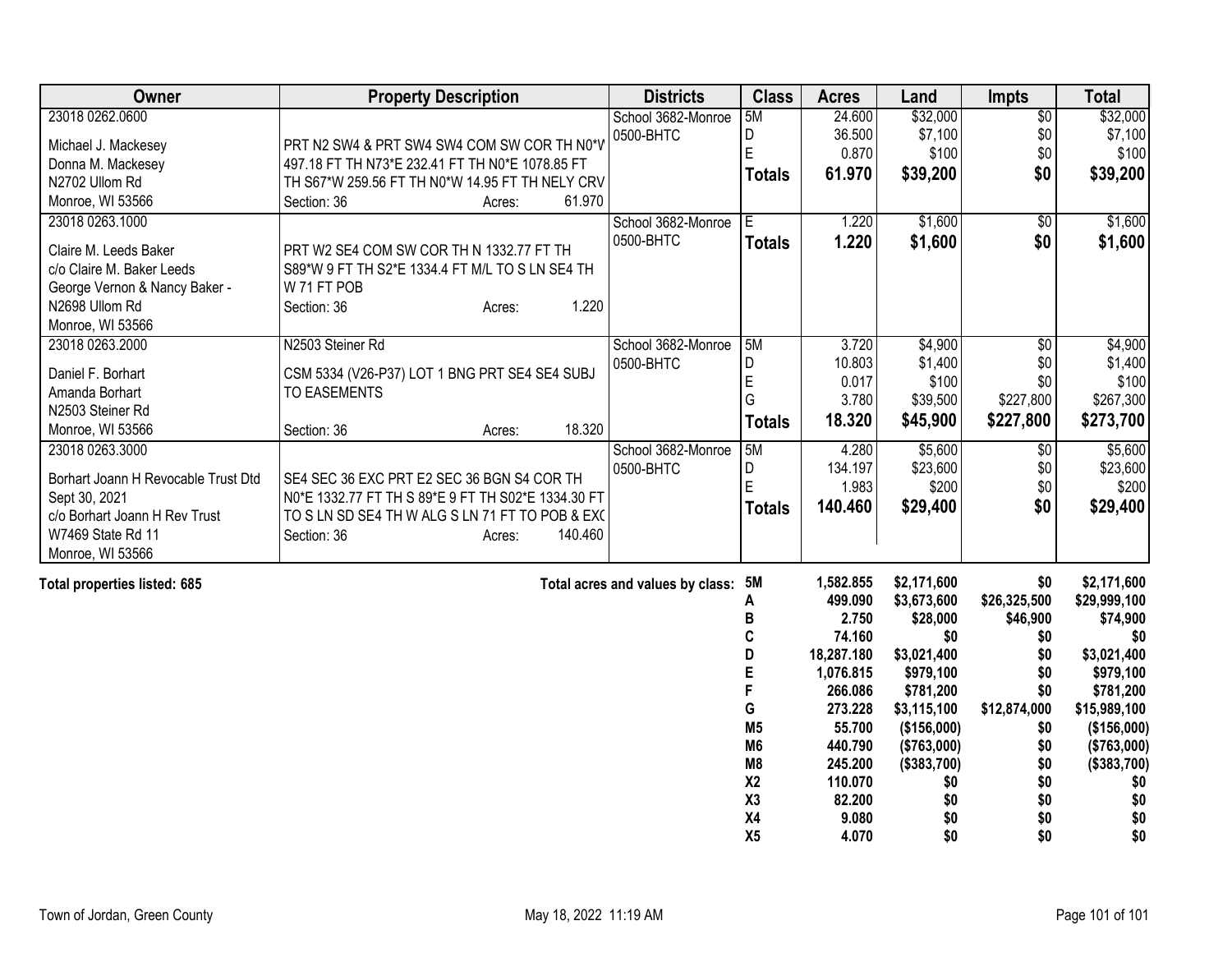| Owner | Property Description | Districts | Class | Acres | Land | Impts | Total |
|---|---|---|---|---|---|---|---|
| 23018 0262.0600<br><br>Michael J. Mackesey<br>Donna M. Mackesey<br>N2702 Ullom Rd<br>Monroe, WI 53566 | PRT N2 SW4 & PRT SW4 SW4 COM SW COR TH N0*W 497.18 FT TH N73*E 232.41 FT TH N0*E 1078.85 FT TH S67*W 259.56 FT TH N0*W 14.95 FT TH NELY CRV<br>Section: 36 Acres: 61.970 | School 3682-Monroe<br>0500-BHTC | 5M<br>D<br>E<br>**Totals** | 24.600<br>36.500<br>0.870<br>**61.970** | $32,000<br>$7,100<br>$100<br>**$39,200** | $0<br>$0<br>$0<br>**$0** | $32,000<br>$7,100<br>$100<br>**$39,200** |
| 23018 0263.1000<br><br>Claire M. Leeds Baker<br>c/o Claire M. Baker Leeds<br>George Vernon & Nancy Baker -<br>N2698 Ullom Rd<br>Monroe, WI 53566 | PRT W2 SE4 COM SW COR TH N 1332.77 FT TH S89*W 9 FT TH S2*E 1334.4 FT M/L TO S LN SE4 TH W 71 FT POB<br>Section: 36 Acres: 1.220 | School 3682-Monroe<br>0500-BHTC | E<br>**Totals** | 1.220<br>**1.220** | $1,600<br>**$1,600** | $0<br>**$0** | $1,600<br>**$1,600** |
| 23018 0263.2000<br><br>Daniel F. Borhart<br>Amanda Borhart<br>N2503 Steiner Rd<br>Monroe, WI 53566 | N2503 Steiner Rd<br><br>CSM 5334 (V26-P37) LOT 1 BNG PRT SE4 SE4 SUBJ TO EASEMENTS<br>Section: 36 Acres: 18.320 | School 3682-Monroe<br>0500-BHTC | 5M<br>D<br>E<br>G<br>**Totals** | 3.720<br>10.803<br>0.017<br>3.780<br>**18.320** | $4,900<br>$1,400<br>$100<br>$39,500<br>**$45,900** | $0<br>$0<br>$0<br>$227,800<br>**$227,800** | $4,900<br>$1,400<br>$100<br>$267,300<br>**$273,700** |
| 23018 0263.3000<br><br>Borhart Joann H Revocable Trust Dtd Sept 30, 2021<br>c/o Borhart Joann H Rev Trust<br>W7469 State Rd 11<br>Monroe, WI 53566 | SE4 SEC 36 EXC PRT E2 SEC 36 BGN S4 COR TH N0*E 1332.77 FT TH S 89*E 9 FT TH S02*E 1334.30 FT TO S LN SD SE4 TH W ALG S LN 71 FT TO POB & EXC<br>Section: 36 Acres: 140.460 | School 3682-Monroe<br>0500-BHTC | 5M<br>D<br>E<br>**Totals** | 4.280<br>134.197<br>1.983<br>**140.460** | $5,600<br>$23,600<br>$200<br>**$29,400** | $0<br>$0<br>$0<br>**$0** | $5,600<br>$23,600<br>$200<br>**$29,400** |

**Total properties listed: 685**

**Total acres and values by class:**

| Class | Acres | Land | Impts | Total |
|---|---|---|---|---|
| 5M | 1,582.855 | $2,171,600 | $0 | $2,171,600 |
| A | 499.090 | $3,673,600 | $26,325,500 | $29,999,100 |
| B | 2.750 | $28,000 | $46,900 | $74,900 |
| C | 74.160 | $0 | $0 | $0 |
| D | 18,287.180 | $3,021,400 | $0 | $3,021,400 |
| E | 1,076.815 | $979,100 | $0 | $979,100 |
| F | 266.086 | $781,200 | $0 | $781,200 |
| G | 273.228 | $3,115,100 | $12,874,000 | $15,989,100 |
| M5 | 55.700 | ($156,000) | $0 | ($156,000) |
| M6 | 440.790 | ($763,000) | $0 | ($763,000) |
| M8 | 245.200 | ($383,700) | $0 | ($383,700) |
| X2 | 110.070 | $0 | $0 | $0 |
| X3 | 82.200 | $0 | $0 | $0 |
| X4 | 9.080 | $0 | $0 | $0 |
| X5 | 4.070 | $0 | $0 | $0 |

Town of Jordan, Green County May 18, 2022 11:19 AM